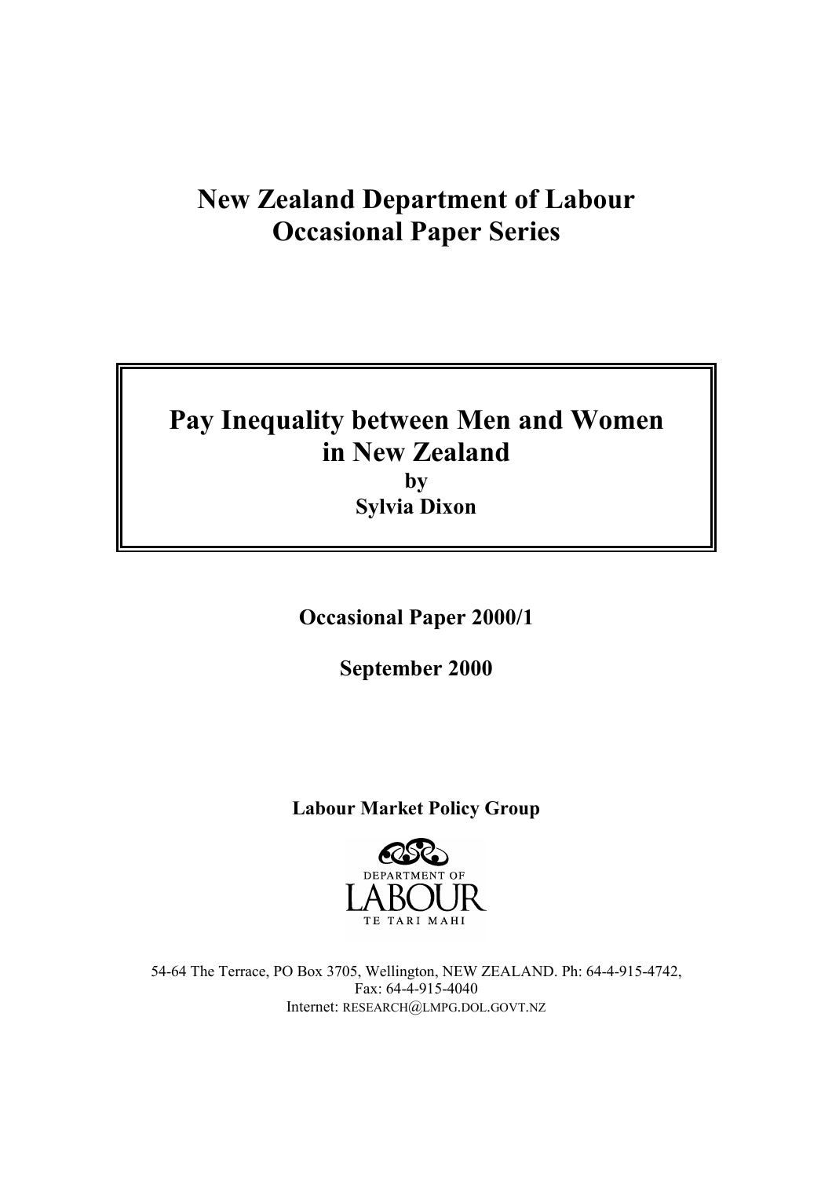# New Zealand Department of Labour Occasional Paper Series

## Pay Inequality between Men and Women in New Zealand

**by**

**Sylvia Dixon**

**Occasional Paper 2000/1**

**September 2000**

**Labour Market Policy Group**

DEPARTMENT OF LABOUR

TE TARI MAHI

54-64 The Terrace, PO Box 3705, Wellington, NEW ZEALAND. Ph: 64-4-915-4742, Fax: 64-4-915-4040

Internet: RESEARCH@LMPG.DOL.GOVT.NZ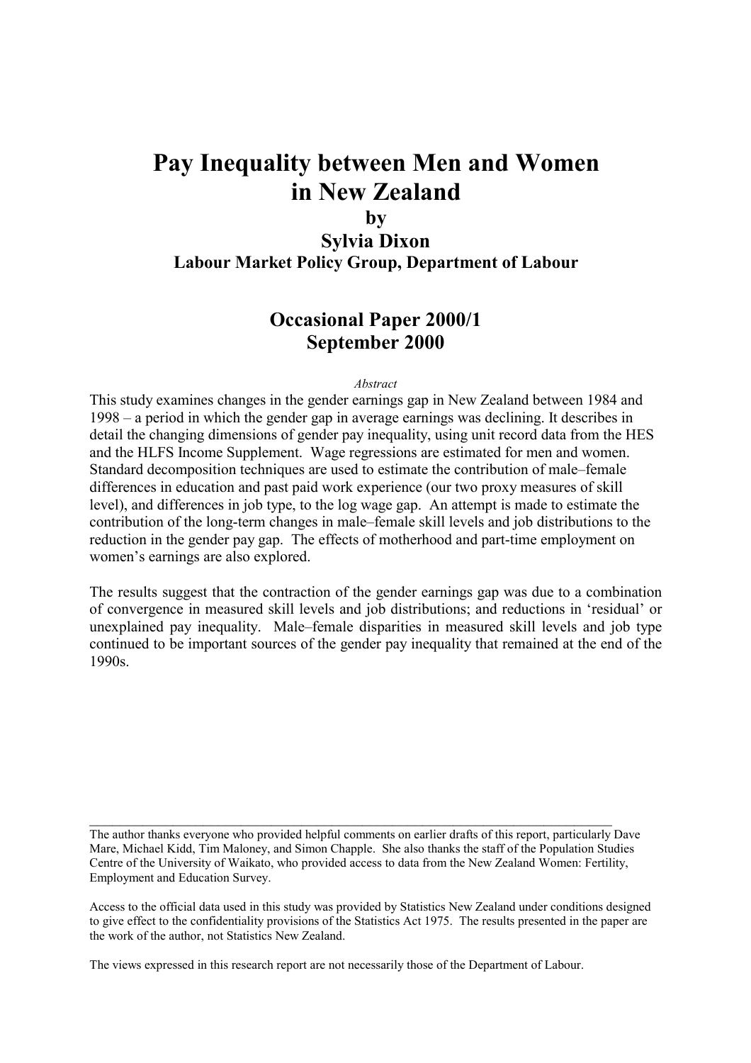# Pay Inequality between Men and Women in New Zealand

**by**

**Sylvia Dixon**

**Labour Market Policy Group, Department of Labour**

## Occasional Paper 2000/1
## September 2000

*Abstract*

This study examines changes in the gender earnings gap in New Zealand between 1984 and 1998 – a period in which the gender gap in average earnings was declining. It describes in detail the changing dimensions of gender pay inequality, using unit record data from the HES and the HLFS Income Supplement. Wage regressions are estimated for men and women. Standard decomposition techniques are used to estimate the contribution of male–female differences in education and past paid work experience (our two proxy measures of skill level), and differences in job type, to the log wage gap. An attempt is made to estimate the contribution of the long-term changes in male–female skill levels and job distributions to the reduction in the gender pay gap. The effects of motherhood and part-time employment on women's earnings are also explored.

The results suggest that the contraction of the gender earnings gap was due to a combination of convergence in measured skill levels and job distributions; and reductions in 'residual' or unexplained pay inequality. Male–female disparities in measured skill levels and job type continued to be important sources of the gender pay inequality that remained at the end of the 1990s.

---

The author thanks everyone who provided helpful comments on earlier drafts of this report, particularly Dave Mare, Michael Kidd, Tim Maloney, and Simon Chapple. She also thanks the staff of the Population Studies Centre of the University of Waikato, who provided access to data from the New Zealand Women: Fertility, Employment and Education Survey.

Access to the official data used in this study was provided by Statistics New Zealand under conditions designed to give effect to the confidentiality provisions of the Statistics Act 1975. The results presented in the paper are the work of the author, not Statistics New Zealand.

The views expressed in this research report are not necessarily those of the Department of Labour.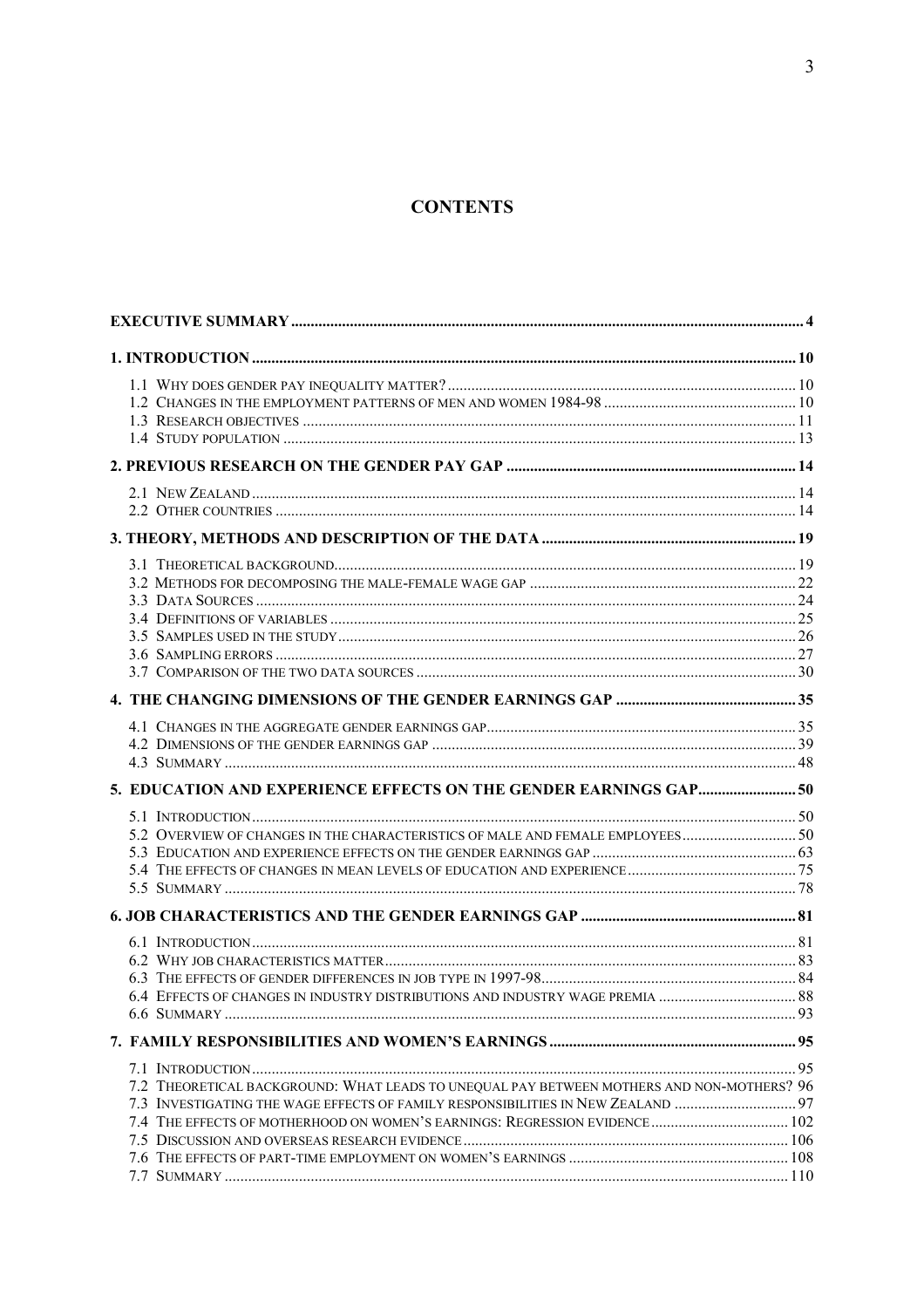# CONTENTS

| | |
|---|---|
| **EXECUTIVE SUMMARY** | **4** |
| **1. INTRODUCTION** | **10** |
| 1.1 WHY DOES GENDER PAY INEQUALITY MATTER? | 10 |
| 1.2 CHANGES IN THE EMPLOYMENT PATTERNS OF MEN AND WOMEN 1984-98 | 10 |
| 1.3 RESEARCH OBJECTIVES | 11 |
| 1.4 STUDY POPULATION | 13 |
| **2. PREVIOUS RESEARCH ON THE GENDER PAY GAP** | **14** |
| 2.1 NEW ZEALAND | 14 |
| 2.2 OTHER COUNTRIES | 14 |
| **3. THEORY, METHODS AND DESCRIPTION OF THE DATA** | **19** |
| 3.1 THEORETICAL BACKGROUND | 19 |
| 3.2 METHODS FOR DECOMPOSING THE MALE-FEMALE WAGE GAP | 22 |
| 3.3 DATA SOURCES | 24 |
| 3.4 DEFINITIONS OF VARIABLES | 25 |
| 3.5 SAMPLES USED IN THE STUDY | 26 |
| 3.6 SAMPLING ERRORS | 27 |
| 3.7 COMPARISON OF THE TWO DATA SOURCES | 30 |
| **4. THE CHANGING DIMENSIONS OF THE GENDER EARNINGS GAP** | **35** |
| 4.1 CHANGES IN THE AGGREGATE GENDER EARNINGS GAP | 35 |
| 4.2 DIMENSIONS OF THE GENDER EARNINGS GAP | 39 |
| 4.3 SUMMARY | 48 |
| **5. EDUCATION AND EXPERIENCE EFFECTS ON THE GENDER EARNINGS GAP** | **50** |
| 5.1 INTRODUCTION | 50 |
| 5.2 OVERVIEW OF CHANGES IN THE CHARACTERISTICS OF MALE AND FEMALE EMPLOYEES | 50 |
| 5.3 EDUCATION AND EXPERIENCE EFFECTS ON THE GENDER EARNINGS GAP | 63 |
| 5.4 THE EFFECTS OF CHANGES IN MEAN LEVELS OF EDUCATION AND EXPERIENCE | 75 |
| 5.5 SUMMARY | 78 |
| **6. JOB CHARACTERISTICS AND THE GENDER EARNINGS GAP** | **81** |
| 6.1 INTRODUCTION | 81 |
| 6.2 WHY JOB CHARACTERISTICS MATTER | 83 |
| 6.3 THE EFFECTS OF GENDER DIFFERENCES IN JOB TYPE IN 1997-98 | 84 |
| 6.4 EFFECTS OF CHANGES IN INDUSTRY DISTRIBUTIONS AND INDUSTRY WAGE PREMIA | 88 |
| 6.6 SUMMARY | 93 |
| **7. FAMILY RESPONSIBILITIES AND WOMEN'S EARNINGS** | **95** |
| 7.1 INTRODUCTION | 95 |
| 7.2 THEORETICAL BACKGROUND: WHAT LEADS TO UNEQUAL PAY BETWEEN MOTHERS AND NON-MOTHERS? | 96 |
| 7.3 INVESTIGATING THE WAGE EFFECTS OF FAMILY RESPONSIBILITIES IN NEW ZEALAND | 97 |
| 7.4 THE EFFECTS OF MOTHERHOOD ON WOMEN'S EARNINGS: REGRESSION EVIDENCE | 102 |
| 7.5 DISCUSSION AND OVERSEAS RESEARCH EVIDENCE | 106 |
| 7.6 THE EFFECTS OF PART-TIME EMPLOYMENT ON WOMEN'S EARNINGS | 108 |
| 7.7 SUMMARY | 110 |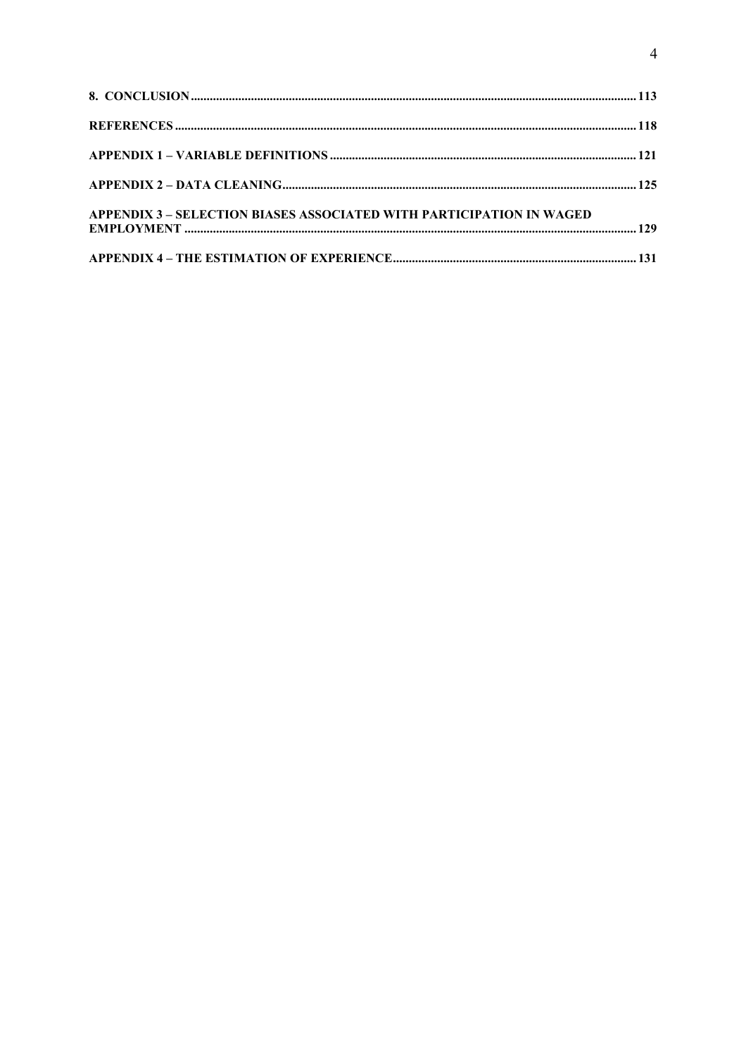**8. CONCLUSION** ............................................................ 113

**REFERENCES** ............................................................ 118

**APPENDIX 1 – VARIABLE DEFINITIONS** ............................................................ 121

**APPENDIX 2 – DATA CLEANING** ............................................................ 125

**APPENDIX 3 – SELECTION BIASES ASSOCIATED WITH PARTICIPATION IN WAGED EMPLOYMENT** ............................................................ 129

**APPENDIX 4 – THE ESTIMATION OF EXPERIENCE** ............................................................ 131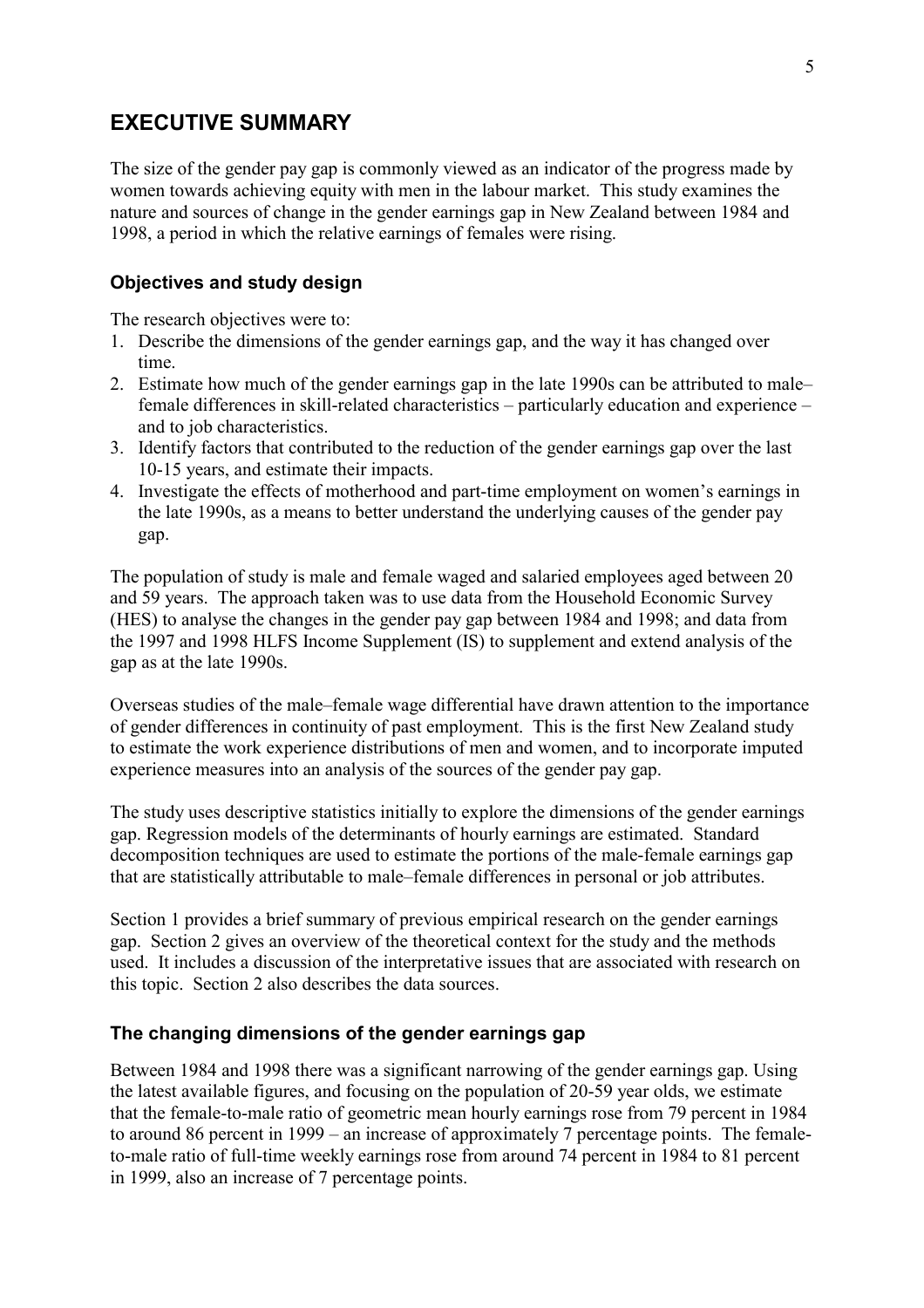# EXECUTIVE SUMMARY

The size of the gender pay gap is commonly viewed as an indicator of the progress made by women towards achieving equity with men in the labour market. This study examines the nature and sources of change in the gender earnings gap in New Zealand between 1984 and 1998, a period in which the relative earnings of females were rising.

## Objectives and study design

The research objectives were to:

1. Describe the dimensions of the gender earnings gap, and the way it has changed over time.
2. Estimate how much of the gender earnings gap in the late 1990s can be attributed to male–female differences in skill-related characteristics – particularly education and experience – and to job characteristics.
3. Identify factors that contributed to the reduction of the gender earnings gap over the last 10-15 years, and estimate their impacts.
4. Investigate the effects of motherhood and part-time employment on women's earnings in the late 1990s, as a means to better understand the underlying causes of the gender pay gap.

The population of study is male and female waged and salaried employees aged between 20 and 59 years. The approach taken was to use data from the Household Economic Survey (HES) to analyse the changes in the gender pay gap between 1984 and 1998; and data from the 1997 and 1998 HLFS Income Supplement (IS) to supplement and extend analysis of the gap as at the late 1990s.

Overseas studies of the male–female wage differential have drawn attention to the importance of gender differences in continuity of past employment. This is the first New Zealand study to estimate the work experience distributions of men and women, and to incorporate imputed experience measures into an analysis of the sources of the gender pay gap.

The study uses descriptive statistics initially to explore the dimensions of the gender earnings gap. Regression models of the determinants of hourly earnings are estimated. Standard decomposition techniques are used to estimate the portions of the male-female earnings gap that are statistically attributable to male–female differences in personal or job attributes.

Section 1 provides a brief summary of previous empirical research on the gender earnings gap. Section 2 gives an overview of the theoretical context for the study and the methods used. It includes a discussion of the interpretative issues that are associated with research on this topic. Section 2 also describes the data sources.

## The changing dimensions of the gender earnings gap

Between 1984 and 1998 there was a significant narrowing of the gender earnings gap. Using the latest available figures, and focusing on the population of 20-59 year olds, we estimate that the female-to-male ratio of geometric mean hourly earnings rose from 79 percent in 1984 to around 86 percent in 1999 – an increase of approximately 7 percentage points. The female-to-male ratio of full-time weekly earnings rose from around 74 percent in 1984 to 81 percent in 1999, also an increase of 7 percentage points.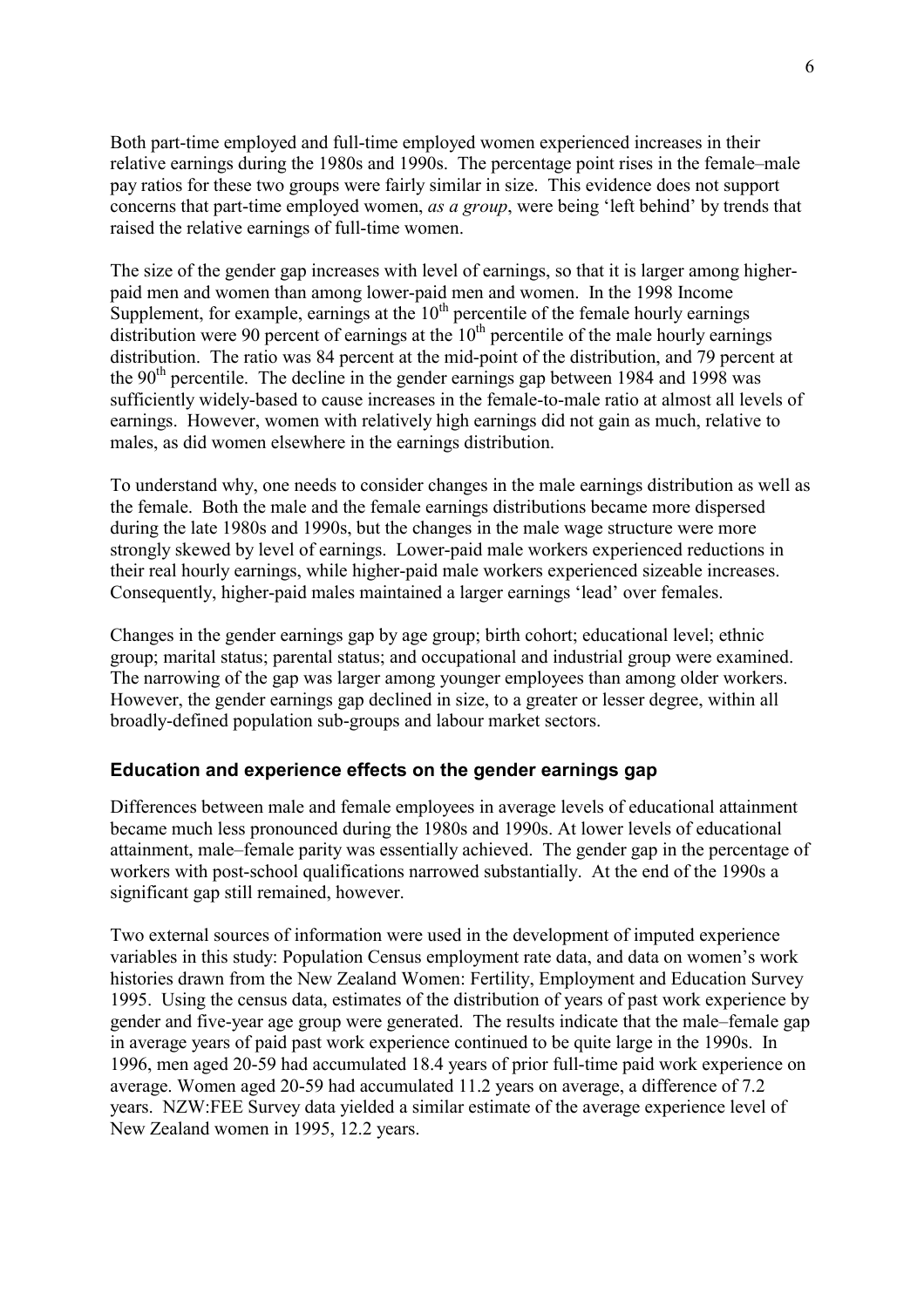Both part-time employed and full-time employed women experienced increases in their relative earnings during the 1980s and 1990s. The percentage point rises in the female–male pay ratios for these two groups were fairly similar in size. This evidence does not support concerns that part-time employed women, *as a group*, were being 'left behind' by trends that raised the relative earnings of full-time women.

The size of the gender gap increases with level of earnings, so that it is larger among higher-paid men and women than among lower-paid men and women. In the 1998 Income Supplement, for example, earnings at the 10th percentile of the female hourly earnings distribution were 90 percent of earnings at the 10th percentile of the male hourly earnings distribution. The ratio was 84 percent at the mid-point of the distribution, and 79 percent at the 90th percentile. The decline in the gender earnings gap between 1984 and 1998 was sufficiently widely-based to cause increases in the female-to-male ratio at almost all levels of earnings. However, women with relatively high earnings did not gain as much, relative to males, as did women elsewhere in the earnings distribution.

To understand why, one needs to consider changes in the male earnings distribution as well as the female. Both the male and the female earnings distributions became more dispersed during the late 1980s and 1990s, but the changes in the male wage structure were more strongly skewed by level of earnings. Lower-paid male workers experienced reductions in their real hourly earnings, while higher-paid male workers experienced sizeable increases. Consequently, higher-paid males maintained a larger earnings 'lead' over females.

Changes in the gender earnings gap by age group; birth cohort; educational level; ethnic group; marital status; parental status; and occupational and industrial group were examined. The narrowing of the gap was larger among younger employees than among older workers. However, the gender earnings gap declined in size, to a greater or lesser degree, within all broadly-defined population sub-groups and labour market sectors.

### Education and experience effects on the gender earnings gap

Differences between male and female employees in average levels of educational attainment became much less pronounced during the 1980s and 1990s. At lower levels of educational attainment, male–female parity was essentially achieved. The gender gap in the percentage of workers with post-school qualifications narrowed substantially. At the end of the 1990s a significant gap still remained, however.

Two external sources of information were used in the development of imputed experience variables in this study: Population Census employment rate data, and data on women's work histories drawn from the New Zealand Women: Fertility, Employment and Education Survey 1995. Using the census data, estimates of the distribution of years of past work experience by gender and five-year age group were generated. The results indicate that the male–female gap in average years of paid past work experience continued to be quite large in the 1990s. In 1996, men aged 20-59 had accumulated 18.4 years of prior full-time paid work experience on average. Women aged 20-59 had accumulated 11.2 years on average, a difference of 7.2 years. NZW:FEE Survey data yielded a similar estimate of the average experience level of New Zealand women in 1995, 12.2 years.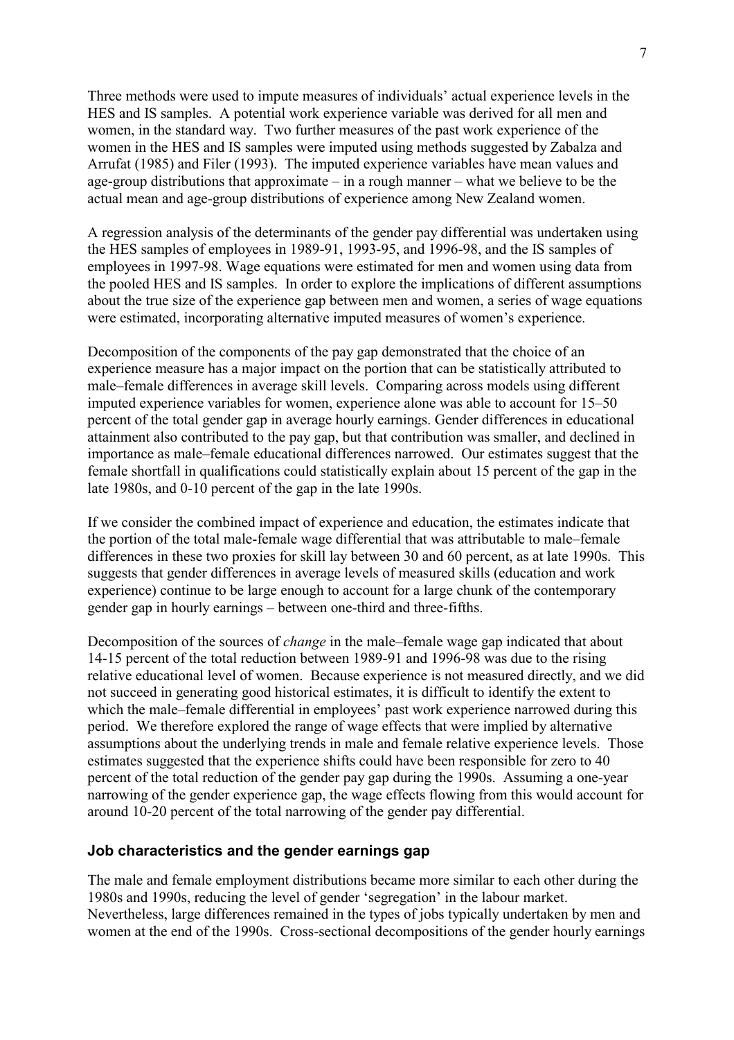Three methods were used to impute measures of individuals' actual experience levels in the HES and IS samples. A potential work experience variable was derived for all men and women, in the standard way. Two further measures of the past work experience of the women in the HES and IS samples were imputed using methods suggested by Zabalza and Arrufat (1985) and Filer (1993). The imputed experience variables have mean values and age-group distributions that approximate – in a rough manner – what we believe to be the actual mean and age-group distributions of experience among New Zealand women.

A regression analysis of the determinants of the gender pay differential was undertaken using the HES samples of employees in 1989-91, 1993-95, and 1996-98, and the IS samples of employees in 1997-98. Wage equations were estimated for men and women using data from the pooled HES and IS samples. In order to explore the implications of different assumptions about the true size of the experience gap between men and women, a series of wage equations were estimated, incorporating alternative imputed measures of women's experience.

Decomposition of the components of the pay gap demonstrated that the choice of an experience measure has a major impact on the portion that can be statistically attributed to male–female differences in average skill levels. Comparing across models using different imputed experience variables for women, experience alone was able to account for 15–50 percent of the total gender gap in average hourly earnings. Gender differences in educational attainment also contributed to the pay gap, but that contribution was smaller, and declined in importance as male–female educational differences narrowed. Our estimates suggest that the female shortfall in qualifications could statistically explain about 15 percent of the gap in the late 1980s, and 0-10 percent of the gap in the late 1990s.

If we consider the combined impact of experience and education, the estimates indicate that the portion of the total male-female wage differential that was attributable to male–female differences in these two proxies for skill lay between 30 and 60 percent, as at late 1990s. This suggests that gender differences in average levels of measured skills (education and work experience) continue to be large enough to account for a large chunk of the contemporary gender gap in hourly earnings – between one-third and three-fifths.

Decomposition of the sources of *change* in the male–female wage gap indicated that about 14-15 percent of the total reduction between 1989-91 and 1996-98 was due to the rising relative educational level of women. Because experience is not measured directly, and we did not succeed in generating good historical estimates, it is difficult to identify the extent to which the male–female differential in employees' past work experience narrowed during this period. We therefore explored the range of wage effects that were implied by alternative assumptions about the underlying trends in male and female relative experience levels. Those estimates suggested that the experience shifts could have been responsible for zero to 40 percent of the total reduction of the gender pay gap during the 1990s. Assuming a one-year narrowing of the gender experience gap, the wage effects flowing from this would account for around 10-20 percent of the total narrowing of the gender pay differential.

### Job characteristics and the gender earnings gap

The male and female employment distributions became more similar to each other during the 1980s and 1990s, reducing the level of gender 'segregation' in the labour market. Nevertheless, large differences remained in the types of jobs typically undertaken by men and women at the end of the 1990s. Cross-sectional decompositions of the gender hourly earnings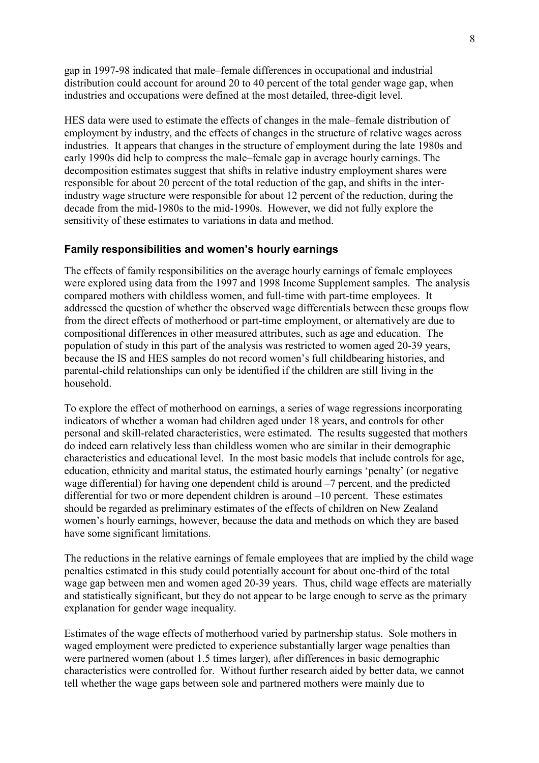gap in 1997-98 indicated that male–female differences in occupational and industrial distribution could account for around 20 to 40 percent of the total gender wage gap, when industries and occupations were defined at the most detailed, three-digit level.

HES data were used to estimate the effects of changes in the male–female distribution of employment by industry, and the effects of changes in the structure of relative wages across industries. It appears that changes in the structure of employment during the late 1980s and early 1990s did help to compress the male–female gap in average hourly earnings. The decomposition estimates suggest that shifts in relative industry employment shares were responsible for about 20 percent of the total reduction of the gap, and shifts in the inter-industry wage structure were responsible for about 12 percent of the reduction, during the decade from the mid-1980s to the mid-1990s. However, we did not fully explore the sensitivity of these estimates to variations in data and method.

### Family responsibilities and women's hourly earnings

The effects of family responsibilities on the average hourly earnings of female employees were explored using data from the 1997 and 1998 Income Supplement samples. The analysis compared mothers with childless women, and full-time with part-time employees. It addressed the question of whether the observed wage differentials between these groups flow from the direct effects of motherhood or part-time employment, or alternatively are due to compositional differences in other measured attributes, such as age and education. The population of study in this part of the analysis was restricted to women aged 20-39 years, because the IS and HES samples do not record women's full childbearing histories, and parental-child relationships can only be identified if the children are still living in the household.

To explore the effect of motherhood on earnings, a series of wage regressions incorporating indicators of whether a woman had children aged under 18 years, and controls for other personal and skill-related characteristics, were estimated. The results suggested that mothers do indeed earn relatively less than childless women who are similar in their demographic characteristics and educational level. In the most basic models that include controls for age, education, ethnicity and marital status, the estimated hourly earnings 'penalty' (or negative wage differential) for having one dependent child is around –7 percent, and the predicted differential for two or more dependent children is around –10 percent. These estimates should be regarded as preliminary estimates of the effects of children on New Zealand women's hourly earnings, however, because the data and methods on which they are based have some significant limitations.

The reductions in the relative earnings of female employees that are implied by the child wage penalties estimated in this study could potentially account for about one-third of the total wage gap between men and women aged 20-39 years. Thus, child wage effects are materially and statistically significant, but they do not appear to be large enough to serve as the primary explanation for gender wage inequality.

Estimates of the wage effects of motherhood varied by partnership status. Sole mothers in waged employment were predicted to experience substantially larger wage penalties than were partnered women (about 1.5 times larger), after differences in basic demographic characteristics were controlled for. Without further research aided by better data, we cannot tell whether the wage gaps between sole and partnered mothers were mainly due to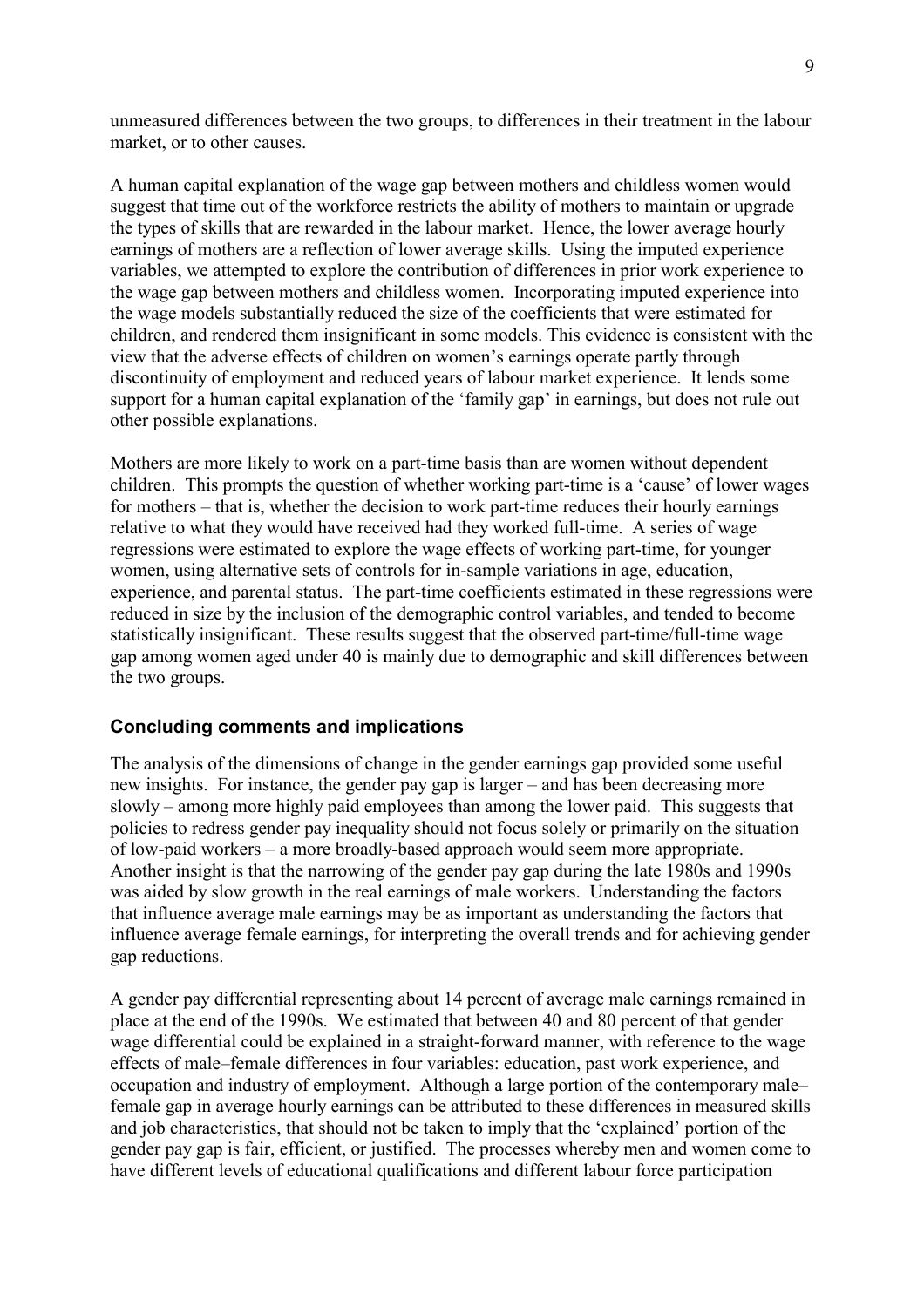unmeasured differences between the two groups, to differences in their treatment in the labour market, or to other causes.

A human capital explanation of the wage gap between mothers and childless women would suggest that time out of the workforce restricts the ability of mothers to maintain or upgrade the types of skills that are rewarded in the labour market. Hence, the lower average hourly earnings of mothers are a reflection of lower average skills. Using the imputed experience variables, we attempted to explore the contribution of differences in prior work experience to the wage gap between mothers and childless women. Incorporating imputed experience into the wage models substantially reduced the size of the coefficients that were estimated for children, and rendered them insignificant in some models. This evidence is consistent with the view that the adverse effects of children on women's earnings operate partly through discontinuity of employment and reduced years of labour market experience. It lends some support for a human capital explanation of the 'family gap' in earnings, but does not rule out other possible explanations.

Mothers are more likely to work on a part-time basis than are women without dependent children. This prompts the question of whether working part-time is a 'cause' of lower wages for mothers – that is, whether the decision to work part-time reduces their hourly earnings relative to what they would have received had they worked full-time. A series of wage regressions were estimated to explore the wage effects of working part-time, for younger women, using alternative sets of controls for in-sample variations in age, education, experience, and parental status. The part-time coefficients estimated in these regressions were reduced in size by the inclusion of the demographic control variables, and tended to become statistically insignificant. These results suggest that the observed part-time/full-time wage gap among women aged under 40 is mainly due to demographic and skill differences between the two groups.

### Concluding comments and implications

The analysis of the dimensions of change in the gender earnings gap provided some useful new insights. For instance, the gender pay gap is larger – and has been decreasing more slowly – among more highly paid employees than among the lower paid. This suggests that policies to redress gender pay inequality should not focus solely or primarily on the situation of low-paid workers – a more broadly-based approach would seem more appropriate. Another insight is that the narrowing of the gender pay gap during the late 1980s and 1990s was aided by slow growth in the real earnings of male workers. Understanding the factors that influence average male earnings may be as important as understanding the factors that influence average female earnings, for interpreting the overall trends and for achieving gender gap reductions.

A gender pay differential representing about 14 percent of average male earnings remained in place at the end of the 1990s. We estimated that between 40 and 80 percent of that gender wage differential could be explained in a straight-forward manner, with reference to the wage effects of male–female differences in four variables: education, past work experience, and occupation and industry of employment. Although a large portion of the contemporary male–female gap in average hourly earnings can be attributed to these differences in measured skills and job characteristics, that should not be taken to imply that the 'explained' portion of the gender pay gap is fair, efficient, or justified. The processes whereby men and women come to have different levels of educational qualifications and different labour force participation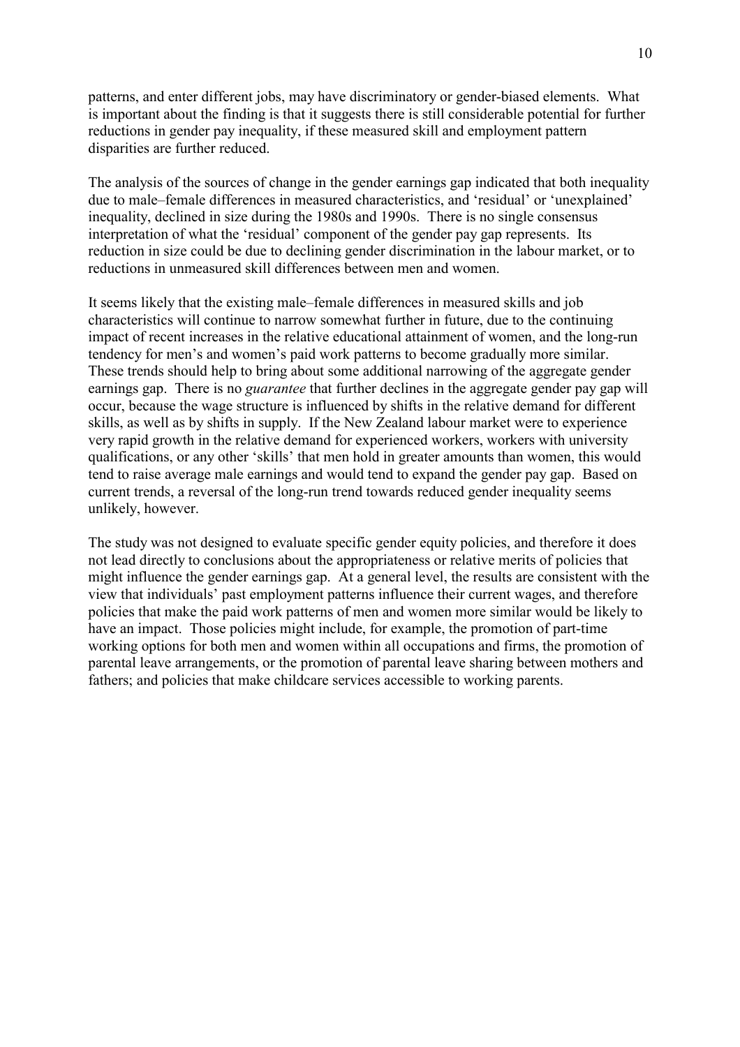patterns, and enter different jobs, may have discriminatory or gender-biased elements. What is important about the finding is that it suggests there is still considerable potential for further reductions in gender pay inequality, if these measured skill and employment pattern disparities are further reduced.

The analysis of the sources of change in the gender earnings gap indicated that both inequality due to male–female differences in measured characteristics, and 'residual' or 'unexplained' inequality, declined in size during the 1980s and 1990s. There is no single consensus interpretation of what the 'residual' component of the gender pay gap represents. Its reduction in size could be due to declining gender discrimination in the labour market, or to reductions in unmeasured skill differences between men and women.

It seems likely that the existing male–female differences in measured skills and job characteristics will continue to narrow somewhat further in future, due to the continuing impact of recent increases in the relative educational attainment of women, and the long-run tendency for men's and women's paid work patterns to become gradually more similar. These trends should help to bring about some additional narrowing of the aggregate gender earnings gap. There is no *guarantee* that further declines in the aggregate gender pay gap will occur, because the wage structure is influenced by shifts in the relative demand for different skills, as well as by shifts in supply. If the New Zealand labour market were to experience very rapid growth in the relative demand for experienced workers, workers with university qualifications, or any other 'skills' that men hold in greater amounts than women, this would tend to raise average male earnings and would tend to expand the gender pay gap. Based on current trends, a reversal of the long-run trend towards reduced gender inequality seems unlikely, however.

The study was not designed to evaluate specific gender equity policies, and therefore it does not lead directly to conclusions about the appropriateness or relative merits of policies that might influence the gender earnings gap. At a general level, the results are consistent with the view that individuals' past employment patterns influence their current wages, and therefore policies that make the paid work patterns of men and women more similar would be likely to have an impact. Those policies might include, for example, the promotion of part-time working options for both men and women within all occupations and firms, the promotion of parental leave arrangements, or the promotion of parental leave sharing between mothers and fathers; and policies that make childcare services accessible to working parents.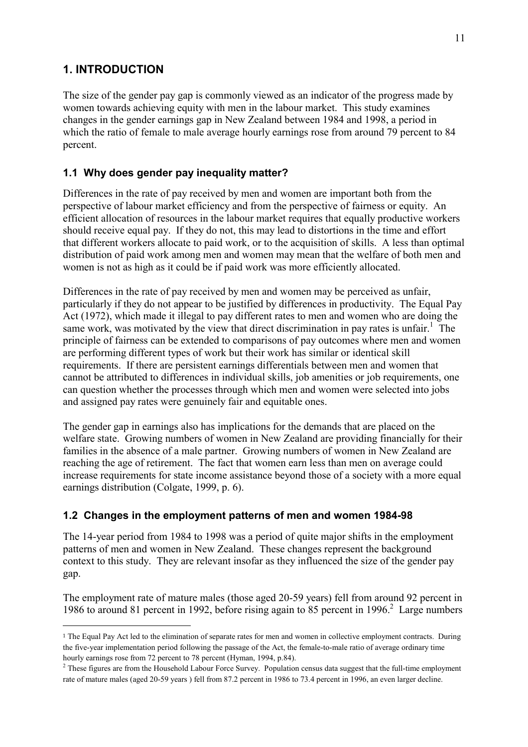# 1. INTRODUCTION

The size of the gender pay gap is commonly viewed as an indicator of the progress made by women towards achieving equity with men in the labour market. This study examines changes in the gender earnings gap in New Zealand between 1984 and 1998, a period in which the ratio of female to male average hourly earnings rose from around 79 percent to 84 percent.

## 1.1 Why does gender pay inequality matter?

Differences in the rate of pay received by men and women are important both from the perspective of labour market efficiency and from the perspective of fairness or equity. An efficient allocation of resources in the labour market requires that equally productive workers should receive equal pay. If they do not, this may lead to distortions in the time and effort that different workers allocate to paid work, or to the acquisition of skills. A less than optimal distribution of paid work among men and women may mean that the welfare of both men and women is not as high as it could be if paid work was more efficiently allocated.

Differences in the rate of pay received by men and women may be perceived as unfair, particularly if they do not appear to be justified by differences in productivity. The Equal Pay Act (1972), which made it illegal to pay different rates to men and women who are doing the same work, was motivated by the view that direct discrimination in pay rates is unfair.[1] The principle of fairness can be extended to comparisons of pay outcomes where men and women are performing different types of work but their work has similar or identical skill requirements. If there are persistent earnings differentials between men and women that cannot be attributed to differences in individual skills, job amenities or job requirements, one can question whether the processes through which men and women were selected into jobs and assigned pay rates were genuinely fair and equitable ones.

The gender gap in earnings also has implications for the demands that are placed on the welfare state. Growing numbers of women in New Zealand are providing financially for their families in the absence of a male partner. Growing numbers of women in New Zealand are reaching the age of retirement. The fact that women earn less than men on average could increase requirements for state income assistance beyond those of a society with a more equal earnings distribution (Colgate, 1999, p. 6).

## 1.2 Changes in the employment patterns of men and women 1984-98

The 14-year period from 1984 to 1998 was a period of quite major shifts in the employment patterns of men and women in New Zealand. These changes represent the background context to this study. They are relevant insofar as they influenced the size of the gender pay gap.

The employment rate of mature males (those aged 20-59 years) fell from around 92 percent in 1986 to around 81 percent in 1992, before rising again to 85 percent in 1996.[2] Large numbers

---

[1] The Equal Pay Act led to the elimination of separate rates for men and women in collective employment contracts. During the five-year implementation period following the passage of the Act, the female-to-male ratio of average ordinary time hourly earnings rose from 72 percent to 78 percent (Hyman, 1994, p.84).

[2] These figures are from the Household Labour Force Survey. Population census data suggest that the full-time employment rate of mature males (aged 20-59 years ) fell from 87.2 percent in 1986 to 73.4 percent in 1996, an even larger decline.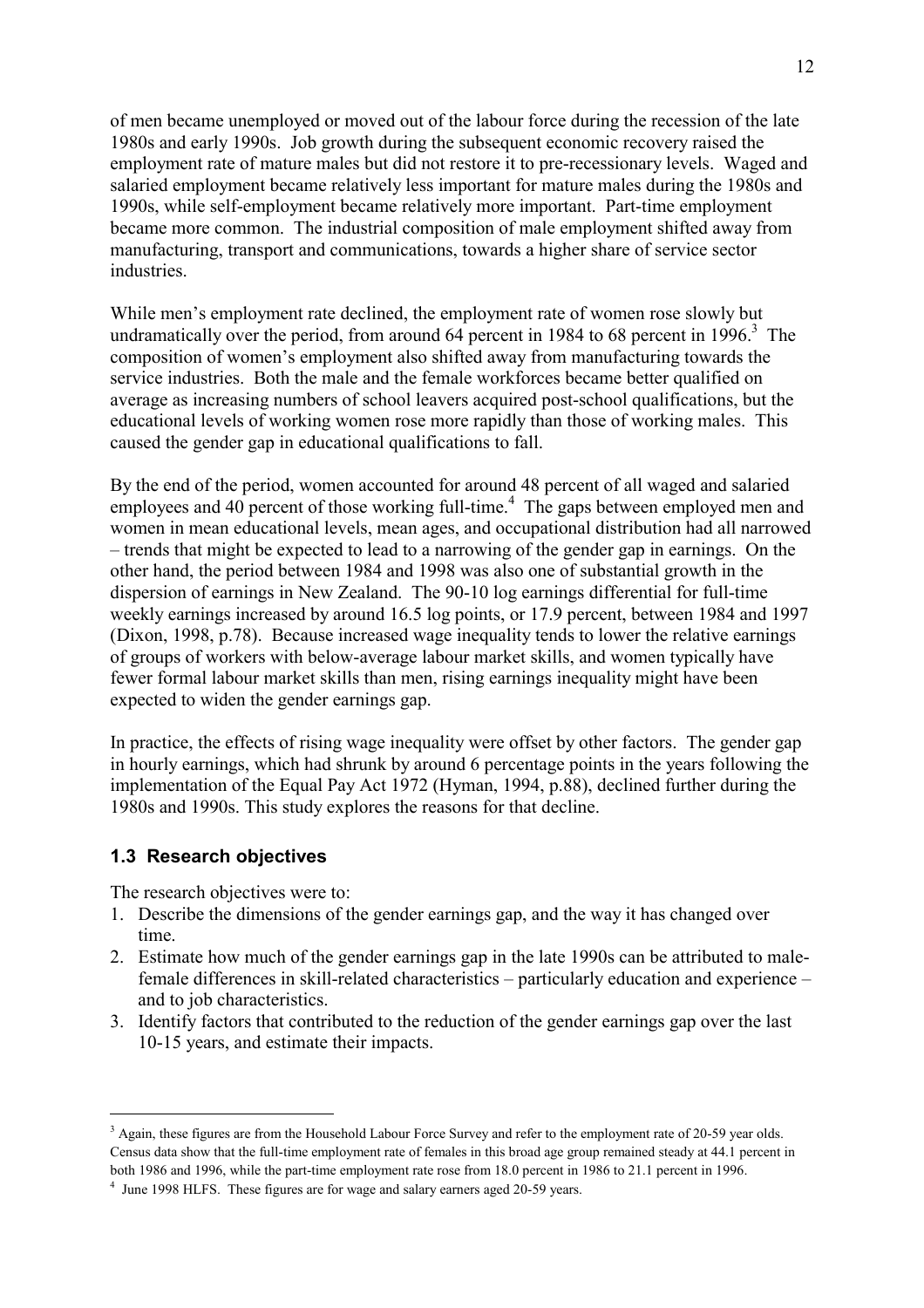of men became unemployed or moved out of the labour force during the recession of the late 1980s and early 1990s. Job growth during the subsequent economic recovery raised the employment rate of mature males but did not restore it to pre-recessionary levels. Waged and salaried employment became relatively less important for mature males during the 1980s and 1990s, while self-employment became relatively more important. Part-time employment became more common. The industrial composition of male employment shifted away from manufacturing, transport and communications, towards a higher share of service sector industries.

While men's employment rate declined, the employment rate of women rose slowly but undramatically over the period, from around 64 percent in 1984 to 68 percent in 1996.[3] The composition of women's employment also shifted away from manufacturing towards the service industries. Both the male and the female workforces became better qualified on average as increasing numbers of school leavers acquired post-school qualifications, but the educational levels of working women rose more rapidly than those of working males. This caused the gender gap in educational qualifications to fall.

By the end of the period, women accounted for around 48 percent of all waged and salaried employees and 40 percent of those working full-time.[4] The gaps between employed men and women in mean educational levels, mean ages, and occupational distribution had all narrowed – trends that might be expected to lead to a narrowing of the gender gap in earnings. On the other hand, the period between 1984 and 1998 was also one of substantial growth in the dispersion of earnings in New Zealand. The 90-10 log earnings differential for full-time weekly earnings increased by around 16.5 log points, or 17.9 percent, between 1984 and 1997 (Dixon, 1998, p.78). Because increased wage inequality tends to lower the relative earnings of groups of workers with below-average labour market skills, and women typically have fewer formal labour market skills than men, rising earnings inequality might have been expected to widen the gender earnings gap.

In practice, the effects of rising wage inequality were offset by other factors. The gender gap in hourly earnings, which had shrunk by around 6 percentage points in the years following the implementation of the Equal Pay Act 1972 (Hyman, 1994, p.88), declined further during the 1980s and 1990s. This study explores the reasons for that decline.

## 1.3 Research objectives

The research objectives were to:

1. Describe the dimensions of the gender earnings gap, and the way it has changed over time.
2. Estimate how much of the gender earnings gap in the late 1990s can be attributed to male-female differences in skill-related characteristics – particularly education and experience – and to job characteristics.
3. Identify factors that contributed to the reduction of the gender earnings gap over the last 10-15 years, and estimate their impacts.

---

[3] Again, these figures are from the Household Labour Force Survey and refer to the employment rate of 20-59 year olds. Census data show that the full-time employment rate of females in this broad age group remained steady at 44.1 percent in both 1986 and 1996, while the part-time employment rate rose from 18.0 percent in 1986 to 21.1 percent in 1996.

[4] June 1998 HLFS. These figures are for wage and salary earners aged 20-59 years.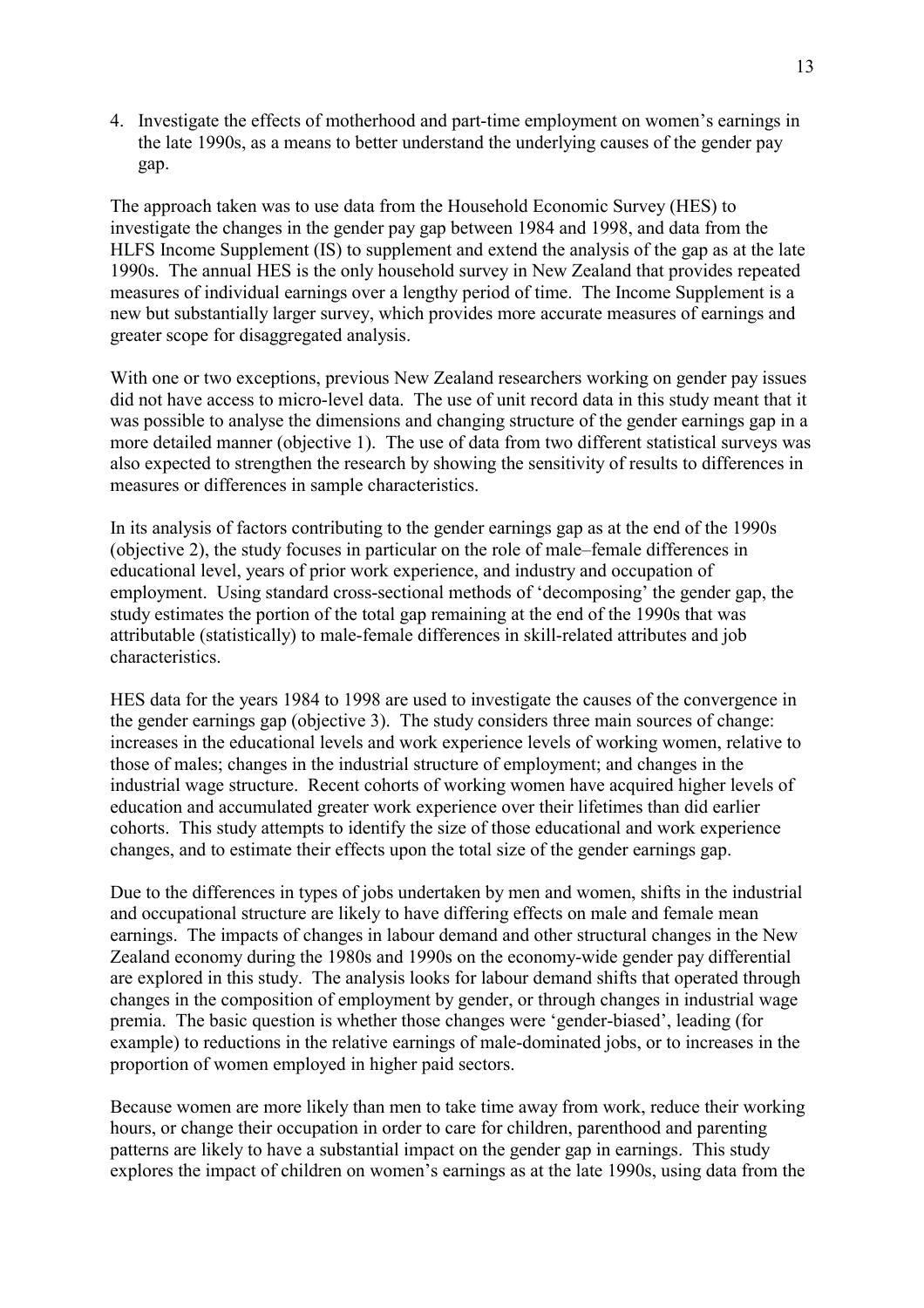4. Investigate the effects of motherhood and part-time employment on women's earnings in the late 1990s, as a means to better understand the underlying causes of the gender pay gap.

The approach taken was to use data from the Household Economic Survey (HES) to investigate the changes in the gender pay gap between 1984 and 1998, and data from the HLFS Income Supplement (IS) to supplement and extend the analysis of the gap as at the late 1990s. The annual HES is the only household survey in New Zealand that provides repeated measures of individual earnings over a lengthy period of time. The Income Supplement is a new but substantially larger survey, which provides more accurate measures of earnings and greater scope for disaggregated analysis.

With one or two exceptions, previous New Zealand researchers working on gender pay issues did not have access to micro-level data. The use of unit record data in this study meant that it was possible to analyse the dimensions and changing structure of the gender earnings gap in a more detailed manner (objective 1). The use of data from two different statistical surveys was also expected to strengthen the research by showing the sensitivity of results to differences in measures or differences in sample characteristics.

In its analysis of factors contributing to the gender earnings gap as at the end of the 1990s (objective 2), the study focuses in particular on the role of male–female differences in educational level, years of prior work experience, and industry and occupation of employment. Using standard cross-sectional methods of 'decomposing' the gender gap, the study estimates the portion of the total gap remaining at the end of the 1990s that was attributable (statistically) to male-female differences in skill-related attributes and job characteristics.

HES data for the years 1984 to 1998 are used to investigate the causes of the convergence in the gender earnings gap (objective 3). The study considers three main sources of change: increases in the educational levels and work experience levels of working women, relative to those of males; changes in the industrial structure of employment; and changes in the industrial wage structure. Recent cohorts of working women have acquired higher levels of education and accumulated greater work experience over their lifetimes than did earlier cohorts. This study attempts to identify the size of those educational and work experience changes, and to estimate their effects upon the total size of the gender earnings gap.

Due to the differences in types of jobs undertaken by men and women, shifts in the industrial and occupational structure are likely to have differing effects on male and female mean earnings. The impacts of changes in labour demand and other structural changes in the New Zealand economy during the 1980s and 1990s on the economy-wide gender pay differential are explored in this study. The analysis looks for labour demand shifts that operated through changes in the composition of employment by gender, or through changes in industrial wage premia. The basic question is whether those changes were 'gender-biased', leading (for example) to reductions in the relative earnings of male-dominated jobs, or to increases in the proportion of women employed in higher paid sectors.

Because women are more likely than men to take time away from work, reduce their working hours, or change their occupation in order to care for children, parenthood and parenting patterns are likely to have a substantial impact on the gender gap in earnings. This study explores the impact of children on women's earnings as at the late 1990s, using data from the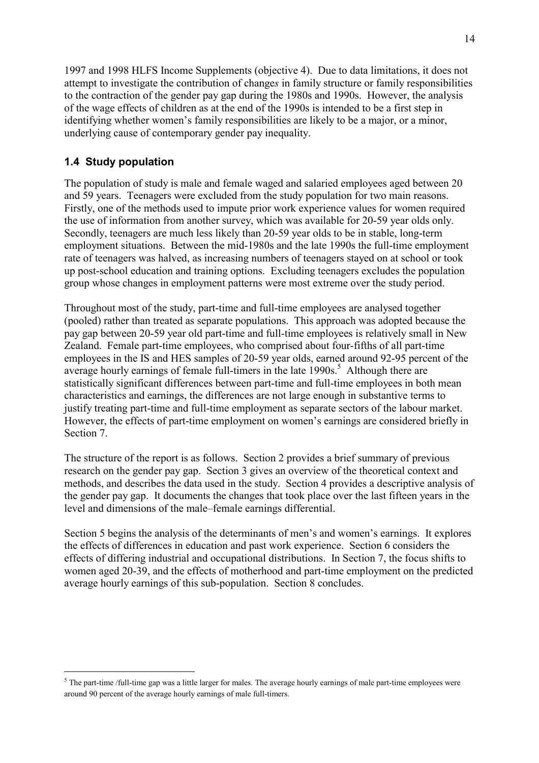1997 and 1998 HLFS Income Supplements (objective 4). Due to data limitations, it does not attempt to investigate the contribution of change*s* in family structure or family responsibilities to the contraction of the gender pay gap during the 1980s and 1990s. However, the analysis of the wage effects of children as at the end of the 1990s is intended to be a first step in identifying whether women's family responsibilities are likely to be a major, or a minor, underlying cause of contemporary gender pay inequality.

## 1.4 Study population

The population of study is male and female waged and salaried employees aged between 20 and 59 years. Teenagers were excluded from the study population for two main reasons. Firstly, one of the methods used to impute prior work experience values for women required the use of information from another survey, which was available for 20-59 year olds only. Secondly, teenagers are much less likely than 20-59 year olds to be in stable, long-term employment situations. Between the mid-1980s and the late 1990s the full-time employment rate of teenagers was halved, as increasing numbers of teenagers stayed on at school or took up post-school education and training options. Excluding teenagers excludes the population group whose changes in employment patterns were most extreme over the study period.

Throughout most of the study, part-time and full-time employees are analysed together (pooled) rather than treated as separate populations. This approach was adopted because the pay gap between 20-59 year old part-time and full-time employees is relatively small in New Zealand. Female part-time employees, who comprised about four-fifths of all part-time employees in the IS and HES samples of 20-59 year olds, earned around 92-95 percent of the average hourly earnings of female full-timers in the late 1990s.[5] Although there are statistically significant differences between part-time and full-time employees in both mean characteristics and earnings, the differences are not large enough in substantive terms to justify treating part-time and full-time employment as separate sectors of the labour market. However, the effects of part-time employment on women's earnings are considered briefly in Section 7.

The structure of the report is as follows. Section 2 provides a brief summary of previous research on the gender pay gap. Section 3 gives an overview of the theoretical context and methods, and describes the data used in the study. Section 4 provides a descriptive analysis of the gender pay gap. It documents the changes that took place over the last fifteen years in the level and dimensions of the male–female earnings differential.

Section 5 begins the analysis of the determinants of men's and women's earnings. It explores the effects of differences in education and past work experience. Section 6 considers the effects of differing industrial and occupational distributions. In Section 7, the focus shifts to women aged 20-39, and the effects of motherhood and part-time employment on the predicted average hourly earnings of this sub-population. Section 8 concludes.

[5] The part-time /full-time gap was a little larger for males. The average hourly earnings of male part-time employees were around 90 percent of the average hourly earnings of male full-timers.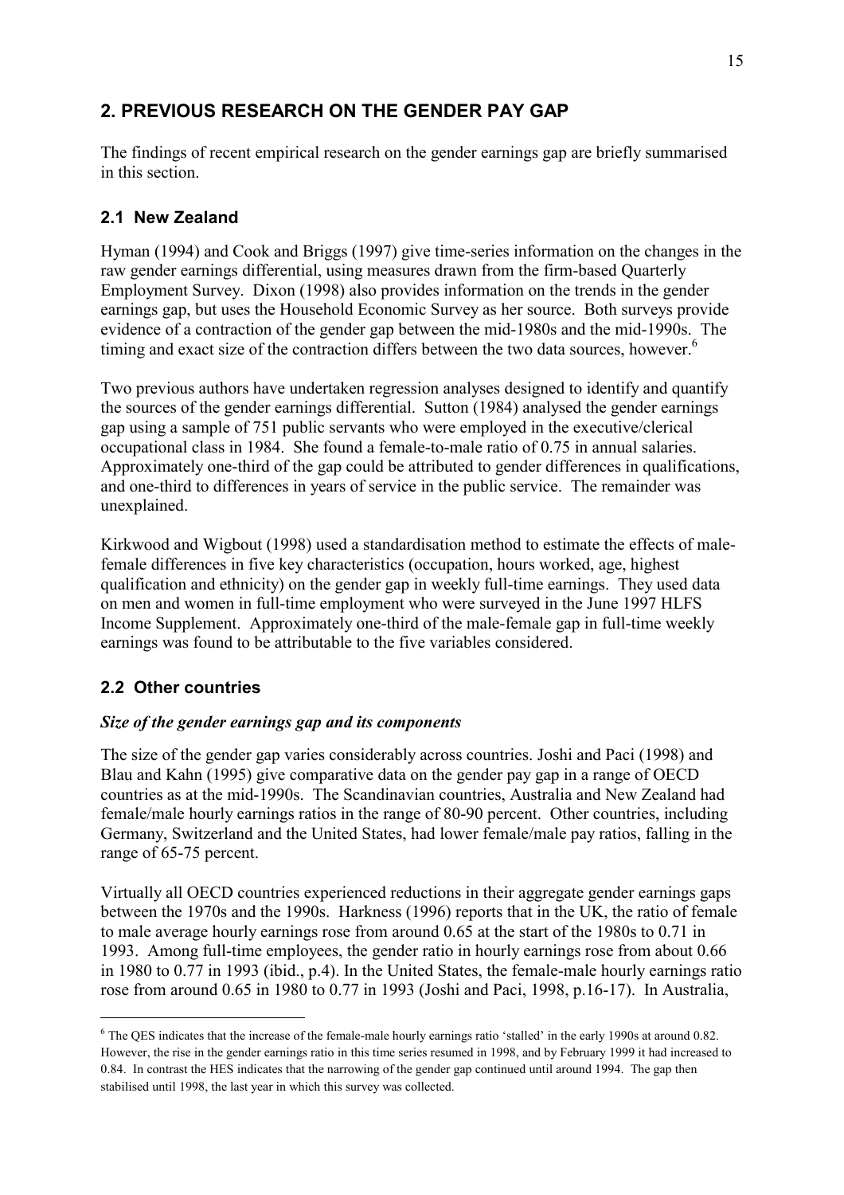## 2. PREVIOUS RESEARCH ON THE GENDER PAY GAP

The findings of recent empirical research on the gender earnings gap are briefly summarised in this section.

### 2.1 New Zealand

Hyman (1994) and Cook and Briggs (1997) give time-series information on the changes in the raw gender earnings differential, using measures drawn from the firm-based Quarterly Employment Survey. Dixon (1998) also provides information on the trends in the gender earnings gap, but uses the Household Economic Survey as her source. Both surveys provide evidence of a contraction of the gender gap between the mid-1980s and the mid-1990s. The timing and exact size of the contraction differs between the two data sources, however.[6]

Two previous authors have undertaken regression analyses designed to identify and quantify the sources of the gender earnings differential. Sutton (1984) analysed the gender earnings gap using a sample of 751 public servants who were employed in the executive/clerical occupational class in 1984. She found a female-to-male ratio of 0.75 in annual salaries. Approximately one-third of the gap could be attributed to gender differences in qualifications, and one-third to differences in years of service in the public service. The remainder was unexplained.

Kirkwood and Wigbout (1998) used a standardisation method to estimate the effects of male-female differences in five key characteristics (occupation, hours worked, age, highest qualification and ethnicity) on the gender gap in weekly full-time earnings. They used data on men and women in full-time employment who were surveyed in the June 1997 HLFS Income Supplement. Approximately one-third of the male-female gap in full-time weekly earnings was found to be attributable to the five variables considered.

### 2.2 Other countries

#### *Size of the gender earnings gap and its components*

The size of the gender gap varies considerably across countries. Joshi and Paci (1998) and Blau and Kahn (1995) give comparative data on the gender pay gap in a range of OECD countries as at the mid-1990s. The Scandinavian countries, Australia and New Zealand had female/male hourly earnings ratios in the range of 80-90 percent. Other countries, including Germany, Switzerland and the United States, had lower female/male pay ratios, falling in the range of 65-75 percent.

Virtually all OECD countries experienced reductions in their aggregate gender earnings gaps between the 1970s and the 1990s. Harkness (1996) reports that in the UK, the ratio of female to male average hourly earnings rose from around 0.65 at the start of the 1980s to 0.71 in 1993. Among full-time employees, the gender ratio in hourly earnings rose from about 0.66 in 1980 to 0.77 in 1993 (ibid., p.4). In the United States, the female-male hourly earnings ratio rose from around 0.65 in 1980 to 0.77 in 1993 (Joshi and Paci, 1998, p.16-17). In Australia,

---

[6] The QES indicates that the increase of the female-male hourly earnings ratio 'stalled' in the early 1990s at around 0.82. However, the rise in the gender earnings ratio in this time series resumed in 1998, and by February 1999 it had increased to 0.84. In contrast the HES indicates that the narrowing of the gender gap continued until around 1994. The gap then stabilised until 1998, the last year in which this survey was collected.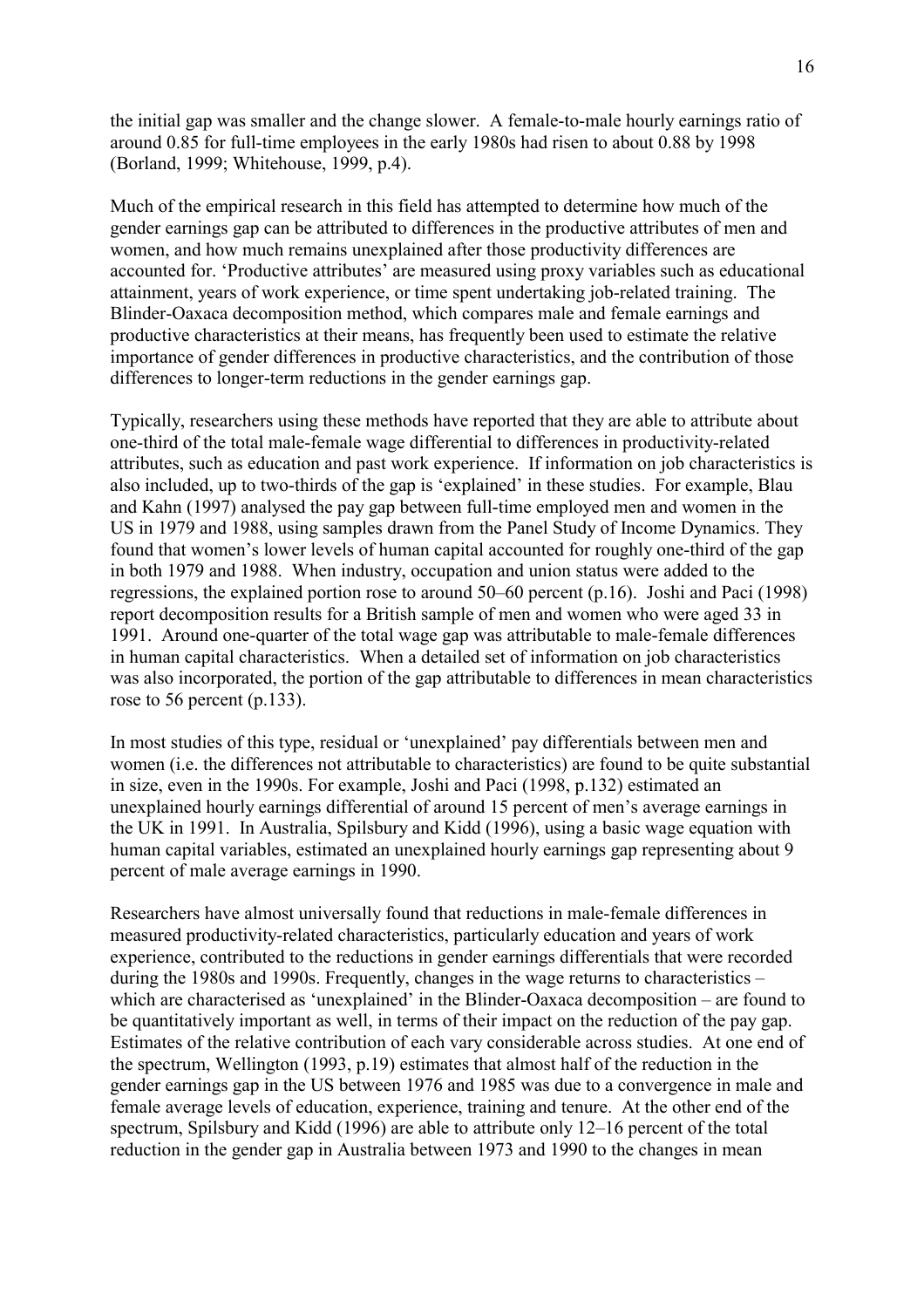the initial gap was smaller and the change slower. A female-to-male hourly earnings ratio of around 0.85 for full-time employees in the early 1980s had risen to about 0.88 by 1998 (Borland, 1999; Whitehouse, 1999, p.4).

Much of the empirical research in this field has attempted to determine how much of the gender earnings gap can be attributed to differences in the productive attributes of men and women, and how much remains unexplained after those productivity differences are accounted for. 'Productive attributes' are measured using proxy variables such as educational attainment, years of work experience, or time spent undertaking job-related training. The Blinder-Oaxaca decomposition method, which compares male and female earnings and productive characteristics at their means, has frequently been used to estimate the relative importance of gender differences in productive characteristics, and the contribution of those differences to longer-term reductions in the gender earnings gap.

Typically, researchers using these methods have reported that they are able to attribute about one-third of the total male-female wage differential to differences in productivity-related attributes, such as education and past work experience. If information on job characteristics is also included, up to two-thirds of the gap is 'explained' in these studies. For example, Blau and Kahn (1997) analysed the pay gap between full-time employed men and women in the US in 1979 and 1988, using samples drawn from the Panel Study of Income Dynamics. They found that women's lower levels of human capital accounted for roughly one-third of the gap in both 1979 and 1988. When industry, occupation and union status were added to the regressions, the explained portion rose to around 50–60 percent (p.16). Joshi and Paci (1998) report decomposition results for a British sample of men and women who were aged 33 in 1991. Around one-quarter of the total wage gap was attributable to male-female differences in human capital characteristics. When a detailed set of information on job characteristics was also incorporated, the portion of the gap attributable to differences in mean characteristics rose to 56 percent (p.133).

In most studies of this type, residual or 'unexplained' pay differentials between men and women (i.e. the differences not attributable to characteristics) are found to be quite substantial in size, even in the 1990s. For example, Joshi and Paci (1998, p.132) estimated an unexplained hourly earnings differential of around 15 percent of men's average earnings in the UK in 1991. In Australia, Spilsbury and Kidd (1996), using a basic wage equation with human capital variables, estimated an unexplained hourly earnings gap representing about 9 percent of male average earnings in 1990.

Researchers have almost universally found that reductions in male-female differences in measured productivity-related characteristics, particularly education and years of work experience, contributed to the reductions in gender earnings differentials that were recorded during the 1980s and 1990s. Frequently, changes in the wage returns to characteristics – which are characterised as 'unexplained' in the Blinder-Oaxaca decomposition – are found to be quantitatively important as well, in terms of their impact on the reduction of the pay gap. Estimates of the relative contribution of each vary considerable across studies. At one end of the spectrum, Wellington (1993, p.19) estimates that almost half of the reduction in the gender earnings gap in the US between 1976 and 1985 was due to a convergence in male and female average levels of education, experience, training and tenure. At the other end of the spectrum, Spilsbury and Kidd (1996) are able to attribute only 12–16 percent of the total reduction in the gender gap in Australia between 1973 and 1990 to the changes in mean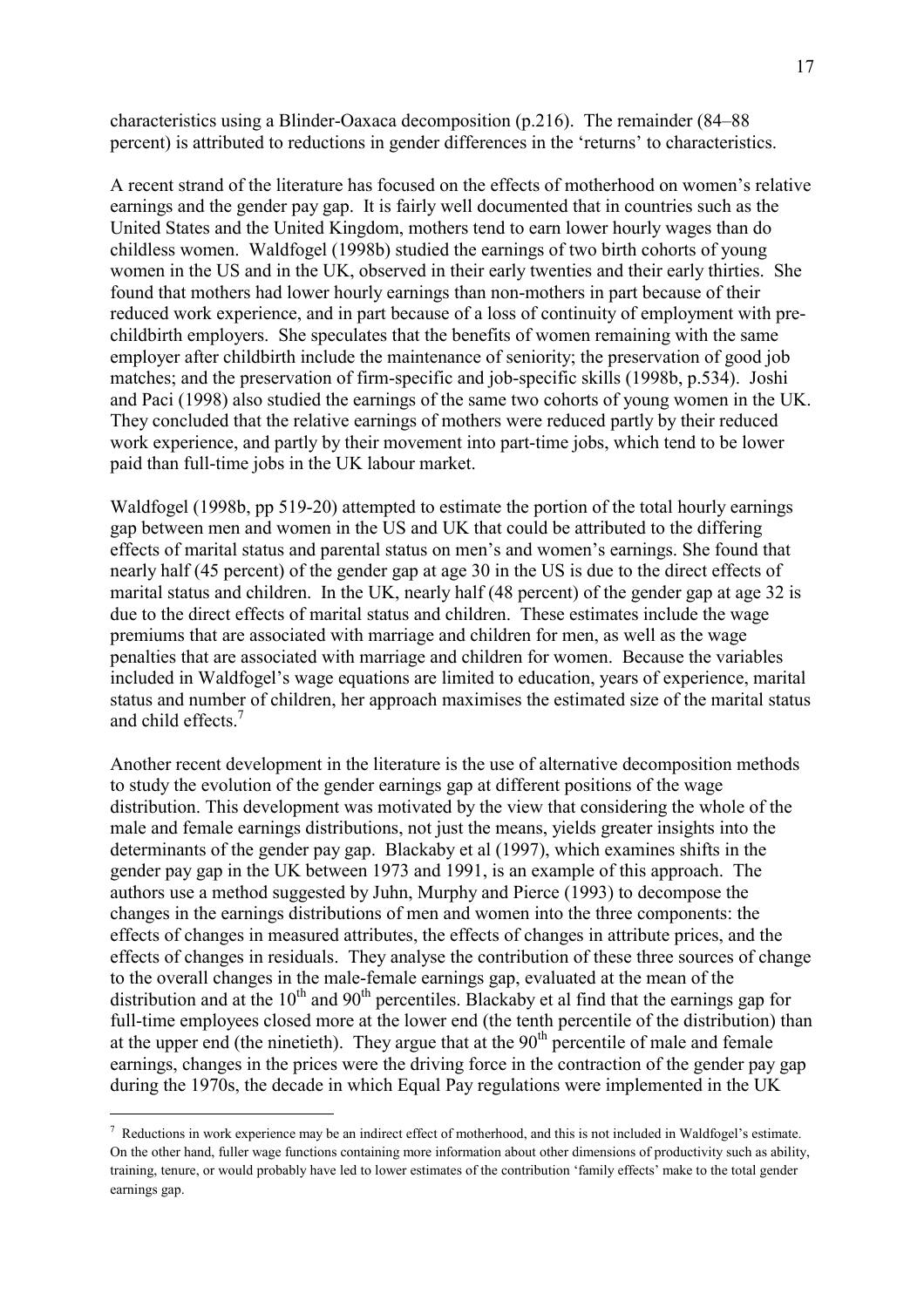characteristics using a Blinder-Oaxaca decomposition (p.216). The remainder (84–88 percent) is attributed to reductions in gender differences in the 'returns' to characteristics.

A recent strand of the literature has focused on the effects of motherhood on women's relative earnings and the gender pay gap. It is fairly well documented that in countries such as the United States and the United Kingdom, mothers tend to earn lower hourly wages than do childless women. Waldfogel (1998b) studied the earnings of two birth cohorts of young women in the US and in the UK, observed in their early twenties and their early thirties. She found that mothers had lower hourly earnings than non-mothers in part because of their reduced work experience, and in part because of a loss of continuity of employment with pre-childbirth employers. She speculates that the benefits of women remaining with the same employer after childbirth include the maintenance of seniority; the preservation of good job matches; and the preservation of firm-specific and job-specific skills (1998b, p.534). Joshi and Paci (1998) also studied the earnings of the same two cohorts of young women in the UK. They concluded that the relative earnings of mothers were reduced partly by their reduced work experience, and partly by their movement into part-time jobs, which tend to be lower paid than full-time jobs in the UK labour market.

Waldfogel (1998b, pp 519-20) attempted to estimate the portion of the total hourly earnings gap between men and women in the US and UK that could be attributed to the differing effects of marital status and parental status on men's and women's earnings. She found that nearly half (45 percent) of the gender gap at age 30 in the US is due to the direct effects of marital status and children. In the UK, nearly half (48 percent) of the gender gap at age 32 is due to the direct effects of marital status and children. These estimates include the wage premiums that are associated with marriage and children for men, as well as the wage penalties that are associated with marriage and children for women. Because the variables included in Waldfogel's wage equations are limited to education, years of experience, marital status and number of children, her approach maximises the estimated size of the marital status and child effects.[7]

Another recent development in the literature is the use of alternative decomposition methods to study the evolution of the gender earnings gap at different positions of the wage distribution. This development was motivated by the view that considering the whole of the male and female earnings distributions, not just the means, yields greater insights into the determinants of the gender pay gap. Blackaby et al (1997), which examines shifts in the gender pay gap in the UK between 1973 and 1991, is an example of this approach. The authors use a method suggested by Juhn, Murphy and Pierce (1993) to decompose the changes in the earnings distributions of men and women into the three components: the effects of changes in measured attributes, the effects of changes in attribute prices, and the effects of changes in residuals. They analyse the contribution of these three sources of change to the overall changes in the male-female earnings gap, evaluated at the mean of the distribution and at the 10th and 90th percentiles. Blackaby et al find that the earnings gap for full-time employees closed more at the lower end (the tenth percentile of the distribution) than at the upper end (the ninetieth). They argue that at the 90th percentile of male and female earnings, changes in the prices were the driving force in the contraction of the gender pay gap during the 1970s, the decade in which Equal Pay regulations were implemented in the UK

[7] Reductions in work experience may be an indirect effect of motherhood, and this is not included in Waldfogel's estimate. On the other hand, fuller wage functions containing more information about other dimensions of productivity such as ability, training, tenure, or would probably have led to lower estimates of the contribution 'family effects' make to the total gender earnings gap.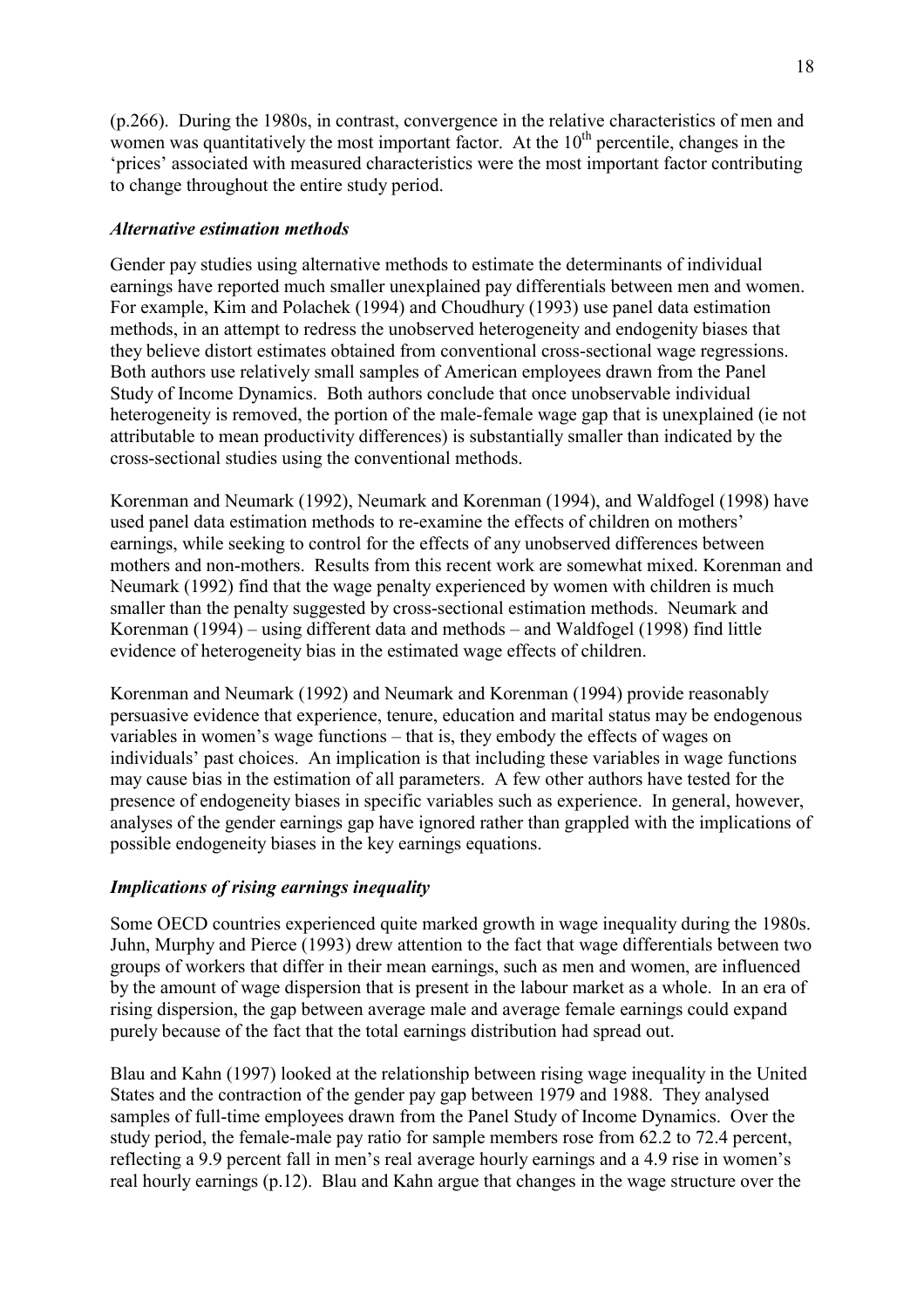(p.266). During the 1980s, in contrast, convergence in the relative characteristics of men and women was quantitatively the most important factor. At the $10^{th}$ percentile, changes in the 'prices' associated with measured characteristics were the most important factor contributing to change throughout the entire study period.

### *Alternative estimation methods*

Gender pay studies using alternative methods to estimate the determinants of individual earnings have reported much smaller unexplained pay differentials between men and women. For example, Kim and Polachek (1994) and Choudhury (1993) use panel data estimation methods, in an attempt to redress the unobserved heterogeneity and endogenity biases that they believe distort estimates obtained from conventional cross-sectional wage regressions. Both authors use relatively small samples of American employees drawn from the Panel Study of Income Dynamics. Both authors conclude that once unobservable individual heterogeneity is removed, the portion of the male-female wage gap that is unexplained (ie not attributable to mean productivity differences) is substantially smaller than indicated by the cross-sectional studies using the conventional methods.

Korenman and Neumark (1992), Neumark and Korenman (1994), and Waldfogel (1998) have used panel data estimation methods to re-examine the effects of children on mothers' earnings, while seeking to control for the effects of any unobserved differences between mothers and non-mothers. Results from this recent work are somewhat mixed. Korenman and Neumark (1992) find that the wage penalty experienced by women with children is much smaller than the penalty suggested by cross-sectional estimation methods. Neumark and Korenman (1994) – using different data and methods – and Waldfogel (1998) find little evidence of heterogeneity bias in the estimated wage effects of children.

Korenman and Neumark (1992) and Neumark and Korenman (1994) provide reasonably persuasive evidence that experience, tenure, education and marital status may be endogenous variables in women's wage functions – that is, they embody the effects of wages on individuals' past choices. An implication is that including these variables in wage functions may cause bias in the estimation of all parameters. A few other authors have tested for the presence of endogeneity biases in specific variables such as experience. In general, however, analyses of the gender earnings gap have ignored rather than grappled with the implications of possible endogeneity biases in the key earnings equations.

### *Implications of rising earnings inequality*

Some OECD countries experienced quite marked growth in wage inequality during the 1980s. Juhn, Murphy and Pierce (1993) drew attention to the fact that wage differentials between two groups of workers that differ in their mean earnings, such as men and women, are influenced by the amount of wage dispersion that is present in the labour market as a whole. In an era of rising dispersion, the gap between average male and average female earnings could expand purely because of the fact that the total earnings distribution had spread out.

Blau and Kahn (1997) looked at the relationship between rising wage inequality in the United States and the contraction of the gender pay gap between 1979 and 1988. They analysed samples of full-time employees drawn from the Panel Study of Income Dynamics. Over the study period, the female-male pay ratio for sample members rose from 62.2 to 72.4 percent, reflecting a 9.9 percent fall in men's real average hourly earnings and a 4.9 rise in women's real hourly earnings (p.12). Blau and Kahn argue that changes in the wage structure over the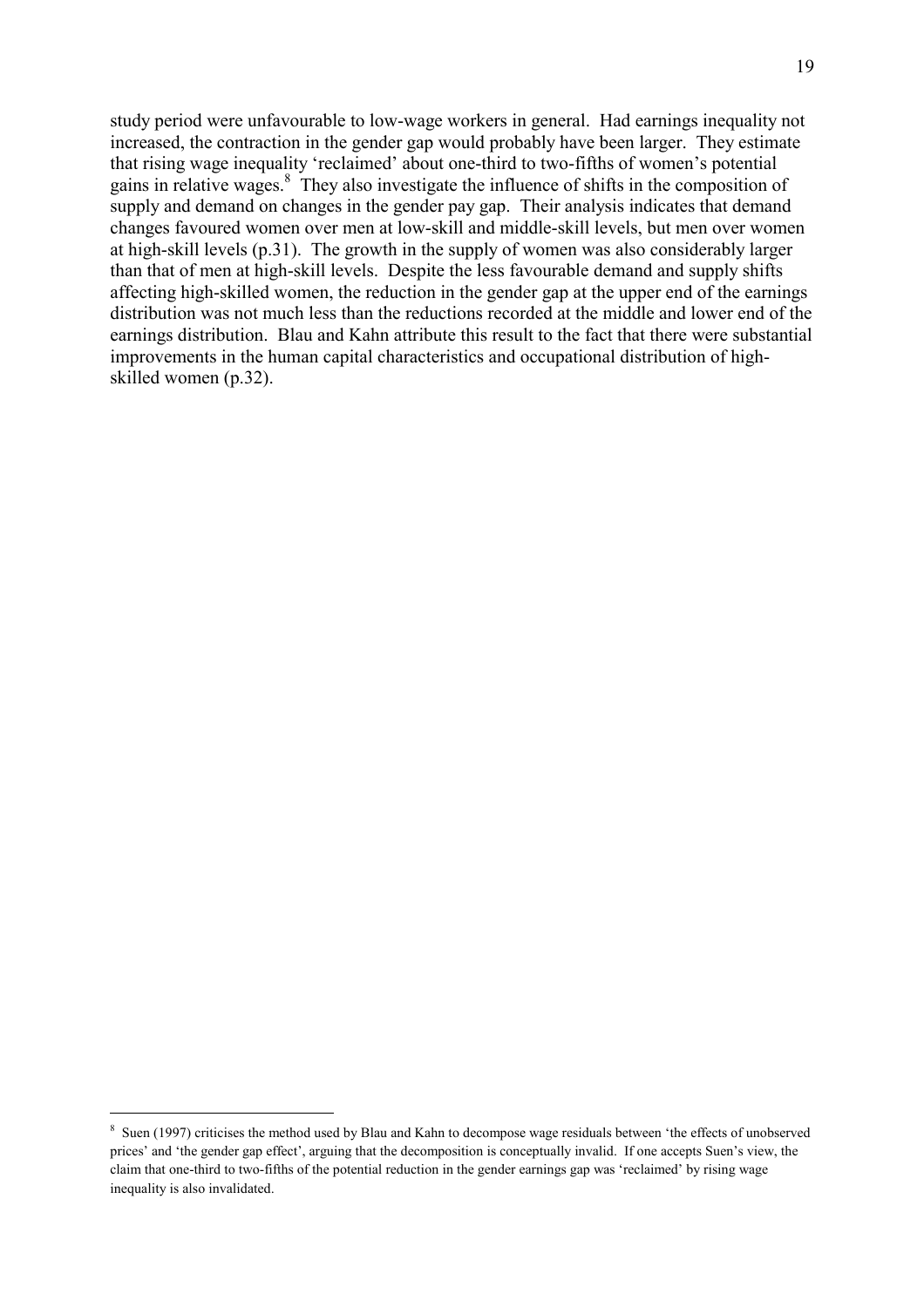study period were unfavourable to low-wage workers in general. Had earnings inequality not increased, the contraction in the gender gap would probably have been larger. They estimate that rising wage inequality 'reclaimed' about one-third to two-fifths of women's potential gains in relative wages.[8] They also investigate the influence of shifts in the composition of supply and demand on changes in the gender pay gap. Their analysis indicates that demand changes favoured women over men at low-skill and middle-skill levels, but men over women at high-skill levels (p.31). The growth in the supply of women was also considerably larger than that of men at high-skill levels. Despite the less favourable demand and supply shifts affecting high-skilled women, the reduction in the gender gap at the upper end of the earnings distribution was not much less than the reductions recorded at the middle and lower end of the earnings distribution. Blau and Kahn attribute this result to the fact that there were substantial improvements in the human capital characteristics and occupational distribution of high-skilled women (p.32).

---

[8] Suen (1997) criticises the method used by Blau and Kahn to decompose wage residuals between 'the effects of unobserved prices' and 'the gender gap effect', arguing that the decomposition is conceptually invalid. If one accepts Suen's view, the claim that one-third to two-fifths of the potential reduction in the gender earnings gap was 'reclaimed' by rising wage inequality is also invalidated.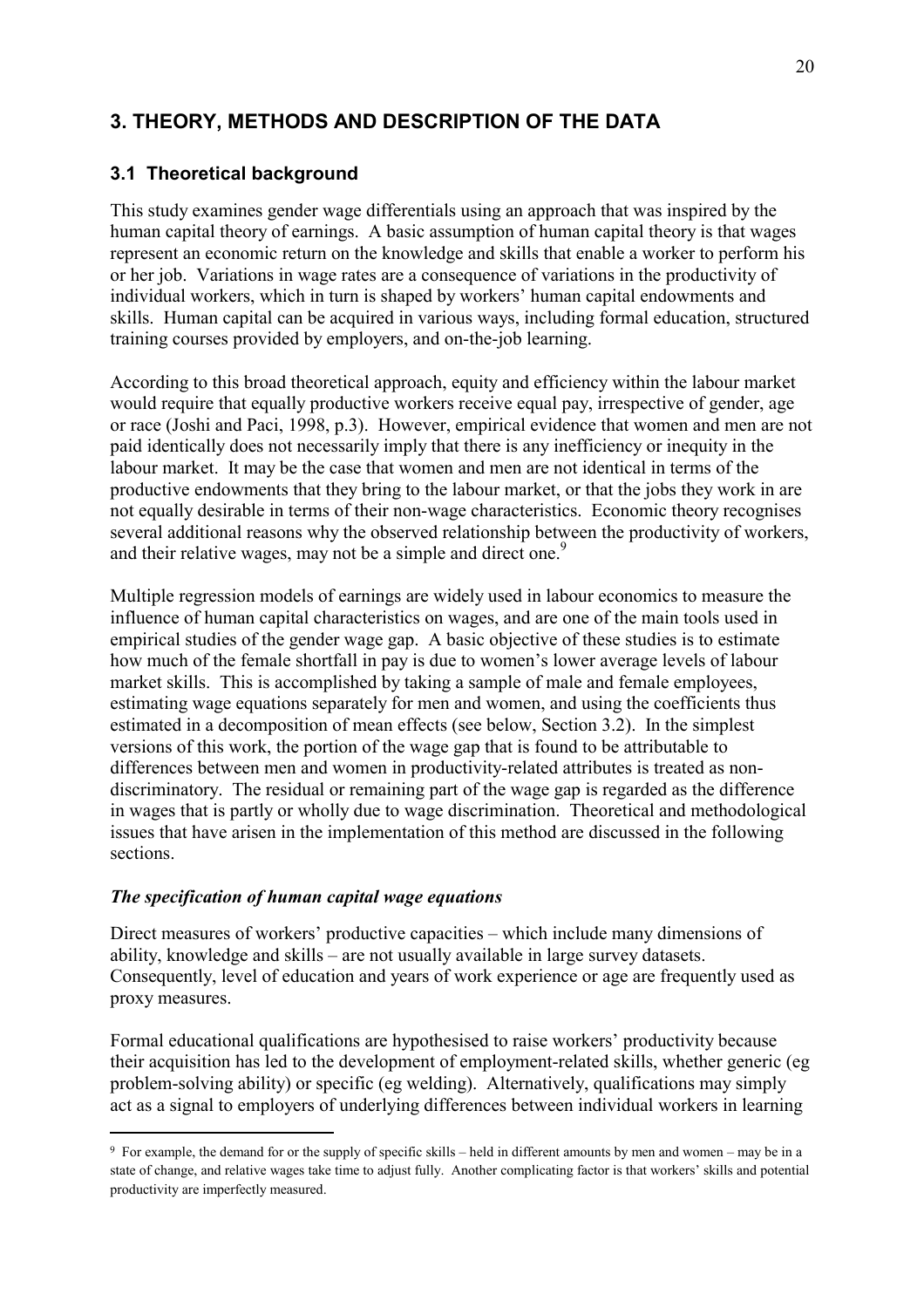## 3. THEORY, METHODS AND DESCRIPTION OF THE DATA

### 3.1 Theoretical background

This study examines gender wage differentials using an approach that was inspired by the human capital theory of earnings. A basic assumption of human capital theory is that wages represent an economic return on the knowledge and skills that enable a worker to perform his or her job. Variations in wage rates are a consequence of variations in the productivity of individual workers, which in turn is shaped by workers' human capital endowments and skills. Human capital can be acquired in various ways, including formal education, structured training courses provided by employers, and on-the-job learning.

According to this broad theoretical approach, equity and efficiency within the labour market would require that equally productive workers receive equal pay, irrespective of gender, age or race (Joshi and Paci, 1998, p.3). However, empirical evidence that women and men are not paid identically does not necessarily imply that there is any inefficiency or inequity in the labour market. It may be the case that women and men are not identical in terms of the productive endowments that they bring to the labour market, or that the jobs they work in are not equally desirable in terms of their non-wage characteristics. Economic theory recognises several additional reasons why the observed relationship between the productivity of workers, and their relative wages, may not be a simple and direct one.[9]

Multiple regression models of earnings are widely used in labour economics to measure the influence of human capital characteristics on wages, and are one of the main tools used in empirical studies of the gender wage gap. A basic objective of these studies is to estimate how much of the female shortfall in pay is due to women's lower average levels of labour market skills. This is accomplished by taking a sample of male and female employees, estimating wage equations separately for men and women, and using the coefficients thus estimated in a decomposition of mean effects (see below, Section 3.2). In the simplest versions of this work, the portion of the wage gap that is found to be attributable to differences between men and women in productivity-related attributes is treated as non-discriminatory. The residual or remaining part of the wage gap is regarded as the difference in wages that is partly or wholly due to wage discrimination. Theoretical and methodological issues that have arisen in the implementation of this method are discussed in the following sections.

#### *The specification of human capital wage equations*

Direct measures of workers' productive capacities – which include many dimensions of ability, knowledge and skills – are not usually available in large survey datasets. Consequently, level of education and years of work experience or age are frequently used as proxy measures.

Formal educational qualifications are hypothesised to raise workers' productivity because their acquisition has led to the development of employment-related skills, whether generic (eg problem-solving ability) or specific (eg welding). Alternatively, qualifications may simply act as a signal to employers of underlying differences between individual workers in learning

[9] For example, the demand for or the supply of specific skills – held in different amounts by men and women – may be in a state of change, and relative wages take time to adjust fully. Another complicating factor is that workers' skills and potential productivity are imperfectly measured.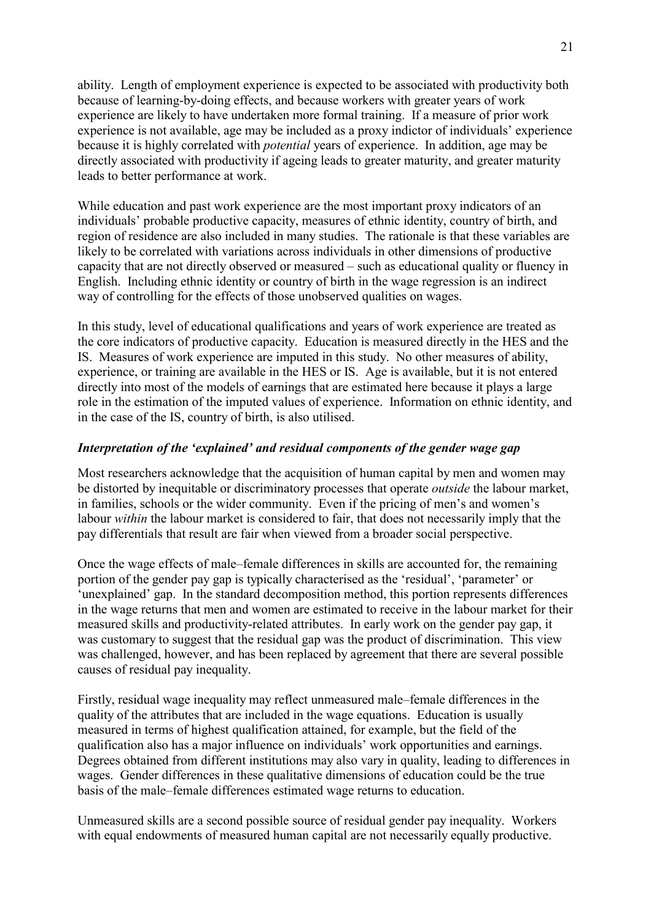ability. Length of employment experience is expected to be associated with productivity both because of learning-by-doing effects, and because workers with greater years of work experience are likely to have undertaken more formal training. If a measure of prior work experience is not available, age may be included as a proxy indictor of individuals' experience because it is highly correlated with *potential* years of experience. In addition, age may be directly associated with productivity if ageing leads to greater maturity, and greater maturity leads to better performance at work.

While education and past work experience are the most important proxy indicators of an individuals' probable productive capacity, measures of ethnic identity, country of birth, and region of residence are also included in many studies. The rationale is that these variables are likely to be correlated with variations across individuals in other dimensions of productive capacity that are not directly observed or measured – such as educational quality or fluency in English. Including ethnic identity or country of birth in the wage regression is an indirect way of controlling for the effects of those unobserved qualities on wages.

In this study, level of educational qualifications and years of work experience are treated as the core indicators of productive capacity. Education is measured directly in the HES and the IS. Measures of work experience are imputed in this study. No other measures of ability, experience, or training are available in the HES or IS. Age is available, but it is not entered directly into most of the models of earnings that are estimated here because it plays a large role in the estimation of the imputed values of experience. Information on ethnic identity, and in the case of the IS, country of birth, is also utilised.

### *Interpretation of the 'explained' and residual components of the gender wage gap*

Most researchers acknowledge that the acquisition of human capital by men and women may be distorted by inequitable or discriminatory processes that operate *outside* the labour market, in families, schools or the wider community. Even if the pricing of men's and women's labour *within* the labour market is considered to fair, that does not necessarily imply that the pay differentials that result are fair when viewed from a broader social perspective.

Once the wage effects of male–female differences in skills are accounted for, the remaining portion of the gender pay gap is typically characterised as the 'residual', 'parameter' or 'unexplained' gap. In the standard decomposition method, this portion represents differences in the wage returns that men and women are estimated to receive in the labour market for their measured skills and productivity-related attributes. In early work on the gender pay gap, it was customary to suggest that the residual gap was the product of discrimination. This view was challenged, however, and has been replaced by agreement that there are several possible causes of residual pay inequality.

Firstly, residual wage inequality may reflect unmeasured male–female differences in the quality of the attributes that are included in the wage equations. Education is usually measured in terms of highest qualification attained, for example, but the field of the qualification also has a major influence on individuals' work opportunities and earnings. Degrees obtained from different institutions may also vary in quality, leading to differences in wages. Gender differences in these qualitative dimensions of education could be the true basis of the male–female differences estimated wage returns to education.

Unmeasured skills are a second possible source of residual gender pay inequality. Workers with equal endowments of measured human capital are not necessarily equally productive.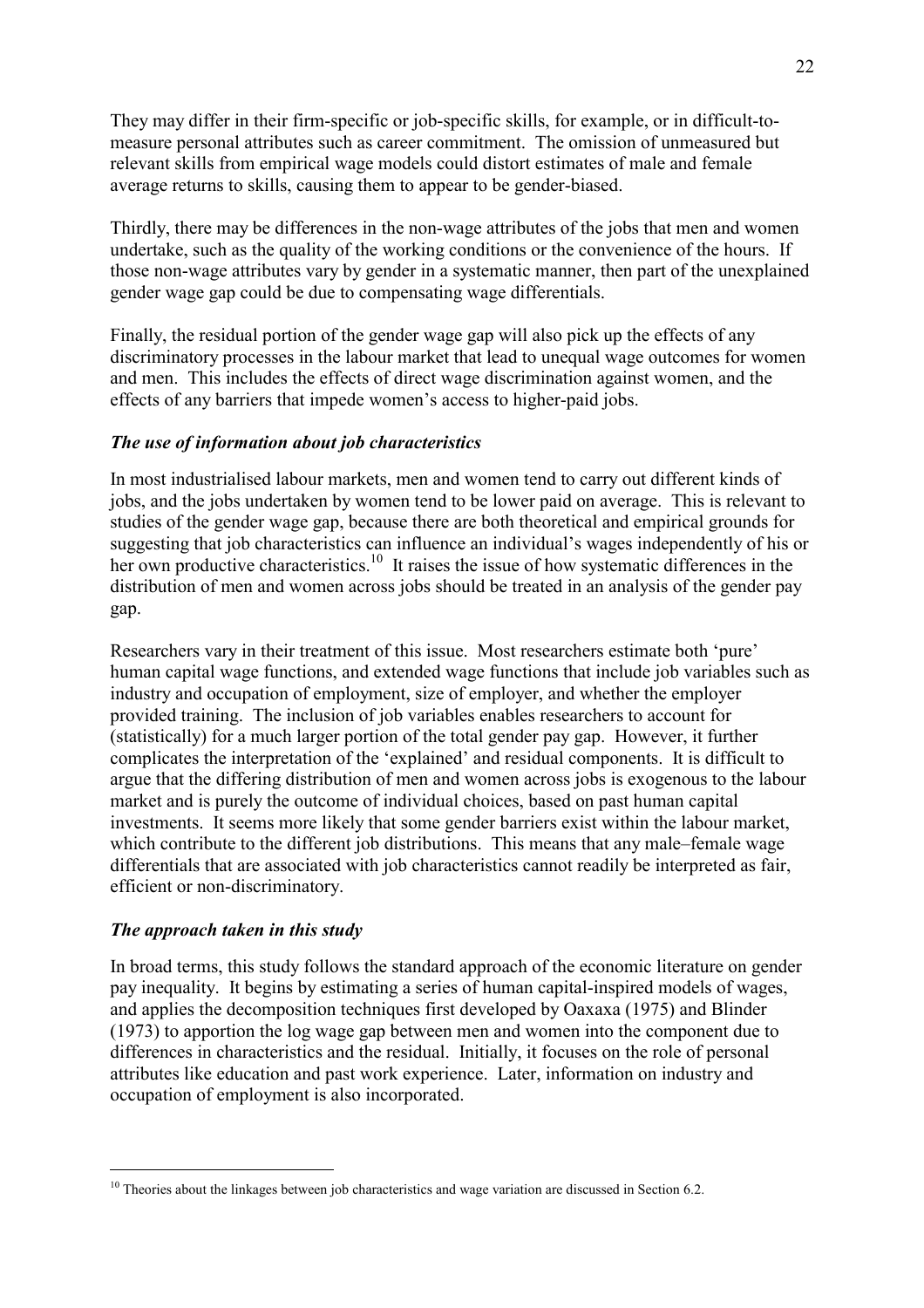They may differ in their firm-specific or job-specific skills, for example, or in difficult-to-measure personal attributes such as career commitment. The omission of unmeasured but relevant skills from empirical wage models could distort estimates of male and female average returns to skills, causing them to appear to be gender-biased.

Thirdly, there may be differences in the non-wage attributes of the jobs that men and women undertake, such as the quality of the working conditions or the convenience of the hours. If those non-wage attributes vary by gender in a systematic manner, then part of the unexplained gender wage gap could be due to compensating wage differentials.

Finally, the residual portion of the gender wage gap will also pick up the effects of any discriminatory processes in the labour market that lead to unequal wage outcomes for women and men. This includes the effects of direct wage discrimination against women, and the effects of any barriers that impede women's access to higher-paid jobs.

### *The use of information about job characteristics*

In most industrialised labour markets, men and women tend to carry out different kinds of jobs, and the jobs undertaken by women tend to be lower paid on average. This is relevant to studies of the gender wage gap, because there are both theoretical and empirical grounds for suggesting that job characteristics can influence an individual's wages independently of his or her own productive characteristics.[10] It raises the issue of how systematic differences in the distribution of men and women across jobs should be treated in an analysis of the gender pay gap.

Researchers vary in their treatment of this issue. Most researchers estimate both 'pure' human capital wage functions, and extended wage functions that include job variables such as industry and occupation of employment, size of employer, and whether the employer provided training. The inclusion of job variables enables researchers to account for (statistically) for a much larger portion of the total gender pay gap. However, it further complicates the interpretation of the 'explained' and residual components. It is difficult to argue that the differing distribution of men and women across jobs is exogenous to the labour market and is purely the outcome of individual choices, based on past human capital investments. It seems more likely that some gender barriers exist within the labour market, which contribute to the different job distributions. This means that any male–female wage differentials that are associated with job characteristics cannot readily be interpreted as fair, efficient or non-discriminatory.

### *The approach taken in this study*

In broad terms, this study follows the standard approach of the economic literature on gender pay inequality. It begins by estimating a series of human capital-inspired models of wages, and applies the decomposition techniques first developed by Oaxaca (1975) and Blinder (1973) to apportion the log wage gap between men and women into the component due to differences in characteristics and the residual. Initially, it focuses on the role of personal attributes like education and past work experience. Later, information on industry and occupation of employment is also incorporated.

[10] Theories about the linkages between job characteristics and wage variation are discussed in Section 6.2.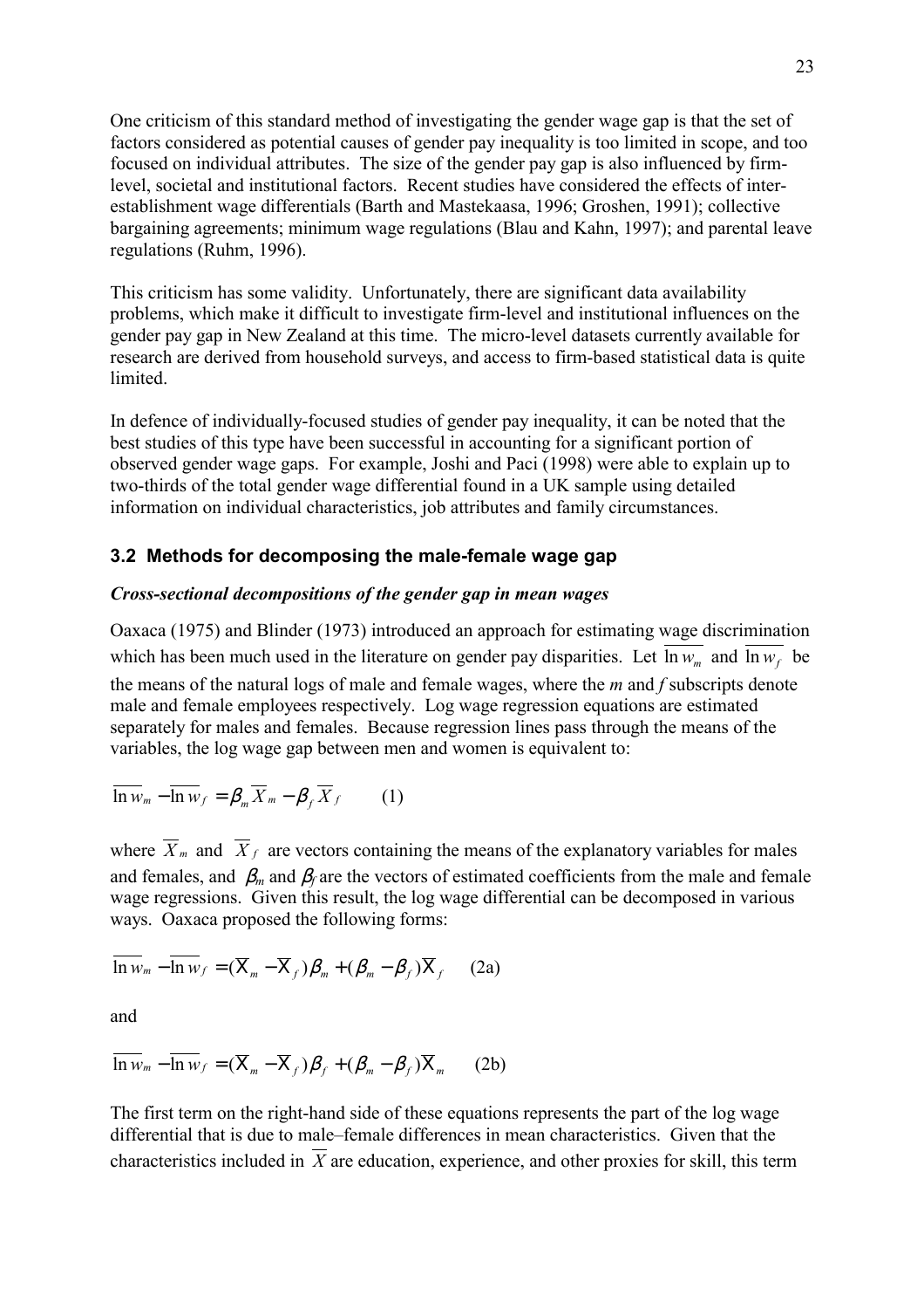One criticism of this standard method of investigating the gender wage gap is that the set of factors considered as potential causes of gender pay inequality is too limited in scope, and too focused on individual attributes. The size of the gender pay gap is also influenced by firm-level, societal and institutional factors. Recent studies have considered the effects of inter-establishment wage differentials (Barth and Mastekaasa, 1996; Groshen, 1991); collective bargaining agreements; minimum wage regulations (Blau and Kahn, 1997); and parental leave regulations (Ruhm, 1996).

This criticism has some validity. Unfortunately, there are significant data availability problems, which make it difficult to investigate firm-level and institutional influences on the gender pay gap in New Zealand at this time. The micro-level datasets currently available for research are derived from household surveys, and access to firm-based statistical data is quite limited.

In defence of individually-focused studies of gender pay inequality, it can be noted that the best studies of this type have been successful in accounting for a significant portion of observed gender wage gaps. For example, Joshi and Paci (1998) were able to explain up to two-thirds of the total gender wage differential found in a UK sample using detailed information on individual characteristics, job attributes and family circumstances.

### 3.2 Methods for decomposing the male-female wage gap

***Cross-sectional decompositions of the gender gap in mean wages***

Oaxaca (1975) and Blinder (1973) introduced an approach for estimating wage discrimination which has been much used in the literature on gender pay disparities. Let $\overline{\ln w_m}$ and $\overline{\ln w_f}$ be the means of the natural logs of male and female wages, where the *m* and *f* subscripts denote male and female employees respectively. Log wage regression equations are estimated separately for males and females. Because regression lines pass through the means of the variables, the log wage gap between men and women is equivalent to:

$$\overline{\ln w_m} - \overline{\ln w_f} = \beta_m \overline{X}_m - \beta_f \overline{X}_f \qquad (1)$$

where $\overline{X}_m$ and $\overline{X}_f$ are vectors containing the means of the explanatory variables for males and females, and $\beta_m$ and $\beta_f$ are the vectors of estimated coefficients from the male and female wage regressions. Given this result, the log wage differential can be decomposed in various ways. Oaxaca proposed the following forms:

$$\overline{\ln w_m} - \overline{\ln w_f} = (\overline{X}_m - \overline{X}_f)\beta_m + (\beta_m - \beta_f)\overline{X}_f \qquad (2a)$$

and

$$\overline{\ln w_m} - \overline{\ln w_f} = (\overline{X}_m - \overline{X}_f)\beta_f + (\beta_m - \beta_f)\overline{X}_m \qquad (2b)$$

The first term on the right-hand side of these equations represents the part of the log wage differential that is due to male–female differences in mean characteristics. Given that the characteristics included in $\overline{X}$ are education, experience, and other proxies for skill, this term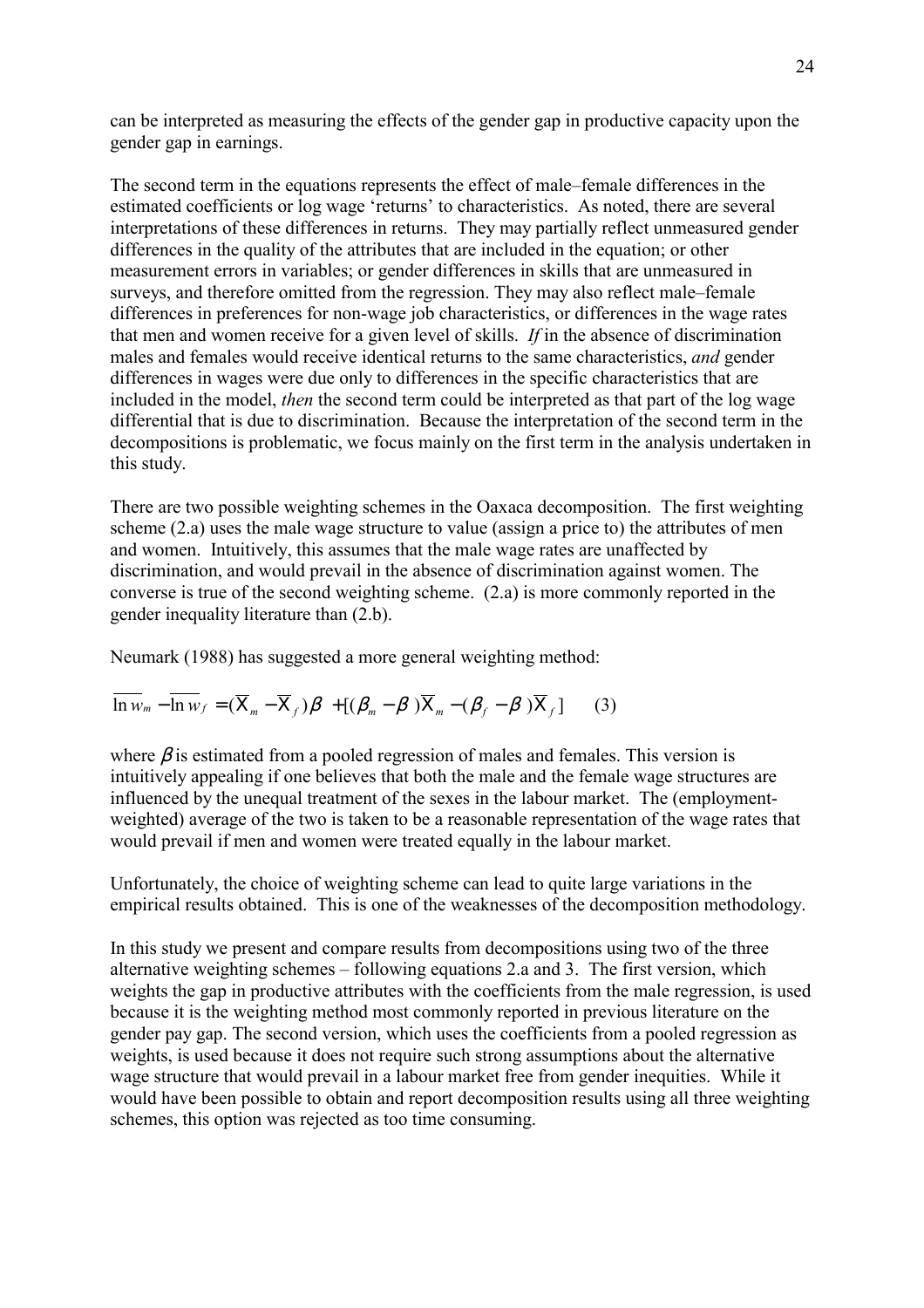can be interpreted as measuring the effects of the gender gap in productive capacity upon the gender gap in earnings.

The second term in the equations represents the effect of male–female differences in the estimated coefficients or log wage 'returns' to characteristics. As noted, there are several interpretations of these differences in returns. They may partially reflect unmeasured gender differences in the quality of the attributes that are included in the equation; or other measurement errors in variables; or gender differences in skills that are unmeasured in surveys, and therefore omitted from the regression. They may also reflect male–female differences in preferences for non-wage job characteristics, or differences in the wage rates that men and women receive for a given level of skills. *If* in the absence of discrimination males and females would receive identical returns to the same characteristics, *and* gender differences in wages were due only to differences in the specific characteristics that are included in the model, *then* the second term could be interpreted as that part of the log wage differential that is due to discrimination. Because the interpretation of the second term in the decompositions is problematic, we focus mainly on the first term in the analysis undertaken in this study.

There are two possible weighting schemes in the Oaxaca decomposition. The first weighting scheme (2.a) uses the male wage structure to value (assign a price to) the attributes of men and women. Intuitively, this assumes that the male wage rates are unaffected by discrimination, and would prevail in the absence of discrimination against women. The converse is true of the second weighting scheme. (2.a) is more commonly reported in the gender inequality literature than (2.b).

Neumark (1988) has suggested a more general weighting method:

$$\overline{\ln w_m} - \overline{\ln w_f} = (\overline{X}_m - \overline{X}_f)\beta + [(\beta_m - \beta)\overline{X}_m - (\beta_f - \beta)\overline{X}_f] \qquad (3)$$

where $\beta$ is estimated from a pooled regression of males and females. This version is intuitively appealing if one believes that both the male and the female wage structures are influenced by the unequal treatment of the sexes in the labour market. The (employment-weighted) average of the two is taken to be a reasonable representation of the wage rates that would prevail if men and women were treated equally in the labour market.

Unfortunately, the choice of weighting scheme can lead to quite large variations in the empirical results obtained. This is one of the weaknesses of the decomposition methodology.

In this study we present and compare results from decompositions using two of the three alternative weighting schemes – following equations 2.a and 3. The first version, which weights the gap in productive attributes with the coefficients from the male regression, is used because it is the weighting method most commonly reported in previous literature on the gender pay gap. The second version, which uses the coefficients from a pooled regression as weights, is used because it does not require such strong assumptions about the alternative wage structure that would prevail in a labour market free from gender inequities. While it would have been possible to obtain and report decomposition results using all three weighting schemes, this option was rejected as too time consuming.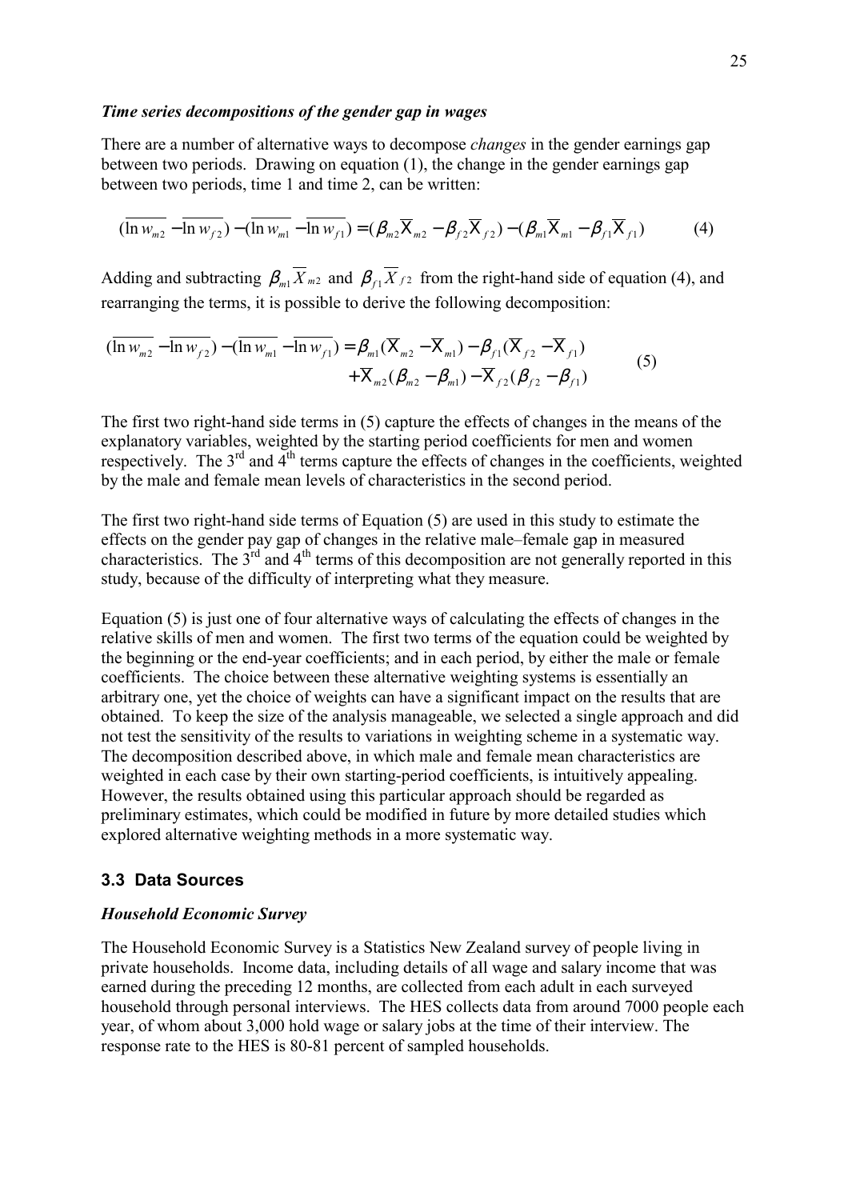*Time series decompositions of the gender gap in wages*

There are a number of alternative ways to decompose *changes* in the gender earnings gap between two periods. Drawing on equation (1), the change in the gender earnings gap between two periods, time 1 and time 2, can be written:

$$(\overline{\ln w_{m2}} - \overline{\ln w_{f2}}) - (\overline{\ln w_{m1}} - \overline{\ln w_{f1}}) = (\beta_{m2}\overline{X}_{m2} - \beta_{f2}\overline{X}_{f2}) - (\beta_{m1}\overline{X}_{m1} - \beta_{f1}\overline{X}_{f1}) \qquad (4)$$

Adding and subtracting $\beta_{m1}\overline{X}_{m2}$ and $\beta_{f1}\overline{X}_{f2}$ from the right-hand side of equation (4), and rearranging the terms, it is possible to derive the following decomposition:

$$\begin{aligned}(\overline{\ln w_{m2}} - \overline{\ln w_{f2}}) - (\overline{\ln w_{m1}} - \overline{\ln w_{f1}}) = {} & \beta_{m1}(\overline{X}_{m2} - \overline{X}_{m1}) - \beta_{f1}(\overline{X}_{f2} - \overline{X}_{f1}) \\ & + \overline{X}_{m2}(\beta_{m2} - \beta_{m1}) - \overline{X}_{f2}(\beta_{f2} - \beta_{f1})\end{aligned} \qquad (5)$$

The first two right-hand side terms in (5) capture the effects of changes in the means of the explanatory variables, weighted by the starting period coefficients for men and women respectively. The 3rd and 4th terms capture the effects of changes in the coefficients, weighted by the male and female mean levels of characteristics in the second period.

The first two right-hand side terms of Equation (5) are used in this study to estimate the effects on the gender pay gap of changes in the relative male–female gap in measured characteristics. The 3rd and 4th terms of this decomposition are not generally reported in this study, because of the difficulty of interpreting what they measure.

Equation (5) is just one of four alternative ways of calculating the effects of changes in the relative skills of men and women. The first two terms of the equation could be weighted by the beginning or the end-year coefficients; and in each period, by either the male or female coefficients. The choice between these alternative weighting systems is essentially an arbitrary one, yet the choice of weights can have a significant impact on the results that are obtained. To keep the size of the analysis manageable, we selected a single approach and did not test the sensitivity of the results to variations in weighting scheme in a systematic way. The decomposition described above, in which male and female mean characteristics are weighted in each case by their own starting-period coefficients, is intuitively appealing. However, the results obtained using this particular approach should be regarded as preliminary estimates, which could be modified in future by more detailed studies which explored alternative weighting methods in a more systematic way.

## 3.3 Data Sources

*Household Economic Survey*

The Household Economic Survey is a Statistics New Zealand survey of people living in private households. Income data, including details of all wage and salary income that was earned during the preceding 12 months, are collected from each adult in each surveyed household through personal interviews. The HES collects data from around 7000 people each year, of whom about 3,000 hold wage or salary jobs at the time of their interview. The response rate to the HES is 80-81 percent of sampled households.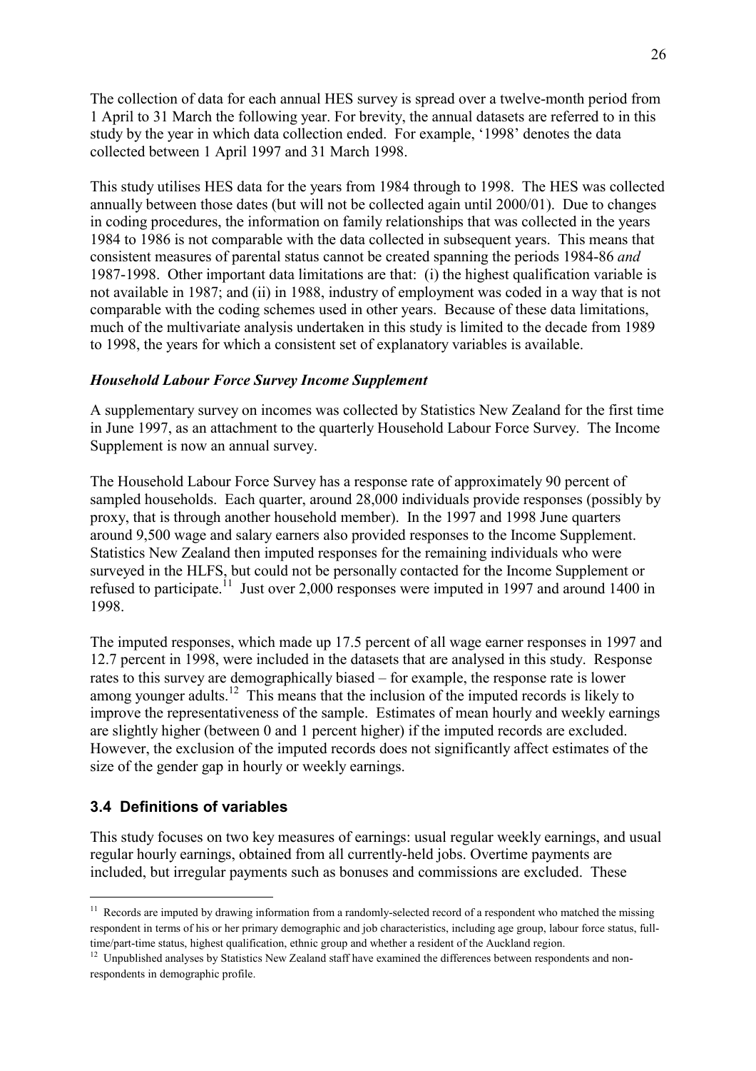The collection of data for each annual HES survey is spread over a twelve-month period from 1 April to 31 March the following year. For brevity, the annual datasets are referred to in this study by the year in which data collection ended. For example, '1998' denotes the data collected between 1 April 1997 and 31 March 1998.

This study utilises HES data for the years from 1984 through to 1998. The HES was collected annually between those dates (but will not be collected again until 2000/01). Due to changes in coding procedures, the information on family relationships that was collected in the years 1984 to 1986 is not comparable with the data collected in subsequent years. This means that consistent measures of parental status cannot be created spanning the periods 1984-86 *and* 1987-1998. Other important data limitations are that: (i) the highest qualification variable is not available in 1987; and (ii) in 1988, industry of employment was coded in a way that is not comparable with the coding schemes used in other years. Because of these data limitations, much of the multivariate analysis undertaken in this study is limited to the decade from 1989 to 1998, the years for which a consistent set of explanatory variables is available.

### *Household Labour Force Survey Income Supplement*

A supplementary survey on incomes was collected by Statistics New Zealand for the first time in June 1997, as an attachment to the quarterly Household Labour Force Survey. The Income Supplement is now an annual survey.

The Household Labour Force Survey has a response rate of approximately 90 percent of sampled households. Each quarter, around 28,000 individuals provide responses (possibly by proxy, that is through another household member). In the 1997 and 1998 June quarters around 9,500 wage and salary earners also provided responses to the Income Supplement. Statistics New Zealand then imputed responses for the remaining individuals who were surveyed in the HLFS, but could not be personally contacted for the Income Supplement or refused to participate.[11] Just over 2,000 responses were imputed in 1997 and around 1400 in 1998.

The imputed responses, which made up 17.5 percent of all wage earner responses in 1997 and 12.7 percent in 1998, were included in the datasets that are analysed in this study. Response rates to this survey are demographically biased – for example, the response rate is lower among younger adults.[12] This means that the inclusion of the imputed records is likely to improve the representativeness of the sample. Estimates of mean hourly and weekly earnings are slightly higher (between 0 and 1 percent higher) if the imputed records are excluded. However, the exclusion of the imputed records does not significantly affect estimates of the size of the gender gap in hourly or weekly earnings.

## 3.4 Definitions of variables

This study focuses on two key measures of earnings: usual regular weekly earnings, and usual regular hourly earnings, obtained from all currently-held jobs. Overtime payments are included, but irregular payments such as bonuses and commissions are excluded. These

---

[11] Records are imputed by drawing information from a randomly-selected record of a respondent who matched the missing respondent in terms of his or her primary demographic and job characteristics, including age group, labour force status, full-time/part-time status, highest qualification, ethnic group and whether a resident of the Auckland region.

[12] Unpublished analyses by Statistics New Zealand staff have examined the differences between respondents and non-respondents in demographic profile.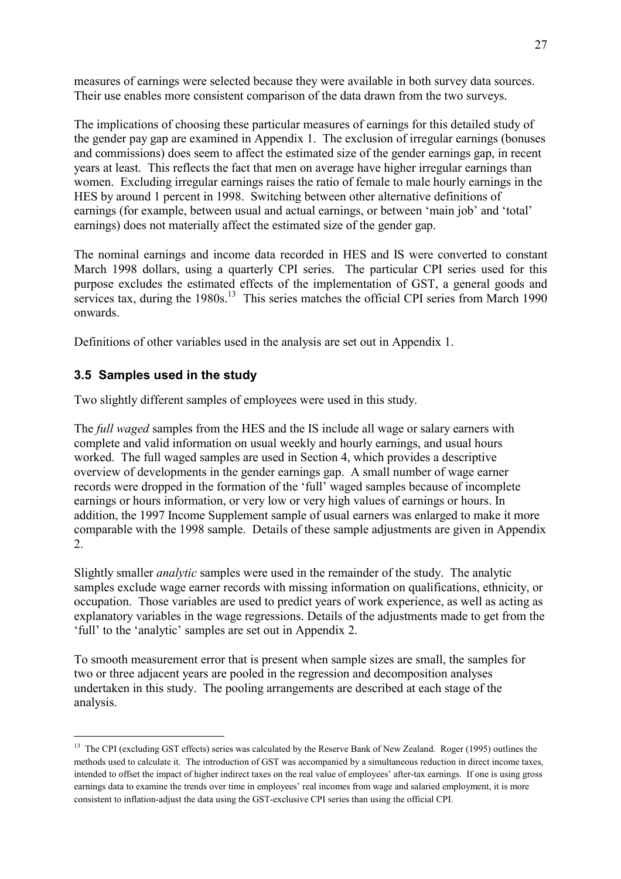measures of earnings were selected because they were available in both survey data sources. Their use enables more consistent comparison of the data drawn from the two surveys.

The implications of choosing these particular measures of earnings for this detailed study of the gender pay gap are examined in Appendix 1. The exclusion of irregular earnings (bonuses and commissions) does seem to affect the estimated size of the gender earnings gap, in recent years at least. This reflects the fact that men on average have higher irregular earnings than women. Excluding irregular earnings raises the ratio of female to male hourly earnings in the HES by around 1 percent in 1998. Switching between other alternative definitions of earnings (for example, between usual and actual earnings, or between 'main job' and 'total' earnings) does not materially affect the estimated size of the gender gap.

The nominal earnings and income data recorded in HES and IS were converted to constant March 1998 dollars, using a quarterly CPI series. The particular CPI series used for this purpose excludes the estimated effects of the implementation of GST, a general goods and services tax, during the 1980s.[13] This series matches the official CPI series from March 1990 onwards.

Definitions of other variables used in the analysis are set out in Appendix 1.

### 3.5 Samples used in the study

Two slightly different samples of employees were used in this study.

The *full waged* samples from the HES and the IS include all wage or salary earners with complete and valid information on usual weekly and hourly earnings, and usual hours worked. The full waged samples are used in Section 4, which provides a descriptive overview of developments in the gender earnings gap. A small number of wage earner records were dropped in the formation of the 'full' waged samples because of incomplete earnings or hours information, or very low or very high values of earnings or hours. In addition, the 1997 Income Supplement sample of usual earners was enlarged to make it more comparable with the 1998 sample. Details of these sample adjustments are given in Appendix 2.

Slightly smaller *analytic* samples were used in the remainder of the study. The analytic samples exclude wage earner records with missing information on qualifications, ethnicity, or occupation. Those variables are used to predict years of work experience, as well as acting as explanatory variables in the wage regressions. Details of the adjustments made to get from the 'full' to the 'analytic' samples are set out in Appendix 2.

To smooth measurement error that is present when sample sizes are small, the samples for two or three adjacent years are pooled in the regression and decomposition analyses undertaken in this study. The pooling arrangements are described at each stage of the analysis.

---

[13] The CPI (excluding GST effects) series was calculated by the Reserve Bank of New Zealand. Roger (1995) outlines the methods used to calculate it. The introduction of GST was accompanied by a simultaneous reduction in direct income taxes, intended to offset the impact of higher indirect taxes on the real value of employees' after-tax earnings. If one is using gross earnings data to examine the trends over time in employees' real incomes from wage and salaried employment, it is more consistent to inflation-adjust the data using the GST-exclusive CPI series than using the official CPI.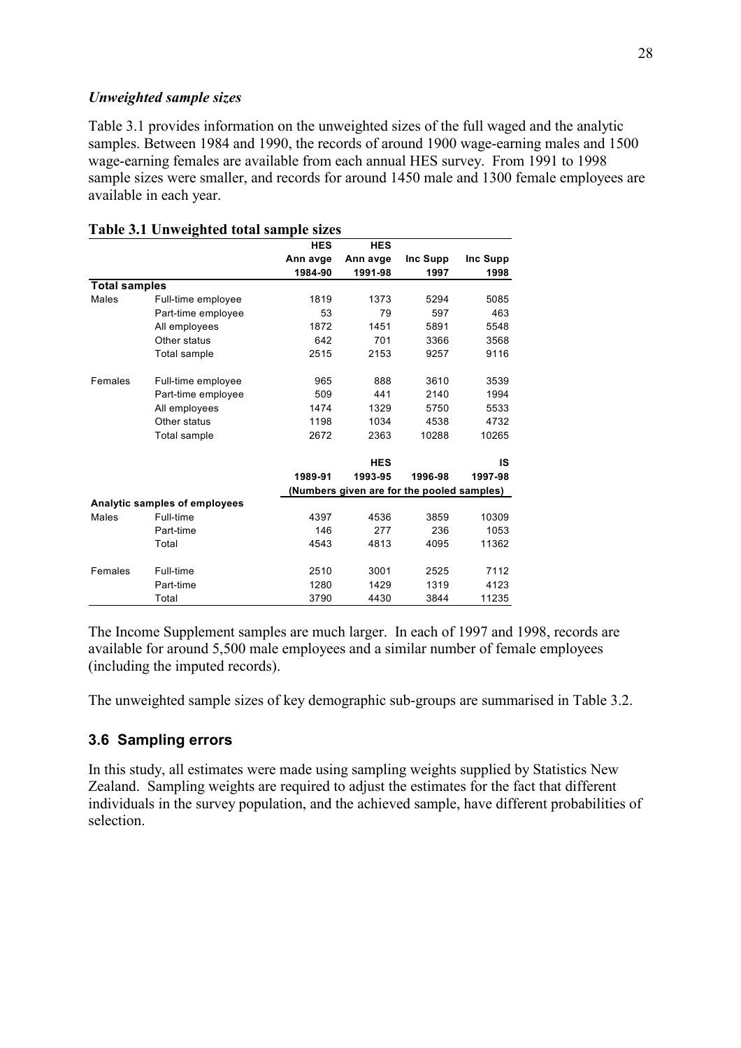*Unweighted sample sizes*

Table 3.1 provides information on the unweighted sizes of the full waged and the analytic samples. Between 1984 and 1990, the records of around 1900 wage-earning males and 1500 wage-earning females are available from each annual HES survey. From 1991 to 1998 sample sizes were smaller, and records for around 1450 male and 1300 female employees are available in each year.

**Table 3.1 Unweighted total sample sizes**

| | | HES Ann avge 1984-90 | HES Ann avge 1991-98 | Inc Supp 1997 | Inc Supp 1998 |
|---|---|---|---|---|---|
| **Total samples** | | | | | |
| Males | Full-time employee | 1819 | 1373 | 5294 | 5085 |
| | Part-time employee | 53 | 79 | 597 | 463 |
| | All employees | 1872 | 1451 | 5891 | 5548 |
| | Other status | 642 | 701 | 3366 | 3568 |
| | Total sample | 2515 | 2153 | 9257 | 9116 |
| Females | Full-time employee | 965 | 888 | 3610 | 3539 |
| | Part-time employee | 509 | 441 | 2140 | 1994 |
| | All employees | 1474 | 1329 | 5750 | 5533 |
| | Other status | 1198 | 1034 | 4538 | 4732 |
| | Total sample | 2672 | 2363 | 10288 | 10265 |
| | | | **HES** | | **IS** |
| | | **1989-91** | **1993-95** | **1996-98** | **1997-98** |
| | | (Numbers given are for the pooled samples) | | | |
| **Analytic samples of employees** | | | | | |
| Males | Full-time | 4397 | 4536 | 3859 | 10309 |
| | Part-time | 146 | 277 | 236 | 1053 |
| | Total | 4543 | 4813 | 4095 | 11362 |
| Females | Full-time | 2510 | 3001 | 2525 | 7112 |
| | Part-time | 1280 | 1429 | 1319 | 4123 |
| | Total | 3790 | 4430 | 3844 | 11235 |

The Income Supplement samples are much larger. In each of 1997 and 1998, records are available for around 5,500 male employees and a similar number of female employees (including the imputed records).

The unweighted sample sizes of key demographic sub-groups are summarised in Table 3.2.

## 3.6 Sampling errors

In this study, all estimates were made using sampling weights supplied by Statistics New Zealand. Sampling weights are required to adjust the estimates for the fact that different individuals in the survey population, and the achieved sample, have different probabilities of selection.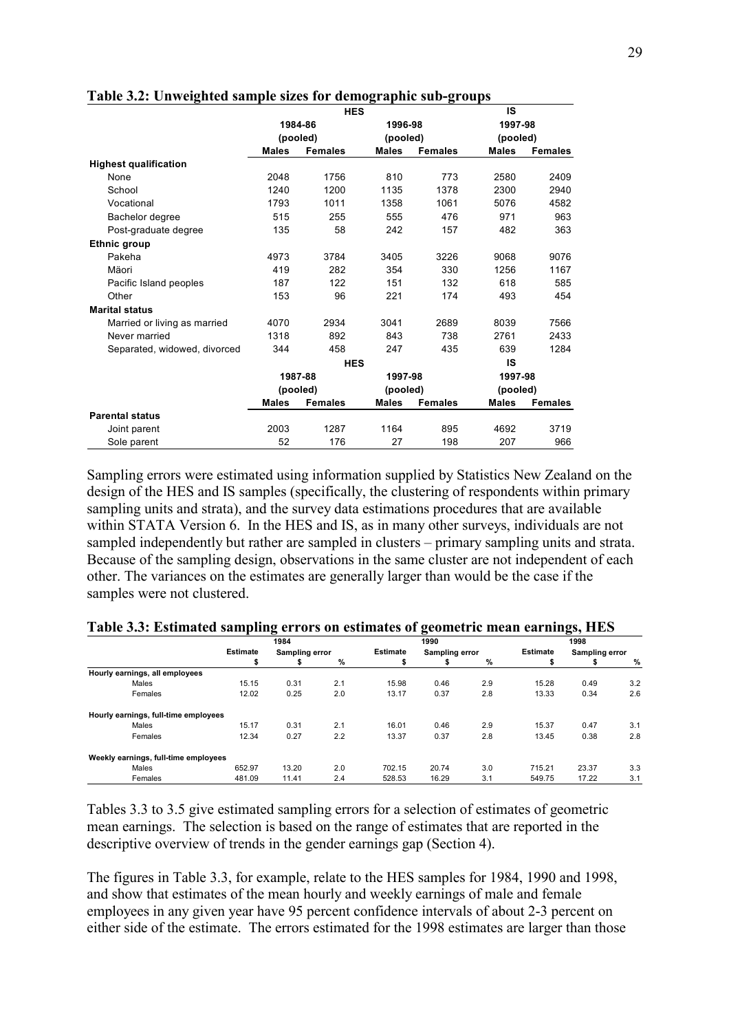**Table 3.2: Unweighted sample sizes for demographic sub-groups**

| | HES | | | | IS | |
|---|---|---|---|---|---|---|
| | 1984-86 (pooled) | | 1996-98 (pooled) | | 1997-98 (pooled) | |
| | Males | Females | Males | Females | Males | Females |
| **Highest qualification** | | | | | | |
| None | 2048 | 1756 | 810 | 773 | 2580 | 2409 |
| School | 1240 | 1200 | 1135 | 1378 | 2300 | 2940 |
| Vocational | 1793 | 1011 | 1358 | 1061 | 5076 | 4582 |
| Bachelor degree | 515 | 255 | 555 | 476 | 971 | 963 |
| Post-graduate degree | 135 | 58 | 242 | 157 | 482 | 363 |
| **Ethnic group** | | | | | | |
| Pakeha | 4973 | 3784 | 3405 | 3226 | 9068 | 9076 |
| Mäori | 419 | 282 | 354 | 330 | 1256 | 1167 |
| Pacific Island peoples | 187 | 122 | 151 | 132 | 618 | 585 |
| Other | 153 | 96 | 221 | 174 | 493 | 454 |
| **Marital status** | | | | | | |
| Married or living as married | 4070 | 2934 | 3041 | 2689 | 8039 | 7566 |
| Never married | 1318 | 892 | 843 | 738 | 2761 | 2433 |
| Separated, widowed, divorced | 344 | 458 | 247 | 435 | 639 | 1284 |
| | HES | | | | IS | |
| | 1987-88 (pooled) | | 1997-98 (pooled) | | 1997-98 (pooled) | |
| | Males | Females | Males | Females | Males | Females |
| **Parental status** | | | | | | |
| Joint parent | 2003 | 1287 | 1164 | 895 | 4692 | 3719 |
| Sole parent | 52 | 176 | 27 | 198 | 207 | 966 |

Sampling errors were estimated using information supplied by Statistics New Zealand on the design of the HES and IS samples (specifically, the clustering of respondents within primary sampling units and strata), and the survey data estimations procedures that are available within STATA Version 6. In the HES and IS, as in many other surveys, individuals are not sampled independently but rather are sampled in clusters – primary sampling units and strata. Because of the sampling design, observations in the same cluster are not independent of each other. The variances on the estimates are generally larger than would be the case if the samples were not clustered.

**Table 3.3: Estimated sampling errors on estimates of geometric mean earnings, HES**

| | 1984 | | | 1990 | | | 1998 | | |
|---|---|---|---|---|---|---|---|---|---|
| | Estimate | Sampling error | | Estimate | Sampling error | | Estimate | Sampling error | |
| | $ | $ | % | $ | $ | % | $ | $ | % |
| **Hourly earnings, all employees** | | | | | | | | | |
| Males | 15.15 | 0.31 | 2.1 | 15.98 | 0.46 | 2.9 | 15.28 | 0.49 | 3.2 |
| Females | 12.02 | 0.25 | 2.0 | 13.17 | 0.37 | 2.8 | 13.33 | 0.34 | 2.6 |
| **Hourly earnings, full-time employees** | | | | | | | | | |
| Males | 15.17 | 0.31 | 2.1 | 16.01 | 0.46 | 2.9 | 15.37 | 0.47 | 3.1 |
| Females | 12.34 | 0.27 | 2.2 | 13.37 | 0.37 | 2.8 | 13.45 | 0.38 | 2.8 |
| **Weekly earnings, full-time employees** | | | | | | | | | |
| Males | 652.97 | 13.20 | 2.0 | 702.15 | 20.74 | 3.0 | 715.21 | 23.37 | 3.3 |
| Females | 481.09 | 11.41 | 2.4 | 528.53 | 16.29 | 3.1 | 549.75 | 17.22 | 3.1 |

Tables 3.3 to 3.5 give estimated sampling errors for a selection of estimates of geometric mean earnings. The selection is based on the range of estimates that are reported in the descriptive overview of trends in the gender earnings gap (Section 4).

The figures in Table 3.3, for example, relate to the HES samples for 1984, 1990 and 1998, and show that estimates of the mean hourly and weekly earnings of male and female employees in any given year have 95 percent confidence intervals of about 2-3 percent on either side of the estimate. The errors estimated for the 1998 estimates are larger than those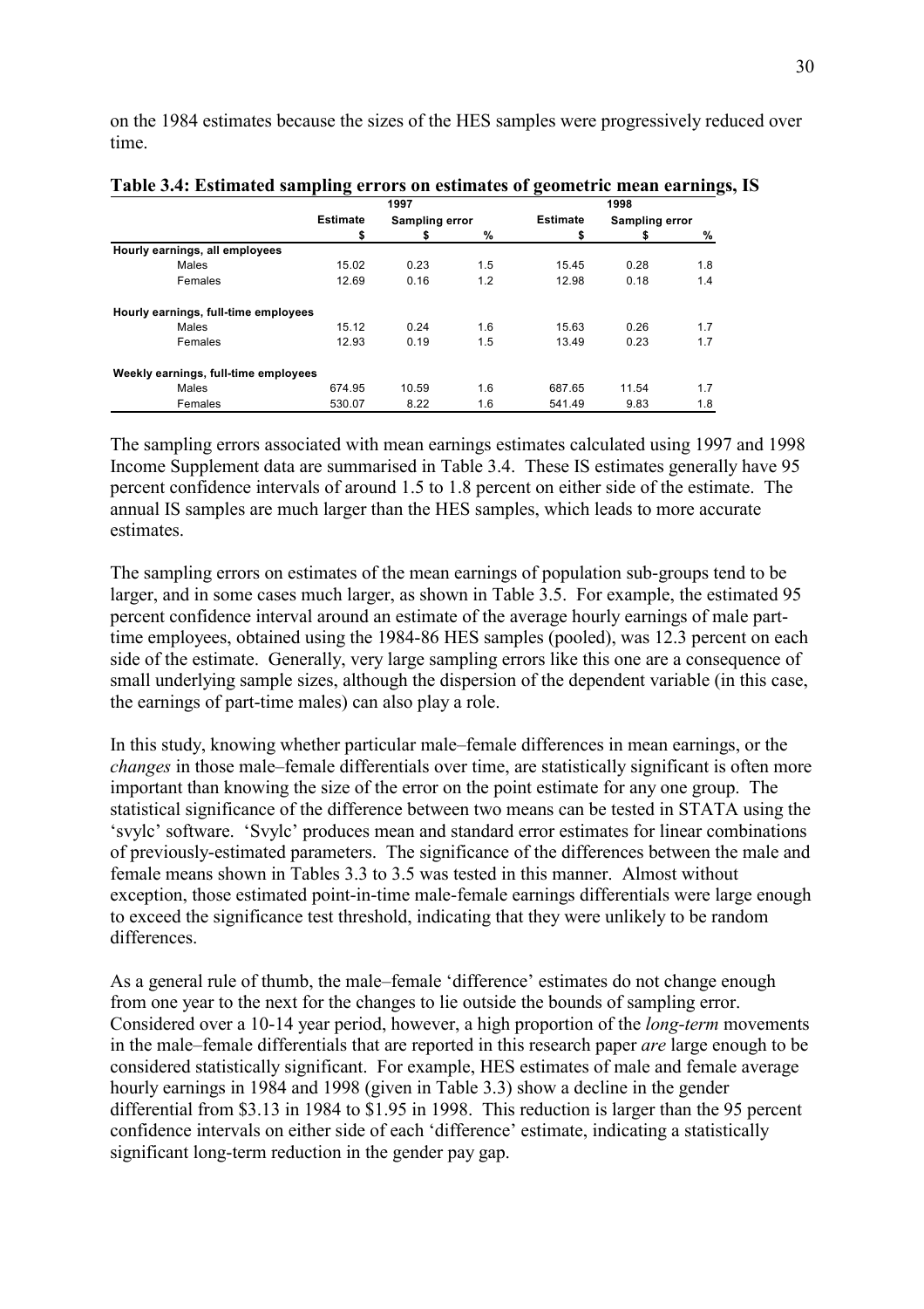on the 1984 estimates because the sizes of the HES samples were progressively reduced over time.

**Table 3.4: Estimated sampling errors on estimates of geometric mean earnings, IS**

| | 1997 | | | 1998 | | |
|---|---|---|---|---|---|---|
| | Estimate | Sampling error | | Estimate | Sampling error | |
| | $ | $ | % | $ | $ | % |
| **Hourly earnings, all employees** | | | | | | |
| Males | 15.02 | 0.23 | 1.5 | 15.45 | 0.28 | 1.8 |
| Females | 12.69 | 0.16 | 1.2 | 12.98 | 0.18 | 1.4 |
| **Hourly earnings, full-time employees** | | | | | | |
| Males | 15.12 | 0.24 | 1.6 | 15.63 | 0.26 | 1.7 |
| Females | 12.93 | 0.19 | 1.5 | 13.49 | 0.23 | 1.7 |
| **Weekly earnings, full-time employees** | | | | | | |
| Males | 674.95 | 10.59 | 1.6 | 687.65 | 11.54 | 1.7 |
| Females | 530.07 | 8.22 | 1.6 | 541.49 | 9.83 | 1.8 |

The sampling errors associated with mean earnings estimates calculated using 1997 and 1998 Income Supplement data are summarised in Table 3.4. These IS estimates generally have 95 percent confidence intervals of around 1.5 to 1.8 percent on either side of the estimate. The annual IS samples are much larger than the HES samples, which leads to more accurate estimates.

The sampling errors on estimates of the mean earnings of population sub-groups tend to be larger, and in some cases much larger, as shown in Table 3.5. For example, the estimated 95 percent confidence interval around an estimate of the average hourly earnings of male part-time employees, obtained using the 1984-86 HES samples (pooled), was 12.3 percent on each side of the estimate. Generally, very large sampling errors like this one are a consequence of small underlying sample sizes, although the dispersion of the dependent variable (in this case, the earnings of part-time males) can also play a role.

In this study, knowing whether particular male–female differences in mean earnings, or the *changes* in those male–female differentials over time, are statistically significant is often more important than knowing the size of the error on the point estimate for any one group. The statistical significance of the difference between two means can be tested in STATA using the 'svylc' software. 'Svylc' produces mean and standard error estimates for linear combinations of previously-estimated parameters. The significance of the differences between the male and female means shown in Tables 3.3 to 3.5 was tested in this manner. Almost without exception, those estimated point-in-time male-female earnings differentials were large enough to exceed the significance test threshold, indicating that they were unlikely to be random differences.

As a general rule of thumb, the male–female 'difference' estimates do not change enough from one year to the next for the changes to lie outside the bounds of sampling error. Considered over a 10-14 year period, however, a high proportion of the *long-term* movements in the male–female differentials that are reported in this research paper *are* large enough to be considered statistically significant. For example, HES estimates of male and female average hourly earnings in 1984 and 1998 (given in Table 3.3) show a decline in the gender differential from $3.13 in 1984 to $1.95 in 1998. This reduction is larger than the 95 percent confidence intervals on either side of each 'difference' estimate, indicating a statistically significant long-term reduction in the gender pay gap.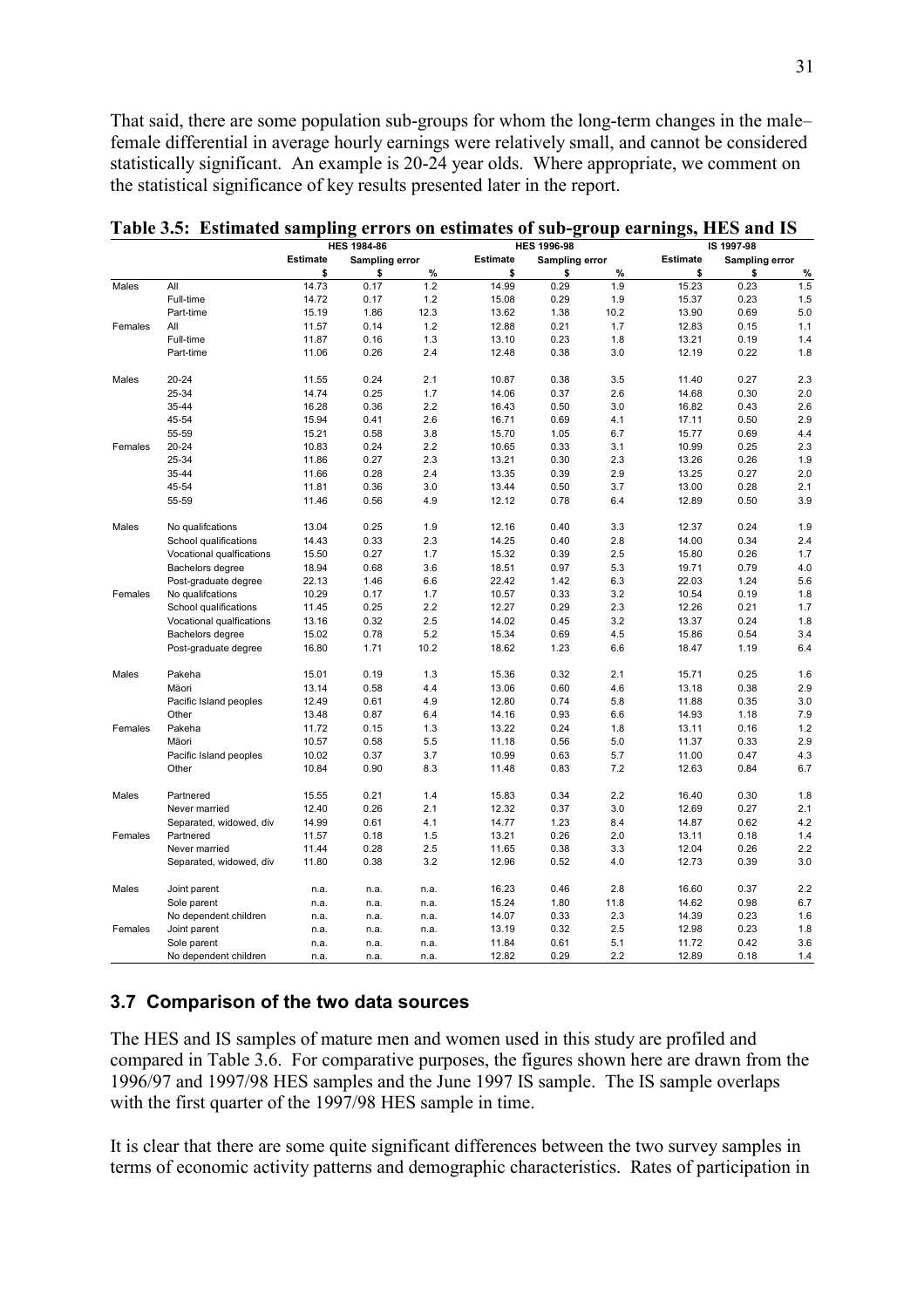That said, there are some population sub-groups for whom the long-term changes in the male–female differential in average hourly earnings were relatively small, and cannot be considered statistically significant. An example is 20-24 year olds. Where appropriate, we comment on the statistical significance of key results presented later in the report.

**Table 3.5: Estimated sampling errors on estimates of sub-group earnings, HES and IS**

| | | HES 1984-86 | | | HES 1996-98 | | | IS 1997-98 | | |
|---|---|---|---|---|---|---|---|---|---|---|
| | | Estimate | Sampling error | | Estimate | Sampling error | | Estimate | Sampling error | |
| | | $ | $ | % | $ | $ | % | $ | $ | % |
| Males | All | 14.73 | 0.17 | 1.2 | 14.99 | 0.29 | 1.9 | 15.23 | 0.23 | 1.5 |
| | Full-time | 14.72 | 0.17 | 1.2 | 15.08 | 0.29 | 1.9 | 15.37 | 0.23 | 1.5 |
| | Part-time | 15.19 | 1.86 | 12.3 | 13.62 | 1.38 | 10.2 | 13.90 | 0.69 | 5.0 |
| Females | All | 11.57 | 0.14 | 1.2 | 12.88 | 0.21 | 1.7 | 12.83 | 0.15 | 1.1 |
| | Full-time | 11.87 | 0.16 | 1.3 | 13.10 | 0.23 | 1.8 | 13.21 | 0.19 | 1.4 |
| | Part-time | 11.06 | 0.26 | 2.4 | 12.48 | 0.38 | 3.0 | 12.19 | 0.22 | 1.8 |
| Males | 20-24 | 11.55 | 0.24 | 2.1 | 10.87 | 0.38 | 3.5 | 11.40 | 0.27 | 2.3 |
| | 25-34 | 14.74 | 0.25 | 1.7 | 14.06 | 0.37 | 2.6 | 14.68 | 0.30 | 2.0 |
| | 35-44 | 16.28 | 0.36 | 2.2 | 16.43 | 0.50 | 3.0 | 16.82 | 0.43 | 2.6 |
| | 45-54 | 15.94 | 0.41 | 2.6 | 16.71 | 0.69 | 4.1 | 17.11 | 0.50 | 2.9 |
| | 55-59 | 15.21 | 0.58 | 3.8 | 15.70 | 1.05 | 6.7 | 15.77 | 0.69 | 4.4 |
| Females | 20-24 | 10.83 | 0.24 | 2.2 | 10.65 | 0.33 | 3.1 | 10.99 | 0.25 | 2.3 |
| | 25-34 | 11.86 | 0.27 | 2.3 | 13.21 | 0.30 | 2.3 | 13.26 | 0.26 | 1.9 |
| | 35-44 | 11.66 | 0.28 | 2.4 | 13.35 | 0.39 | 2.9 | 13.25 | 0.27 | 2.0 |
| | 45-54 | 11.81 | 0.36 | 3.0 | 13.44 | 0.50 | 3.7 | 13.00 | 0.28 | 2.1 |
| | 55-59 | 11.46 | 0.56 | 4.9 | 12.12 | 0.78 | 6.4 | 12.89 | 0.50 | 3.9 |
| Males | No qualifcations | 13.04 | 0.25 | 1.9 | 12.16 | 0.40 | 3.3 | 12.37 | 0.24 | 1.9 |
| | School qualifications | 14.43 | 0.33 | 2.3 | 14.25 | 0.40 | 2.8 | 14.00 | 0.34 | 2.4 |
| | Vocational qualfications | 15.50 | 0.27 | 1.7 | 15.32 | 0.39 | 2.5 | 15.80 | 0.26 | 1.7 |
| | Bachelors degree | 18.94 | 0.68 | 3.6 | 18.51 | 0.97 | 5.3 | 19.71 | 0.79 | 4.0 |
| | Post-graduate degree | 22.13 | 1.46 | 6.6 | 22.42 | 1.42 | 6.3 | 22.03 | 1.24 | 5.6 |
| Females | No qualifcations | 10.29 | 0.17 | 1.7 | 10.57 | 0.33 | 3.2 | 10.54 | 0.19 | 1.8 |
| | School qualifications | 11.45 | 0.25 | 2.2 | 12.27 | 0.29 | 2.3 | 12.26 | 0.21 | 1.7 |
| | Vocational qualfications | 13.16 | 0.32 | 2.5 | 14.02 | 0.45 | 3.2 | 13.37 | 0.24 | 1.8 |
| | Bachelors degree | 15.02 | 0.78 | 5.2 | 15.34 | 0.69 | 4.5 | 15.86 | 0.54 | 3.4 |
| | Post-graduate degree | 16.80 | 1.71 | 10.2 | 18.62 | 1.23 | 6.6 | 18.47 | 1.19 | 6.4 |
| Males | Pakeha | 15.01 | 0.19 | 1.3 | 15.36 | 0.32 | 2.1 | 15.71 | 0.25 | 1.6 |
| | Mäori | 13.14 | 0.58 | 4.4 | 13.06 | 0.60 | 4.6 | 13.18 | 0.38 | 2.9 |
| | Pacific Island peoples | 12.49 | 0.61 | 4.9 | 12.80 | 0.74 | 5.8 | 11.88 | 0.35 | 3.0 |
| | Other | 13.48 | 0.87 | 6.4 | 14.16 | 0.93 | 6.6 | 14.93 | 1.18 | 7.9 |
| Females | Pakeha | 11.72 | 0.15 | 1.3 | 13.22 | 0.24 | 1.8 | 13.11 | 0.16 | 1.2 |
| | Mäori | 10.57 | 0.58 | 5.5 | 11.18 | 0.56 | 5.0 | 11.37 | 0.33 | 2.9 |
| | Pacific Island peoples | 10.02 | 0.37 | 3.7 | 10.99 | 0.63 | 5.7 | 11.00 | 0.47 | 4.3 |
| | Other | 10.84 | 0.90 | 8.3 | 11.48 | 0.83 | 7.2 | 12.63 | 0.84 | 6.7 |
| Males | Partnered | 15.55 | 0.21 | 1.4 | 15.83 | 0.34 | 2.2 | 16.40 | 0.30 | 1.8 |
| | Never married | 12.40 | 0.26 | 2.1 | 12.32 | 0.37 | 3.0 | 12.69 | 0.27 | 2.1 |
| | Separated, widowed, div | 14.99 | 0.61 | 4.1 | 14.77 | 1.23 | 8.4 | 14.87 | 0.62 | 4.2 |
| Females | Partnered | 11.57 | 0.18 | 1.5 | 13.21 | 0.26 | 2.0 | 13.11 | 0.18 | 1.4 |
| | Never married | 11.44 | 0.28 | 2.5 | 11.65 | 0.38 | 3.3 | 12.04 | 0.26 | 2.2 |
| | Separated, widowed, div | 11.80 | 0.38 | 3.2 | 12.96 | 0.52 | 4.0 | 12.73 | 0.39 | 3.0 |
| Males | Joint parent | n.a. | n.a. | n.a. | 16.23 | 0.46 | 2.8 | 16.60 | 0.37 | 2.2 |
| | Sole parent | n.a. | n.a. | n.a. | 15.24 | 1.80 | 11.8 | 14.62 | 0.98 | 6.7 |
| | No dependent children | n.a. | n.a. | n.a. | 14.07 | 0.33 | 2.3 | 14.39 | 0.23 | 1.6 |
| Females | Joint parent | n.a. | n.a. | n.a. | 13.19 | 0.32 | 2.5 | 12.98 | 0.23 | 1.8 |
| | Sole parent | n.a. | n.a. | n.a. | 11.84 | 0.61 | 5.1 | 11.72 | 0.42 | 3.6 |
| | No dependent children | n.a. | n.a. | n.a. | 12.82 | 0.29 | 2.2 | 12.89 | 0.18 | 1.4 |

## 3.7 Comparison of the two data sources

The HES and IS samples of mature men and women used in this study are profiled and compared in Table 3.6. For comparative purposes, the figures shown here are drawn from the 1996/97 and 1997/98 HES samples and the June 1997 IS sample. The IS sample overlaps with the first quarter of the 1997/98 HES sample in time.

It is clear that there are some quite significant differences between the two survey samples in terms of economic activity patterns and demographic characteristics. Rates of participation in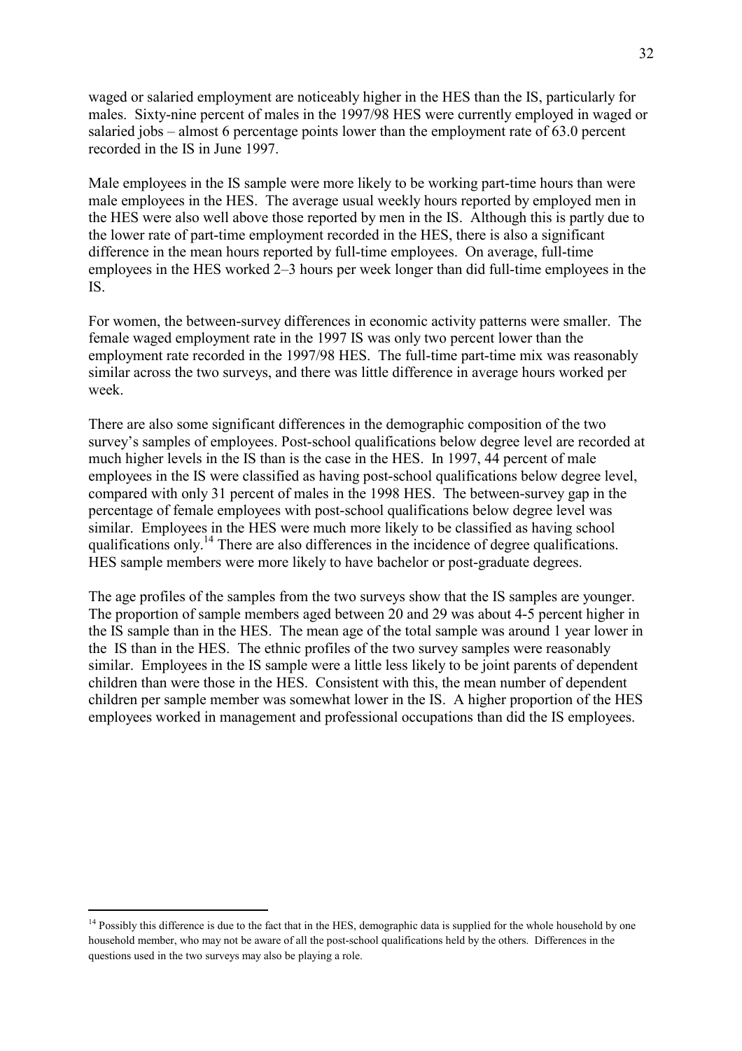waged or salaried employment are noticeably higher in the HES than the IS, particularly for males. Sixty-nine percent of males in the 1997/98 HES were currently employed in waged or salaried jobs – almost 6 percentage points lower than the employment rate of 63.0 percent recorded in the IS in June 1997.

Male employees in the IS sample were more likely to be working part-time hours than were male employees in the HES. The average usual weekly hours reported by employed men in the HES were also well above those reported by men in the IS. Although this is partly due to the lower rate of part-time employment recorded in the HES, there is also a significant difference in the mean hours reported by full-time employees. On average, full-time employees in the HES worked 2–3 hours per week longer than did full-time employees in the IS.

For women, the between-survey differences in economic activity patterns were smaller. The female waged employment rate in the 1997 IS was only two percent lower than the employment rate recorded in the 1997/98 HES. The full-time part-time mix was reasonably similar across the two surveys, and there was little difference in average hours worked per week.

There are also some significant differences in the demographic composition of the two survey's samples of employees. Post-school qualifications below degree level are recorded at much higher levels in the IS than is the case in the HES. In 1997, 44 percent of male employees in the IS were classified as having post-school qualifications below degree level, compared with only 31 percent of males in the 1998 HES. The between-survey gap in the percentage of female employees with post-school qualifications below degree level was similar. Employees in the HES were much more likely to be classified as having school qualifications only.[14] There are also differences in the incidence of degree qualifications. HES sample members were more likely to have bachelor or post-graduate degrees.

The age profiles of the samples from the two surveys show that the IS samples are younger. The proportion of sample members aged between 20 and 29 was about 4-5 percent higher in the IS sample than in the HES. The mean age of the total sample was around 1 year lower in the IS than in the HES. The ethnic profiles of the two survey samples were reasonably similar. Employees in the IS sample were a little less likely to be joint parents of dependent children than were those in the HES. Consistent with this, the mean number of dependent children per sample member was somewhat lower in the IS. A higher proportion of the HES employees worked in management and professional occupations than did the IS employees.

[14] Possibly this difference is due to the fact that in the HES, demographic data is supplied for the whole household by one household member, who may not be aware of all the post-school qualifications held by the others. Differences in the questions used in the two surveys may also be playing a role.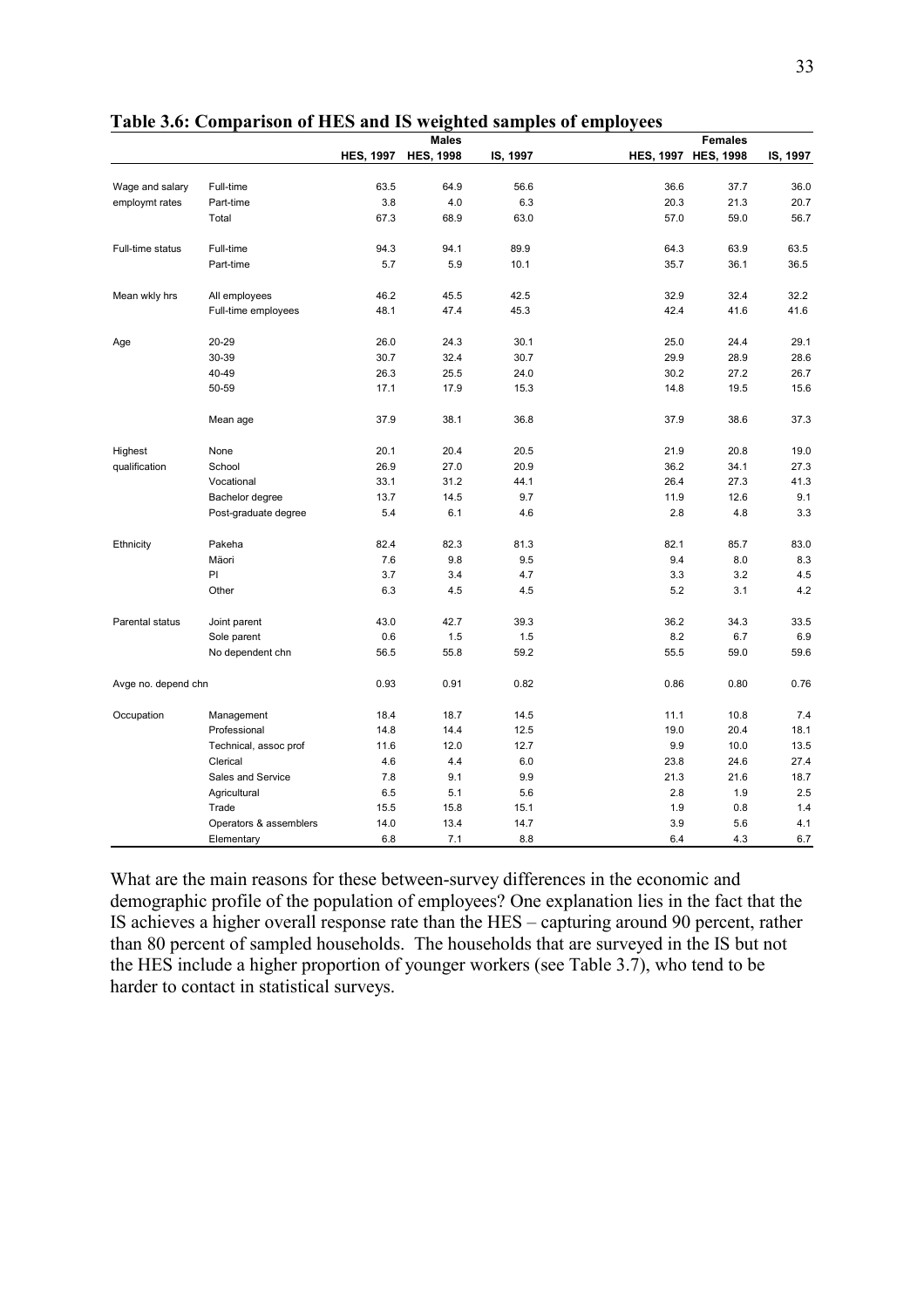**Table 3.6: Comparison of HES and IS weighted samples of employees**

| | | Males | | | Females | | |
|---|---|---|---|---|---|---|---|
| | | HES, 1997 | HES, 1998 | IS, 1997 | HES, 1997 | HES, 1998 | IS, 1997 |
| Wage and salary | Full-time | 63.5 | 64.9 | 56.6 | 36.6 | 37.7 | 36.0 |
| employmt rates | Part-time | 3.8 | 4.0 | 6.3 | 20.3 | 21.3 | 20.7 |
| | Total | 67.3 | 68.9 | 63.0 | 57.0 | 59.0 | 56.7 |
| Full-time status | Full-time | 94.3 | 94.1 | 89.9 | 64.3 | 63.9 | 63.5 |
| | Part-time | 5.7 | 5.9 | 10.1 | 35.7 | 36.1 | 36.5 |
| Mean wkly hrs | All employees | 46.2 | 45.5 | 42.5 | 32.9 | 32.4 | 32.2 |
| | Full-time employees | 48.1 | 47.4 | 45.3 | 42.4 | 41.6 | 41.6 |
| Age | 20-29 | 26.0 | 24.3 | 30.1 | 25.0 | 24.4 | 29.1 |
| | 30-39 | 30.7 | 32.4 | 30.7 | 29.9 | 28.9 | 28.6 |
| | 40-49 | 26.3 | 25.5 | 24.0 | 30.2 | 27.2 | 26.7 |
| | 50-59 | 17.1 | 17.9 | 15.3 | 14.8 | 19.5 | 15.6 |
| | Mean age | 37.9 | 38.1 | 36.8 | 37.9 | 38.6 | 37.3 |
| Highest | None | 20.1 | 20.4 | 20.5 | 21.9 | 20.8 | 19.0 |
| qualification | School | 26.9 | 27.0 | 20.9 | 36.2 | 34.1 | 27.3 |
| | Vocational | 33.1 | 31.2 | 44.1 | 26.4 | 27.3 | 41.3 |
| | Bachelor degree | 13.7 | 14.5 | 9.7 | 11.9 | 12.6 | 9.1 |
| | Post-graduate degree | 5.4 | 6.1 | 4.6 | 2.8 | 4.8 | 3.3 |
| Ethnicity | Pakeha | 82.4 | 82.3 | 81.3 | 82.1 | 85.7 | 83.0 |
| | Mäori | 7.6 | 9.8 | 9.5 | 9.4 | 8.0 | 8.3 |
| | PI | 3.7 | 3.4 | 4.7 | 3.3 | 3.2 | 4.5 |
| | Other | 6.3 | 4.5 | 4.5 | 5.2 | 3.1 | 4.2 |
| Parental status | Joint parent | 43.0 | 42.7 | 39.3 | 36.2 | 34.3 | 33.5 |
| | Sole parent | 0.6 | 1.5 | 1.5 | 8.2 | 6.7 | 6.9 |
| | No dependent chn | 56.5 | 55.8 | 59.2 | 55.5 | 59.0 | 59.6 |
| Avge no. depend chn | | 0.93 | 0.91 | 0.82 | 0.86 | 0.80 | 0.76 |
| Occupation | Management | 18.4 | 18.7 | 14.5 | 11.1 | 10.8 | 7.4 |
| | Professional | 14.8 | 14.4 | 12.5 | 19.0 | 20.4 | 18.1 |
| | Technical, assoc prof | 11.6 | 12.0 | 12.7 | 9.9 | 10.0 | 13.5 |
| | Clerical | 4.6 | 4.4 | 6.0 | 23.8 | 24.6 | 27.4 |
| | Sales and Service | 7.8 | 9.1 | 9.9 | 21.3 | 21.6 | 18.7 |
| | Agricultural | 6.5 | 5.1 | 5.6 | 2.8 | 1.9 | 2.5 |
| | Trade | 15.5 | 15.8 | 15.1 | 1.9 | 0.8 | 1.4 |
| | Operators & assemblers | 14.0 | 13.4 | 14.7 | 3.9 | 5.6 | 4.1 |
| | Elementary | 6.8 | 7.1 | 8.8 | 6.4 | 4.3 | 6.7 |

What are the main reasons for these between-survey differences in the economic and demographic profile of the population of employees? One explanation lies in the fact that the IS achieves a higher overall response rate than the HES – capturing around 90 percent, rather than 80 percent of sampled households. The households that are surveyed in the IS but not the HES include a higher proportion of younger workers (see Table 3.7), who tend to be harder to contact in statistical surveys.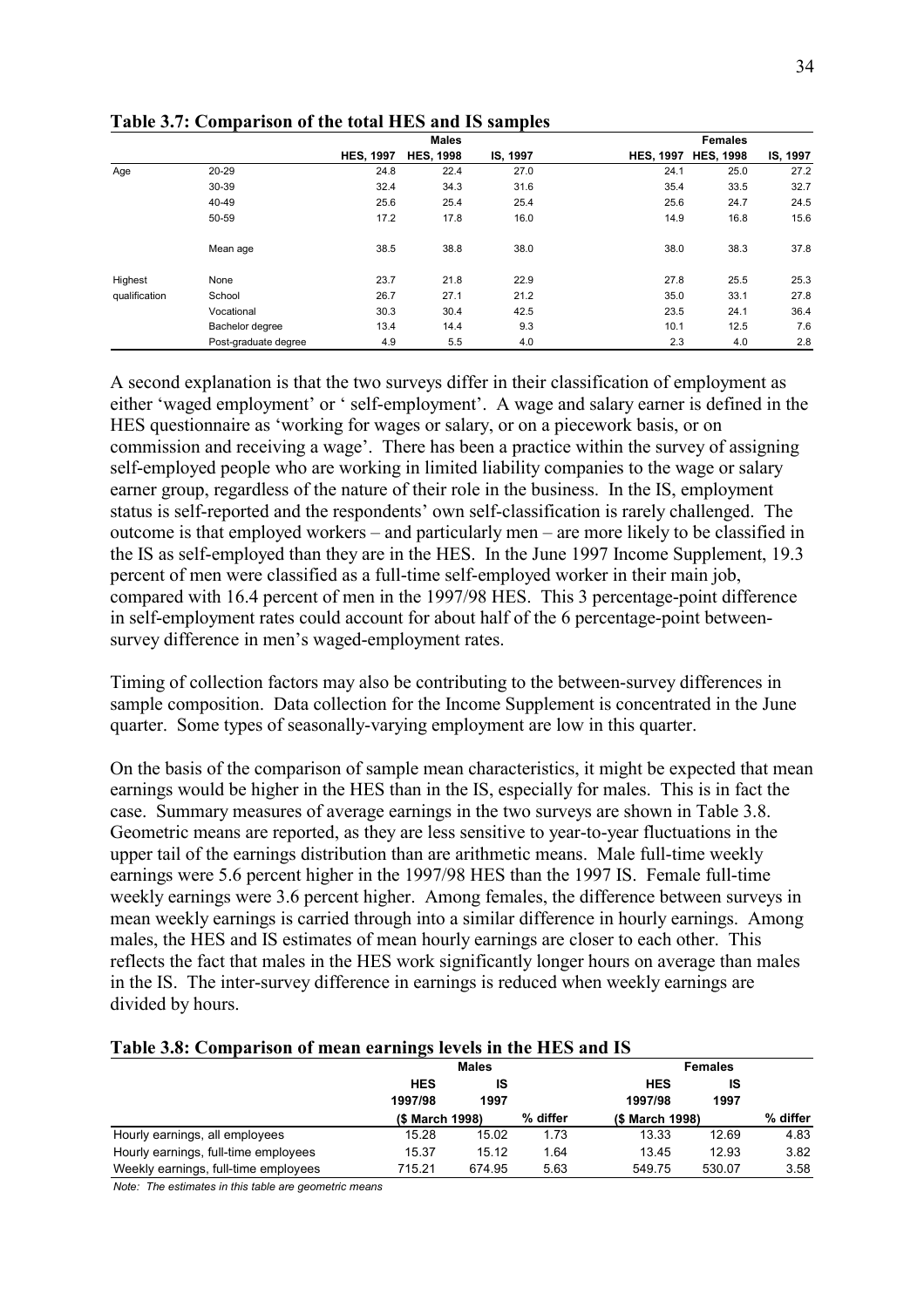**Table 3.7: Comparison of the total HES and IS samples**

| | | Males | | | Females | | |
|---|---|---|---|---|---|---|---|
| | | HES, 1997 | HES, 1998 | IS, 1997 | HES, 1997 | HES, 1998 | IS, 1997 |
| Age | 20-29 | 24.8 | 22.4 | 27.0 | 24.1 | 25.0 | 27.2 |
| | 30-39 | 32.4 | 34.3 | 31.6 | 35.4 | 33.5 | 32.7 |
| | 40-49 | 25.6 | 25.4 | 25.4 | 25.6 | 24.7 | 24.5 |
| | 50-59 | 17.2 | 17.8 | 16.0 | 14.9 | 16.8 | 15.6 |
| | Mean age | 38.5 | 38.8 | 38.0 | 38.0 | 38.3 | 37.8 |
| Highest qualification | None | 23.7 | 21.8 | 22.9 | 27.8 | 25.5 | 25.3 |
| | School | 26.7 | 27.1 | 21.2 | 35.0 | 33.1 | 27.8 |
| | Vocational | 30.3 | 30.4 | 42.5 | 23.5 | 24.1 | 36.4 |
| | Bachelor degree | 13.4 | 14.4 | 9.3 | 10.1 | 12.5 | 7.6 |
| | Post-graduate degree | 4.9 | 5.5 | 4.0 | 2.3 | 4.0 | 2.8 |

A second explanation is that the two surveys differ in their classification of employment as either 'waged employment' or ' self-employment'. A wage and salary earner is defined in the HES questionnaire as 'working for wages or salary, or on a piecework basis, or on commission and receiving a wage'. There has been a practice within the survey of assigning self-employed people who are working in limited liability companies to the wage or salary earner group, regardless of the nature of their role in the business. In the IS, employment status is self-reported and the respondents' own self-classification is rarely challenged. The outcome is that employed workers – and particularly men – are more likely to be classified in the IS as self-employed than they are in the HES. In the June 1997 Income Supplement, 19.3 percent of men were classified as a full-time self-employed worker in their main job, compared with 16.4 percent of men in the 1997/98 HES. This 3 percentage-point difference in self-employment rates could account for about half of the 6 percentage-point between-survey difference in men's waged-employment rates.

Timing of collection factors may also be contributing to the between-survey differences in sample composition. Data collection for the Income Supplement is concentrated in the June quarter. Some types of seasonally-varying employment are low in this quarter.

On the basis of the comparison of sample mean characteristics, it might be expected that mean earnings would be higher in the HES than in the IS, especially for males. This is in fact the case. Summary measures of average earnings in the two surveys are shown in Table 3.8. Geometric means are reported, as they are less sensitive to year-to-year fluctuations in the upper tail of the earnings distribution than are arithmetic means. Male full-time weekly earnings were 5.6 percent higher in the 1997/98 HES than the 1997 IS. Female full-time weekly earnings were 3.6 percent higher. Among females, the difference between surveys in mean weekly earnings is carried through into a similar difference in hourly earnings. Among males, the HES and IS estimates of mean hourly earnings are closer to each other. This reflects the fact that males in the HES work significantly longer hours on average than males in the IS. The inter-survey difference in earnings is reduced when weekly earnings are divided by hours.

**Table 3.8: Comparison of mean earnings levels in the HES and IS**

| | Males | | | Females | | |
|---|---|---|---|---|---|---|
| | HES 1997/98 | IS 1997 | | HES 1997/98 | IS 1997 | |
| | ($ March 1998) | | % differ | ($ March 1998) | | % differ |
| Hourly earnings, all employees | 15.28 | 15.02 | 1.73 | 13.33 | 12.69 | 4.83 |
| Hourly earnings, full-time employees | 15.37 | 15.12 | 1.64 | 13.45 | 12.93 | 3.82 |
| Weekly earnings, full-time employees | 715.21 | 674.95 | 5.63 | 549.75 | 530.07 | 3.58 |

*Note: The estimates in this table are geometric means*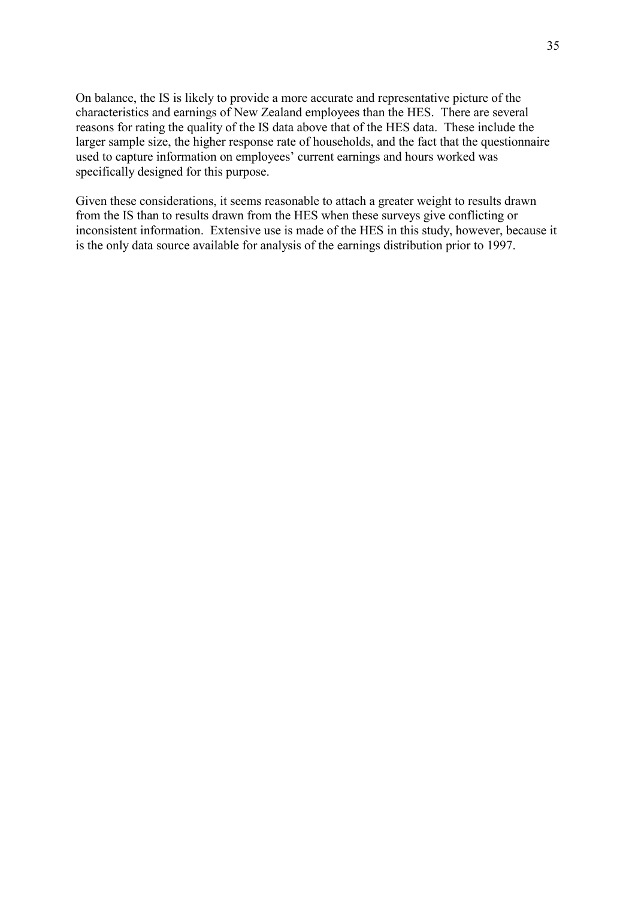On balance, the IS is likely to provide a more accurate and representative picture of the characteristics and earnings of New Zealand employees than the HES. There are several reasons for rating the quality of the IS data above that of the HES data. These include the larger sample size, the higher response rate of households, and the fact that the questionnaire used to capture information on employees' current earnings and hours worked was specifically designed for this purpose.

Given these considerations, it seems reasonable to attach a greater weight to results drawn from the IS than to results drawn from the HES when these surveys give conflicting or inconsistent information. Extensive use is made of the HES in this study, however, because it is the only data source available for analysis of the earnings distribution prior to 1997.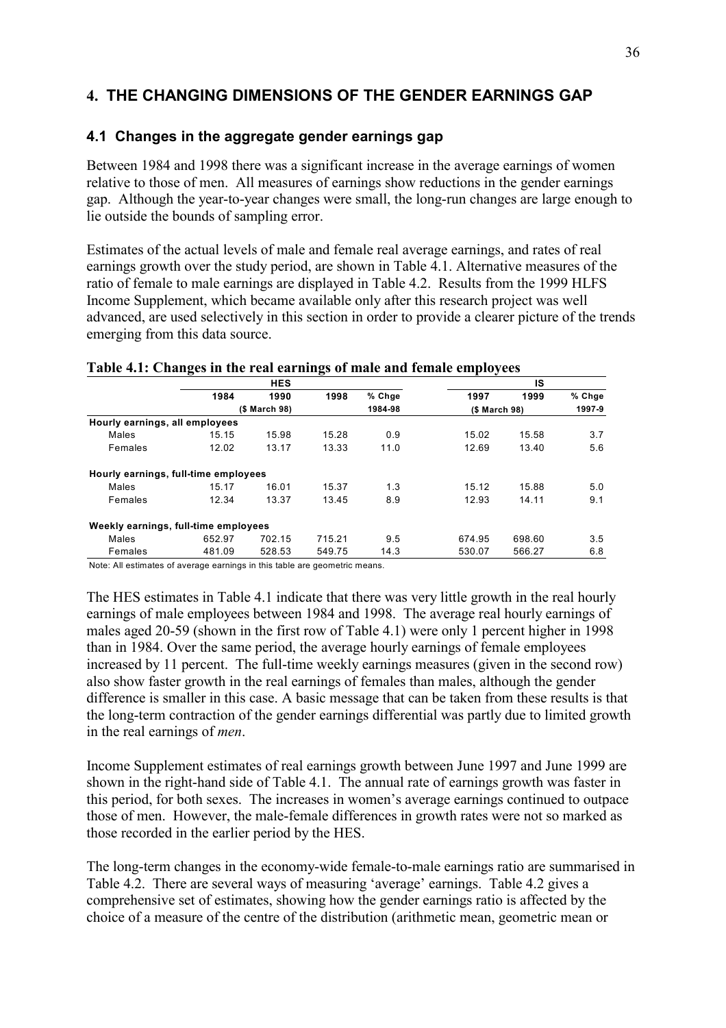# 4. THE CHANGING DIMENSIONS OF THE GENDER EARNINGS GAP

## 4.1 Changes in the aggregate gender earnings gap

Between 1984 and 1998 there was a significant increase in the average earnings of women relative to those of men. All measures of earnings show reductions in the gender earnings gap. Although the year-to-year changes were small, the long-run changes are large enough to lie outside the bounds of sampling error.

Estimates of the actual levels of male and female real average earnings, and rates of real earnings growth over the study period, are shown in Table 4.1. Alternative measures of the ratio of female to male earnings are displayed in Table 4.2. Results from the 1999 HLFS Income Supplement, which became available only after this research project was well advanced, are used selectively in this section in order to provide a clearer picture of the trends emerging from this data source.

**Table 4.1: Changes in the real earnings of male and female employees**

| | HES | | | | IS | | |
|---|---|---|---|---|---|---|---|
| | 1984 | 1990 | 1998 | % Chge | 1997 | 1999 | % Chge |
| | | ($ March 98) | | 1984-98 | ($ March 98) | | 1997-9 |
| **Hourly earnings, all employees** | | | | | | | |
| Males | 15.15 | 15.98 | 15.28 | 0.9 | 15.02 | 15.58 | 3.7 |
| Females | 12.02 | 13.17 | 13.33 | 11.0 | 12.69 | 13.40 | 5.6 |
| **Hourly earnings, full-time employees** | | | | | | | |
| Males | 15.17 | 16.01 | 15.37 | 1.3 | 15.12 | 15.88 | 5.0 |
| Females | 12.34 | 13.37 | 13.45 | 8.9 | 12.93 | 14.11 | 9.1 |
| **Weekly earnings, full-time employees** | | | | | | | |
| Males | 652.97 | 702.15 | 715.21 | 9.5 | 674.95 | 698.60 | 3.5 |
| Females | 481.09 | 528.53 | 549.75 | 14.3 | 530.07 | 566.27 | 6.8 |

Note: All estimates of average earnings in this table are geometric means.

The HES estimates in Table 4.1 indicate that there was very little growth in the real hourly earnings of male employees between 1984 and 1998. The average real hourly earnings of males aged 20-59 (shown in the first row of Table 4.1) were only 1 percent higher in 1998 than in 1984. Over the same period, the average hourly earnings of female employees increased by 11 percent. The full-time weekly earnings measures (given in the second row) also show faster growth in the real earnings of females than males, although the gender difference is smaller in this case. A basic message that can be taken from these results is that the long-term contraction of the gender earnings differential was partly due to limited growth in the real earnings of *men*.

Income Supplement estimates of real earnings growth between June 1997 and June 1999 are shown in the right-hand side of Table 4.1. The annual rate of earnings growth was faster in this period, for both sexes. The increases in women's average earnings continued to outpace those of men. However, the male-female differences in growth rates were not so marked as those recorded in the earlier period by the HES.

The long-term changes in the economy-wide female-to-male earnings ratio are summarised in Table 4.2. There are several ways of measuring 'average' earnings. Table 4.2 gives a comprehensive set of estimates, showing how the gender earnings ratio is affected by the choice of a measure of the centre of the distribution (arithmetic mean, geometric mean or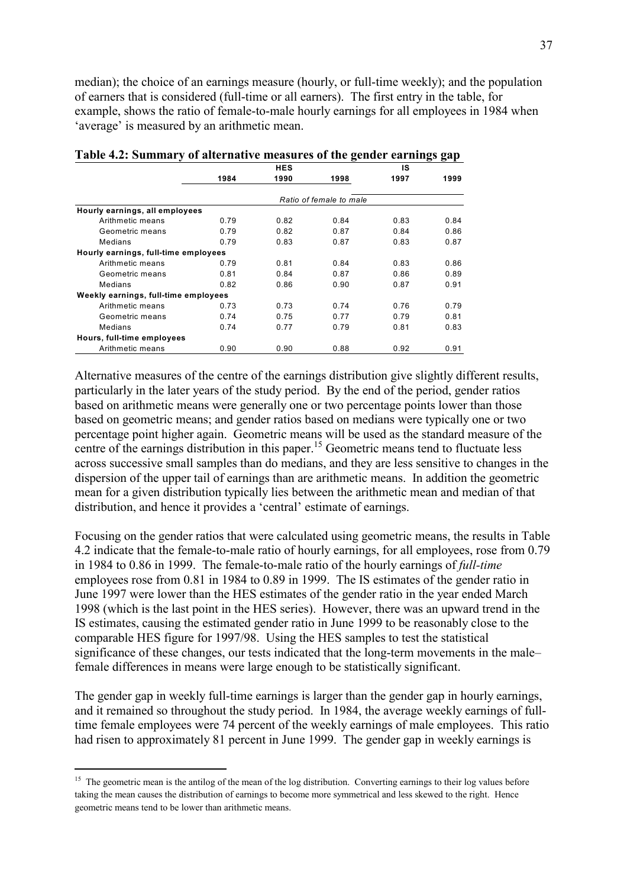median); the choice of an earnings measure (hourly, or full-time weekly); and the population of earners that is considered (full-time or all earners). The first entry in the table, for example, shows the ratio of female-to-male hourly earnings for all employees in 1984 when 'average' is measured by an arithmetic mean.

**Table 4.2: Summary of alternative measures of the gender earnings gap**

| | HES | | | IS | |
|---|---|---|---|---|---|
| | 1984 | 1990 | 1998 | 1997 | 1999 |
| | *Ratio of female to male* | | | | |
| **Hourly earnings, all employees** | | | | | |
| Arithmetic means | 0.79 | 0.82 | 0.84 | 0.83 | 0.84 |
| Geometric means | 0.79 | 0.82 | 0.87 | 0.84 | 0.86 |
| Medians | 0.79 | 0.83 | 0.87 | 0.83 | 0.87 |
| **Hourly earnings, full-time employees** | | | | | |
| Arithmetic means | 0.79 | 0.81 | 0.84 | 0.83 | 0.86 |
| Geometric means | 0.81 | 0.84 | 0.87 | 0.86 | 0.89 |
| Medians | 0.82 | 0.86 | 0.90 | 0.87 | 0.91 |
| **Weekly earnings, full-time employees** | | | | | |
| Arithmetic means | 0.73 | 0.73 | 0.74 | 0.76 | 0.79 |
| Geometric means | 0.74 | 0.75 | 0.77 | 0.79 | 0.81 |
| Medians | 0.74 | 0.77 | 0.79 | 0.81 | 0.83 |
| **Hours, full-time employees** | | | | | |
| Arithmetic means | 0.90 | 0.90 | 0.88 | 0.92 | 0.91 |

Alternative measures of the centre of the earnings distribution give slightly different results, particularly in the later years of the study period. By the end of the period, gender ratios based on arithmetic means were generally one or two percentage points lower than those based on geometric means; and gender ratios based on medians were typically one or two percentage point higher again. Geometric means will be used as the standard measure of the centre of the earnings distribution in this paper.[15] Geometric means tend to fluctuate less across successive small samples than do medians, and they are less sensitive to changes in the dispersion of the upper tail of earnings than are arithmetic means. In addition the geometric mean for a given distribution typically lies between the arithmetic mean and median of that distribution, and hence it provides a 'central' estimate of earnings.

Focusing on the gender ratios that were calculated using geometric means, the results in Table 4.2 indicate that the female-to-male ratio of hourly earnings, for all employees, rose from 0.79 in 1984 to 0.86 in 1999. The female-to-male ratio of the hourly earnings of *full-time* employees rose from 0.81 in 1984 to 0.89 in 1999. The IS estimates of the gender ratio in June 1997 were lower than the HES estimates of the gender ratio in the year ended March 1998 (which is the last point in the HES series). However, there was an upward trend in the IS estimates, causing the estimated gender ratio in June 1999 to be reasonably close to the comparable HES figure for 1997/98. Using the HES samples to test the statistical significance of these changes, our tests indicated that the long-term movements in the male–female differences in means were large enough to be statistically significant.

The gender gap in weekly full-time earnings is larger than the gender gap in hourly earnings, and it remained so throughout the study period. In 1984, the average weekly earnings of full-time female employees were 74 percent of the weekly earnings of male employees. This ratio had risen to approximately 81 percent in June 1999. The gender gap in weekly earnings is

[15] The geometric mean is the antilog of the mean of the log distribution. Converting earnings to their log values before taking the mean causes the distribution of earnings to become more symmetrical and less skewed to the right. Hence geometric means tend to be lower than arithmetic means.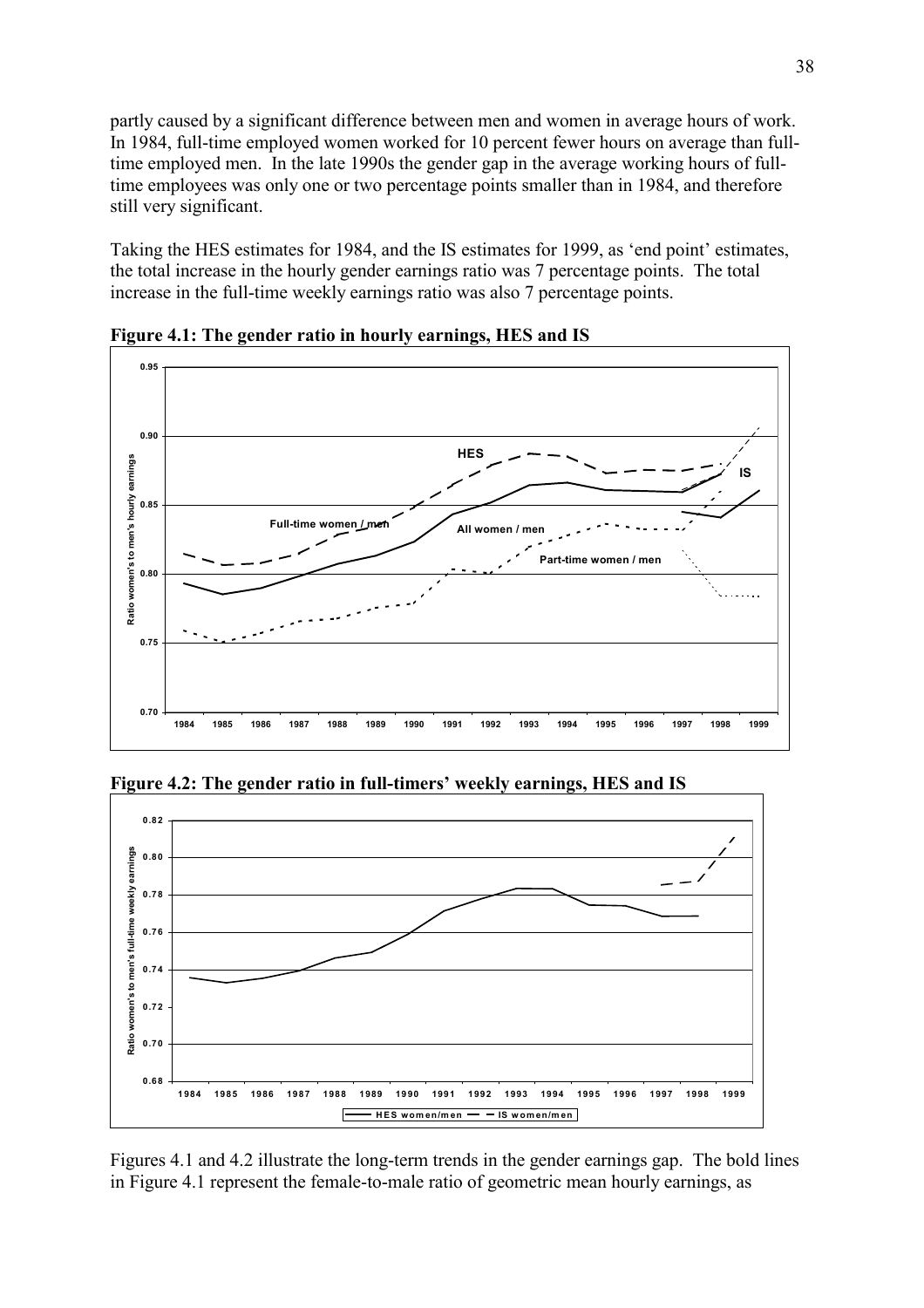partly caused by a significant difference between men and women in average hours of work. In 1984, full-time employed women worked for 10 percent fewer hours on average than full-time employed men. In the late 1990s the gender gap in the average working hours of full-time employees was only one or two percentage points smaller than in 1984, and therefore still very significant.

Taking the HES estimates for 1984, and the IS estimates for 1999, as 'end point' estimates, the total increase in the hourly gender earnings ratio was 7 percentage points. The total increase in the full-time weekly earnings ratio was also 7 percentage points.

**Figure 4.1: The gender ratio in hourly earnings, HES and IS**

**Figure 4.2: The gender ratio in full-timers' weekly earnings, HES and IS**

Figures 4.1 and 4.2 illustrate the long-term trends in the gender earnings gap. The bold lines in Figure 4.1 represent the female-to-male ratio of geometric mean hourly earnings, as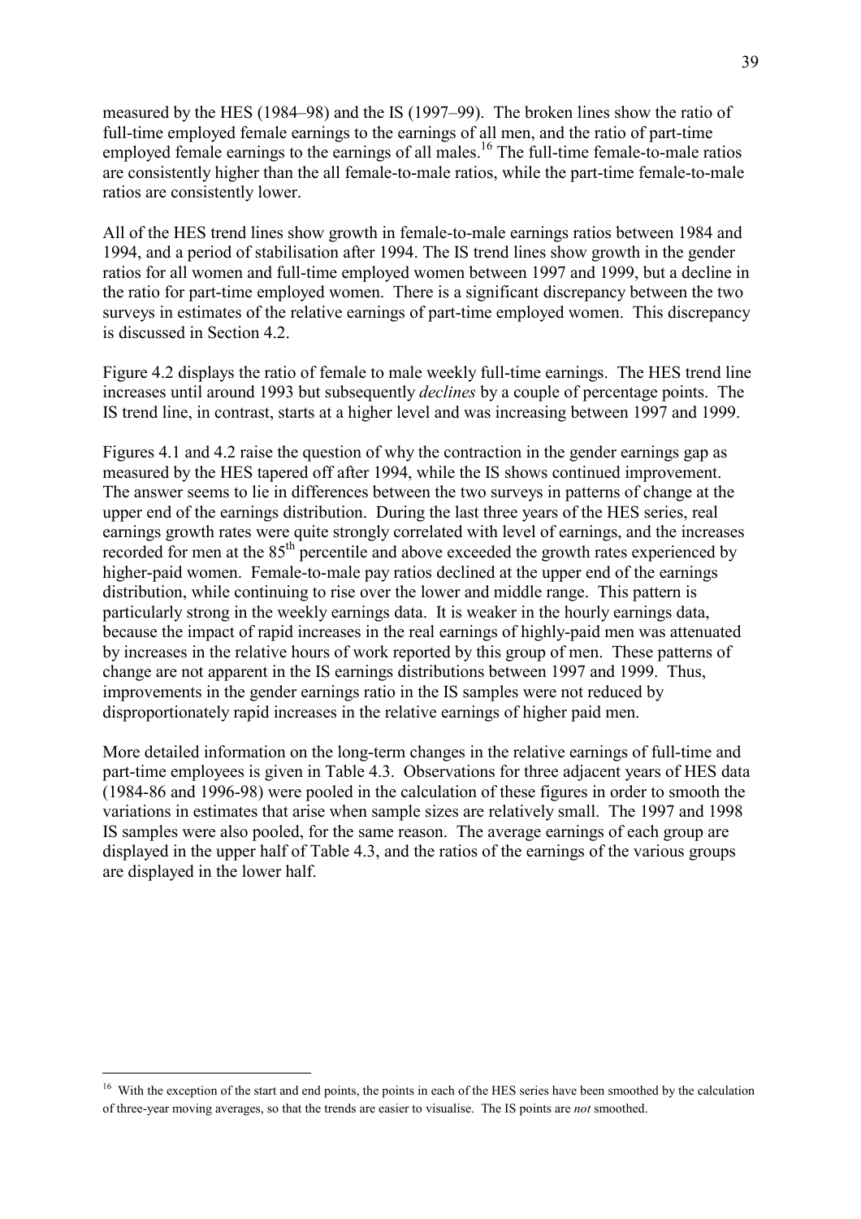measured by the HES (1984–98) and the IS (1997–99). The broken lines show the ratio of full-time employed female earnings to the earnings of all men, and the ratio of part-time employed female earnings to the earnings of all males.[16] The full-time female-to-male ratios are consistently higher than the all female-to-male ratios, while the part-time female-to-male ratios are consistently lower.

All of the HES trend lines show growth in female-to-male earnings ratios between 1984 and 1994, and a period of stabilisation after 1994. The IS trend lines show growth in the gender ratios for all women and full-time employed women between 1997 and 1999, but a decline in the ratio for part-time employed women. There is a significant discrepancy between the two surveys in estimates of the relative earnings of part-time employed women. This discrepancy is discussed in Section 4.2.

Figure 4.2 displays the ratio of female to male weekly full-time earnings. The HES trend line increases until around 1993 but subsequently *declines* by a couple of percentage points. The IS trend line, in contrast, starts at a higher level and was increasing between 1997 and 1999.

Figures 4.1 and 4.2 raise the question of why the contraction in the gender earnings gap as measured by the HES tapered off after 1994, while the IS shows continued improvement. The answer seems to lie in differences between the two surveys in patterns of change at the upper end of the earnings distribution. During the last three years of the HES series, real earnings growth rates were quite strongly correlated with level of earnings, and the increases recorded for men at the 85th percentile and above exceeded the growth rates experienced by higher-paid women. Female-to-male pay ratios declined at the upper end of the earnings distribution, while continuing to rise over the lower and middle range. This pattern is particularly strong in the weekly earnings data. It is weaker in the hourly earnings data, because the impact of rapid increases in the real earnings of highly-paid men was attenuated by increases in the relative hours of work reported by this group of men. These patterns of change are not apparent in the IS earnings distributions between 1997 and 1999. Thus, improvements in the gender earnings ratio in the IS samples were not reduced by disproportionately rapid increases in the relative earnings of higher paid men.

More detailed information on the long-term changes in the relative earnings of full-time and part-time employees is given in Table 4.3. Observations for three adjacent years of HES data (1984-86 and 1996-98) were pooled in the calculation of these figures in order to smooth the variations in estimates that arise when sample sizes are relatively small. The 1997 and 1998 IS samples were also pooled, for the same reason. The average earnings of each group are displayed in the upper half of Table 4.3, and the ratios of the earnings of the various groups are displayed in the lower half.

[16] With the exception of the start and end points, the points in each of the HES series have been smoothed by the calculation of three-year moving averages, so that the trends are easier to visualise. The IS points are *not* smoothed.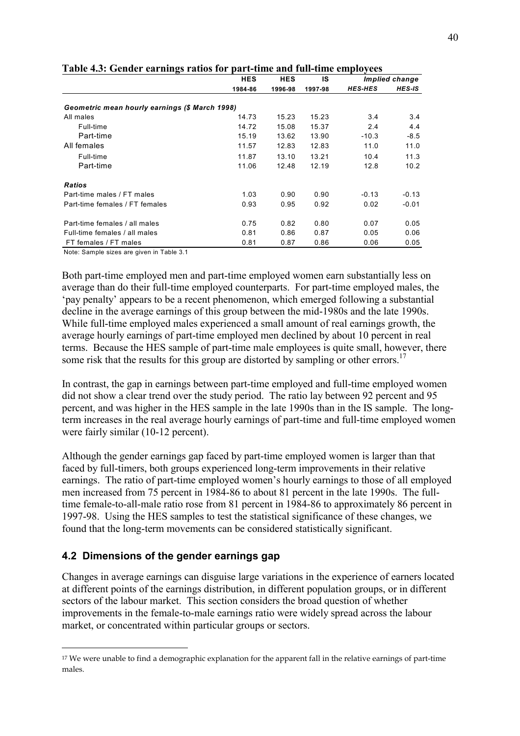**Table 4.3: Gender earnings ratios for part-time and full-time employees**

| | HES | HES | IS | *Implied change* | |
|---|---|---|---|---|---|
| | 1984-86 | 1996-98 | 1997-98 | *HES-HES* | *HES-IS* |
| ***Geometric mean hourly earnings ($ March 1998)*** | | | | | |
| All males | 14.73 | 15.23 | 15.23 | 3.4 | 3.4 |
| Full-time | 14.72 | 15.08 | 15.37 | 2.4 | 4.4 |
| Part-time | 15.19 | 13.62 | 13.90 | -10.3 | -8.5 |
| All females | 11.57 | 12.83 | 12.83 | 11.0 | 11.0 |
| Full-time | 11.87 | 13.10 | 13.21 | 10.4 | 11.3 |
| Part-time | 11.06 | 12.48 | 12.19 | 12.8 | 10.2 |
| ***Ratios*** | | | | | |
| Part-time males / FT males | 1.03 | 0.90 | 0.90 | -0.13 | -0.13 |
| Part-time females / FT females | 0.93 | 0.95 | 0.92 | 0.02 | -0.01 |
| Part-time females / all males | 0.75 | 0.82 | 0.80 | 0.07 | 0.05 |
| Full-time females / all males | 0.81 | 0.86 | 0.87 | 0.05 | 0.06 |
| FT females / FT males | 0.81 | 0.87 | 0.86 | 0.06 | 0.05 |

Note: Sample sizes are given in Table 3.1

Both part-time employed men and part-time employed women earn substantially less on average than do their full-time employed counterparts. For part-time employed males, the 'pay penalty' appears to be a recent phenomenon, which emerged following a substantial decline in the average earnings of this group between the mid-1980s and the late 1990s. While full-time employed males experienced a small amount of real earnings growth, the average hourly earnings of part-time employed men declined by about 10 percent in real terms. Because the HES sample of part-time male employees is quite small, however, there some risk that the results for this group are distorted by sampling or other errors.[17]

In contrast, the gap in earnings between part-time employed and full-time employed women did not show a clear trend over the study period. The ratio lay between 92 percent and 95 percent, and was higher in the HES sample in the late 1990s than in the IS sample. The long-term increases in the real average hourly earnings of part-time and full-time employed women were fairly similar (10-12 percent).

Although the gender earnings gap faced by part-time employed women is larger than that faced by full-timers, both groups experienced long-term improvements in their relative earnings. The ratio of part-time employed women's hourly earnings to those of all employed men increased from 75 percent in 1984-86 to about 81 percent in the late 1990s. The full-time female-to-all-male ratio rose from 81 percent in 1984-86 to approximately 86 percent in 1997-98. Using the HES samples to test the statistical significance of these changes, we found that the long-term movements can be considered statistically significant.

## 4.2 Dimensions of the gender earnings gap

Changes in average earnings can disguise large variations in the experience of earners located at different points of the earnings distribution, in different population groups, or in different sectors of the labour market. This section considers the broad question of whether improvements in the female-to-male earnings ratio were widely spread across the labour market, or concentrated within particular groups or sectors.

[17] We were unable to find a demographic explanation for the apparent fall in the relative earnings of part-time males.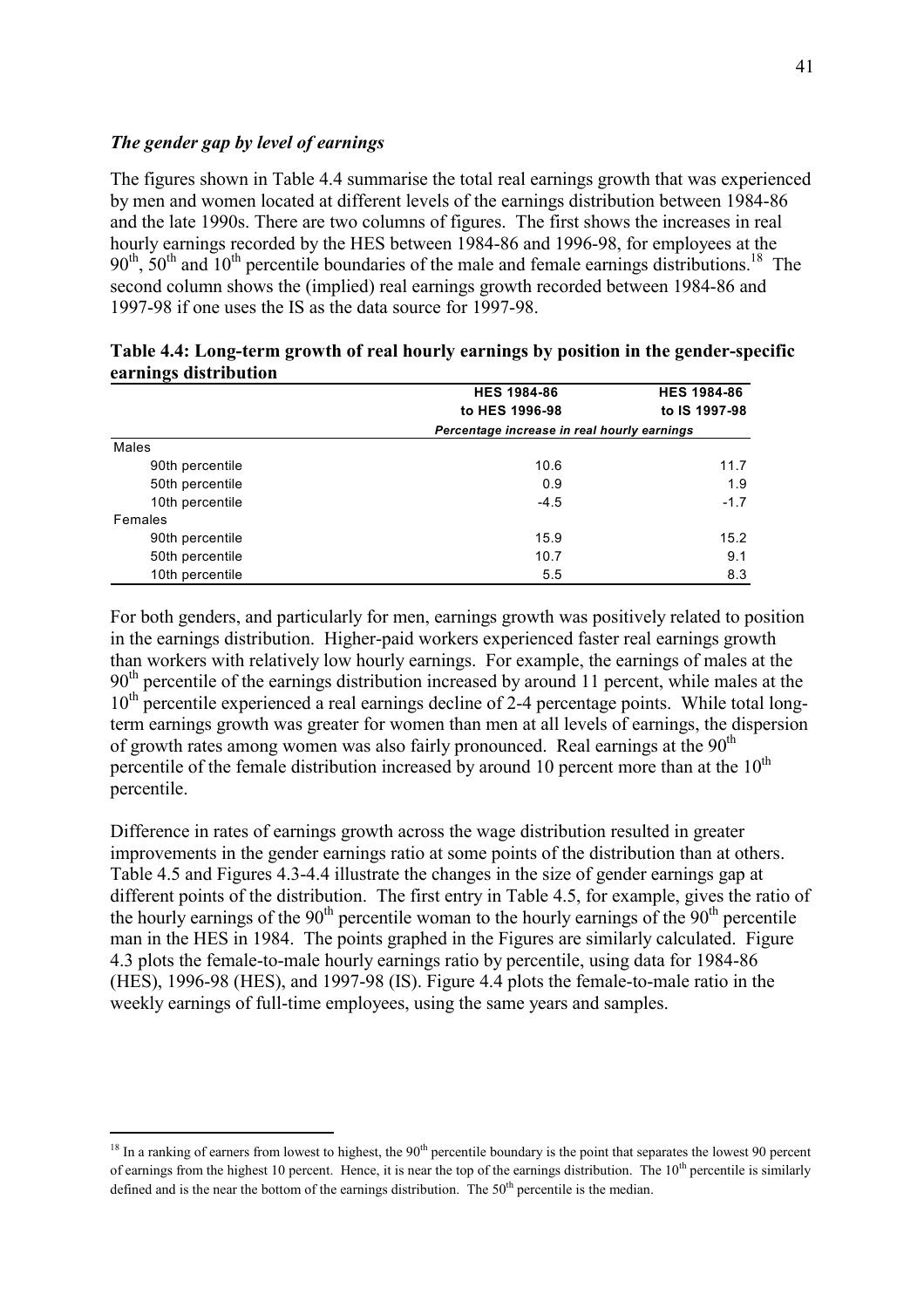### *The gender gap by level of earnings*

The figures shown in Table 4.4 summarise the total real earnings growth that was experienced by men and women located at different levels of the earnings distribution between 1984-86 and the late 1990s. There are two columns of figures. The first shows the increases in real hourly earnings recorded by the HES between 1984-86 and 1996-98, for employees at the 90th, 50th and 10th percentile boundaries of the male and female earnings distributions.[18] The second column shows the (implied) real earnings growth recorded between 1984-86 and 1997-98 if one uses the IS as the data source for 1997-98.

**Table 4.4: Long-term growth of real hourly earnings by position in the gender-specific earnings distribution**

| | HES 1984-86 to HES 1996-98 | HES 1984-86 to IS 1997-98 |
|---|---|---|
| | *Percentage increase in real hourly earnings* | |
| Males | | |
| 90th percentile | 10.6 | 11.7 |
| 50th percentile | 0.9 | 1.9 |
| 10th percentile | -4.5 | -1.7 |
| Females | | |
| 90th percentile | 15.9 | 15.2 |
| 50th percentile | 10.7 | 9.1 |
| 10th percentile | 5.5 | 8.3 |

For both genders, and particularly for men, earnings growth was positively related to position in the earnings distribution. Higher-paid workers experienced faster real earnings growth than workers with relatively low hourly earnings. For example, the earnings of males at the 90th percentile of the earnings distribution increased by around 11 percent, while males at the 10th percentile experienced a real earnings decline of 2-4 percentage points. While total long-term earnings growth was greater for women than men at all levels of earnings, the dispersion of growth rates among women was also fairly pronounced. Real earnings at the 90th percentile of the female distribution increased by around 10 percent more than at the 10th percentile.

Difference in rates of earnings growth across the wage distribution resulted in greater improvements in the gender earnings ratio at some points of the distribution than at others. Table 4.5 and Figures 4.3-4.4 illustrate the changes in the size of gender earnings gap at different points of the distribution. The first entry in Table 4.5, for example, gives the ratio of the hourly earnings of the 90th percentile woman to the hourly earnings of the 90th percentile man in the HES in 1984. The points graphed in the Figures are similarly calculated. Figure 4.3 plots the female-to-male hourly earnings ratio by percentile, using data for 1984-86 (HES), 1996-98 (HES), and 1997-98 (IS). Figure 4.4 plots the female-to-male ratio in the weekly earnings of full-time employees, using the same years and samples.

---

[18] In a ranking of earners from lowest to highest, the 90th percentile boundary is the point that separates the lowest 90 percent of earnings from the highest 10 percent. Hence, it is near the top of the earnings distribution. The 10th percentile is similarly defined and is the near the bottom of the earnings distribution. The 50th percentile is the median.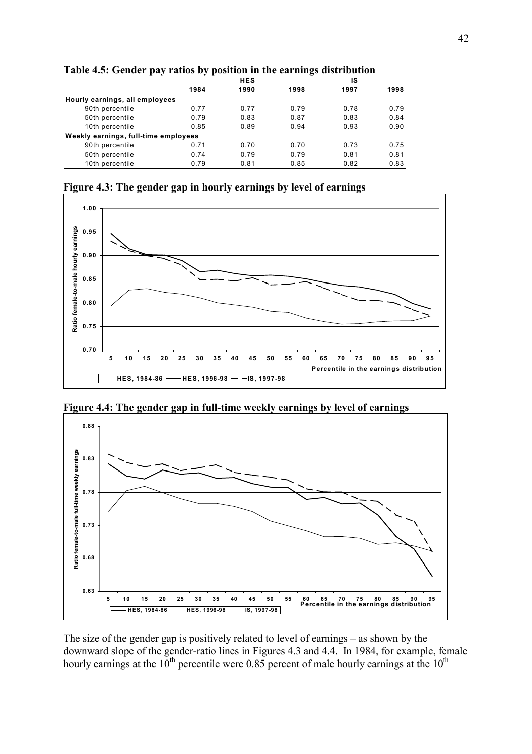**Table 4.5: Gender pay ratios by position in the earnings distribution**

| | HES | | | IS | |
|---|---|---|---|---|---|
| | 1984 | 1990 | 1998 | 1997 | 1998 |
| **Hourly earnings, all employees** | | | | | |
| 90th percentile | 0.77 | 0.77 | 0.79 | 0.78 | 0.79 |
| 50th percentile | 0.79 | 0.83 | 0.87 | 0.83 | 0.84 |
| 10th percentile | 0.85 | 0.89 | 0.94 | 0.93 | 0.90 |
| **Weekly earnings, full-time employees** | | | | | |
| 90th percentile | 0.71 | 0.70 | 0.70 | 0.73 | 0.75 |
| 50th percentile | 0.74 | 0.79 | 0.79 | 0.81 | 0.81 |
| 10th percentile | 0.79 | 0.81 | 0.85 | 0.82 | 0.83 |

**Figure 4.3: The gender gap in hourly earnings by level of earnings**

**Figure 4.4: The gender gap in full-time weekly earnings by level of earnings**

The size of the gender gap is positively related to level of earnings – as shown by the downward slope of the gender-ratio lines in Figures 4.3 and 4.4. In 1984, for example, female hourly earnings at the 10th percentile were 0.85 percent of male hourly earnings at the 10th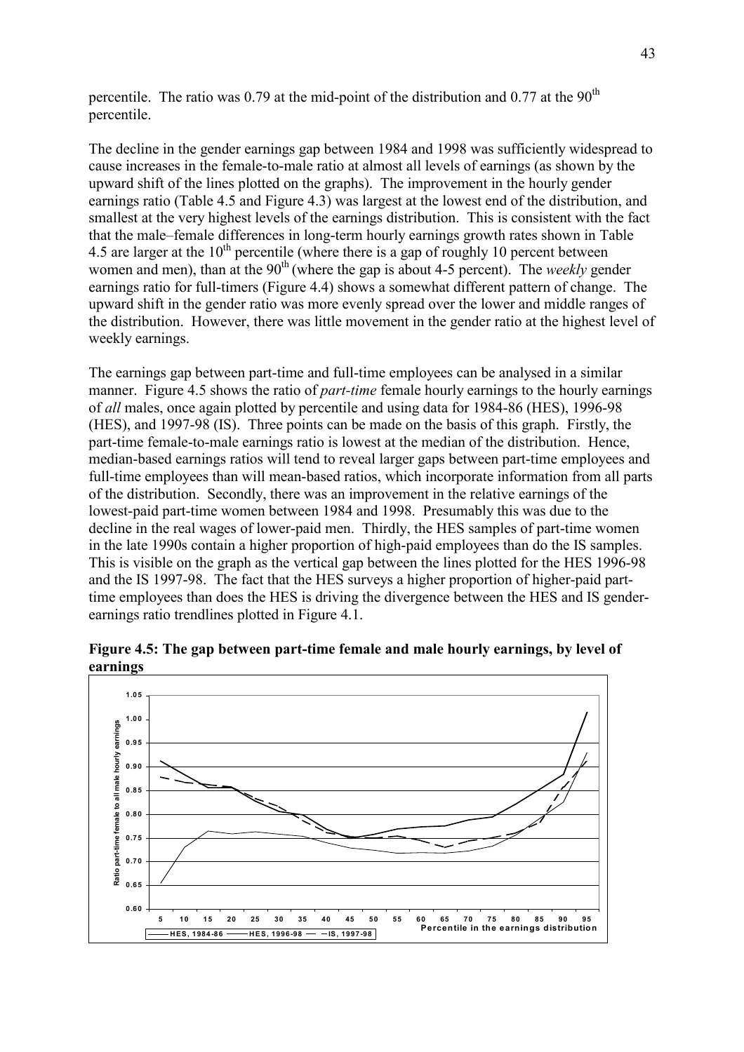percentile. The ratio was 0.79 at the mid-point of the distribution and 0.77 at the 90th percentile.

The decline in the gender earnings gap between 1984 and 1998 was sufficiently widespread to cause increases in the female-to-male ratio at almost all levels of earnings (as shown by the upward shift of the lines plotted on the graphs). The improvement in the hourly gender earnings ratio (Table 4.5 and Figure 4.3) was largest at the lowest end of the distribution, and smallest at the very highest levels of the earnings distribution. This is consistent with the fact that the male–female differences in long-term hourly earnings growth rates shown in Table 4.5 are larger at the 10th percentile (where there is a gap of roughly 10 percent between women and men), than at the 90th (where the gap is about 4-5 percent). The *weekly* gender earnings ratio for full-timers (Figure 4.4) shows a somewhat different pattern of change. The upward shift in the gender ratio was more evenly spread over the lower and middle ranges of the distribution. However, there was little movement in the gender ratio at the highest level of weekly earnings.

The earnings gap between part-time and full-time employees can be analysed in a similar manner. Figure 4.5 shows the ratio of *part-time* female hourly earnings to the hourly earnings of *all* males, once again plotted by percentile and using data for 1984-86 (HES), 1996-98 (HES), and 1997-98 (IS). Three points can be made on the basis of this graph. Firstly, the part-time female-to-male earnings ratio is lowest at the median of the distribution. Hence, median-based earnings ratios will tend to reveal larger gaps between part-time employees and full-time employees than will mean-based ratios, which incorporate information from all parts of the distribution. Secondly, there was an improvement in the relative earnings of the lowest-paid part-time women between 1984 and 1998. Presumably this was due to the decline in the real wages of lower-paid men. Thirdly, the HES samples of part-time women in the late 1990s contain a higher proportion of high-paid employees than do the IS samples. This is visible on the graph as the vertical gap between the lines plotted for the HES 1996-98 and the IS 1997-98. The fact that the HES surveys a higher proportion of higher-paid part-time employees than does the HES is driving the divergence between the HES and IS gender-earnings ratio trendlines plotted in Figure 4.1.

**Figure 4.5: The gap between part-time female and male hourly earnings, by level of earnings**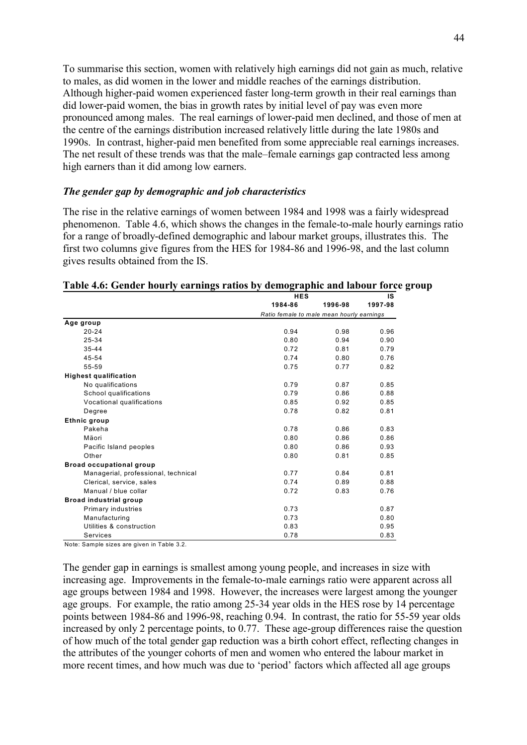To summarise this section, women with relatively high earnings did not gain as much, relative to males, as did women in the lower and middle reaches of the earnings distribution. Although higher-paid women experienced faster long-term growth in their real earnings than did lower-paid women, the bias in growth rates by initial level of pay was even more pronounced among males. The real earnings of lower-paid men declined, and those of men at the centre of the earnings distribution increased relatively little during the late 1980s and 1990s. In contrast, higher-paid men benefited from some appreciable real earnings increases. The net result of these trends was that the male–female earnings gap contracted less among high earners than it did among low earners.

### *The gender gap by demographic and job characteristics*

The rise in the relative earnings of women between 1984 and 1998 was a fairly widespread phenomenon. Table 4.6, which shows the changes in the female-to-male hourly earnings ratio for a range of broadly-defined demographic and labour market groups, illustrates this. The first two columns give figures from the HES for 1984-86 and 1996-98, and the last column gives results obtained from the IS.

**Table 4.6: Gender hourly earnings ratios by demographic and labour force group**

| | HES | | IS |
|---|---|---|---|
| | 1984-86 | 1996-98 | 1997-98 |
| | Ratio female to male mean hourly earnings | | |
| **Age group** | | | |
| 20-24 | 0.94 | 0.98 | 0.96 |
| 25-34 | 0.80 | 0.94 | 0.90 |
| 35-44 | 0.72 | 0.81 | 0.79 |
| 45-54 | 0.74 | 0.80 | 0.76 |
| 55-59 | 0.75 | 0.77 | 0.82 |
| **Highest qualification** | | | |
| No qualifications | 0.79 | 0.87 | 0.85 |
| School qualifications | 0.79 | 0.86 | 0.88 |
| Vocational qualifications | 0.85 | 0.92 | 0.85 |
| Degree | 0.78 | 0.82 | 0.81 |
| **Ethnic group** | | | |
| Pakeha | 0.78 | 0.86 | 0.83 |
| Mäori | 0.80 | 0.86 | 0.86 |
| Pacific Island peoples | 0.80 | 0.86 | 0.93 |
| Other | 0.80 | 0.81 | 0.85 |
| **Broad occupational group** | | | |
| Managerial, professional, technical | 0.77 | 0.84 | 0.81 |
| Clerical, service, sales | 0.74 | 0.89 | 0.88 |
| Manual / blue collar | 0.72 | 0.83 | 0.76 |
| **Broad industrial group** | | | |
| Primary industries | 0.73 | | 0.87 |
| Manufacturing | 0.73 | | 0.80 |
| Utilities & construction | 0.83 | | 0.95 |
| Services | 0.78 | | 0.83 |

Note: Sample sizes are given in Table 3.2.

The gender gap in earnings is smallest among young people, and increases in size with increasing age. Improvements in the female-to-male earnings ratio were apparent across all age groups between 1984 and 1998. However, the increases were largest among the younger age groups. For example, the ratio among 25-34 year olds in the HES rose by 14 percentage points between 1984-86 and 1996-98, reaching 0.94. In contrast, the ratio for 55-59 year olds increased by only 2 percentage points, to 0.77. These age-group differences raise the question of how much of the total gender gap reduction was a birth cohort effect, reflecting changes in the attributes of the younger cohorts of men and women who entered the labour market in more recent times, and how much was due to 'period' factors which affected all age groups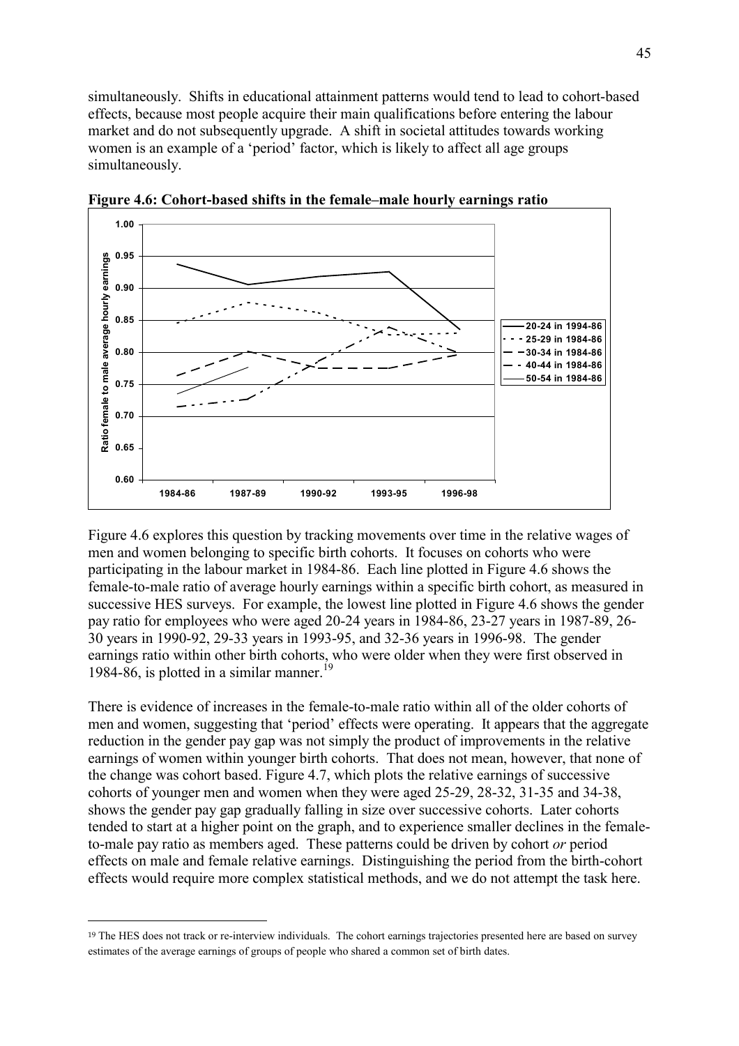simultaneously. Shifts in educational attainment patterns would tend to lead to cohort-based effects, because most people acquire their main qualifications before entering the labour market and do not subsequently upgrade. A shift in societal attitudes towards working women is an example of a 'period' factor, which is likely to affect all age groups simultaneously.

**Figure 4.6: Cohort-based shifts in the female–male hourly earnings ratio**

Figure 4.6 explores this question by tracking movements over time in the relative wages of men and women belonging to specific birth cohorts. It focuses on cohorts who were participating in the labour market in 1984-86. Each line plotted in Figure 4.6 shows the female-to-male ratio of average hourly earnings within a specific birth cohort, as measured in successive HES surveys. For example, the lowest line plotted in Figure 4.6 shows the gender pay ratio for employees who were aged 20-24 years in 1984-86, 23-27 years in 1987-89, 26-30 years in 1990-92, 29-33 years in 1993-95, and 32-36 years in 1996-98. The gender earnings ratio within other birth cohorts, who were older when they were first observed in 1984-86, is plotted in a similar manner.[19]

There is evidence of increases in the female-to-male ratio within all of the older cohorts of men and women, suggesting that 'period' effects were operating. It appears that the aggregate reduction in the gender pay gap was not simply the product of improvements in the relative earnings of women within younger birth cohorts. That does not mean, however, that none of the change was cohort based. Figure 4.7, which plots the relative earnings of successive cohorts of younger men and women when they were aged 25-29, 28-32, 31-35 and 34-38, shows the gender pay gap gradually falling in size over successive cohorts. Later cohorts tended to start at a higher point on the graph, and to experience smaller declines in the female-to-male pay ratio as members aged. These patterns could be driven by cohort *or* period effects on male and female relative earnings. Distinguishing the period from the birth-cohort effects would require more complex statistical methods, and we do not attempt the task here.

---

[19] The HES does not track or re-interview individuals. The cohort earnings trajectories presented here are based on survey estimates of the average earnings of groups of people who shared a common set of birth dates.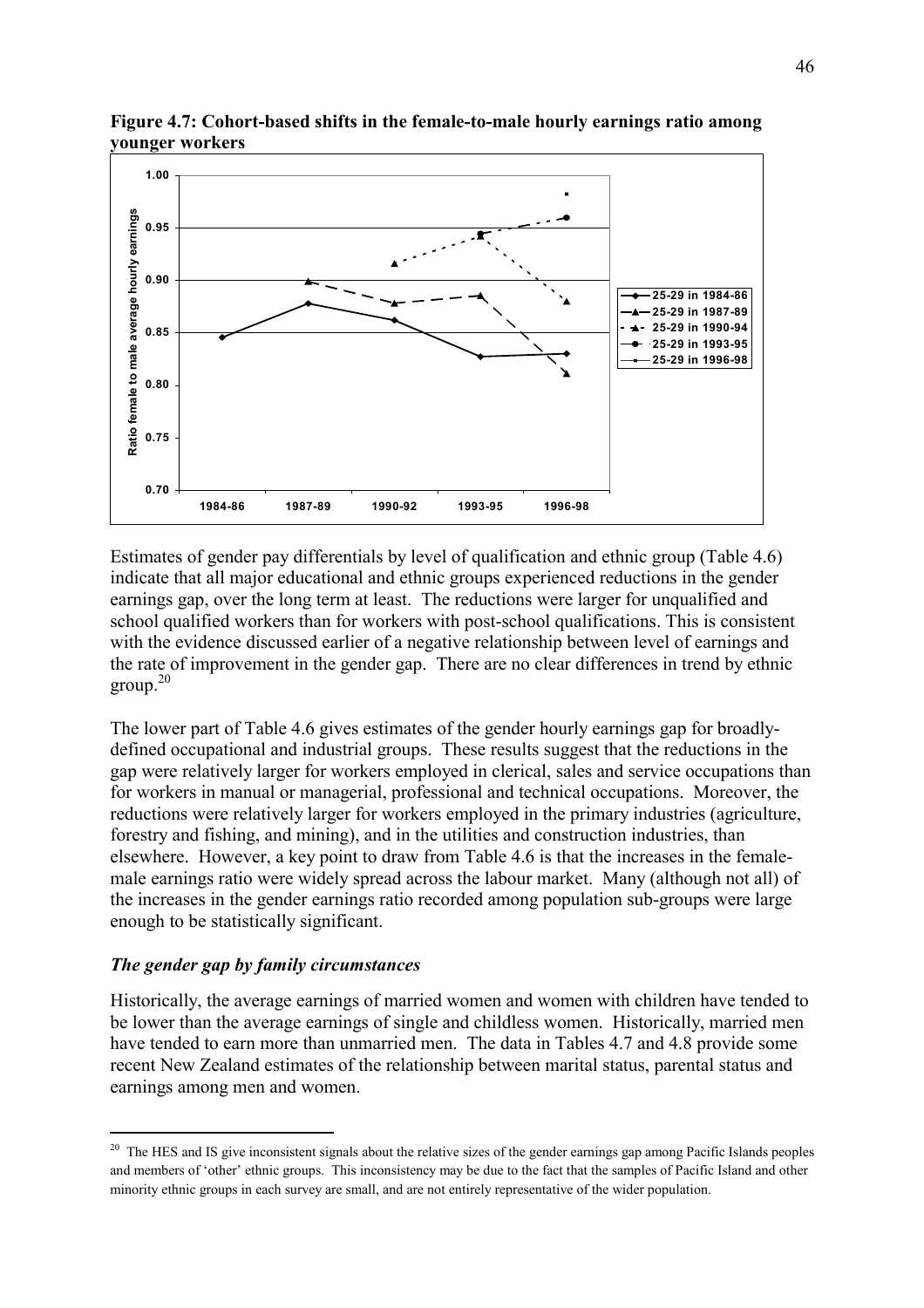**Figure 4.7: Cohort-based shifts in the female-to-male hourly earnings ratio among younger workers**

Estimates of gender pay differentials by level of qualification and ethnic group (Table 4.6) indicate that all major educational and ethnic groups experienced reductions in the gender earnings gap, over the long term at least. The reductions were larger for unqualified and school qualified workers than for workers with post-school qualifications. This is consistent with the evidence discussed earlier of a negative relationship between level of earnings and the rate of improvement in the gender gap. There are no clear differences in trend by ethnic group.[20]

The lower part of Table 4.6 gives estimates of the gender hourly earnings gap for broadly-defined occupational and industrial groups. These results suggest that the reductions in the gap were relatively larger for workers employed in clerical, sales and service occupations than for workers in manual or managerial, professional and technical occupations. Moreover, the reductions were relatively larger for workers employed in the primary industries (agriculture, forestry and fishing, and mining), and in the utilities and construction industries, than elsewhere. However, a key point to draw from Table 4.6 is that the increases in the female-male earnings ratio were widely spread across the labour market. Many (although not all) of the increases in the gender earnings ratio recorded among population sub-groups were large enough to be statistically significant.

### *The gender gap by family circumstances*

Historically, the average earnings of married women and women with children have tended to be lower than the average earnings of single and childless women. Historically, married men have tended to earn more than unmarried men. The data in Tables 4.7 and 4.8 provide some recent New Zealand estimates of the relationship between marital status, parental status and earnings among men and women.

[20] The HES and IS give inconsistent signals about the relative sizes of the gender earnings gap among Pacific Islands peoples and members of 'other' ethnic groups. This inconsistency may be due to the fact that the samples of Pacific Island and other minority ethnic groups in each survey are small, and are not entirely representative of the wider population.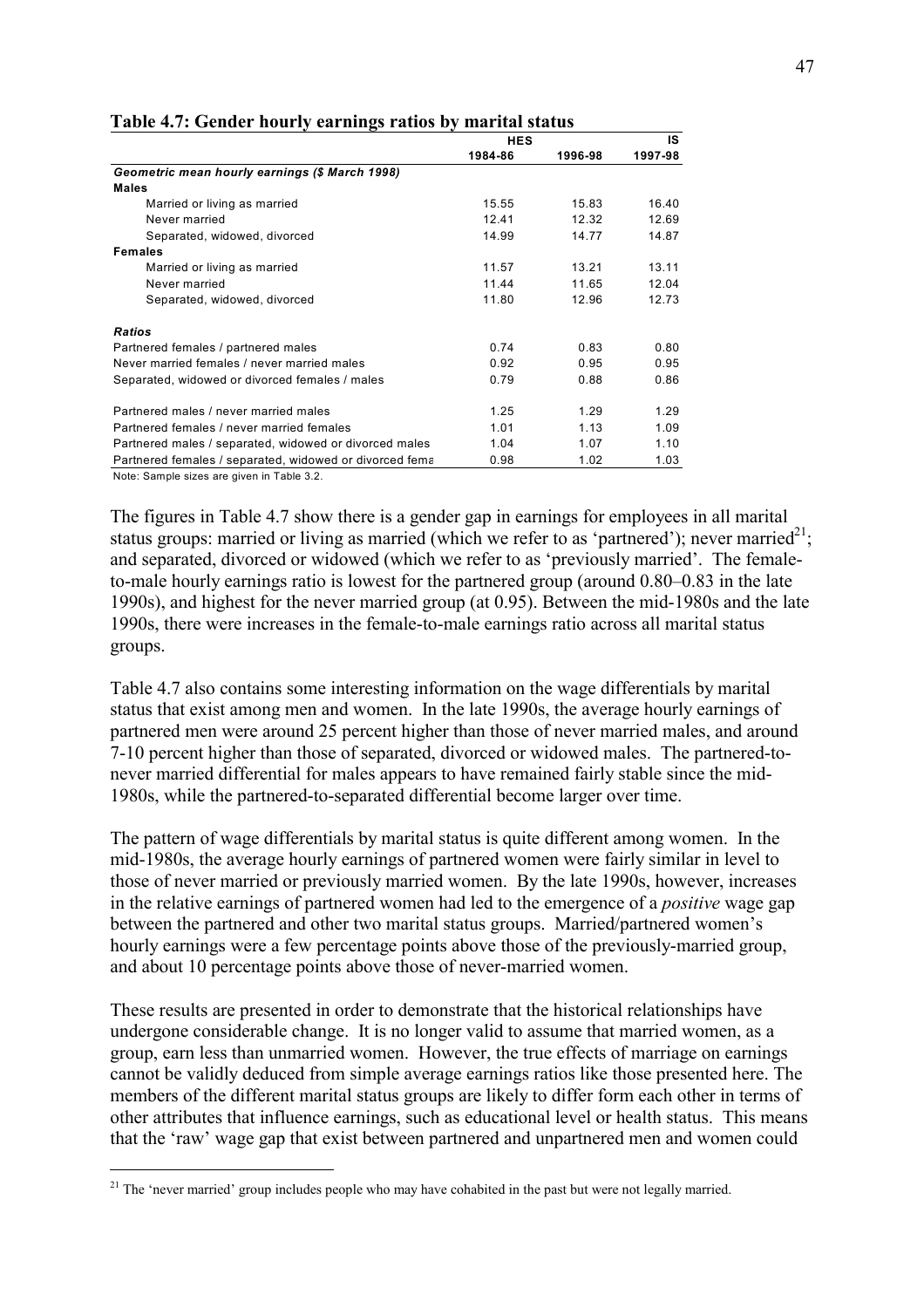**Table 4.7: Gender hourly earnings ratios by marital status**

| | HES | | IS |
|---|---|---|---|
| | 1984-86 | 1996-98 | 1997-98 |
| ***Geometric mean hourly earnings ($ March 1998)*** | | | |
| **Males** | | | |
| Married or living as married | 15.55 | 15.83 | 16.40 |
| Never married | 12.41 | 12.32 | 12.69 |
| Separated, widowed, divorced | 14.99 | 14.77 | 14.87 |
| **Females** | | | |
| Married or living as married | 11.57 | 13.21 | 13.11 |
| Never married | 11.44 | 11.65 | 12.04 |
| Separated, widowed, divorced | 11.80 | 12.96 | 12.73 |
| ***Ratios*** | | | |
| Partnered females / partnered males | 0.74 | 0.83 | 0.80 |
| Never married females / never married males | 0.92 | 0.95 | 0.95 |
| Separated, widowed or divorced females / males | 0.79 | 0.88 | 0.86 |
| Partnered males / never married males | 1.25 | 1.29 | 1.29 |
| Partnered females / never married females | 1.01 | 1.13 | 1.09 |
| Partnered males / separated, widowed or divorced males | 1.04 | 1.07 | 1.10 |
| Partnered females / separated, widowed or divorced fema | 0.98 | 1.02 | 1.03 |

Note: Sample sizes are given in Table 3.2.

The figures in Table 4.7 show there is a gender gap in earnings for employees in all marital status groups: married or living as married (which we refer to as 'partnered'); never married[21]; and separated, divorced or widowed (which we refer to as 'previously married'. The female-to-male hourly earnings ratio is lowest for the partnered group (around 0.80–0.83 in the late 1990s), and highest for the never married group (at 0.95). Between the mid-1980s and the late 1990s, there were increases in the female-to-male earnings ratio across all marital status groups.

Table 4.7 also contains some interesting information on the wage differentials by marital status that exist among men and women. In the late 1990s, the average hourly earnings of partnered men were around 25 percent higher than those of never married males, and around 7-10 percent higher than those of separated, divorced or widowed males. The partnered-to-never married differential for males appears to have remained fairly stable since the mid-1980s, while the partnered-to-separated differential become larger over time.

The pattern of wage differentials by marital status is quite different among women. In the mid-1980s, the average hourly earnings of partnered women were fairly similar in level to those of never married or previously married women. By the late 1990s, however, increases in the relative earnings of partnered women had led to the emergence of a *positive* wage gap between the partnered and other two marital status groups. Married/partnered women's hourly earnings were a few percentage points above those of the previously-married group, and about 10 percentage points above those of never-married women.

These results are presented in order to demonstrate that the historical relationships have undergone considerable change. It is no longer valid to assume that married women, as a group, earn less than unmarried women. However, the true effects of marriage on earnings cannot be validly deduced from simple average earnings ratios like those presented here. The members of the different marital status groups are likely to differ form each other in terms of other attributes that influence earnings, such as educational level or health status. This means that the 'raw' wage gap that exist between partnered and unpartnered men and women could

[21] The 'never married' group includes people who may have cohabited in the past but were not legally married.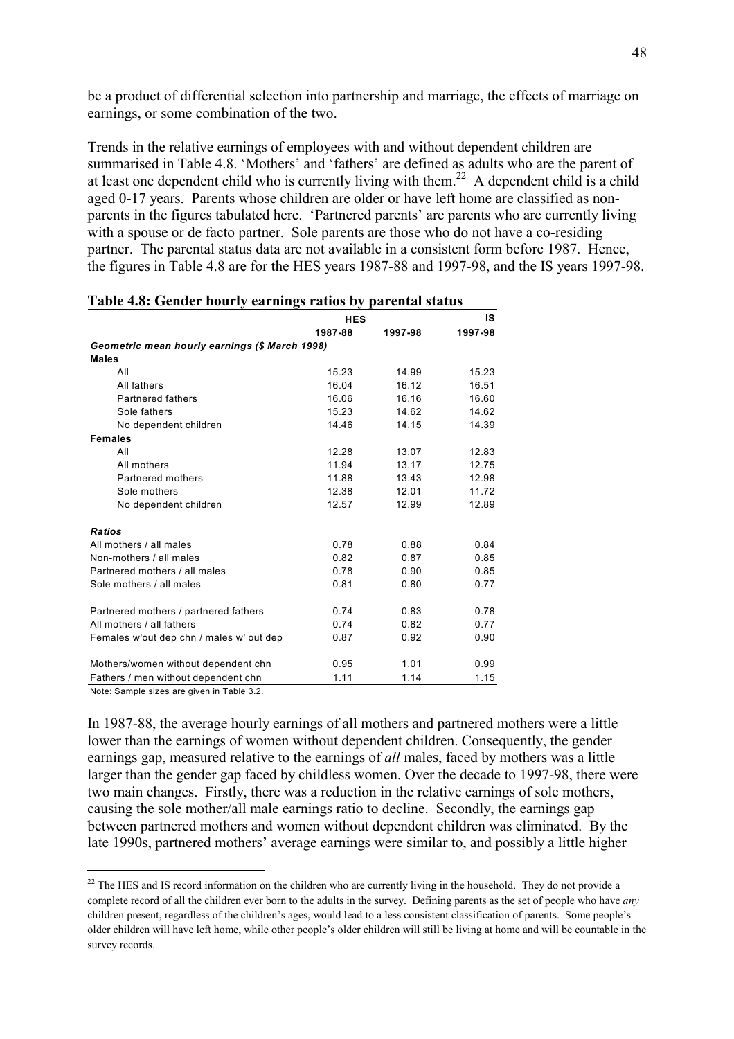be a product of differential selection into partnership and marriage, the effects of marriage on earnings, or some combination of the two.

Trends in the relative earnings of employees with and without dependent children are summarised in Table 4.8. 'Mothers' and 'fathers' are defined as adults who are the parent of at least one dependent child who is currently living with them.[22] A dependent child is a child aged 0-17 years. Parents whose children are older or have left home are classified as non-parents in the figures tabulated here. 'Partnered parents' are parents who are currently living with a spouse or de facto partner. Sole parents are those who do not have a co-residing partner. The parental status data are not available in a consistent form before 1987. Hence, the figures in Table 4.8 are for the HES years 1987-88 and 1997-98, and the IS years 1997-98.

**Table 4.8: Gender hourly earnings ratios by parental status**

| | HES | | IS |
|---|---|---|---|
| | 1987-88 | 1997-98 | 1997-98 |
| ***Geometric mean hourly earnings ($ March 1998)*** | | | |
| **Males** | | | |
| All | 15.23 | 14.99 | 15.23 |
| All fathers | 16.04 | 16.12 | 16.51 |
| Partnered fathers | 16.06 | 16.16 | 16.60 |
| Sole fathers | 15.23 | 14.62 | 14.62 |
| No dependent children | 14.46 | 14.15 | 14.39 |
| **Females** | | | |
| All | 12.28 | 13.07 | 12.83 |
| All mothers | 11.94 | 13.17 | 12.75 |
| Partnered mothers | 11.88 | 13.43 | 12.98 |
| Sole mothers | 12.38 | 12.01 | 11.72 |
| No dependent children | 12.57 | 12.99 | 12.89 |
| ***Ratios*** | | | |
| All mothers / all males | 0.78 | 0.88 | 0.84 |
| Non-mothers / all males | 0.82 | 0.87 | 0.85 |
| Partnered mothers / all males | 0.78 | 0.90 | 0.85 |
| Sole mothers / all males | 0.81 | 0.80 | 0.77 |
| Partnered mothers / partnered fathers | 0.74 | 0.83 | 0.78 |
| All mothers / all fathers | 0.74 | 0.82 | 0.77 |
| Females w'out dep chn / males w' out dep | 0.87 | 0.92 | 0.90 |
| Mothers/women without dependent chn | 0.95 | 1.01 | 0.99 |
| Fathers / men without dependent chn | 1.11 | 1.14 | 1.15 |

Note: Sample sizes are given in Table 3.2.

In 1987-88, the average hourly earnings of all mothers and partnered mothers were a little lower than the earnings of women without dependent children. Consequently, the gender earnings gap, measured relative to the earnings of *all* males, faced by mothers was a little larger than the gender gap faced by childless women. Over the decade to 1997-98, there were two main changes. Firstly, there was a reduction in the relative earnings of sole mothers, causing the sole mother/all male earnings ratio to decline. Secondly, the earnings gap between partnered mothers and women without dependent children was eliminated. By the late 1990s, partnered mothers' average earnings were similar to, and possibly a little higher

[22] The HES and IS record information on the children who are currently living in the household. They do not provide a complete record of all the children ever born to the adults in the survey. Defining parents as the set of people who have *any* children present, regardless of the children's ages, would lead to a less consistent classification of parents. Some people's older children will have left home, while other people's older children will still be living at home and will be countable in the survey records.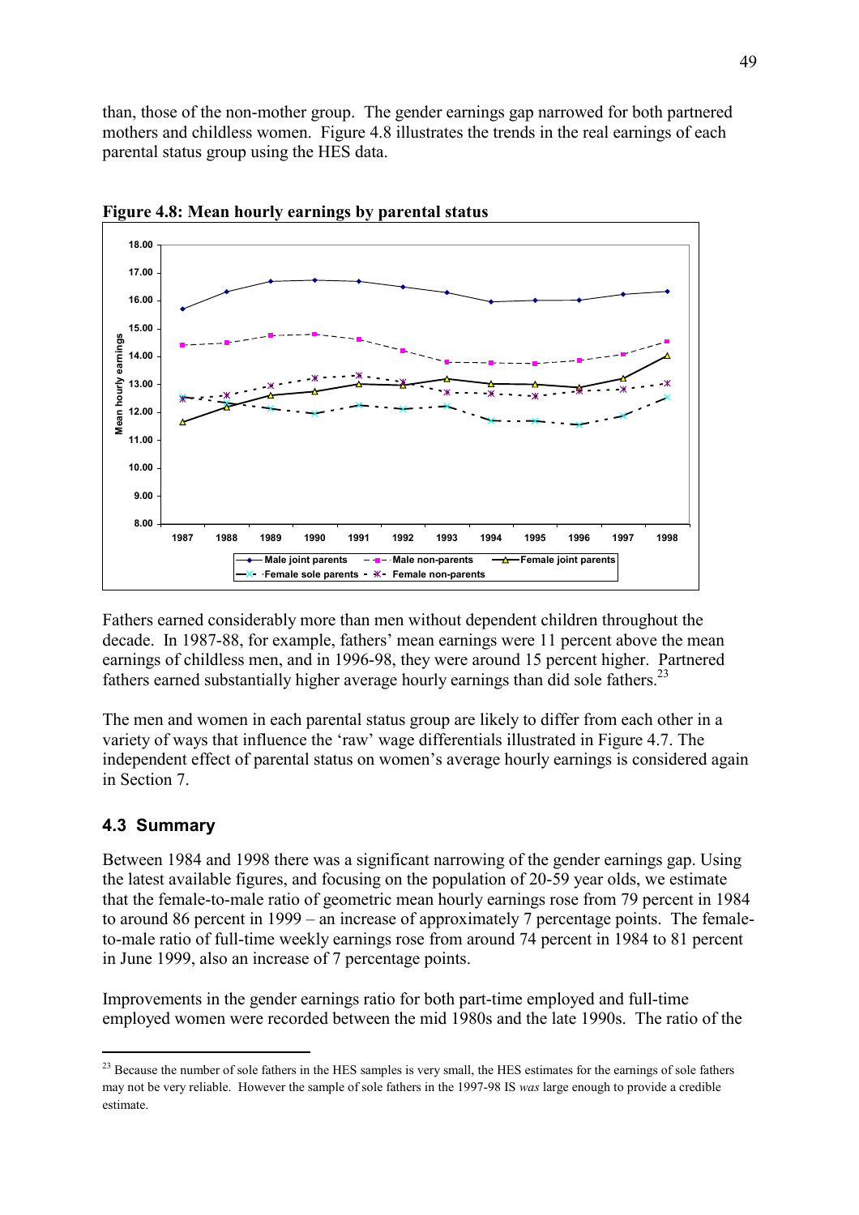than, those of the non-mother group. The gender earnings gap narrowed for both partnered mothers and childless women. Figure 4.8 illustrates the trends in the real earnings of each parental status group using the HES data.

**Figure 4.8: Mean hourly earnings by parental status**

Fathers earned considerably more than men without dependent children throughout the decade. In 1987-88, for example, fathers' mean earnings were 11 percent above the mean earnings of childless men, and in 1996-98, they were around 15 percent higher. Partnered fathers earned substantially higher average hourly earnings than did sole fathers.[23]

The men and women in each parental status group are likely to differ from each other in a variety of ways that influence the 'raw' wage differentials illustrated in Figure 4.7. The independent effect of parental status on women's average hourly earnings is considered again in Section 7.

## 4.3 Summary

Between 1984 and 1998 there was a significant narrowing of the gender earnings gap. Using the latest available figures, and focusing on the population of 20-59 year olds, we estimate that the female-to-male ratio of geometric mean hourly earnings rose from 79 percent in 1984 to around 86 percent in 1999 – an increase of approximately 7 percentage points. The female-to-male ratio of full-time weekly earnings rose from around 74 percent in 1984 to 81 percent in June 1999, also an increase of 7 percentage points.

Improvements in the gender earnings ratio for both part-time employed and full-time employed women were recorded between the mid 1980s and the late 1990s. The ratio of the

---

[23] Because the number of sole fathers in the HES samples is very small, the HES estimates for the earnings of sole fathers may not be very reliable. However the sample of sole fathers in the 1997-98 IS *was* large enough to provide a credible estimate.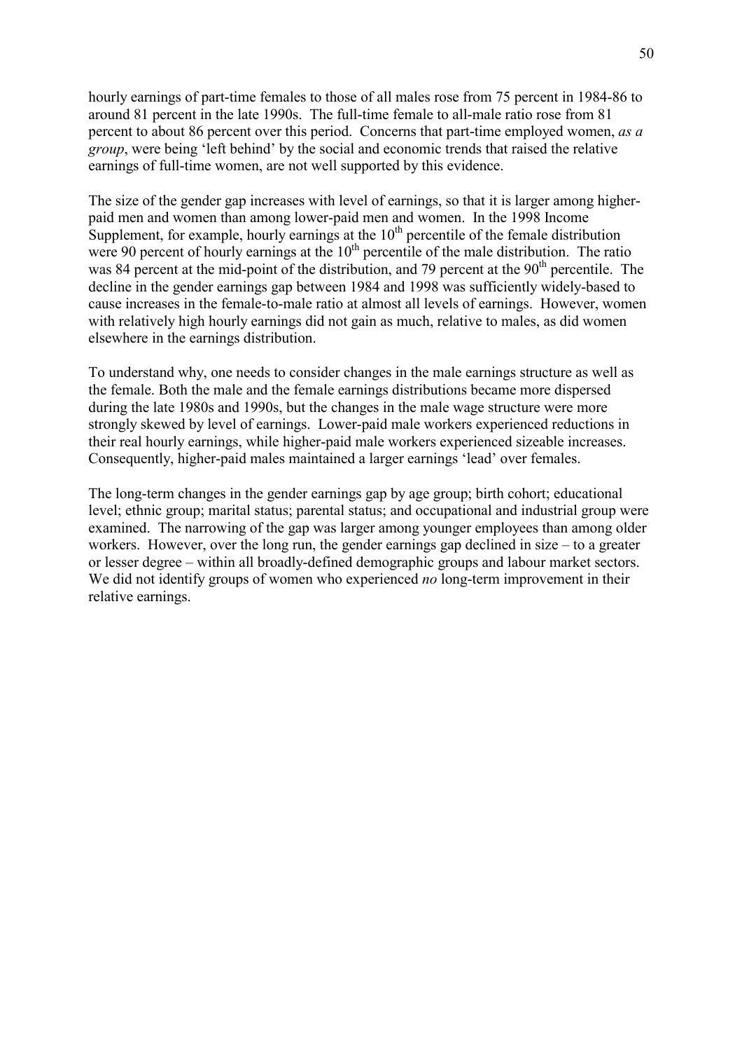hourly earnings of part-time females to those of all males rose from 75 percent in 1984-86 to around 81 percent in the late 1990s. The full-time female to all-male ratio rose from 81 percent to about 86 percent over this period. Concerns that part-time employed women, *as a group*, were being 'left behind' by the social and economic trends that raised the relative earnings of full-time women, are not well supported by this evidence.

The size of the gender gap increases with level of earnings, so that it is larger among higher-paid men and women than among lower-paid men and women. In the 1998 Income Supplement, for example, hourly earnings at the 10th percentile of the female distribution were 90 percent of hourly earnings at the 10th percentile of the male distribution. The ratio was 84 percent at the mid-point of the distribution, and 79 percent at the 90th percentile. The decline in the gender earnings gap between 1984 and 1998 was sufficiently widely-based to cause increases in the female-to-male ratio at almost all levels of earnings. However, women with relatively high hourly earnings did not gain as much, relative to males, as did women elsewhere in the earnings distribution.

To understand why, one needs to consider changes in the male earnings structure as well as the female. Both the male and the female earnings distributions became more dispersed during the late 1980s and 1990s, but the changes in the male wage structure were more strongly skewed by level of earnings. Lower-paid male workers experienced reductions in their real hourly earnings, while higher-paid male workers experienced sizeable increases. Consequently, higher-paid males maintained a larger earnings 'lead' over females.

The long-term changes in the gender earnings gap by age group; birth cohort; educational level; ethnic group; marital status; parental status; and occupational and industrial group were examined. The narrowing of the gap was larger among younger employees than among older workers. However, over the long run, the gender earnings gap declined in size – to a greater or lesser degree – within all broadly-defined demographic groups and labour market sectors. We did not identify groups of women who experienced *no* long-term improvement in their relative earnings.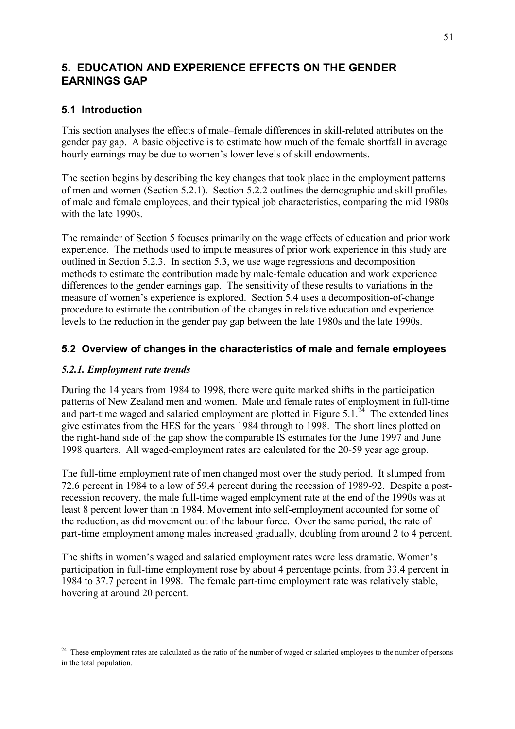# 5. EDUCATION AND EXPERIENCE EFFECTS ON THE GENDER EARNINGS GAP

## 5.1 Introduction

This section analyses the effects of male–female differences in skill-related attributes on the gender pay gap. A basic objective is to estimate how much of the female shortfall in average hourly earnings may be due to women's lower levels of skill endowments.

The section begins by describing the key changes that took place in the employment patterns of men and women (Section 5.2.1). Section 5.2.2 outlines the demographic and skill profiles of male and female employees, and their typical job characteristics, comparing the mid 1980s with the late 1990s.

The remainder of Section 5 focuses primarily on the wage effects of education and prior work experience. The methods used to impute measures of prior work experience in this study are outlined in Section 5.2.3. In section 5.3, we use wage regressions and decomposition methods to estimate the contribution made by male-female education and work experience differences to the gender earnings gap. The sensitivity of these results to variations in the measure of women's experience is explored. Section 5.4 uses a decomposition-of-change procedure to estimate the contribution of the changes in relative education and experience levels to the reduction in the gender pay gap between the late 1980s and the late 1990s.

## 5.2 Overview of changes in the characteristics of male and female employees

### *5.2.1. Employment rate trends*

During the 14 years from 1984 to 1998, there were quite marked shifts in the participation patterns of New Zealand men and women. Male and female rates of employment in full-time and part-time waged and salaried employment are plotted in Figure 5.1.[24] The extended lines give estimates from the HES for the years 1984 through to 1998. The short lines plotted on the right-hand side of the gap show the comparable IS estimates for the June 1997 and June 1998 quarters. All waged-employment rates are calculated for the 20-59 year age group.

The full-time employment rate of men changed most over the study period. It slumped from 72.6 percent in 1984 to a low of 59.4 percent during the recession of 1989-92. Despite a post-recession recovery, the male full-time waged employment rate at the end of the 1990s was at least 8 percent lower than in 1984. Movement into self-employment accounted for some of the reduction, as did movement out of the labour force. Over the same period, the rate of part-time employment among males increased gradually, doubling from around 2 to 4 percent.

The shifts in women's waged and salaried employment rates were less dramatic. Women's participation in full-time employment rose by about 4 percentage points, from 33.4 percent in 1984 to 37.7 percent in 1998. The female part-time employment rate was relatively stable, hovering at around 20 percent.

---

[24] These employment rates are calculated as the ratio of the number of waged or salaried employees to the number of persons in the total population.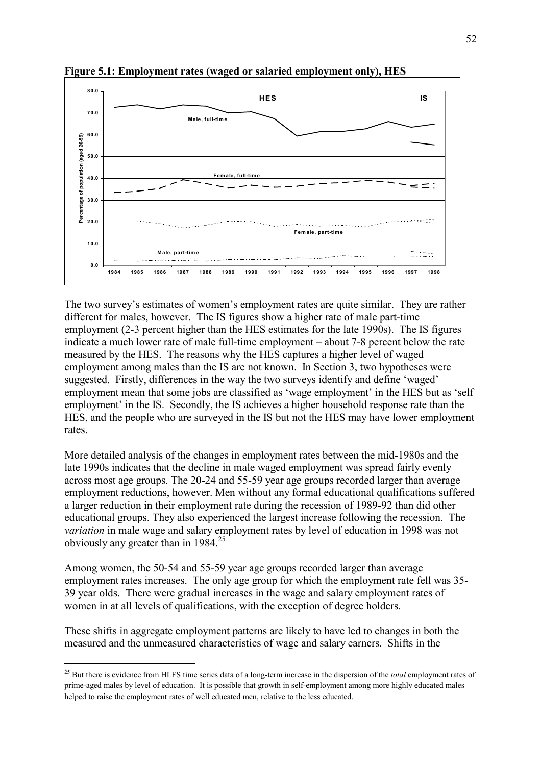**Figure 5.1: Employment rates (waged or salaried employment only), HES**

The two survey's estimates of women's employment rates are quite similar. They are rather different for males, however. The IS figures show a higher rate of male part-time employment (2-3 percent higher than the HES estimates for the late 1990s). The IS figures indicate a much lower rate of male full-time employment – about 7-8 percent below the rate measured by the HES. The reasons why the HES captures a higher level of waged employment among males than the IS are not known. In Section 3, two hypotheses were suggested. Firstly, differences in the way the two surveys identify and define 'waged' employment mean that some jobs are classified as 'wage employment' in the HES but as 'self employment' in the IS. Secondly, the IS achieves a higher household response rate than the HES, and the people who are surveyed in the IS but not the HES may have lower employment rates.

More detailed analysis of the changes in employment rates between the mid-1980s and the late 1990s indicates that the decline in male waged employment was spread fairly evenly across most age groups. The 20-24 and 55-59 year age groups recorded larger than average employment reductions, however. Men without any formal educational qualifications suffered a larger reduction in their employment rate during the recession of 1989-92 than did other educational groups. They also experienced the largest increase following the recession. The *variation* in male wage and salary employment rates by level of education in 1998 was not obviously any greater than in 1984.[25]

Among women, the 50-54 and 55-59 year age groups recorded larger than average employment rates increases. The only age group for which the employment rate fell was 35-39 year olds. There were gradual increases in the wage and salary employment rates of women in at all levels of qualifications, with the exception of degree holders.

These shifts in aggregate employment patterns are likely to have led to changes in both the measured and the unmeasured characteristics of wage and salary earners. Shifts in the

[25] But there is evidence from HLFS time series data of a long-term increase in the dispersion of the *total* employment rates of prime-aged males by level of education. It is possible that growth in self-employment among more highly educated males helped to raise the employment rates of well educated men, relative to the less educated.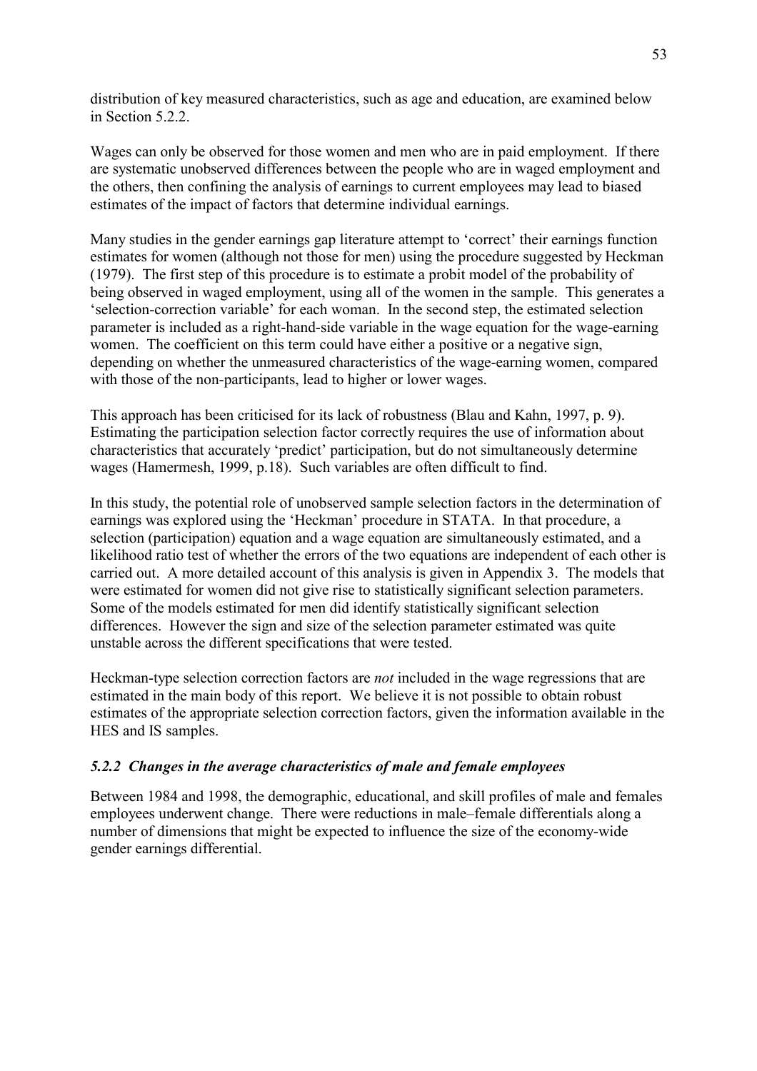distribution of key measured characteristics, such as age and education, are examined below in Section 5.2.2.

Wages can only be observed for those women and men who are in paid employment. If there are systematic unobserved differences between the people who are in waged employment and the others, then confining the analysis of earnings to current employees may lead to biased estimates of the impact of factors that determine individual earnings.

Many studies in the gender earnings gap literature attempt to 'correct' their earnings function estimates for women (although not those for men) using the procedure suggested by Heckman (1979). The first step of this procedure is to estimate a probit model of the probability of being observed in waged employment, using all of the women in the sample. This generates a 'selection-correction variable' for each woman. In the second step, the estimated selection parameter is included as a right-hand-side variable in the wage equation for the wage-earning women. The coefficient on this term could have either a positive or a negative sign, depending on whether the unmeasured characteristics of the wage-earning women, compared with those of the non-participants, lead to higher or lower wages.

This approach has been criticised for its lack of robustness (Blau and Kahn, 1997, p. 9). Estimating the participation selection factor correctly requires the use of information about characteristics that accurately 'predict' participation, but do not simultaneously determine wages (Hamermesh, 1999, p.18). Such variables are often difficult to find.

In this study, the potential role of unobserved sample selection factors in the determination of earnings was explored using the 'Heckman' procedure in STATA. In that procedure, a selection (participation) equation and a wage equation are simultaneously estimated, and a likelihood ratio test of whether the errors of the two equations are independent of each other is carried out. A more detailed account of this analysis is given in Appendix 3. The models that were estimated for women did not give rise to statistically significant selection parameters. Some of the models estimated for men did identify statistically significant selection differences. However the sign and size of the selection parameter estimated was quite unstable across the different specifications that were tested.

Heckman-type selection correction factors are *not* included in the wage regressions that are estimated in the main body of this report. We believe it is not possible to obtain robust estimates of the appropriate selection correction factors, given the information available in the HES and IS samples.

### *5.2.2 Changes in the average characteristics of male and female employees*

Between 1984 and 1998, the demographic, educational, and skill profiles of male and females employees underwent change. There were reductions in male–female differentials along a number of dimensions that might be expected to influence the size of the economy-wide gender earnings differential.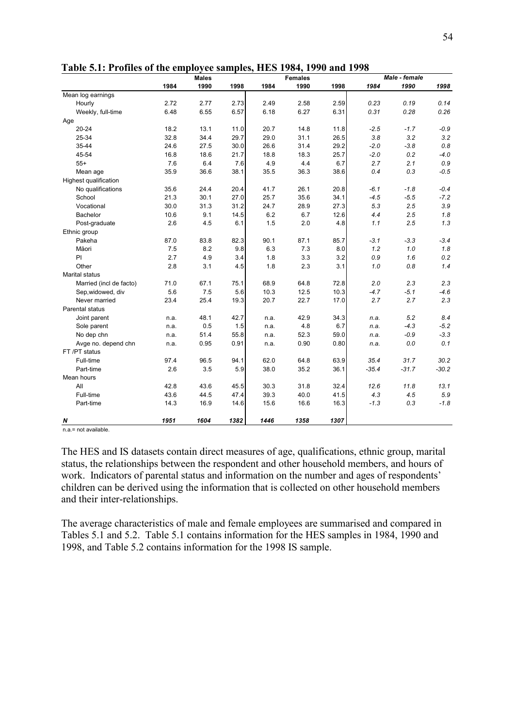**Table 5.1: Profiles of the employee samples, HES 1984, 1990 and 1998**

| | Males | | | Females | | | *Male - female* | | |
|---|---|---|---|---|---|---|---|---|---|
| | 1984 | 1990 | 1998 | 1984 | 1990 | 1998 | *1984* | *1990* | *1998* |
| Mean log earnings | | | | | | | | | |
| Hourly | 2.72 | 2.77 | 2.73 | 2.49 | 2.58 | 2.59 | *0.23* | *0.19* | *0.14* |
| Weekly, full-time | 6.48 | 6.55 | 6.57 | 6.18 | 6.27 | 6.31 | *0.31* | *0.28* | *0.26* |
| Age | | | | | | | | | |
| 20-24 | 18.2 | 13.1 | 11.0 | 20.7 | 14.8 | 11.8 | *-2.5* | *-1.7* | *-0.9* |
| 25-34 | 32.8 | 34.4 | 29.7 | 29.0 | 31.1 | 26.5 | *3.8* | *3.2* | *3.2* |
| 35-44 | 24.6 | 27.5 | 30.0 | 26.6 | 31.4 | 29.2 | *-2.0* | *-3.8* | *0.8* |
| 45-54 | 16.8 | 18.6 | 21.7 | 18.8 | 18.3 | 25.7 | *-2.0* | *0.2* | *-4.0* |
| 55+ | 7.6 | 6.4 | 7.6 | 4.9 | 4.4 | 6.7 | *2.7* | *2.1* | *0.9* |
| Mean age | 35.9 | 36.6 | 38.1 | 35.5 | 36.3 | 38.6 | *0.4* | *0.3* | *-0.5* |
| Highest qualification | | | | | | | | | |
| No qualifications | 35.6 | 24.4 | 20.4 | 41.7 | 26.1 | 20.8 | *-6.1* | *-1.8* | *-0.4* |
| School | 21.3 | 30.1 | 27.0 | 25.7 | 35.6 | 34.1 | *-4.5* | *-5.5* | *-7.2* |
| Vocational | 30.0 | 31.3 | 31.2 | 24.7 | 28.9 | 27.3 | *5.3* | *2.5* | *3.9* |
| Bachelor | 10.6 | 9.1 | 14.5 | 6.2 | 6.7 | 12.6 | *4.4* | *2.5* | *1.8* |
| Post-graduate | 2.6 | 4.5 | 6.1 | 1.5 | 2.0 | 4.8 | *1.1* | *2.5* | *1.3* |
| Ethnic group | | | | | | | | | |
| Pakeha | 87.0 | 83.8 | 82.3 | 90.1 | 87.1 | 85.7 | *-3.1* | *-3.3* | *-3.4* |
| Mäori | 7.5 | 8.2 | 9.8 | 6.3 | 7.3 | 8.0 | *1.2* | *1.0* | *1.8* |
| PI | 2.7 | 4.9 | 3.4 | 1.8 | 3.3 | 3.2 | *0.9* | *1.6* | *0.2* |
| Other | 2.8 | 3.1 | 4.5 | 1.8 | 2.3 | 3.1 | *1.0* | *0.8* | *1.4* |
| Marital status | | | | | | | | | |
| Married (incl de facto) | 71.0 | 67.1 | 75.1 | 68.9 | 64.8 | 72.8 | *2.0* | *2.3* | *2.3* |
| Sep,widowed, div | 5.6 | 7.5 | 5.6 | 10.3 | 12.5 | 10.3 | *-4.7* | *-5.1* | *-4.6* |
| Never married | 23.4 | 25.4 | 19.3 | 20.7 | 22.7 | 17.0 | *2.7* | *2.7* | *2.3* |
| Parental status | | | | | | | | | |
| Joint parent | n.a. | 48.1 | 42.7 | n.a. | 42.9 | 34.3 | *n.a.* | *5.2* | *8.4* |
| Sole parent | n.a. | 0.5 | 1.5 | n.a. | 4.8 | 6.7 | *n.a.* | *-4.3* | *-5.2* |
| No dep chn | n.a. | 51.4 | 55.8 | n.a. | 52.3 | 59.0 | *n.a.* | *-0.9* | *-3.3* |
| Avge no. depend chn | n.a. | 0.95 | 0.91 | n.a. | 0.90 | 0.80 | *n.a.* | *0.0* | *0.1* |
| FT /PT status | | | | | | | | | |
| Full-time | 97.4 | 96.5 | 94.1 | 62.0 | 64.8 | 63.9 | *35.4* | *31.7* | *30.2* |
| Part-time | 2.6 | 3.5 | 5.9 | 38.0 | 35.2 | 36.1 | *-35.4* | *-31.7* | *-30.2* |
| Mean hours | | | | | | | | | |
| All | 42.8 | 43.6 | 45.5 | 30.3 | 31.8 | 32.4 | *12.6* | *11.8* | *13.1* |
| Full-time | 43.6 | 44.5 | 47.4 | 39.3 | 40.0 | 41.5 | *4.3* | *4.5* | *5.9* |
| Part-time | 14.3 | 16.9 | 14.6 | 15.6 | 16.6 | 16.3 | *-1.3* | *0.3* | *-1.8* |
| ***N*** | ***1951*** | ***1604*** | ***1382*** | ***1446*** | ***1358*** | ***1307*** | | | |

n.a.= not available.

The HES and IS datasets contain direct measures of age, qualifications, ethnic group, marital status, the relationships between the respondent and other household members, and hours of work. Indicators of parental status and information on the number and ages of respondents' children can be derived using the information that is collected on other household members and their inter-relationships.

The average characteristics of male and female employees are summarised and compared in Tables 5.1 and 5.2. Table 5.1 contains information for the HES samples in 1984, 1990 and 1998, and Table 5.2 contains information for the 1998 IS sample.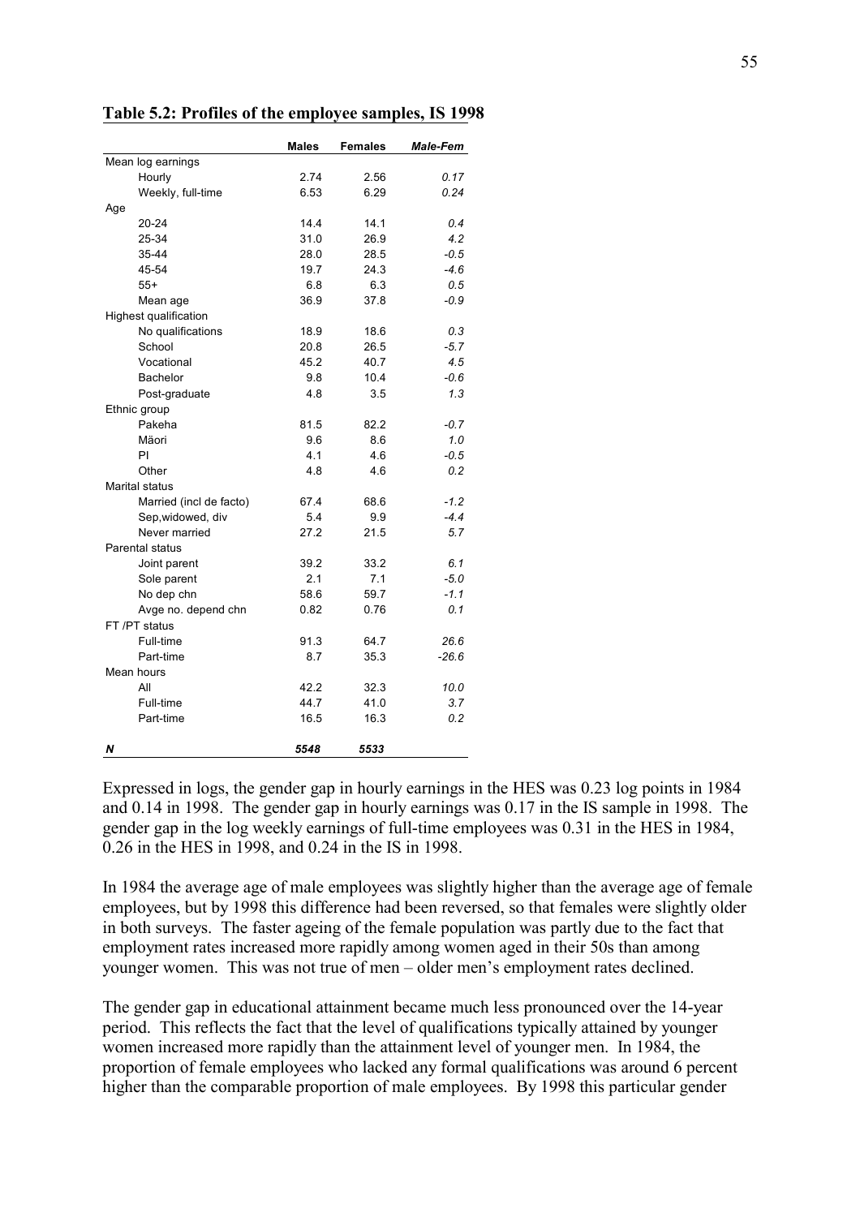**Table 5.2: Profiles of the employee samples, IS 1998**

| | **Males** | **Females** | ***Male-Fem*** |
|---|---|---|---|
| Mean log earnings | | | |
| Hourly | 2.74 | 2.56 | *0.17* |
| Weekly, full-time | 6.53 | 6.29 | *0.24* |
| Age | | | |
| 20-24 | 14.4 | 14.1 | *0.4* |
| 25-34 | 31.0 | 26.9 | *4.2* |
| 35-44 | 28.0 | 28.5 | *-0.5* |
| 45-54 | 19.7 | 24.3 | *-4.6* |
| 55+ | 6.8 | 6.3 | *0.5* |
| Mean age | 36.9 | 37.8 | *-0.9* |
| Highest qualification | | | |
| No qualifications | 18.9 | 18.6 | *0.3* |
| School | 20.8 | 26.5 | *-5.7* |
| Vocational | 45.2 | 40.7 | *4.5* |
| Bachelor | 9.8 | 10.4 | *-0.6* |
| Post-graduate | 4.8 | 3.5 | *1.3* |
| Ethnic group | | | |
| Pakeha | 81.5 | 82.2 | *-0.7* |
| Mäori | 9.6 | 8.6 | *1.0* |
| PI | 4.1 | 4.6 | *-0.5* |
| Other | 4.8 | 4.6 | *0.2* |
| Marital status | | | |
| Married (incl de facto) | 67.4 | 68.6 | *-1.2* |
| Sep,widowed, div | 5.4 | 9.9 | *-4.4* |
| Never married | 27.2 | 21.5 | *5.7* |
| Parental status | | | |
| Joint parent | 39.2 | 33.2 | *6.1* |
| Sole parent | 2.1 | 7.1 | *-5.0* |
| No dep chn | 58.6 | 59.7 | *-1.1* |
| Avge no. depend chn | 0.82 | 0.76 | *0.1* |
| FT /PT status | | | |
| Full-time | 91.3 | 64.7 | *26.6* |
| Part-time | 8.7 | 35.3 | *-26.6* |
| Mean hours | | | |
| All | 42.2 | 32.3 | *10.0* |
| Full-time | 44.7 | 41.0 | *3.7* |
| Part-time | 16.5 | 16.3 | *0.2* |
| ***N*** | ***5548*** | ***5533*** | |

Expressed in logs, the gender gap in hourly earnings in the HES was 0.23 log points in 1984 and 0.14 in 1998. The gender gap in hourly earnings was 0.17 in the IS sample in 1998. The gender gap in the log weekly earnings of full-time employees was 0.31 in the HES in 1984, 0.26 in the HES in 1998, and 0.24 in the IS in 1998.

In 1984 the average age of male employees was slightly higher than the average age of female employees, but by 1998 this difference had been reversed, so that females were slightly older in both surveys. The faster ageing of the female population was partly due to the fact that employment rates increased more rapidly among women aged in their 50s than among younger women. This was not true of men – older men's employment rates declined.

The gender gap in educational attainment became much less pronounced over the 14-year period. This reflects the fact that the level of qualifications typically attained by younger women increased more rapidly than the attainment level of younger men. In 1984, the proportion of female employees who lacked any formal qualifications was around 6 percent higher than the comparable proportion of male employees. By 1998 this particular gender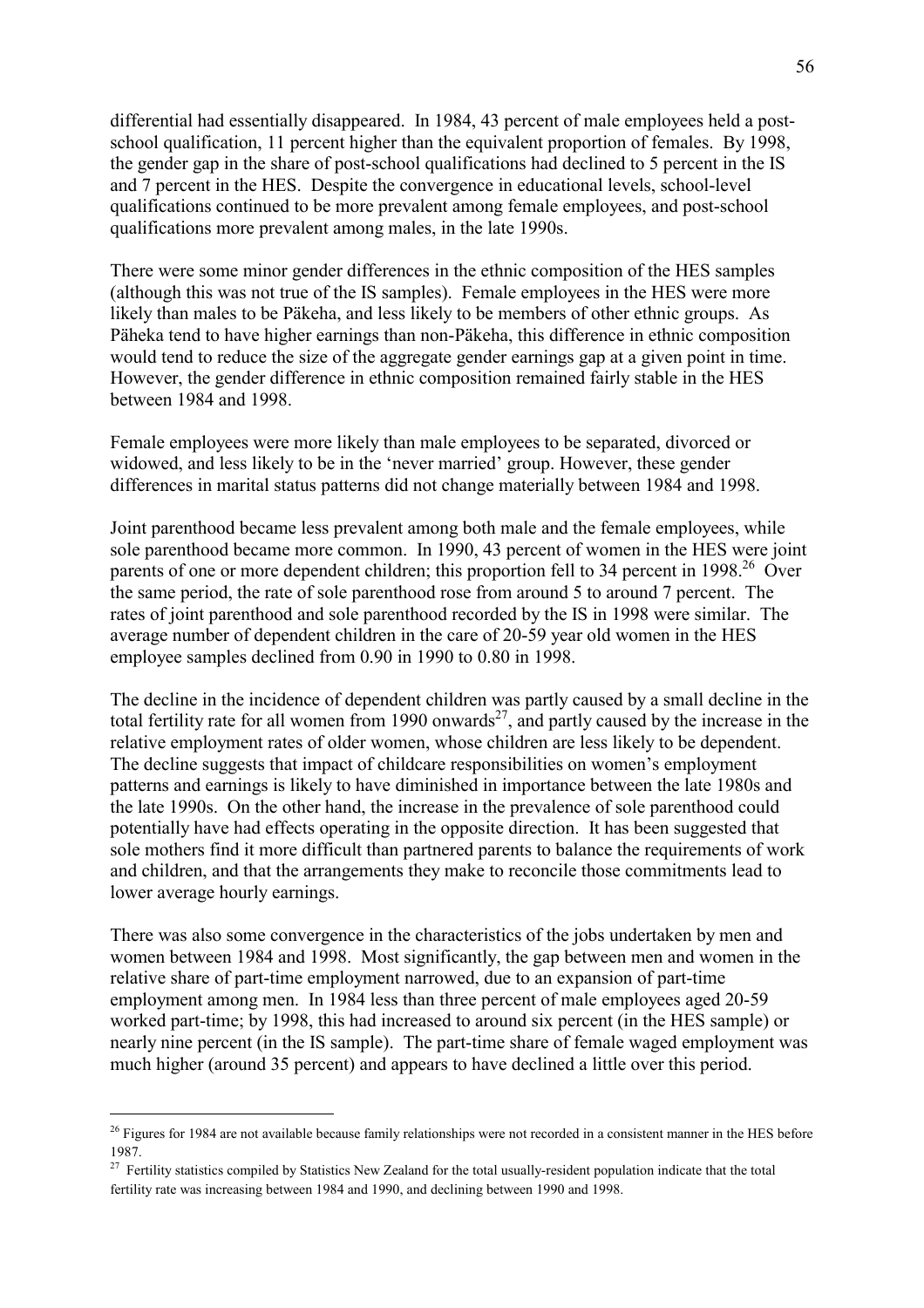differential had essentially disappeared. In 1984, 43 percent of male employees held a post-school qualification, 11 percent higher than the equivalent proportion of females. By 1998, the gender gap in the share of post-school qualifications had declined to 5 percent in the IS and 7 percent in the HES. Despite the convergence in educational levels, school-level qualifications continued to be more prevalent among female employees, and post-school qualifications more prevalent among males, in the late 1990s.

There were some minor gender differences in the ethnic composition of the HES samples (although this was not true of the IS samples). Female employees in the HES were more likely than males to be Päkeha, and less likely to be members of other ethnic groups. As Päheka tend to have higher earnings than non-Päkeha, this difference in ethnic composition would tend to reduce the size of the aggregate gender earnings gap at a given point in time. However, the gender difference in ethnic composition remained fairly stable in the HES between 1984 and 1998.

Female employees were more likely than male employees to be separated, divorced or widowed, and less likely to be in the 'never married' group. However, these gender differences in marital status patterns did not change materially between 1984 and 1998.

Joint parenthood became less prevalent among both male and the female employees, while sole parenthood became more common. In 1990, 43 percent of women in the HES were joint parents of one or more dependent children; this proportion fell to 34 percent in 1998.[26] Over the same period, the rate of sole parenthood rose from around 5 to around 7 percent. The rates of joint parenthood and sole parenthood recorded by the IS in 1998 were similar. The average number of dependent children in the care of 20-59 year old women in the HES employee samples declined from 0.90 in 1990 to 0.80 in 1998.

The decline in the incidence of dependent children was partly caused by a small decline in the total fertility rate for all women from 1990 onwards[27], and partly caused by the increase in the relative employment rates of older women, whose children are less likely to be dependent. The decline suggests that impact of childcare responsibilities on women's employment patterns and earnings is likely to have diminished in importance between the late 1980s and the late 1990s. On the other hand, the increase in the prevalence of sole parenthood could potentially have had effects operating in the opposite direction. It has been suggested that sole mothers find it more difficult than partnered parents to balance the requirements of work and children, and that the arrangements they make to reconcile those commitments lead to lower average hourly earnings.

There was also some convergence in the characteristics of the jobs undertaken by men and women between 1984 and 1998. Most significantly, the gap between men and women in the relative share of part-time employment narrowed, due to an expansion of part-time employment among men. In 1984 less than three percent of male employees aged 20-59 worked part-time; by 1998, this had increased to around six percent (in the HES sample) or nearly nine percent (in the IS sample). The part-time share of female waged employment was much higher (around 35 percent) and appears to have declined a little over this period.

---

[26] Figures for 1984 are not available because family relationships were not recorded in a consistent manner in the HES before 1987.

[27] Fertility statistics compiled by Statistics New Zealand for the total usually-resident population indicate that the total fertility rate was increasing between 1984 and 1990, and declining between 1990 and 1998.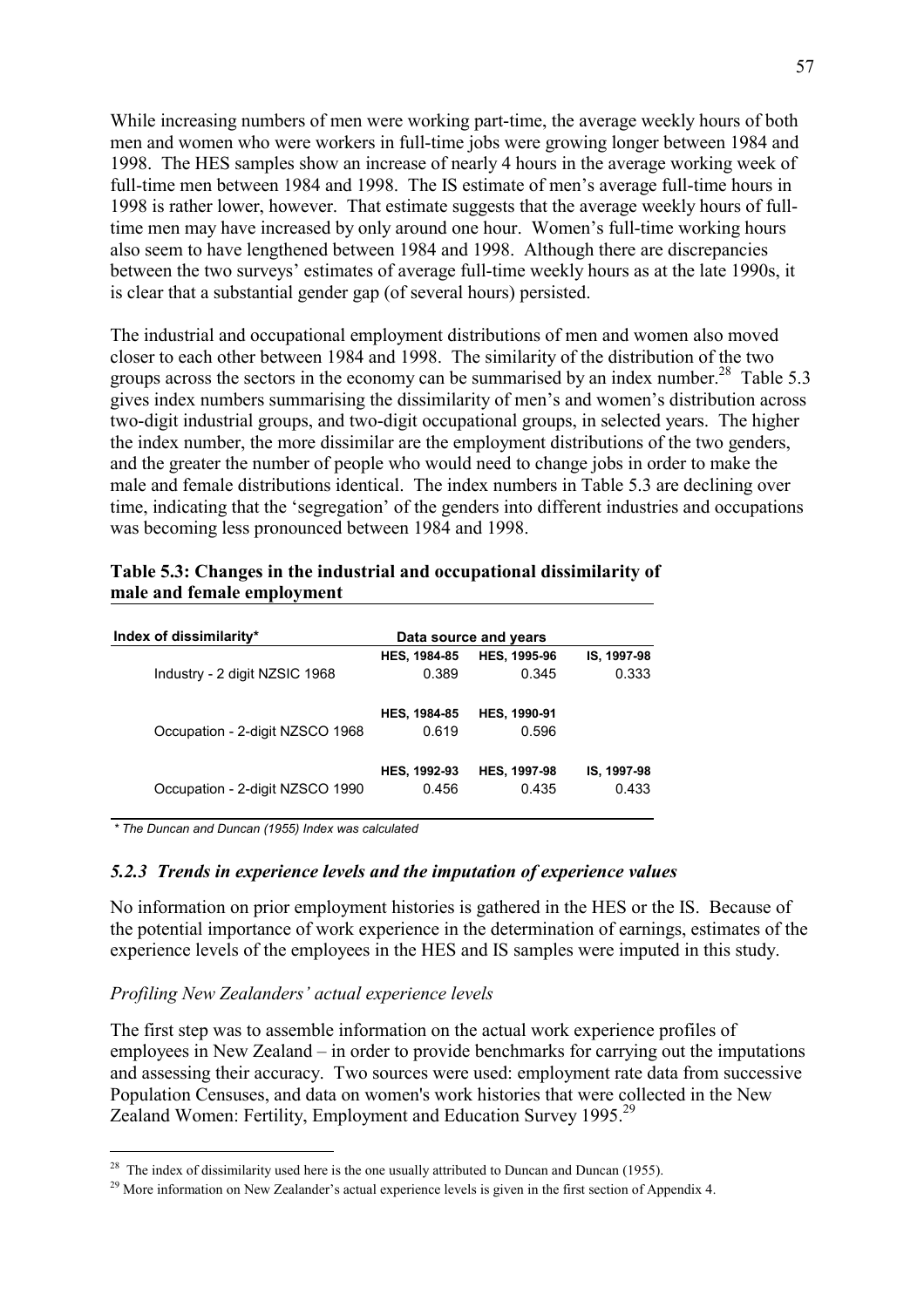While increasing numbers of men were working part-time, the average weekly hours of both men and women who were workers in full-time jobs were growing longer between 1984 and 1998. The HES samples show an increase of nearly 4 hours in the average working week of full-time men between 1984 and 1998. The IS estimate of men's average full-time hours in 1998 is rather lower, however. That estimate suggests that the average weekly hours of full-time men may have increased by only around one hour. Women's full-time working hours also seem to have lengthened between 1984 and 1998. Although there are discrepancies between the two surveys' estimates of average full-time weekly hours as at the late 1990s, it is clear that a substantial gender gap (of several hours) persisted.

The industrial and occupational employment distributions of men and women also moved closer to each other between 1984 and 1998. The similarity of the distribution of the two groups across the sectors in the economy can be summarised by an index number.[28] Table 5.3 gives index numbers summarising the dissimilarity of men's and women's distribution across two-digit industrial groups, and two-digit occupational groups, in selected years. The higher the index number, the more dissimilar are the employment distributions of the two genders, and the greater the number of people who would need to change jobs in order to make the male and female distributions identical. The index numbers in Table 5.3 are declining over time, indicating that the 'segregation' of the genders into different industries and occupations was becoming less pronounced between 1984 and 1998.

**Table 5.3: Changes in the industrial and occupational dissimilarity of male and female employment**

| Index of dissimilarity* | Data source and years | | |
|---|---|---|---|
| | **HES, 1984-85** | **HES, 1995-96** | **IS, 1997-98** |
| Industry - 2 digit NZSIC 1968 | 0.389 | 0.345 | 0.333 |
| | **HES, 1984-85** | **HES, 1990-91** | |
| Occupation - 2-digit NZSCO 1968 | 0.619 | 0.596 | |
| | **HES, 1992-93** | **HES, 1997-98** | **IS, 1997-98** |
| Occupation - 2-digit NZSCO 1990 | 0.456 | 0.435 | 0.433 |

*\* The Duncan and Duncan (1955) Index was calculated*

### *5.2.3 Trends in experience levels and the imputation of experience values*

No information on prior employment histories is gathered in the HES or the IS. Because of the potential importance of work experience in the determination of earnings, estimates of the experience levels of the employees in the HES and IS samples were imputed in this study.

*Profiling New Zealanders' actual experience levels*

The first step was to assemble information on the actual work experience profiles of employees in New Zealand – in order to provide benchmarks for carrying out the imputations and assessing their accuracy. Two sources were used: employment rate data from successive Population Censuses, and data on women's work histories that were collected in the New Zealand Women: Fertility, Employment and Education Survey 1995.[29]

[28] The index of dissimilarity used here is the one usually attributed to Duncan and Duncan (1955).

[29] More information on New Zealander's actual experience levels is given in the first section of Appendix 4.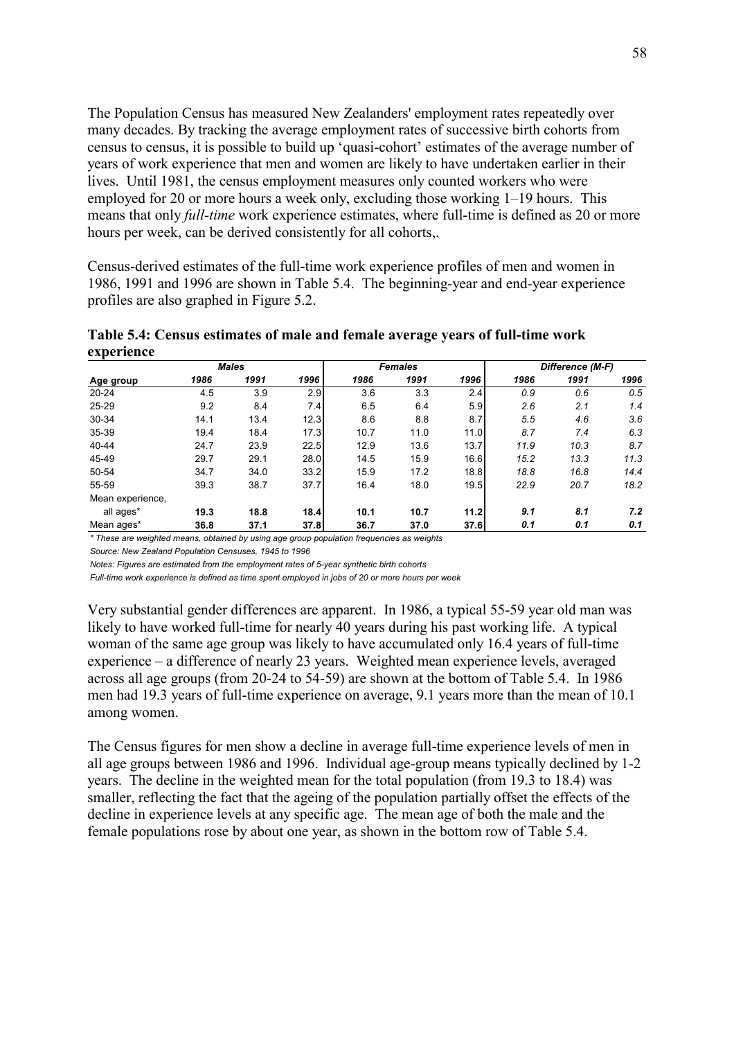The Population Census has measured New Zealanders' employment rates repeatedly over many decades. By tracking the average employment rates of successive birth cohorts from census to census, it is possible to build up 'quasi-cohort' estimates of the average number of years of work experience that men and women are likely to have undertaken earlier in their lives. Until 1981, the census employment measures only counted workers who were employed for 20 or more hours a week only, excluding those working 1–19 hours. This means that only *full-time* work experience estimates, where full-time is defined as 20 or more hours per week, can be derived consistently for all cohorts,.

Census-derived estimates of the full-time work experience profiles of men and women in 1986, 1991 and 1996 are shown in Table 5.4. The beginning-year and end-year experience profiles are also graphed in Figure 5.2.

**Table 5.4: Census estimates of male and female average years of full-time work experience**

| | *Males* | | | *Females* | | | *Difference (M-F)* | | |
|---|---|---|---|---|---|---|---|---|---|
| **Age group** | ***1986*** | ***1991*** | ***1996*** | ***1986*** | ***1991*** | ***1996*** | ***1986*** | ***1991*** | ***1996*** |
| 20-24 | 4.5 | 3.9 | 2.9 | 3.6 | 3.3 | 2.4 | *0.9* | *0.6* | *0.5* |
| 25-29 | 9.2 | 8.4 | 7.4 | 6.5 | 6.4 | 5.9 | *2.6* | *2.1* | *1.4* |
| 30-34 | 14.1 | 13.4 | 12.3 | 8.6 | 8.8 | 8.7 | *5.5* | *4.6* | *3.6* |
| 35-39 | 19.4 | 18.4 | 17.3 | 10.7 | 11.0 | 11.0 | *8.7* | *7.4* | *6.3* |
| 40-44 | 24.7 | 23.9 | 22.5 | 12.9 | 13.6 | 13.7 | *11.9* | *10.3* | *8.7* |
| 45-49 | 29.7 | 29.1 | 28.0 | 14.5 | 15.9 | 16.6 | *15.2* | *13.3* | *11.3* |
| 50-54 | 34.7 | 34.0 | 33.2 | 15.9 | 17.2 | 18.8 | *18.8* | *16.8* | *14.4* |
| 55-59 | 39.3 | 38.7 | 37.7 | 16.4 | 18.0 | 19.5 | *22.9* | *20.7* | *18.2* |
| Mean experience, all ages* | **19.3** | **18.8** | **18.4** | **10.1** | **10.7** | **11.2** | ***9.1*** | ***8.1*** | ***7.2*** |
| Mean ages* | **36.8** | **37.1** | **37.8** | **36.7** | **37.0** | **37.6** | ***0.1*** | ***0.1*** | ***0.1*** |

*\* These are weighted means, obtained by using age group population frequencies as weights*

*Source: New Zealand Population Censuses, 1945 to 1996*

*Notes: Figures are estimated from the employment rates of 5-year synthetic birth cohorts*

*Full-time work experience is defined as time spent employed in jobs of 20 or more hours per week*

Very substantial gender differences are apparent. In 1986, a typical 55-59 year old man was likely to have worked full-time for nearly 40 years during his past working life. A typical woman of the same age group was likely to have accumulated only 16.4 years of full-time experience – a difference of nearly 23 years. Weighted mean experience levels, averaged across all age groups (from 20-24 to 54-59) are shown at the bottom of Table 5.4. In 1986 men had 19.3 years of full-time experience on average, 9.1 years more than the mean of 10.1 among women.

The Census figures for men show a decline in average full-time experience levels of men in all age groups between 1986 and 1996. Individual age-group means typically declined by 1-2 years. The decline in the weighted mean for the total population (from 19.3 to 18.4) was smaller, reflecting the fact that the ageing of the population partially offset the effects of the decline in experience levels at any specific age. The mean age of both the male and the female populations rose by about one year, as shown in the bottom row of Table 5.4.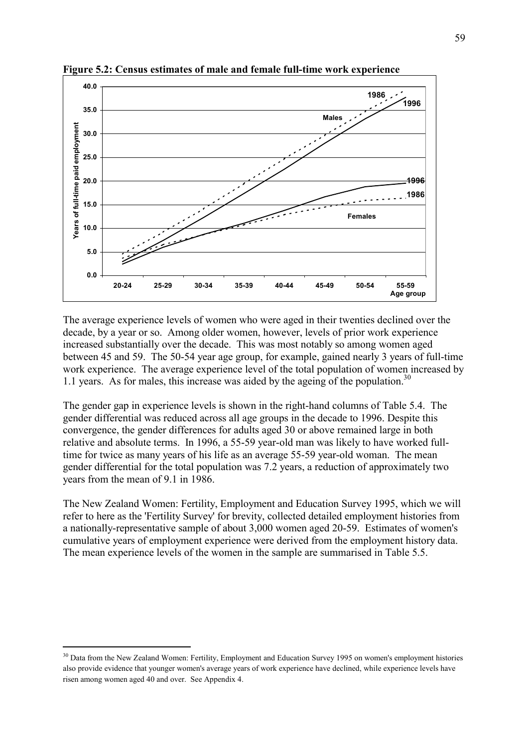**Figure 5.2: Census estimates of male and female full-time work experience**

The average experience levels of women who were aged in their twenties declined over the decade, by a year or so. Among older women, however, levels of prior work experience increased substantially over the decade. This was most notably so among women aged between 45 and 59. The 50-54 year age group, for example, gained nearly 3 years of full-time work experience. The average experience level of the total population of women increased by 1.1 years. As for males, this increase was aided by the ageing of the population.[30]

The gender gap in experience levels is shown in the right-hand columns of Table 5.4. The gender differential was reduced across all age groups in the decade to 1996. Despite this convergence, the gender differences for adults aged 30 or above remained large in both relative and absolute terms. In 1996, a 55-59 year-old man was likely to have worked full-time for twice as many years of his life as an average 55-59 year-old woman. The mean gender differential for the total population was 7.2 years, a reduction of approximately two years from the mean of 9.1 in 1986.

The New Zealand Women: Fertility, Employment and Education Survey 1995, which we will refer to here as the 'Fertility Survey' for brevity, collected detailed employment histories from a nationally-representative sample of about 3,000 women aged 20-59. Estimates of women's cumulative years of employment experience were derived from the employment history data. The mean experience levels of the women in the sample are summarised in Table 5.5.

[30] Data from the New Zealand Women: Fertility, Employment and Education Survey 1995 on women's employment histories also provide evidence that younger women's average years of work experience have declined, while experience levels have risen among women aged 40 and over. See Appendix 4.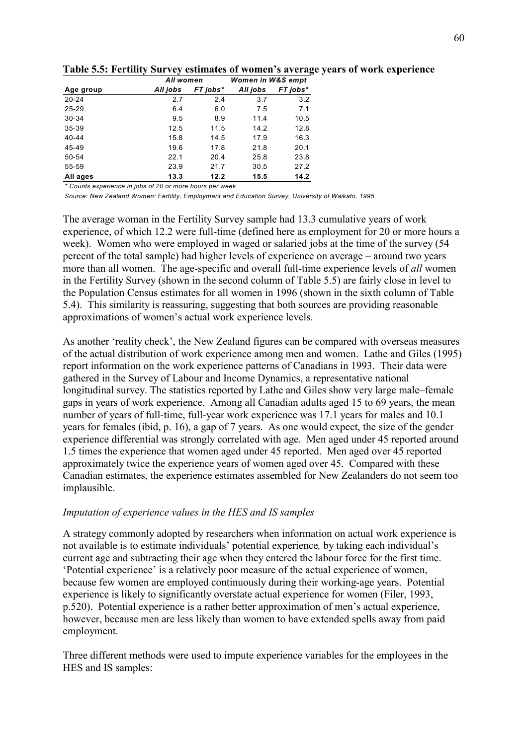**Table 5.5: Fertility Survey estimates of women's average years of work experience**

| | *All women* | | *Women in W&S empt* | |
|---|---|---|---|---|
| **Age group** | ***All jobs*** | ***FT jobs**** | ***All jobs*** | ***FT jobs**** |
| 20-24 | 2.7 | 2.4 | 3.7 | 3.2 |
| 25-29 | 6.4 | 6.0 | 7.5 | 7.1 |
| 30-34 | 9.5 | 8.9 | 11.4 | 10.5 |
| 35-39 | 12.5 | 11.5 | 14.2 | 12.8 |
| 40-44 | 15.8 | 14.5 | 17.9 | 16.3 |
| 45-49 | 19.6 | 17.8 | 21.8 | 20.1 |
| 50-54 | 22.1 | 20.4 | 25.8 | 23.8 |
| 55-59 | 23.9 | 21.7 | 30.5 | 27.2 |
| **All ages** | **13.3** | **12.2** | **15.5** | **14.2** |

*\* Counts experience in jobs of 20 or more hours per week*

*Source: New Zealand Women: Fertility, Employment and Education Survey, University of Waikato, 1995*

The average woman in the Fertility Survey sample had 13.3 cumulative years of work experience, of which 12.2 were full-time (defined here as employment for 20 or more hours a week). Women who were employed in waged or salaried jobs at the time of the survey (54 percent of the total sample) had higher levels of experience on average – around two years more than all women. The age-specific and overall full-time experience levels of *all* women in the Fertility Survey (shown in the second column of Table 5.5) are fairly close in level to the Population Census estimates for all women in 1996 (shown in the sixth column of Table 5.4). This similarity is reassuring, suggesting that both sources are providing reasonable approximations of women's actual work experience levels.

As another 'reality check', the New Zealand figures can be compared with overseas measures of the actual distribution of work experience among men and women. Lathe and Giles (1995) report information on the work experience patterns of Canadians in 1993. Their data were gathered in the Survey of Labour and Income Dynamics, a representative national longitudinal survey. The statistics reported by Lathe and Giles show very large male–female gaps in years of work experience. Among all Canadian adults aged 15 to 69 years, the mean number of years of full-time, full-year work experience was 17.1 years for males and 10.1 years for females (ibid, p. 16), a gap of 7 years. As one would expect, the size of the gender experience differential was strongly correlated with age. Men aged under 45 reported around 1.5 times the experience that women aged under 45 reported. Men aged over 45 reported approximately twice the experience years of women aged over 45. Compared with these Canadian estimates, the experience estimates assembled for New Zealanders do not seem too implausible.

*Imputation of experience values in the HES and IS samples*

A strategy commonly adopted by researchers when information on actual work experience is not available is to estimate individuals' potential experience*,* by taking each individual's current age and subtracting their age when they entered the labour force for the first time. 'Potential experience' is a relatively poor measure of the actual experience of women, because few women are employed continuously during their working-age years. Potential experience is likely to significantly overstate actual experience for women (Filer, 1993, p.520). Potential experience is a rather better approximation of men's actual experience, however, because men are less likely than women to have extended spells away from paid employment.

Three different methods were used to impute experience variables for the employees in the HES and IS samples: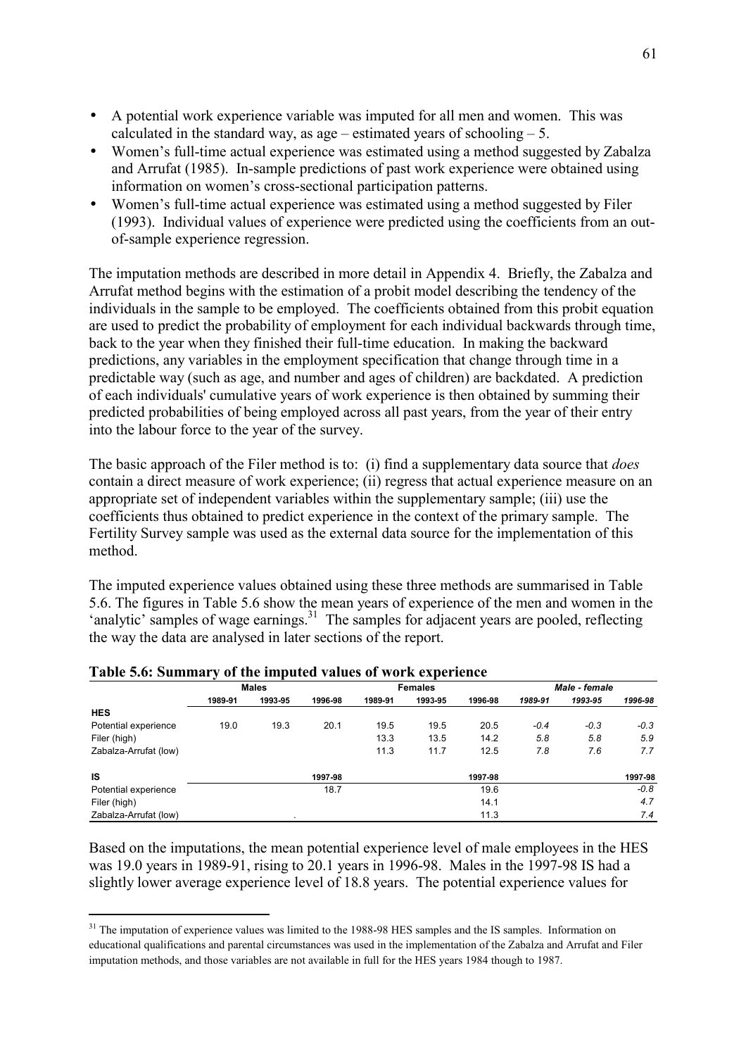- A potential work experience variable was imputed for all men and women. This was calculated in the standard way, as age – estimated years of schooling – 5.
- Women's full-time actual experience was estimated using a method suggested by Zabalza and Arrufat (1985). In-sample predictions of past work experience were obtained using information on women's cross-sectional participation patterns.
- Women's full-time actual experience was estimated using a method suggested by Filer (1993). Individual values of experience were predicted using the coefficients from an out-of-sample experience regression.

The imputation methods are described in more detail in Appendix 4. Briefly, the Zabalza and Arrufat method begins with the estimation of a probit model describing the tendency of the individuals in the sample to be employed. The coefficients obtained from this probit equation are used to predict the probability of employment for each individual backwards through time, back to the year when they finished their full-time education. In making the backward predictions, any variables in the employment specification that change through time in a predictable way (such as age, and number and ages of children) are backdated. A prediction of each individuals' cumulative years of work experience is then obtained by summing their predicted probabilities of being employed across all past years, from the year of their entry into the labour force to the year of the survey.

The basic approach of the Filer method is to: (i) find a supplementary data source that *does* contain a direct measure of work experience; (ii) regress that actual experience measure on an appropriate set of independent variables within the supplementary sample; (iii) use the coefficients thus obtained to predict experience in the context of the primary sample. The Fertility Survey sample was used as the external data source for the implementation of this method.

The imputed experience values obtained using these three methods are summarised in Table 5.6. The figures in Table 5.6 show the mean years of experience of the men and women in the 'analytic' samples of wage earnings.[31] The samples for adjacent years are pooled, reflecting the way the data are analysed in later sections of the report.

**Table 5.6: Summary of the imputed values of work experience**

| | Males | | | Females | | | *Male - female* | | |
|---|---|---|---|---|---|---|---|---|---|
| | 1989-91 | 1993-95 | 1996-98 | 1989-91 | 1993-95 | 1996-98 | *1989-91* | *1993-95* | *1996-98* |
| **HES** | | | | | | | | | |
| Potential experience | 19.0 | 19.3 | 20.1 | 19.5 | 19.5 | 20.5 | *-0.4* | *-0.3* | *-0.3* |
| Filer (high) | | | | 13.3 | 13.5 | 14.2 | *5.8* | *5.8* | *5.9* |
| Zabalza-Arrufat (low) | | | | 11.3 | 11.7 | 12.5 | *7.8* | *7.6* | *7.7* |
| | | | | | | | | | |
| **IS** | | | 1997-98 | | | 1997-98 | | | 1997-98 |
| Potential experience | | | 18.7 | | | 19.6 | | | *-0.8* |
| Filer (high) | | | | | | 14.1 | | | *4.7* |
| Zabalza-Arrufat (low) | | | . | | | 11.3 | | | *7.4* |

Based on the imputations, the mean potential experience level of male employees in the HES was 19.0 years in 1989-91, rising to 20.1 years in 1996-98. Males in the 1997-98 IS had a slightly lower average experience level of 18.8 years. The potential experience values for

[31] The imputation of experience values was limited to the 1988-98 HES samples and the IS samples. Information on educational qualifications and parental circumstances was used in the implementation of the Zabalza and Arrufat and Filer imputation methods, and those variables are not available in full for the HES years 1984 though to 1987.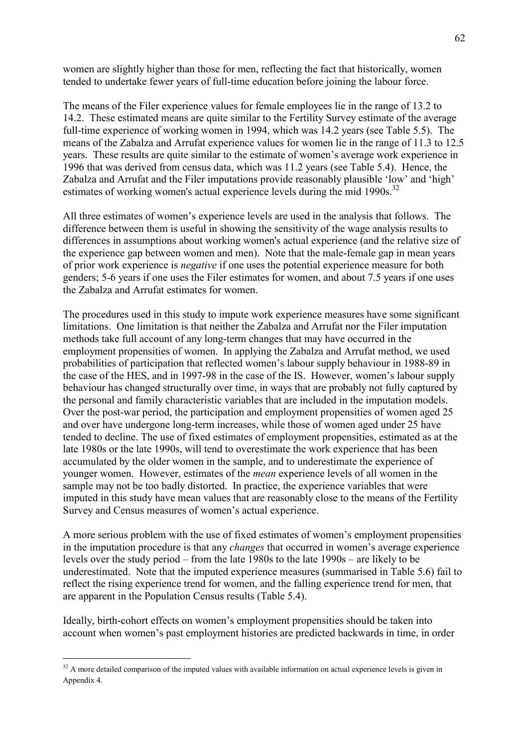women are slightly higher than those for men, reflecting the fact that historically, women tended to undertake fewer years of full-time education before joining the labour force.

The means of the Filer experience values for female employees lie in the range of 13.2 to 14.2. These estimated means are quite similar to the Fertility Survey estimate of the average full-time experience of working women in 1994, which was 14.2 years (see Table 5.5). The means of the Zabalza and Arrufat experience values for women lie in the range of 11.3 to 12.5 years. These results are quite similar to the estimate of women's average work experience in 1996 that was derived from census data, which was 11.2 years (see Table 5.4). Hence, the Zabalza and Arrufat and the Filer imputations provide reasonably plausible 'low' and 'high' estimates of working women's actual experience levels during the mid 1990s.[32]

All three estimates of women's experience levels are used in the analysis that follows. The difference between them is useful in showing the sensitivity of the wage analysis results to differences in assumptions about working women's actual experience (and the relative size of the experience gap between women and men). Note that the male-female gap in mean years of prior work experience is *negative* if one uses the potential experience measure for both genders; 5-6 years if one uses the Filer estimates for women, and about 7.5 years if one uses the Zabalza and Arrufat estimates for women.

The procedures used in this study to impute work experience measures have some significant limitations. One limitation is that neither the Zabalza and Arrufat nor the Filer imputation methods take full account of any long-term changes that may have occurred in the employment propensities of women. In applying the Zabalza and Arrufat method, we used probabilities of participation that reflected women's labour supply behaviour in 1988-89 in the case of the HES, and in 1997-98 in the case of the IS. However, women's labour supply behaviour has changed structurally over time, in ways that are probably not fully captured by the personal and family characteristic variables that are included in the imputation models. Over the post-war period, the participation and employment propensities of women aged 25 and over have undergone long-term increases, while those of women aged under 25 have tended to decline. The use of fixed estimates of employment propensities, estimated as at the late 1980s or the late 1990s, will tend to overestimate the work experience that has been accumulated by the older women in the sample, and to underestimate the experience of younger women. However, estimates of the *mean* experience levels of all women in the sample may not be too badly distorted. In practice, the experience variables that were imputed in this study have mean values that are reasonably close to the means of the Fertility Survey and Census measures of women's actual experience.

A more serious problem with the use of fixed estimates of women's employment propensities in the imputation procedure is that any *changes* that occurred in women's average experience levels over the study period – from the late 1980s to the late 1990s – are likely to be underestimated. Note that the imputed experience measures (summarised in Table 5.6) fail to reflect the rising experience trend for women, and the falling experience trend for men, that are apparent in the Population Census results (Table 5.4).

Ideally, birth-cohort effects on women's employment propensities should be taken into account when women's past employment histories are predicted backwards in time, in order

[32] A more detailed comparison of the imputed values with available information on actual experience levels is given in Appendix 4.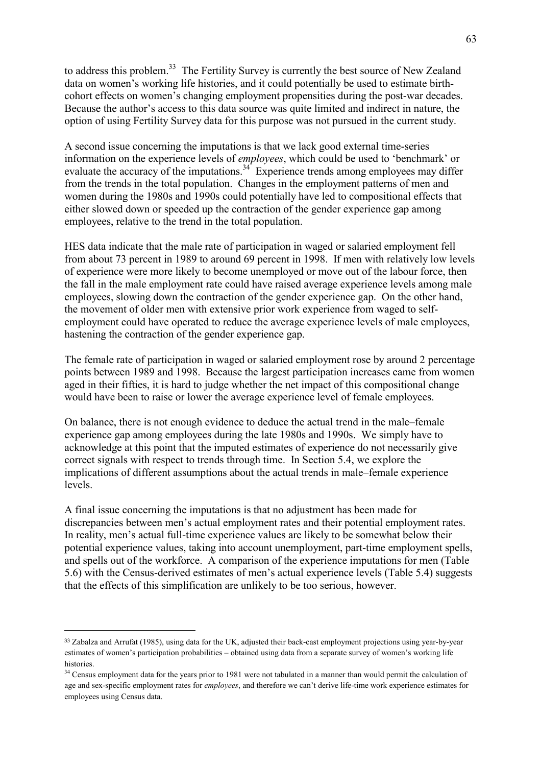to address this problem.[33] The Fertility Survey is currently the best source of New Zealand data on women's working life histories, and it could potentially be used to estimate birth-cohort effects on women's changing employment propensities during the post-war decades. Because the author's access to this data source was quite limited and indirect in nature, the option of using Fertility Survey data for this purpose was not pursued in the current study.

A second issue concerning the imputations is that we lack good external time-series information on the experience levels of *employees*, which could be used to 'benchmark' or evaluate the accuracy of the imputations.[34] Experience trends among employees may differ from the trends in the total population. Changes in the employment patterns of men and women during the 1980s and 1990s could potentially have led to compositional effects that either slowed down or speeded up the contraction of the gender experience gap among employees, relative to the trend in the total population.

HES data indicate that the male rate of participation in waged or salaried employment fell from about 73 percent in 1989 to around 69 percent in 1998. If men with relatively low levels of experience were more likely to become unemployed or move out of the labour force, then the fall in the male employment rate could have raised average experience levels among male employees, slowing down the contraction of the gender experience gap. On the other hand, the movement of older men with extensive prior work experience from waged to self-employment could have operated to reduce the average experience levels of male employees, hastening the contraction of the gender experience gap.

The female rate of participation in waged or salaried employment rose by around 2 percentage points between 1989 and 1998. Because the largest participation increases came from women aged in their fifties, it is hard to judge whether the net impact of this compositional change would have been to raise or lower the average experience level of female employees.

On balance, there is not enough evidence to deduce the actual trend in the male–female experience gap among employees during the late 1980s and 1990s. We simply have to acknowledge at this point that the imputed estimates of experience do not necessarily give correct signals with respect to trends through time. In Section 5.4, we explore the implications of different assumptions about the actual trends in male–female experience levels.

A final issue concerning the imputations is that no adjustment has been made for discrepancies between men's actual employment rates and their potential employment rates. In reality, men's actual full-time experience values are likely to be somewhat below their potential experience values, taking into account unemployment, part-time employment spells, and spells out of the workforce. A comparison of the experience imputations for men (Table 5.6) with the Census-derived estimates of men's actual experience levels (Table 5.4) suggests that the effects of this simplification are unlikely to be too serious, however.

---

[33] Zabalza and Arrufat (1985), using data for the UK, adjusted their back-cast employment projections using year-by-year estimates of women's participation probabilities – obtained using data from a separate survey of women's working life histories.

[34] Census employment data for the years prior to 1981 were not tabulated in a manner than would permit the calculation of age and sex-specific employment rates for *employees*, and therefore we can't derive life-time work experience estimates for employees using Census data.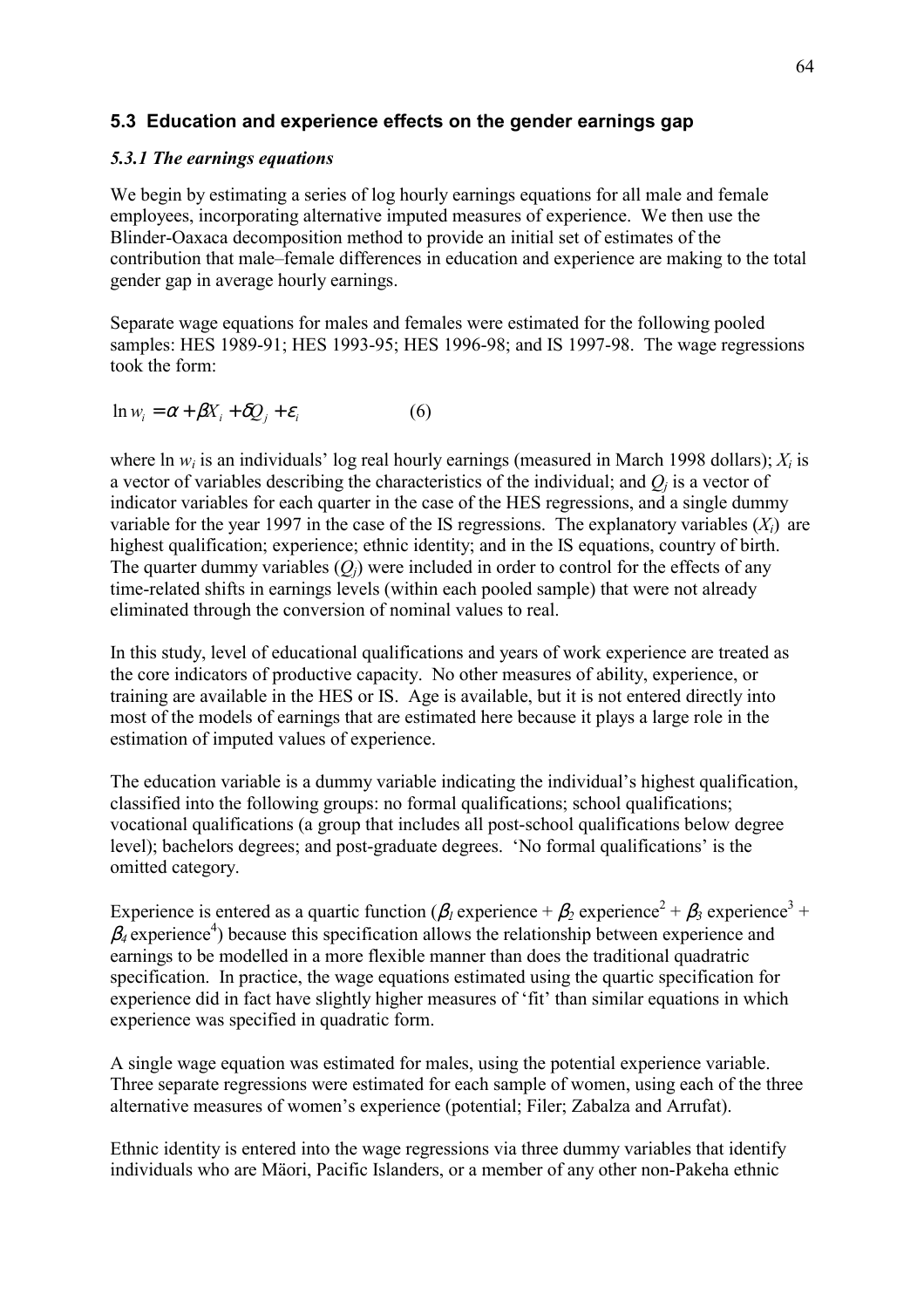## 5.3 Education and experience effects on the gender earnings gap

### *5.3.1 The earnings equations*

We begin by estimating a series of log hourly earnings equations for all male and female employees, incorporating alternative imputed measures of experience. We then use the Blinder-Oaxaca decomposition method to provide an initial set of estimates of the contribution that male–female differences in education and experience are making to the total gender gap in average hourly earnings.

Separate wage equations for males and females were estimated for the following pooled samples: HES 1989-91; HES 1993-95; HES 1996-98; and IS 1997-98. The wage regressions took the form:

$$\ln w_i = \alpha + \beta X_i + \delta Q_j + \varepsilon_i \qquad (6)$$

where $\ln w_i$ is an individuals' log real hourly earnings (measured in March 1998 dollars); $X_i$ is a vector of variables describing the characteristics of the individual; and $Q_j$ is a vector of indicator variables for each quarter in the case of the HES regressions, and a single dummy variable for the year 1997 in the case of the IS regressions. The explanatory variables ($X_i$) are highest qualification; experience; ethnic identity; and in the IS equations, country of birth. The quarter dummy variables ($Q_j$) were included in order to control for the effects of any time-related shifts in earnings levels (within each pooled sample) that were not already eliminated through the conversion of nominal values to real.

In this study, level of educational qualifications and years of work experience are treated as the core indicators of productive capacity. No other measures of ability, experience, or training are available in the HES or IS. Age is available, but it is not entered directly into most of the models of earnings that are estimated here because it plays a large role in the estimation of imputed values of experience.

The education variable is a dummy variable indicating the individual's highest qualification, classified into the following groups: no formal qualifications; school qualifications; vocational qualifications (a group that includes all post-school qualifications below degree level); bachelors degrees; and post-graduate degrees. 'No formal qualifications' is the omitted category.

Experience is entered as a quartic function ($\beta_1$ experience + $\beta_2$ experience$^2$ + $\beta_3$ experience$^3$ + $\beta_4$ experience$^4$) because this specification allows the relationship between experience and earnings to be modelled in a more flexible manner than does the traditional quadratric specification. In practice, the wage equations estimated using the quartic specification for experience did in fact have slightly higher measures of 'fit' than similar equations in which experience was specified in quadratic form.

A single wage equation was estimated for males, using the potential experience variable. Three separate regressions were estimated for each sample of women, using each of the three alternative measures of women's experience (potential; Filer; Zabalza and Arrufat).

Ethnic identity is entered into the wage regressions via three dummy variables that identify individuals who are Mäori, Pacific Islanders, or a member of any other non-Pakeha ethnic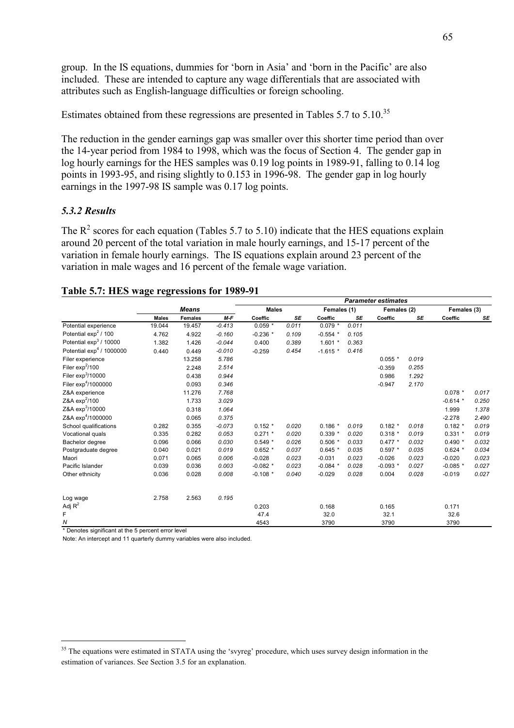group. In the IS equations, dummies for 'born in Asia' and 'born in the Pacific' are also included. These are intended to capture any wage differentials that are associated with attributes such as English-language difficulties or foreign schooling.

Estimates obtained from these regressions are presented in Tables 5.7 to 5.10.[35]

The reduction in the gender earnings gap was smaller over this shorter time period than over the 14-year period from 1984 to 1998, which was the focus of Section 4. The gender gap in log hourly earnings for the HES samples was 0.19 log points in 1989-91, falling to 0.14 log points in 1993-95, and rising slightly to 0.153 in 1996-98. The gender gap in log hourly earnings in the 1997-98 IS sample was 0.17 log points.

### *5.3.2 Results*

The $R^2$ scores for each equation (Tables 5.7 to 5.10) indicate that the HES equations explain around 20 percent of the total variation in male hourly earnings, and 15-17 percent of the variation in female hourly earnings. The IS equations explain around 23 percent of the variation in male wages and 16 percent of the female wage variation.

**Table 5.7: HES wage regressions for 1989-91**

| | Means | | | Parameter estimates | | | | | | | |
|---|---|---|---|---|---|---|---|---|---|---|---|
| | | | | Males | | Females (1) | | Females (2) | | Females (3) | |
| | Males | Females | M-F | Coeffic | SE | Coeffic | SE | Coeffic | SE | Coeffic | SE |
| Potential experience | 19.044 | 19.457 | -0.413 | 0.059 * | 0.011 | 0.079 * | 0.011 | | | | |
| Potential $exp^2$ / 100 | 4.762 | 4.922 | -0.160 | -0.236 * | 0.109 | -0.554 * | 0.105 | | | | |
| Potential $exp^3$ / 10000 | 1.382 | 1.426 | -0.044 | 0.400 | 0.389 | 1.601 * | 0.363 | | | | |
| Potential $exp^4$ / 1000000 | 0.440 | 0.449 | -0.010 | -0.259 | 0.454 | -1.615 * | 0.416 | | | | |
| Filer experience | | 13.258 | 5.786 | | | | | 0.055 * | 0.019 | | |
| Filer $exp^2$/100 | | 2.248 | 2.514 | | | | | -0.359 | 0.255 | | |
| Filer $exp^3$/10000 | | 0.438 | 0.944 | | | | | 0.986 | 1.292 | | |
| Filer $exp^4$/1000000 | | 0.093 | 0.346 | | | | | -0.947 | 2.170 | | |
| Z&A experience | | 11.276 | 7.768 | | | | | | | 0.078 * | 0.017 |
| Z&A $exp^2$/100 | | 1.733 | 3.029 | | | | | | | -0.614 * | 0.250 |
| Z&A $exp^3$/10000 | | 0.318 | 1.064 | | | | | | | 1.999 | 1.378 |
| Z&A $exp^4$/1000000 | | 0.065 | 0.375 | | | | | | | -2.278 | 2.490 |
| School qualifications | 0.282 | 0.355 | -0.073 | 0.152 * | 0.020 | 0.186 * | 0.019 | 0.182 * | 0.018 | 0.182 * | 0.019 |
| Vocational quals | 0.335 | 0.282 | 0.053 | 0.271 * | 0.020 | 0.339 * | 0.020 | 0.318 * | 0.019 | 0.331 * | 0.019 |
| Bachelor degree | 0.096 | 0.066 | 0.030 | 0.549 * | 0.026 | 0.506 * | 0.033 | 0.477 * | 0.032 | 0.490 * | 0.032 |
| Postgraduate degree | 0.040 | 0.021 | 0.019 | 0.652 * | 0.037 | 0.645 * | 0.035 | 0.597 * | 0.035 | 0.624 * | 0.034 |
| Maori | 0.071 | 0.065 | 0.006 | -0.028 | 0.023 | -0.031 | 0.023 | -0.026 | 0.023 | -0.020 | 0.023 |
| Pacific Islander | 0.039 | 0.036 | 0.003 | -0.082 * | 0.023 | -0.084 * | 0.028 | -0.093 * | 0.027 | -0.085 * | 0.027 |
| Other ethnicity | 0.036 | 0.028 | 0.008 | -0.108 * | 0.040 | -0.029 | 0.028 | 0.004 | 0.028 | -0.019 | 0.027 |
| Log wage | 2.758 | 2.563 | 0.195 | | | | | | | | |
| Adj $R^2$ | | | | 0.203 | | 0.168 | | 0.165 | | 0.171 | |
| F | | | | 47.4 | | 32.0 | | 32.1 | | 32.6 | |
| *N* | | | | 4543 | | 3790 | | 3790 | | 3790 | |

\* Denotes significant at the 5 percent error level

Note: An intercept and 11 quarterly dummy variables were also included.

[35] The equations were estimated in STATA using the 'svyreg' procedure, which uses survey design information in the estimation of variances. See Section 3.5 for an explanation.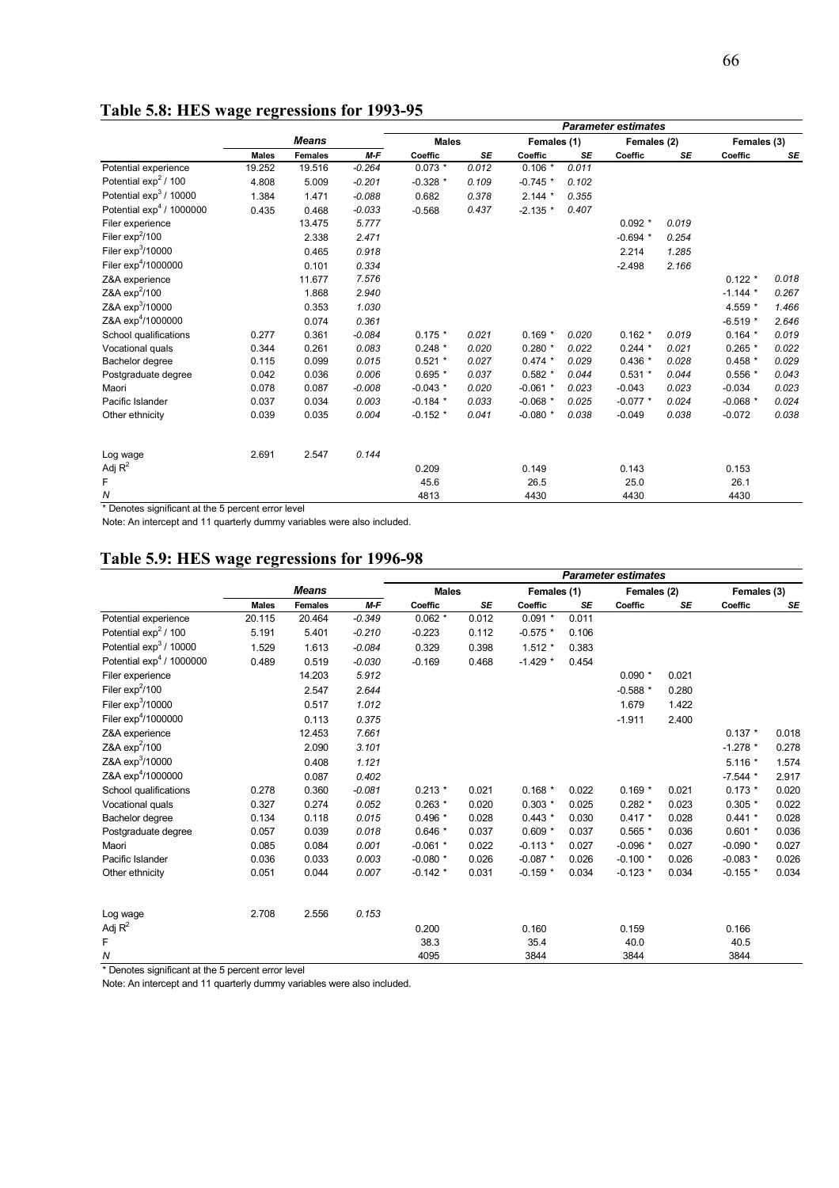## Table 5.8: HES wage regressions for 1993-95

| | Means | | | Parameter estimates | | | | | | | |
|---|---|---|---|---|---|---|---|---|---|---|---|
| | | | | Males | | Females (1) | | Females (2) | | Females (3) | |
| | Males | Females | M-F | Coeffic | SE | Coeffic | SE | Coeffic | SE | Coeffic | SE |
| Potential experience | 19.252 | 19.516 | -0.264 | 0.073 * | 0.012 | 0.106 * | 0.011 | | | | |
| Potential $exp^2$ / 100 | 4.808 | 5.009 | -0.201 | -0.328 * | 0.109 | -0.745 * | 0.102 | | | | |
| Potential $exp^3$ / 10000 | 1.384 | 1.471 | -0.088 | 0.682 | 0.378 | 2.144 * | 0.355 | | | | |
| Potential $exp^4$ / 1000000 | 0.435 | 0.468 | -0.033 | -0.568 | 0.437 | -2.135 * | 0.407 | | | | |
| Filer experience | | 13.475 | 5.777 | | | | | 0.092 * | 0.019 | | |
| Filer $exp^2$/100 | | 2.338 | 2.471 | | | | | -0.694 * | 0.254 | | |
| Filer $exp^3$/10000 | | 0.465 | 0.918 | | | | | 2.214 | 1.285 | | |
| Filer $exp^4$/1000000 | | 0.101 | 0.334 | | | | | -2.498 | 2.166 | | |
| Z&A experience | | 11.677 | 7.576 | | | | | | | 0.122 * | 0.018 |
| Z&A $exp^2$/100 | | 1.868 | 2.940 | | | | | | | -1.144 * | 0.267 |
| Z&A $exp^3$/10000 | | 0.353 | 1.030 | | | | | | | 4.559 * | 1.466 |
| Z&A $exp^4$/1000000 | | 0.074 | 0.361 | | | | | | | -6.519 * | 2.646 |
| School qualifications | 0.277 | 0.361 | -0.084 | 0.175 * | 0.021 | 0.169 * | 0.020 | 0.162 * | 0.019 | 0.164 * | 0.019 |
| Vocational quals | 0.344 | 0.261 | 0.083 | 0.248 * | 0.020 | 0.280 * | 0.022 | 0.244 * | 0.021 | 0.265 * | 0.022 |
| Bachelor degree | 0.115 | 0.099 | 0.015 | 0.521 * | 0.027 | 0.474 * | 0.029 | 0.436 * | 0.028 | 0.458 * | 0.029 |
| Postgraduate degree | 0.042 | 0.036 | 0.006 | 0.695 * | 0.037 | 0.582 * | 0.044 | 0.531 * | 0.044 | 0.556 * | 0.043 |
| Maori | 0.078 | 0.087 | -0.008 | -0.043 * | 0.020 | -0.061 * | 0.023 | -0.043 | 0.023 | -0.034 | 0.023 |
| Pacific Islander | 0.037 | 0.034 | 0.003 | -0.184 * | 0.033 | -0.068 * | 0.025 | -0.077 * | 0.024 | -0.068 * | 0.024 |
| Other ethnicity | 0.039 | 0.035 | 0.004 | -0.152 * | 0.041 | -0.080 * | 0.038 | -0.049 | 0.038 | -0.072 | 0.038 |
| Log wage | 2.691 | 2.547 | 0.144 | | | | | | | | |
| Adj $R^2$ | | | | 0.209 | | 0.149 | | 0.143 | | 0.153 | |
| F | | | | 45.6 | | 26.5 | | 25.0 | | 26.1 | |
| *N* | | | | 4813 | | 4430 | | 4430 | | 4430 | |

\* Denotes significant at the 5 percent error level

Note: An intercept and 11 quarterly dummy variables were also included.

## Table 5.9: HES wage regressions for 1996-98

| | Means | | | Parameter estimates | | | | | | | |
|---|---|---|---|---|---|---|---|---|---|---|---|
| | | | | Males | | Females (1) | | Females (2) | | Females (3) | |
| | Males | Females | M-F | Coeffic | SE | Coeffic | SE | Coeffic | SE | Coeffic | SE |
| Potential experience | 20.115 | 20.464 | -0.349 | 0.062 * | 0.012 | 0.091 * | 0.011 | | | | |
| Potential $exp^2$ / 100 | 5.191 | 5.401 | -0.210 | -0.223 | 0.112 | -0.575 * | 0.106 | | | | |
| Potential $exp^3$ / 10000 | 1.529 | 1.613 | -0.084 | 0.329 | 0.398 | 1.512 * | 0.383 | | | | |
| Potential $exp^4$ / 1000000 | 0.489 | 0.519 | -0.030 | -0.169 | 0.468 | -1.429 * | 0.454 | | | | |
| Filer experience | | 14.203 | 5.912 | | | | | 0.090 * | 0.021 | | |
| Filer $exp^2$/100 | | 2.547 | 2.644 | | | | | -0.588 * | 0.280 | | |
| Filer $exp^3$/10000 | | 0.517 | 1.012 | | | | | 1.679 | 1.422 | | |
| Filer $exp^4$/1000000 | | 0.113 | 0.375 | | | | | -1.911 | 2.400 | | |
| Z&A experience | | 12.453 | 7.661 | | | | | | | 0.137 * | 0.018 |
| Z&A $exp^2$/100 | | 2.090 | 3.101 | | | | | | | -1.278 * | 0.278 |
| Z&A $exp^3$/10000 | | 0.408 | 1.121 | | | | | | | 5.116 * | 1.574 |
| Z&A $exp^4$/1000000 | | 0.087 | 0.402 | | | | | | | -7.544 * | 2.917 |
| School qualifications | 0.278 | 0.360 | -0.081 | 0.213 * | 0.021 | 0.168 * | 0.022 | 0.169 * | 0.021 | 0.173 * | 0.020 |
| Vocational quals | 0.327 | 0.274 | 0.052 | 0.263 * | 0.020 | 0.303 * | 0.025 | 0.282 * | 0.023 | 0.305 * | 0.022 |
| Bachelor degree | 0.134 | 0.118 | 0.015 | 0.496 * | 0.028 | 0.443 * | 0.030 | 0.417 * | 0.028 | 0.441 * | 0.028 |
| Postgraduate degree | 0.057 | 0.039 | 0.018 | 0.646 * | 0.037 | 0.609 * | 0.037 | 0.565 * | 0.036 | 0.601 * | 0.036 |
| Maori | 0.085 | 0.084 | 0.001 | -0.061 * | 0.022 | -0.113 * | 0.027 | -0.096 * | 0.027 | -0.090 * | 0.027 |
| Pacific Islander | 0.036 | 0.033 | 0.003 | -0.080 * | 0.026 | -0.087 * | 0.026 | -0.100 * | 0.026 | -0.083 * | 0.026 |
| Other ethnicity | 0.051 | 0.044 | 0.007 | -0.142 * | 0.031 | -0.159 * | 0.034 | -0.123 * | 0.034 | -0.155 * | 0.034 |
| Log wage | 2.708 | 2.556 | 0.153 | | | | | | | | |
| Adj $R^2$ | | | | 0.200 | | 0.160 | | 0.159 | | 0.166 | |
| F | | | | 38.3 | | 35.4 | | 40.0 | | 40.5 | |
| *N* | | | | 4095 | | 3844 | | 3844 | | 3844 | |

\* Denotes significant at the 5 percent error level

Note: An intercept and 11 quarterly dummy variables were also included.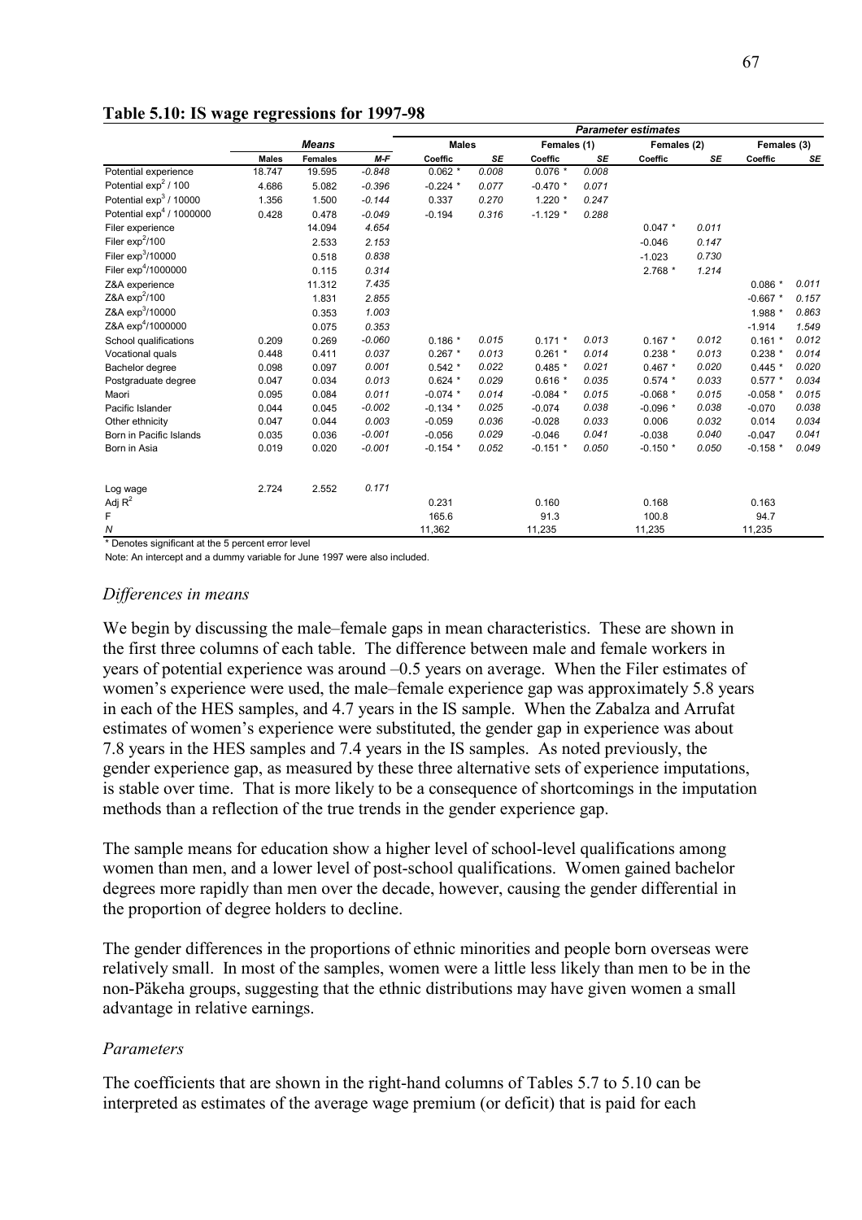**Table 5.10: IS wage regressions for 1997-98**

| | Means | | | Parameter estimates | | | | | | | |
|---|---|---|---|---|---|---|---|---|---|---|---|
| | | | | Males | | Females (1) | | Females (2) | | Females (3) | |
| | Males | Females | M-F | Coeffic | SE | Coeffic | SE | Coeffic | SE | Coeffic | SE |
| Potential experience | 18.747 | 19.595 | -0.848 | 0.062 * | 0.008 | 0.076 * | 0.008 | | | | |
| Potential $exp^2$ / 100 | 4.686 | 5.082 | -0.396 | -0.224 * | 0.077 | -0.470 * | 0.071 | | | | |
| Potential $exp^3$ / 10000 | 1.356 | 1.500 | -0.144 | 0.337 | 0.270 | 1.220 * | 0.247 | | | | |
| Potential $exp^4$ / 1000000 | 0.428 | 0.478 | -0.049 | -0.194 | 0.316 | -1.129 * | 0.288 | | | | |
| Filer experience | | 14.094 | 4.654 | | | | | 0.047 * | 0.011 | | |
| Filer $exp^2$/100 | | 2.533 | 2.153 | | | | | -0.046 | 0.147 | | |
| Filer $exp^3$/10000 | | 0.518 | 0.838 | | | | | -1.023 | 0.730 | | |
| Filer $exp^4$/1000000 | | 0.115 | 0.314 | | | | | 2.768 * | 1.214 | | |
| Z&A experience | | 11.312 | 7.435 | | | | | | | 0.086 * | 0.011 |
| Z&A $exp^2$/100 | | 1.831 | 2.855 | | | | | | | -0.667 * | 0.157 |
| Z&A $exp^3$/10000 | | 0.353 | 1.003 | | | | | | | 1.988 * | 0.863 |
| Z&A $exp^4$/1000000 | | 0.075 | 0.353 | | | | | | | -1.914 | 1.549 |
| School qualifications | 0.209 | 0.269 | -0.060 | 0.186 * | 0.015 | 0.171 * | 0.013 | 0.167 * | 0.012 | 0.161 * | 0.012 |
| Vocational quals | 0.448 | 0.411 | 0.037 | 0.267 * | 0.013 | 0.261 * | 0.014 | 0.238 * | 0.013 | 0.238 * | 0.014 |
| Bachelor degree | 0.098 | 0.097 | 0.001 | 0.542 * | 0.022 | 0.485 * | 0.021 | 0.467 * | 0.020 | 0.445 * | 0.020 |
| Postgraduate degree | 0.047 | 0.034 | 0.013 | 0.624 * | 0.029 | 0.616 * | 0.035 | 0.574 * | 0.033 | 0.577 * | 0.034 |
| Maori | 0.095 | 0.084 | 0.011 | -0.074 * | 0.014 | -0.084 * | 0.015 | -0.068 * | 0.015 | -0.058 * | 0.015 |
| Pacific Islander | 0.044 | 0.045 | -0.002 | -0.134 * | 0.025 | -0.074 | 0.038 | -0.096 * | 0.038 | -0.070 | 0.038 |
| Other ethnicity | 0.047 | 0.044 | 0.003 | -0.059 | 0.036 | -0.028 | 0.033 | 0.006 | 0.032 | 0.014 | 0.034 |
| Born in Pacific Islands | 0.035 | 0.036 | -0.001 | -0.056 | 0.029 | -0.046 | 0.041 | -0.038 | 0.040 | -0.047 | 0.041 |
| Born in Asia | 0.019 | 0.020 | -0.001 | -0.154 * | 0.052 | -0.151 * | 0.050 | -0.150 * | 0.050 | -0.158 * | 0.049 |
| Log wage | 2.724 | 2.552 | 0.171 | | | | | | | | |
| Adj $R^2$ | | | | 0.231 | | 0.160 | | 0.168 | | 0.163 | |
| F | | | | 165.6 | | 91.3 | | 100.8 | | 94.7 | |
| N | | | | 11,362 | | 11,235 | | 11,235 | | 11,235 | |

\* Denotes significant at the 5 percent error level

Note: An intercept and a dummy variable for June 1997 were also included.

### *Differences in means*

We begin by discussing the male–female gaps in mean characteristics. These are shown in the first three columns of each table. The difference between male and female workers in years of potential experience was around –0.5 years on average. When the Filer estimates of women's experience were used, the male–female experience gap was approximately 5.8 years in each of the HES samples, and 4.7 years in the IS sample. When the Zabalza and Arrufat estimates of women's experience were substituted, the gender gap in experience was about 7.8 years in the HES samples and 7.4 years in the IS samples. As noted previously, the gender experience gap, as measured by these three alternative sets of experience imputations, is stable over time. That is more likely to be a consequence of shortcomings in the imputation methods than a reflection of the true trends in the gender experience gap.

The sample means for education show a higher level of school-level qualifications among women than men, and a lower level of post-school qualifications. Women gained bachelor degrees more rapidly than men over the decade, however, causing the gender differential in the proportion of degree holders to decline.

The gender differences in the proportions of ethnic minorities and people born overseas were relatively small. In most of the samples, women were a little less likely than men to be in the non-Päkeha groups, suggesting that the ethnic distributions may have given women a small advantage in relative earnings.

### *Parameters*

The coefficients that are shown in the right-hand columns of Tables 5.7 to 5.10 can be interpreted as estimates of the average wage premium (or deficit) that is paid for each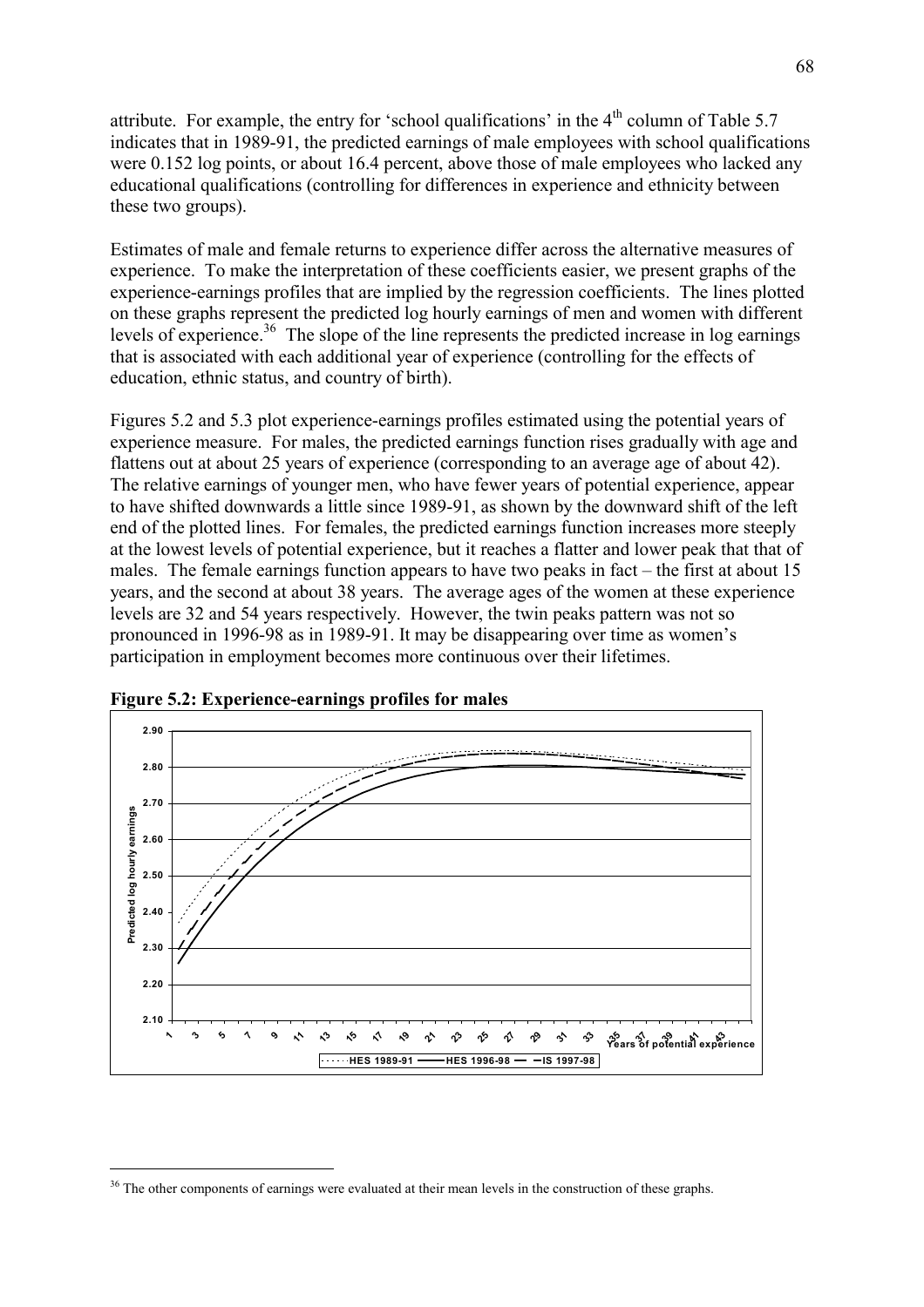attribute. For example, the entry for 'school qualifications' in the 4th column of Table 5.7 indicates that in 1989-91, the predicted earnings of male employees with school qualifications were 0.152 log points, or about 16.4 percent, above those of male employees who lacked any educational qualifications (controlling for differences in experience and ethnicity between these two groups).

Estimates of male and female returns to experience differ across the alternative measures of experience. To make the interpretation of these coefficients easier, we present graphs of the experience-earnings profiles that are implied by the regression coefficients. The lines plotted on these graphs represent the predicted log hourly earnings of men and women with different levels of experience.[36] The slope of the line represents the predicted increase in log earnings that is associated with each additional year of experience (controlling for the effects of education, ethnic status, and country of birth).

Figures 5.2 and 5.3 plot experience-earnings profiles estimated using the potential years of experience measure. For males, the predicted earnings function rises gradually with age and flattens out at about 25 years of experience (corresponding to an average age of about 42). The relative earnings of younger men, who have fewer years of potential experience, appear to have shifted downwards a little since 1989-91, as shown by the downward shift of the left end of the plotted lines. For females, the predicted earnings function increases more steeply at the lowest levels of potential experience, but it reaches a flatter and lower peak that that of males. The female earnings function appears to have two peaks in fact – the first at about 15 years, and the second at about 38 years. The average ages of the women at these experience levels are 32 and 54 years respectively. However, the twin peaks pattern was not so pronounced in 1996-98 as in 1989-91. It may be disappearing over time as women's participation in employment becomes more continuous over their lifetimes.

**Figure 5.2: Experience-earnings profiles for males**

[36] The other components of earnings were evaluated at their mean levels in the construction of these graphs.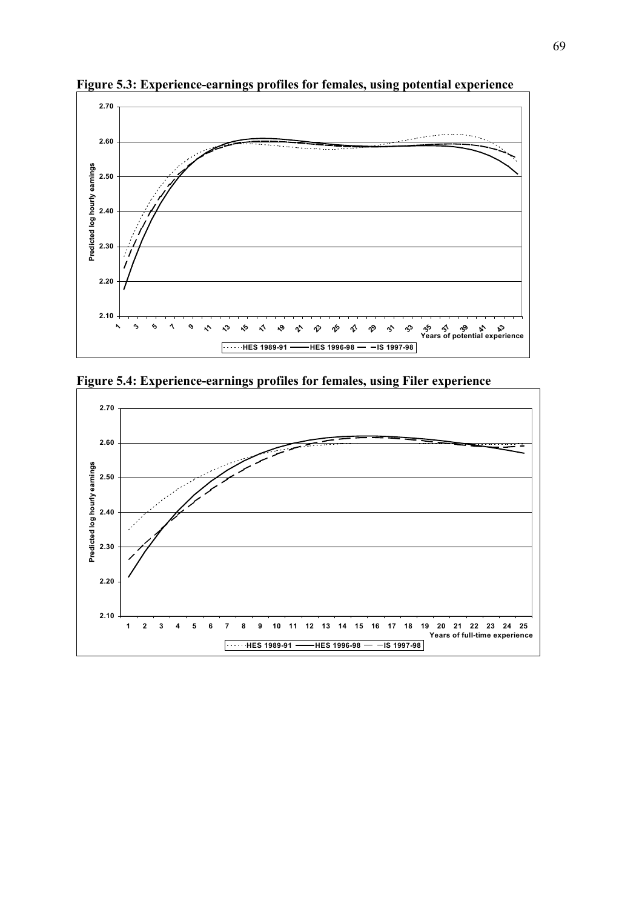**Figure 5.3: Experience-earnings profiles for females, using potential experience**

**Figure 5.4: Experience-earnings profiles for females, using Filer experience**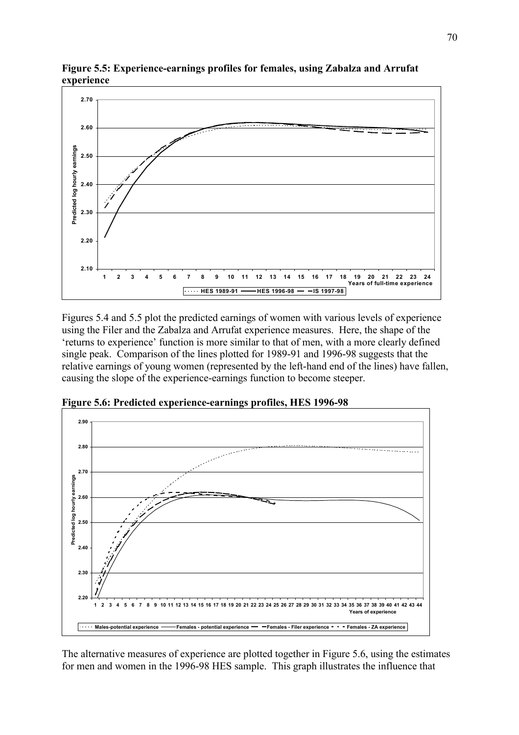**Figure 5.5: Experience-earnings profiles for females, using Zabalza and Arrufat experience**

Figures 5.4 and 5.5 plot the predicted earnings of women with various levels of experience using the Filer and the Zabalza and Arrufat experience measures. Here, the shape of the 'returns to experience' function is more similar to that of men, with a more clearly defined single peak. Comparison of the lines plotted for 1989-91 and 1996-98 suggests that the relative earnings of young women (represented by the left-hand end of the lines) have fallen, causing the slope of the experience-earnings function to become steeper.

**Figure 5.6: Predicted experience-earnings profiles, HES 1996-98**

The alternative measures of experience are plotted together in Figure 5.6, using the estimates for men and women in the 1996-98 HES sample. This graph illustrates the influence that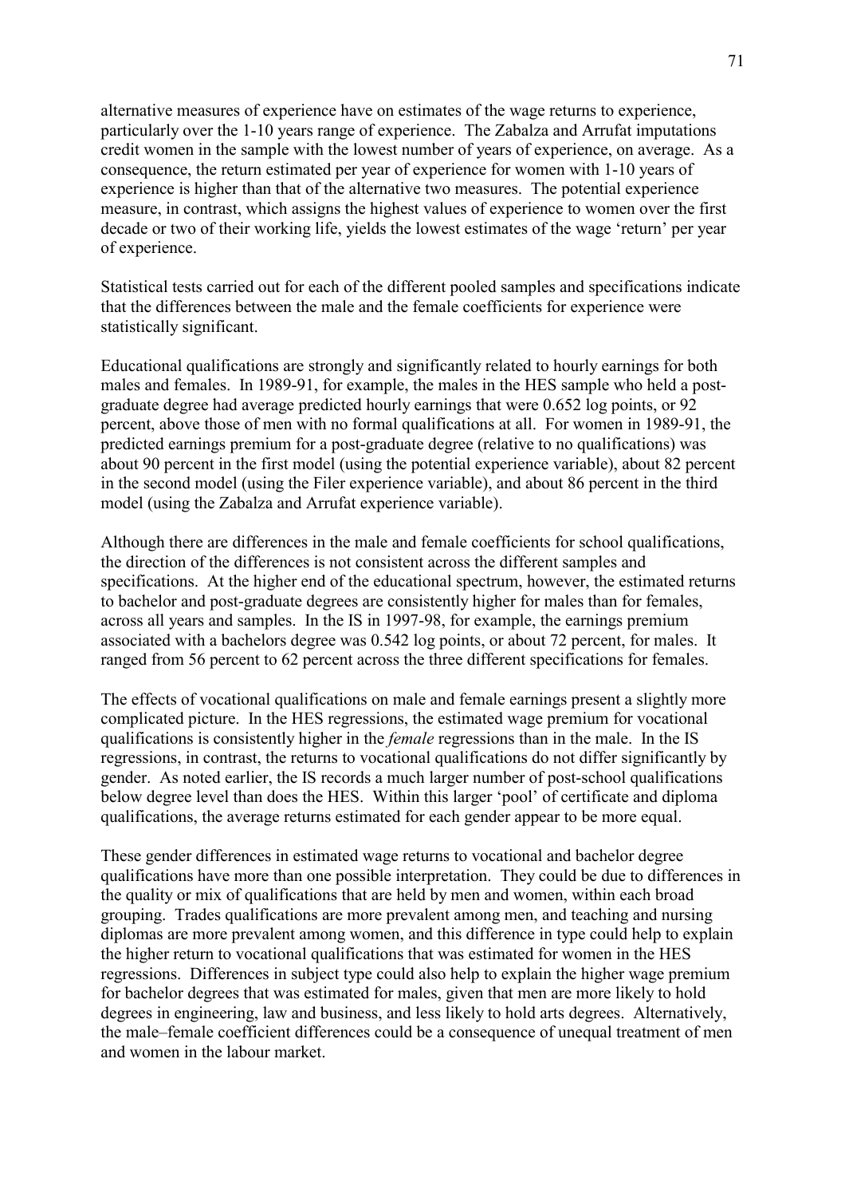alternative measures of experience have on estimates of the wage returns to experience, particularly over the 1-10 years range of experience. The Zabalza and Arrufat imputations credit women in the sample with the lowest number of years of experience, on average. As a consequence, the return estimated per year of experience for women with 1-10 years of experience is higher than that of the alternative two measures. The potential experience measure, in contrast, which assigns the highest values of experience to women over the first decade or two of their working life, yields the lowest estimates of the wage 'return' per year of experience.

Statistical tests carried out for each of the different pooled samples and specifications indicate that the differences between the male and the female coefficients for experience were statistically significant.

Educational qualifications are strongly and significantly related to hourly earnings for both males and females. In 1989-91, for example, the males in the HES sample who held a post-graduate degree had average predicted hourly earnings that were 0.652 log points, or 92 percent, above those of men with no formal qualifications at all. For women in 1989-91, the predicted earnings premium for a post-graduate degree (relative to no qualifications) was about 90 percent in the first model (using the potential experience variable), about 82 percent in the second model (using the Filer experience variable), and about 86 percent in the third model (using the Zabalza and Arrufat experience variable).

Although there are differences in the male and female coefficients for school qualifications, the direction of the differences is not consistent across the different samples and specifications. At the higher end of the educational spectrum, however, the estimated returns to bachelor and post-graduate degrees are consistently higher for males than for females, across all years and samples. In the IS in 1997-98, for example, the earnings premium associated with a bachelors degree was 0.542 log points, or about 72 percent, for males. It ranged from 56 percent to 62 percent across the three different specifications for females.

The effects of vocational qualifications on male and female earnings present a slightly more complicated picture. In the HES regressions, the estimated wage premium for vocational qualifications is consistently higher in the *female* regressions than in the male. In the IS regressions, in contrast, the returns to vocational qualifications do not differ significantly by gender. As noted earlier, the IS records a much larger number of post-school qualifications below degree level than does the HES. Within this larger 'pool' of certificate and diploma qualifications, the average returns estimated for each gender appear to be more equal.

These gender differences in estimated wage returns to vocational and bachelor degree qualifications have more than one possible interpretation. They could be due to differences in the quality or mix of qualifications that are held by men and women, within each broad grouping. Trades qualifications are more prevalent among men, and teaching and nursing diplomas are more prevalent among women, and this difference in type could help to explain the higher return to vocational qualifications that was estimated for women in the HES regressions. Differences in subject type could also help to explain the higher wage premium for bachelor degrees that was estimated for males, given that men are more likely to hold degrees in engineering, law and business, and less likely to hold arts degrees. Alternatively, the male–female coefficient differences could be a consequence of unequal treatment of men and women in the labour market.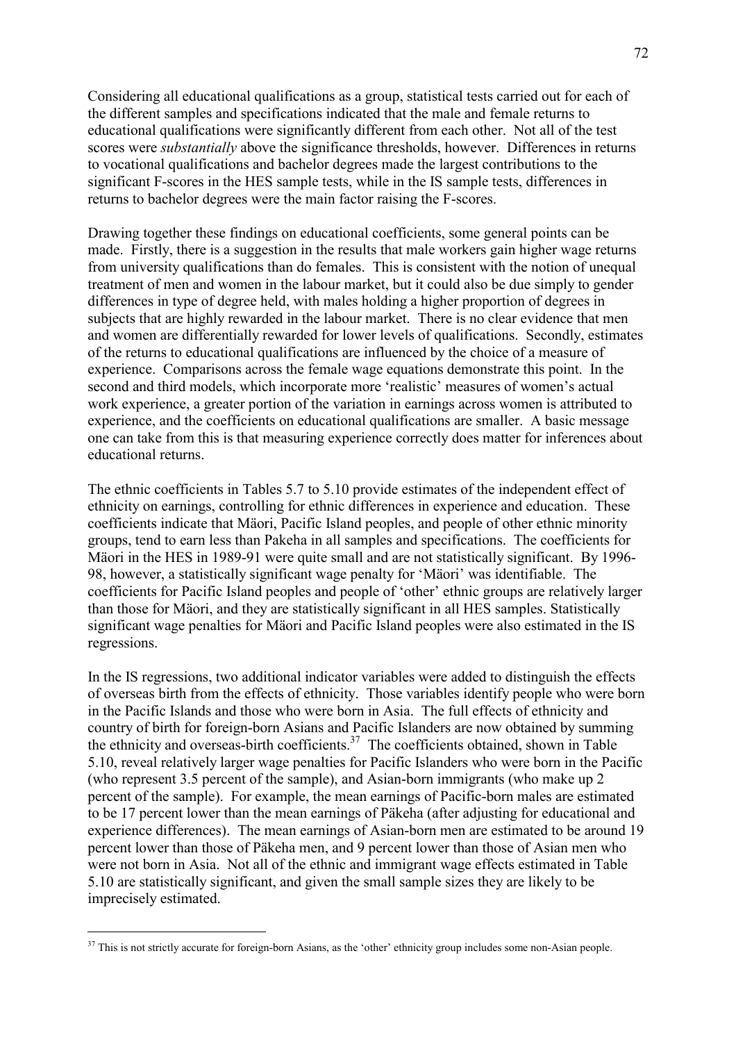Considering all educational qualifications as a group, statistical tests carried out for each of the different samples and specifications indicated that the male and female returns to educational qualifications were significantly different from each other. Not all of the test scores were *substantially* above the significance thresholds, however. Differences in returns to vocational qualifications and bachelor degrees made the largest contributions to the significant F-scores in the HES sample tests, while in the IS sample tests, differences in returns to bachelor degrees were the main factor raising the F-scores.

Drawing together these findings on educational coefficients, some general points can be made. Firstly, there is a suggestion in the results that male workers gain higher wage returns from university qualifications than do females. This is consistent with the notion of unequal treatment of men and women in the labour market, but it could also be due simply to gender differences in type of degree held, with males holding a higher proportion of degrees in subjects that are highly rewarded in the labour market. There is no clear evidence that men and women are differentially rewarded for lower levels of qualifications. Secondly, estimates of the returns to educational qualifications are influenced by the choice of a measure of experience. Comparisons across the female wage equations demonstrate this point. In the second and third models, which incorporate more 'realistic' measures of women's actual work experience, a greater portion of the variation in earnings across women is attributed to experience, and the coefficients on educational qualifications are smaller. A basic message one can take from this is that measuring experience correctly does matter for inferences about educational returns.

The ethnic coefficients in Tables 5.7 to 5.10 provide estimates of the independent effect of ethnicity on earnings, controlling for ethnic differences in experience and education. These coefficients indicate that Mäori, Pacific Island peoples, and people of other ethnic minority groups, tend to earn less than Pakeha in all samples and specifications. The coefficients for Mäori in the HES in 1989-91 were quite small and are not statistically significant. By 1996-98, however, a statistically significant wage penalty for 'Mäori' was identifiable. The coefficients for Pacific Island peoples and people of 'other' ethnic groups are relatively larger than those for Mäori, and they are statistically significant in all HES samples. Statistically significant wage penalties for Mäori and Pacific Island peoples were also estimated in the IS regressions.

In the IS regressions, two additional indicator variables were added to distinguish the effects of overseas birth from the effects of ethnicity. Those variables identify people who were born in the Pacific Islands and those who were born in Asia. The full effects of ethnicity and country of birth for foreign-born Asians and Pacific Islanders are now obtained by summing the ethnicity and overseas-birth coefficients.[37] The coefficients obtained, shown in Table 5.10, reveal relatively larger wage penalties for Pacific Islanders who were born in the Pacific (who represent 3.5 percent of the sample), and Asian-born immigrants (who make up 2 percent of the sample). For example, the mean earnings of Pacific-born males are estimated to be 17 percent lower than the mean earnings of Päkeha (after adjusting for educational and experience differences). The mean earnings of Asian-born men are estimated to be around 19 percent lower than those of Päkeha men, and 9 percent lower than those of Asian men who were not born in Asia. Not all of the ethnic and immigrant wage effects estimated in Table 5.10 are statistically significant, and given the small sample sizes they are likely to be imprecisely estimated.

[37] This is not strictly accurate for foreign-born Asians, as the 'other' ethnicity group includes some non-Asian people.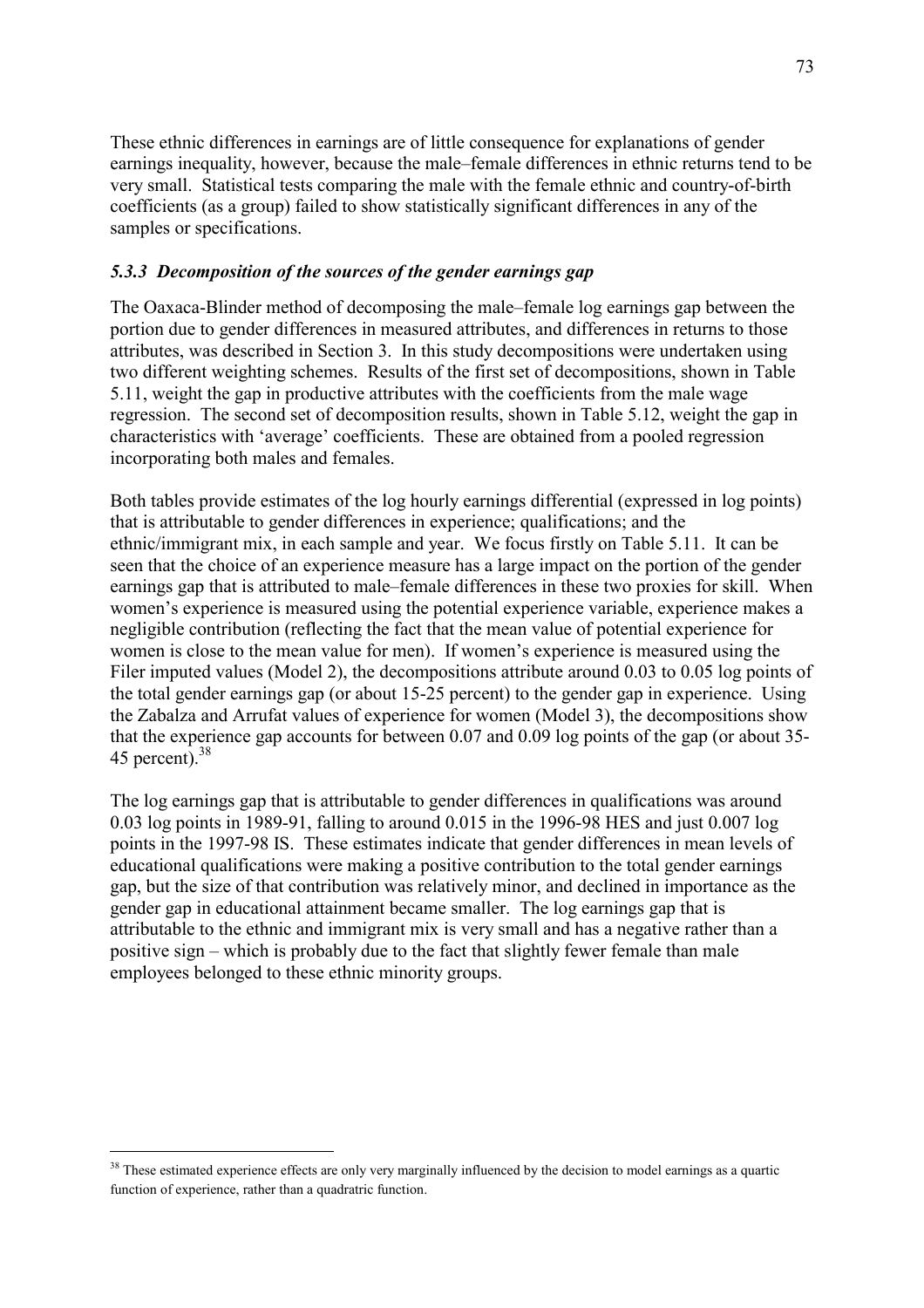These ethnic differences in earnings are of little consequence for explanations of gender earnings inequality, however, because the male–female differences in ethnic returns tend to be very small. Statistical tests comparing the male with the female ethnic and country-of-birth coefficients (as a group) failed to show statistically significant differences in any of the samples or specifications.

### *5.3.3 Decomposition of the sources of the gender earnings gap*

The Oaxaca-Blinder method of decomposing the male–female log earnings gap between the portion due to gender differences in measured attributes, and differences in returns to those attributes, was described in Section 3. In this study decompositions were undertaken using two different weighting schemes. Results of the first set of decompositions, shown in Table 5.11, weight the gap in productive attributes with the coefficients from the male wage regression. The second set of decomposition results, shown in Table 5.12, weight the gap in characteristics with 'average' coefficients. These are obtained from a pooled regression incorporating both males and females.

Both tables provide estimates of the log hourly earnings differential (expressed in log points) that is attributable to gender differences in experience; qualifications; and the ethnic/immigrant mix, in each sample and year. We focus firstly on Table 5.11. It can be seen that the choice of an experience measure has a large impact on the portion of the gender earnings gap that is attributed to male–female differences in these two proxies for skill. When women's experience is measured using the potential experience variable, experience makes a negligible contribution (reflecting the fact that the mean value of potential experience for women is close to the mean value for men). If women's experience is measured using the Filer imputed values (Model 2), the decompositions attribute around 0.03 to 0.05 log points of the total gender earnings gap (or about 15-25 percent) to the gender gap in experience. Using the Zabalza and Arrufat values of experience for women (Model 3), the decompositions show that the experience gap accounts for between 0.07 and 0.09 log points of the gap (or about 35-45 percent).[38]

The log earnings gap that is attributable to gender differences in qualifications was around 0.03 log points in 1989-91, falling to around 0.015 in the 1996-98 HES and just 0.007 log points in the 1997-98 IS. These estimates indicate that gender differences in mean levels of educational qualifications were making a positive contribution to the total gender earnings gap, but the size of that contribution was relatively minor, and declined in importance as the gender gap in educational attainment became smaller. The log earnings gap that is attributable to the ethnic and immigrant mix is very small and has a negative rather than a positive sign – which is probably due to the fact that slightly fewer female than male employees belonged to these ethnic minority groups.

---

[38] These estimated experience effects are only very marginally influenced by the decision to model earnings as a quartic function of experience, rather than a quadratic function.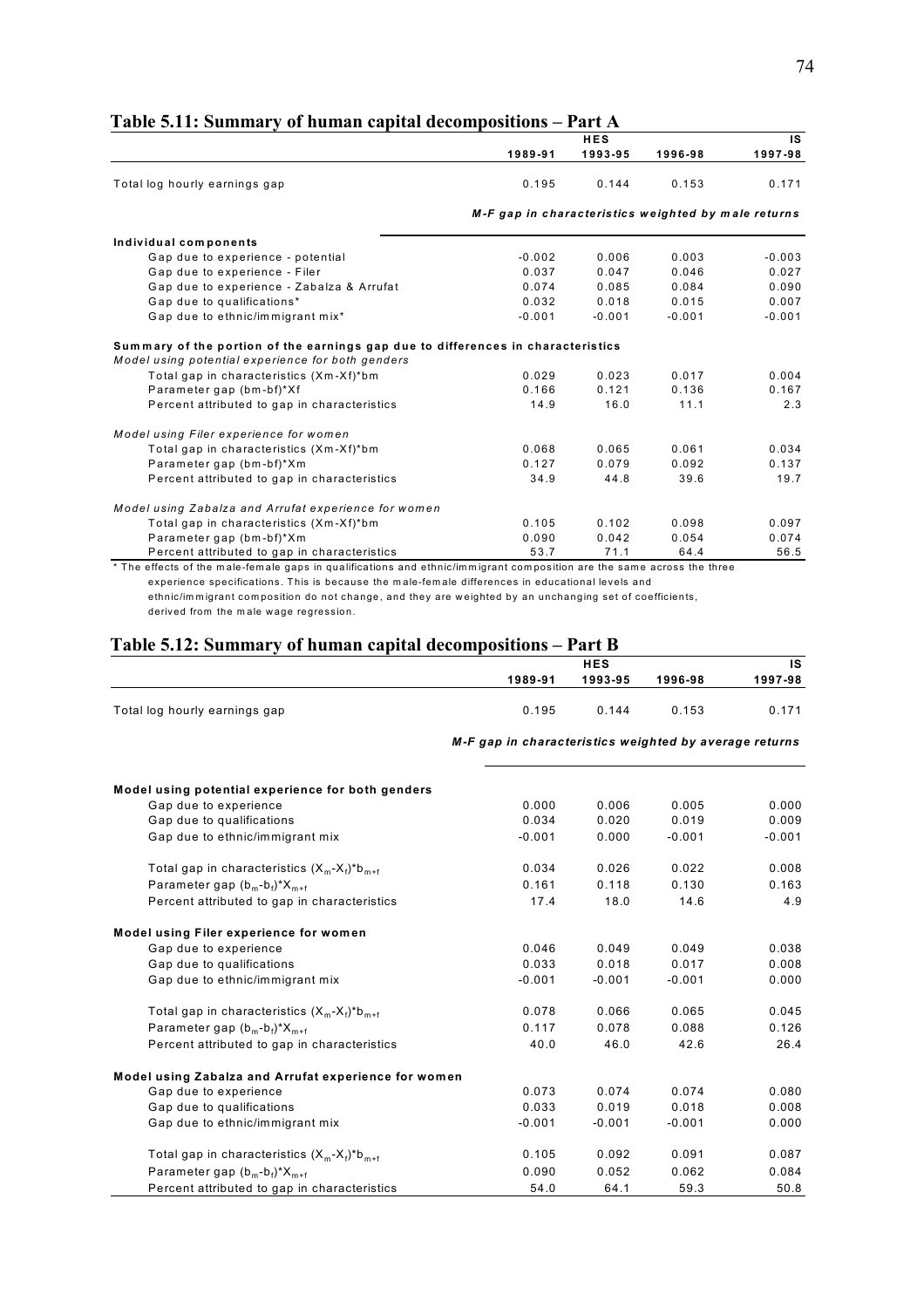## Table 5.11: Summary of human capital decompositions – Part A

| | HES | | | IS |
|---|---|---|---|---|
| | 1989-91 | 1993-95 | 1996-98 | 1997-98 |
| Total log hourly earnings gap | 0.195 | 0.144 | 0.153 | 0.171 |
| | *M-F gap in characteristics weighted by male returns* | | | |
| **Individual components** | | | | |
| Gap due to experience - potential | -0.002 | 0.006 | 0.003 | -0.003 |
| Gap due to experience - Filer | 0.037 | 0.047 | 0.046 | 0.027 |
| Gap due to experience - Zabalza & Arrufat | 0.074 | 0.085 | 0.084 | 0.090 |
| Gap due to qualifications* | 0.032 | 0.018 | 0.015 | 0.007 |
| Gap due to ethnic/immigrant mix* | -0.001 | -0.001 | -0.001 | -0.001 |
| **Summary of the portion of the earnings gap due to differences in characteristics** | | | | |
| *Model using potential experience for both genders* | | | | |
| Total gap in characteristics (Xm-Xf)*bm | 0.029 | 0.023 | 0.017 | 0.004 |
| Parameter gap (bm-bf)*Xf | 0.166 | 0.121 | 0.136 | 0.167 |
| Percent attributed to gap in characteristics | 14.9 | 16.0 | 11.1 | 2.3 |
| *Model using Filer experience for women* | | | | |
| Total gap in characteristics (Xm-Xf)*bm | 0.068 | 0.065 | 0.061 | 0.034 |
| Parameter gap (bm-bf)*Xm | 0.127 | 0.079 | 0.092 | 0.137 |
| Percent attributed to gap in characteristics | 34.9 | 44.8 | 39.6 | 19.7 |
| *Model using Zabalza and Arrufat experience for women* | | | | |
| Total gap in characteristics (Xm-Xf)*bm | 0.105 | 0.102 | 0.098 | 0.097 |
| Parameter gap (bm-bf)*Xm | 0.090 | 0.042 | 0.054 | 0.074 |
| Percent attributed to gap in characteristics | 53.7 | 71.1 | 64.4 | 56.5 |

* The effects of the male-female gaps in qualifications and ethnic/immigrant composition are the same across the three experience specifications. This is because the male-female differences in educational levels and ethnic/immigrant composition do not change, and they are weighted by an unchanging set of coefficients, derived from the male wage regression.

## Table 5.12: Summary of human capital decompositions – Part B

| | HES | | | IS |
|---|---|---|---|---|
| | 1989-91 | 1993-95 | 1996-98 | 1997-98 |
| Total log hourly earnings gap | 0.195 | 0.144 | 0.153 | 0.171 |
| | *M-F gap in characteristics weighted by average returns* | | | |
| **Model using potential experience for both genders** | | | | |
| Gap due to experience | 0.000 | 0.006 | 0.005 | 0.000 |
| Gap due to qualifications | 0.034 | 0.020 | 0.019 | 0.009 |
| Gap due to ethnic/immigrant mix | -0.001 | 0.000 | -0.001 | -0.001 |
| Total gap in characteristics $(X_m\text{-}X_f)^*b_{m+f}$ | 0.034 | 0.026 | 0.022 | 0.008 |
| Parameter gap $(b_m\text{-}b_f)^*X_{m+f}$ | 0.161 | 0.118 | 0.130 | 0.163 |
| Percent attributed to gap in characteristics | 17.4 | 18.0 | 14.6 | 4.9 |
| **Model using Filer experience for women** | | | | |
| Gap due to experience | 0.046 | 0.049 | 0.049 | 0.038 |
| Gap due to qualifications | 0.033 | 0.018 | 0.017 | 0.008 |
| Gap due to ethnic/immigrant mix | -0.001 | -0.001 | -0.001 | 0.000 |
| Total gap in characteristics $(X_m\text{-}X_f)^*b_{m+f}$ | 0.078 | 0.066 | 0.065 | 0.045 |
| Parameter gap $(b_m\text{-}b_f)^*X_{m+f}$ | 0.117 | 0.078 | 0.088 | 0.126 |
| Percent attributed to gap in characteristics | 40.0 | 46.0 | 42.6 | 26.4 |
| **Model using Zabalza and Arrufat experience for women** | | | | |
| Gap due to experience | 0.073 | 0.074 | 0.074 | 0.080 |
| Gap due to qualifications | 0.033 | 0.019 | 0.018 | 0.008 |
| Gap due to ethnic/immigrant mix | -0.001 | -0.001 | -0.001 | 0.000 |
| Total gap in characteristics $(X_m\text{-}X_f)^*b_{m+f}$ | 0.105 | 0.092 | 0.091 | 0.087 |
| Parameter gap $(b_m\text{-}b_f)^*X_{m+f}$ | 0.090 | 0.052 | 0.062 | 0.084 |
| Percent attributed to gap in characteristics | 54.0 | 64.1 | 59.3 | 50.8 |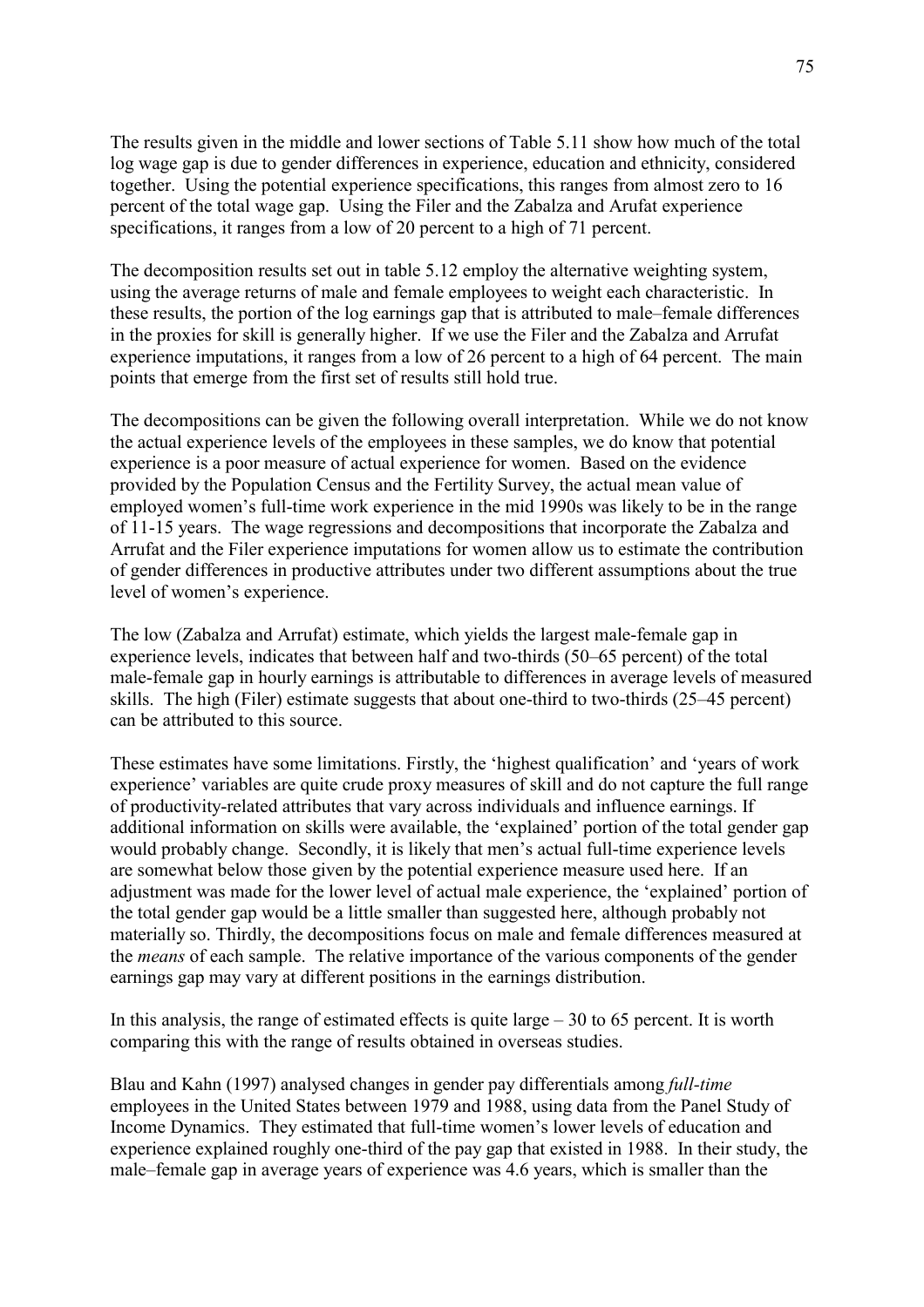The results given in the middle and lower sections of Table 5.11 show how much of the total log wage gap is due to gender differences in experience, education and ethnicity, considered together. Using the potential experience specifications, this ranges from almost zero to 16 percent of the total wage gap. Using the Filer and the Zabalza and Arufat experience specifications, it ranges from a low of 20 percent to a high of 71 percent.

The decomposition results set out in table 5.12 employ the alternative weighting system, using the average returns of male and female employees to weight each characteristic. In these results, the portion of the log earnings gap that is attributed to male–female differences in the proxies for skill is generally higher. If we use the Filer and the Zabalza and Arrufat experience imputations, it ranges from a low of 26 percent to a high of 64 percent. The main points that emerge from the first set of results still hold true.

The decompositions can be given the following overall interpretation. While we do not know the actual experience levels of the employees in these samples, we do know that potential experience is a poor measure of actual experience for women. Based on the evidence provided by the Population Census and the Fertility Survey, the actual mean value of employed women's full-time work experience in the mid 1990s was likely to be in the range of 11-15 years. The wage regressions and decompositions that incorporate the Zabalza and Arrufat and the Filer experience imputations for women allow us to estimate the contribution of gender differences in productive attributes under two different assumptions about the true level of women's experience.

The low (Zabalza and Arrufat) estimate, which yields the largest male-female gap in experience levels, indicates that between half and two-thirds (50–65 percent) of the total male-female gap in hourly earnings is attributable to differences in average levels of measured skills. The high (Filer) estimate suggests that about one-third to two-thirds (25–45 percent) can be attributed to this source.

These estimates have some limitations. Firstly, the 'highest qualification' and 'years of work experience' variables are quite crude proxy measures of skill and do not capture the full range of productivity-related attributes that vary across individuals and influence earnings. If additional information on skills were available, the 'explained' portion of the total gender gap would probably change. Secondly, it is likely that men's actual full-time experience levels are somewhat below those given by the potential experience measure used here. If an adjustment was made for the lower level of actual male experience, the 'explained' portion of the total gender gap would be a little smaller than suggested here, although probably not materially so. Thirdly, the decompositions focus on male and female differences measured at the *means* of each sample. The relative importance of the various components of the gender earnings gap may vary at different positions in the earnings distribution.

In this analysis, the range of estimated effects is quite large – 30 to 65 percent. It is worth comparing this with the range of results obtained in overseas studies.

Blau and Kahn (1997) analysed changes in gender pay differentials among *full-time* employees in the United States between 1979 and 1988, using data from the Panel Study of Income Dynamics. They estimated that full-time women's lower levels of education and experience explained roughly one-third of the pay gap that existed in 1988. In their study, the male–female gap in average years of experience was 4.6 years, which is smaller than the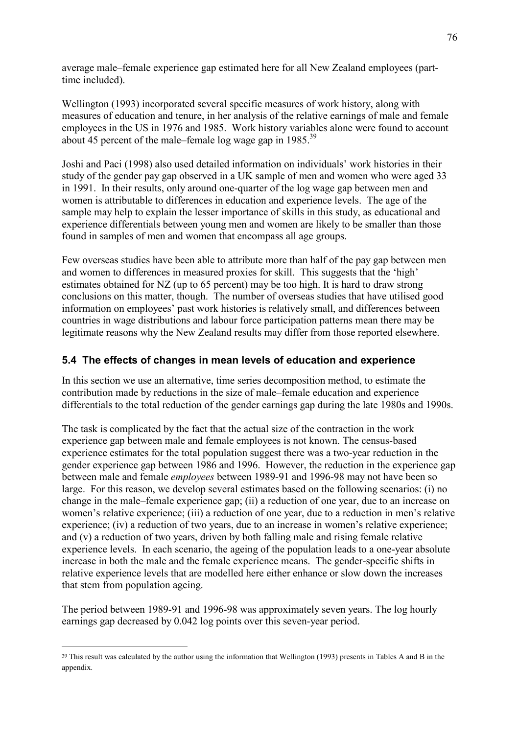average male–female experience gap estimated here for all New Zealand employees (part-time included).

Wellington (1993) incorporated several specific measures of work history, along with measures of education and tenure, in her analysis of the relative earnings of male and female employees in the US in 1976 and 1985. Work history variables alone were found to account about 45 percent of the male–female log wage gap in 1985.[39]

Joshi and Paci (1998) also used detailed information on individuals' work histories in their study of the gender pay gap observed in a UK sample of men and women who were aged 33 in 1991. In their results, only around one-quarter of the log wage gap between men and women is attributable to differences in education and experience levels. The age of the sample may help to explain the lesser importance of skills in this study, as educational and experience differentials between young men and women are likely to be smaller than those found in samples of men and women that encompass all age groups.

Few overseas studies have been able to attribute more than half of the pay gap between men and women to differences in measured proxies for skill. This suggests that the 'high' estimates obtained for NZ (up to 65 percent) may be too high. It is hard to draw strong conclusions on this matter, though. The number of overseas studies that have utilised good information on employees' past work histories is relatively small, and differences between countries in wage distributions and labour force participation patterns mean there may be legitimate reasons why the New Zealand results may differ from those reported elsewhere.

## 5.4 The effects of changes in mean levels of education and experience

In this section we use an alternative, time series decomposition method, to estimate the contribution made by reductions in the size of male–female education and experience differentials to the total reduction of the gender earnings gap during the late 1980s and 1990s.

The task is complicated by the fact that the actual size of the contraction in the work experience gap between male and female employees is not known. The census-based experience estimates for the total population suggest there was a two-year reduction in the gender experience gap between 1986 and 1996. However, the reduction in the experience gap between male and female *employees* between 1989-91 and 1996-98 may not have been so large. For this reason, we develop several estimates based on the following scenarios: (i) no change in the male–female experience gap; (ii) a reduction of one year, due to an increase on women's relative experience; (iii) a reduction of one year, due to a reduction in men's relative experience; (iv) a reduction of two years, due to an increase in women's relative experience; and (v) a reduction of two years, driven by both falling male and rising female relative experience levels. In each scenario, the ageing of the population leads to a one-year absolute increase in both the male and the female experience means. The gender-specific shifts in relative experience levels that are modelled here either enhance or slow down the increases that stem from population ageing.

The period between 1989-91 and 1996-98 was approximately seven years. The log hourly earnings gap decreased by 0.042 log points over this seven-year period.

[39] This result was calculated by the author using the information that Wellington (1993) presents in Tables A and B in the appendix.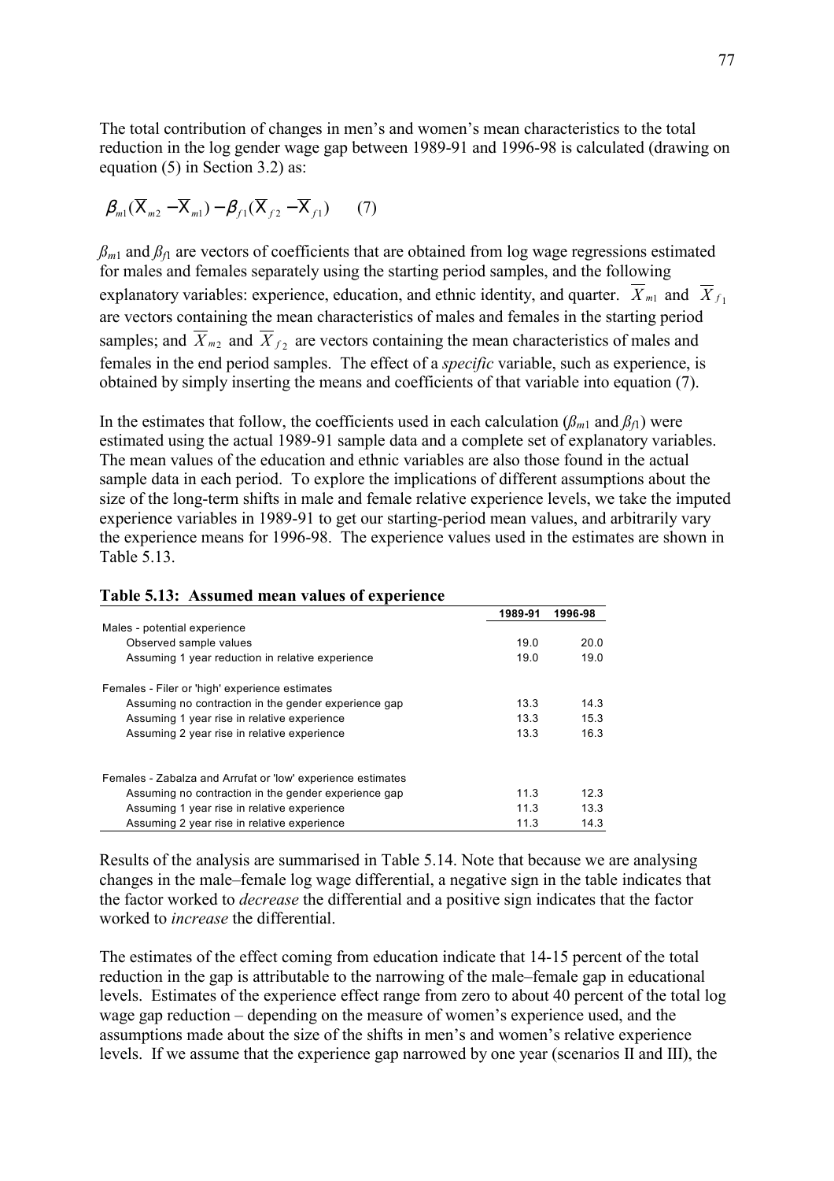The total contribution of changes in men's and women's mean characteristics to the total reduction in the log gender wage gap between 1989-91 and 1996-98 is calculated (drawing on equation (5) in Section 3.2) as:

$$\beta_{m1}(\overline{X}_{m2} - \overline{X}_{m1}) - \beta_{f1}(\overline{X}_{f2} - \overline{X}_{f1}) \qquad (7)$$

$\beta_{m1}$ and $\beta_{f1}$ are vectors of coefficients that are obtained from log wage regressions estimated for males and females separately using the starting period samples, and the following explanatory variables: experience, education, and ethnic identity, and quarter. $\overline{X}_{m1}$ and $\overline{X}_{f1}$ are vectors containing the mean characteristics of males and females in the starting period samples; and $\overline{X}_{m2}$ and $\overline{X}_{f2}$ are vectors containing the mean characteristics of males and females in the end period samples. The effect of a *specific* variable, such as experience, is obtained by simply inserting the means and coefficients of that variable into equation (7).

In the estimates that follow, the coefficients used in each calculation ($\beta_{m1}$ and $\beta_{f1}$) were estimated using the actual 1989-91 sample data and a complete set of explanatory variables. The mean values of the education and ethnic variables are also those found in the actual sample data in each period. To explore the implications of different assumptions about the size of the long-term shifts in male and female relative experience levels, we take the imputed experience variables in 1989-91 to get our starting-period mean values, and arbitrarily vary the experience means for 1996-98. The experience values used in the estimates are shown in Table 5.13.

**Table 5.13: Assumed mean values of experience**

| | 1989-91 | 1996-98 |
|---|---|---|
| Males - potential experience | | |
| Observed sample values | 19.0 | 20.0 |
| Assuming 1 year reduction in relative experience | 19.0 | 19.0 |
| | | |
| Females - Filer or 'high' experience estimates | | |
| Assuming no contraction in the gender experience gap | 13.3 | 14.3 |
| Assuming 1 year rise in relative experience | 13.3 | 15.3 |
| Assuming 2 year rise in relative experience | 13.3 | 16.3 |
| | | |
| Females - Zabalza and Arrufat or 'low' experience estimates | | |
| Assuming no contraction in the gender experience gap | 11.3 | 12.3 |
| Assuming 1 year rise in relative experience | 11.3 | 13.3 |
| Assuming 2 year rise in relative experience | 11.3 | 14.3 |

Results of the analysis are summarised in Table 5.14. Note that because we are analysing changes in the male–female log wage differential, a negative sign in the table indicates that the factor worked to *decrease* the differential and a positive sign indicates that the factor worked to *increase* the differential.

The estimates of the effect coming from education indicate that 14-15 percent of the total reduction in the gap is attributable to the narrowing of the male–female gap in educational levels. Estimates of the experience effect range from zero to about 40 percent of the total log wage gap reduction – depending on the measure of women's experience used, and the assumptions made about the size of the shifts in men's and women's relative experience levels. If we assume that the experience gap narrowed by one year (scenarios II and III), the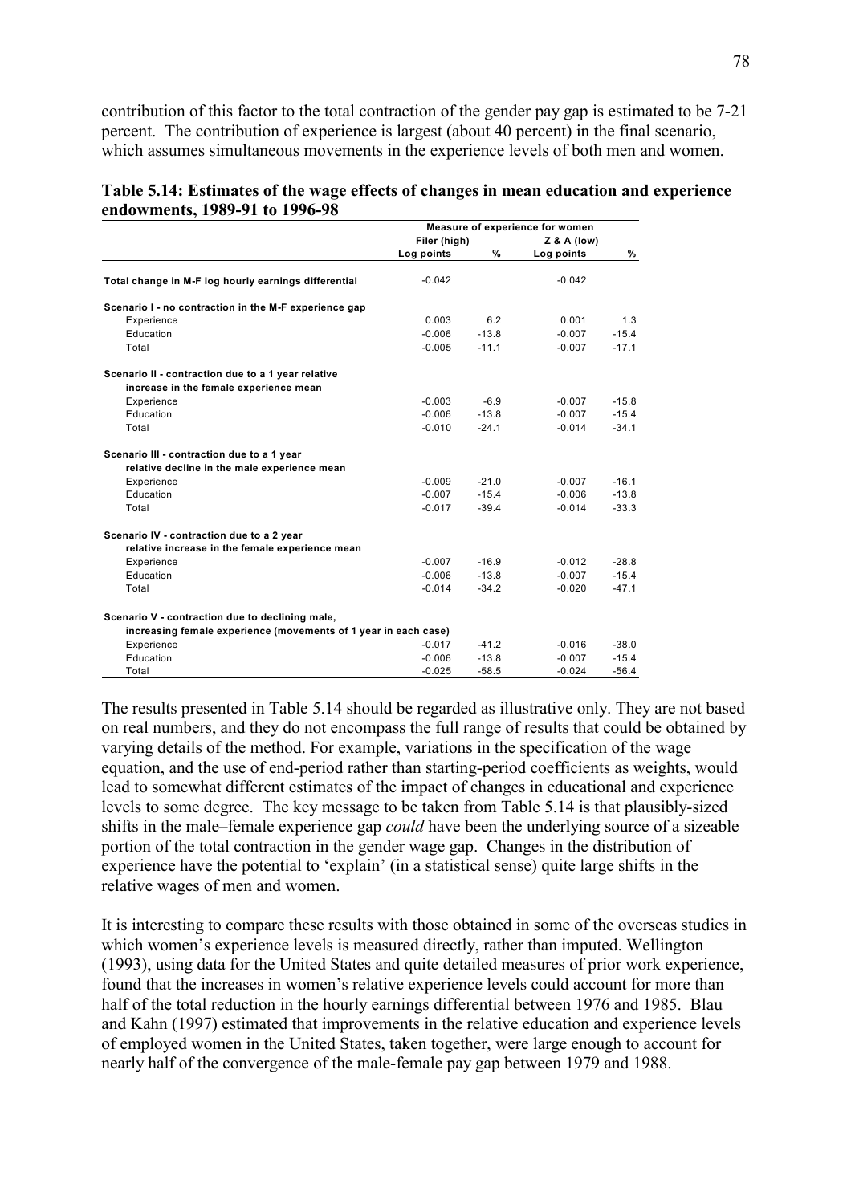contribution of this factor to the total contraction of the gender pay gap is estimated to be 7-21 percent. The contribution of experience is largest (about 40 percent) in the final scenario, which assumes simultaneous movements in the experience levels of both men and women.

**Table 5.14: Estimates of the wage effects of changes in mean education and experience endowments, 1989-91 to 1996-98**

| | Measure of experience for women | | | |
|---|---|---|---|---|
| | Filer (high) | | Z & A (low) | |
| | Log points | % | Log points | % |
| **Total change in M-F log hourly earnings differential** | -0.042 | | -0.042 | |
| **Scenario I - no contraction in the M-F experience gap** | | | | |
| Experience | 0.003 | 6.2 | 0.001 | 1.3 |
| Education | -0.006 | -13.8 | -0.007 | -15.4 |
| Total | -0.005 | -11.1 | -0.007 | -17.1 |
| **Scenario II - contraction due to a 1 year relative increase in the female experience mean** | | | | |
| Experience | -0.003 | -6.9 | -0.007 | -15.8 |
| Education | -0.006 | -13.8 | -0.007 | -15.4 |
| Total | -0.010 | -24.1 | -0.014 | -34.1 |
| **Scenario III - contraction due to a 1 year relative decline in the male experience mean** | | | | |
| Experience | -0.009 | -21.0 | -0.007 | -16.1 |
| Education | -0.007 | -15.4 | -0.006 | -13.8 |
| Total | -0.017 | -39.4 | -0.014 | -33.3 |
| **Scenario IV - contraction due to a 2 year relative increase in the female experience mean** | | | | |
| Experience | -0.007 | -16.9 | -0.012 | -28.8 |
| Education | -0.006 | -13.8 | -0.007 | -15.4 |
| Total | -0.014 | -34.2 | -0.020 | -47.1 |
| **Scenario V - contraction due to declining male, increasing female experience (movements of 1 year in each case)** | | | | |
| Experience | -0.017 | -41.2 | -0.016 | -38.0 |
| Education | -0.006 | -13.8 | -0.007 | -15.4 |
| Total | -0.025 | -58.5 | -0.024 | -56.4 |

The results presented in Table 5.14 should be regarded as illustrative only. They are not based on real numbers, and they do not encompass the full range of results that could be obtained by varying details of the method. For example, variations in the specification of the wage equation, and the use of end-period rather than starting-period coefficients as weights, would lead to somewhat different estimates of the impact of changes in educational and experience levels to some degree. The key message to be taken from Table 5.14 is that plausibly-sized shifts in the male–female experience gap *could* have been the underlying source of a sizeable portion of the total contraction in the gender wage gap. Changes in the distribution of experience have the potential to 'explain' (in a statistical sense) quite large shifts in the relative wages of men and women.

It is interesting to compare these results with those obtained in some of the overseas studies in which women's experience levels is measured directly, rather than imputed. Wellington (1993), using data for the United States and quite detailed measures of prior work experience, found that the increases in women's relative experience levels could account for more than half of the total reduction in the hourly earnings differential between 1976 and 1985. Blau and Kahn (1997) estimated that improvements in the relative education and experience levels of employed women in the United States, taken together, were large enough to account for nearly half of the convergence of the male-female pay gap between 1979 and 1988.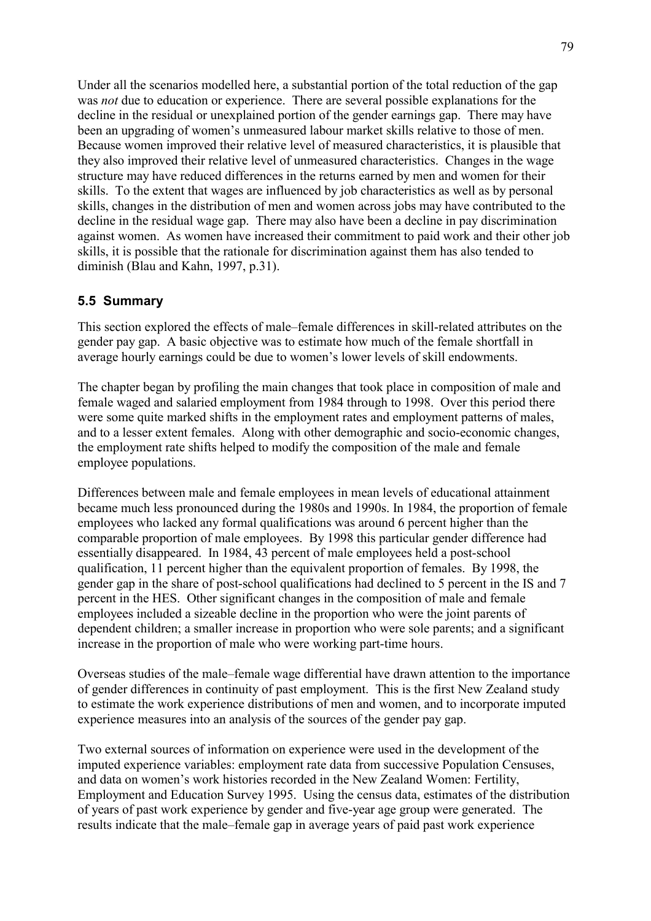Under all the scenarios modelled here, a substantial portion of the total reduction of the gap was *not* due to education or experience. There are several possible explanations for the decline in the residual or unexplained portion of the gender earnings gap. There may have been an upgrading of women's unmeasured labour market skills relative to those of men. Because women improved their relative level of measured characteristics, it is plausible that they also improved their relative level of unmeasured characteristics. Changes in the wage structure may have reduced differences in the returns earned by men and women for their skills. To the extent that wages are influenced by job characteristics as well as by personal skills, changes in the distribution of men and women across jobs may have contributed to the decline in the residual wage gap. There may also have been a decline in pay discrimination against women. As women have increased their commitment to paid work and their other job skills, it is possible that the rationale for discrimination against them has also tended to diminish (Blau and Kahn, 1997, p.31).

## 5.5 Summary

This section explored the effects of male–female differences in skill-related attributes on the gender pay gap. A basic objective was to estimate how much of the female shortfall in average hourly earnings could be due to women's lower levels of skill endowments.

The chapter began by profiling the main changes that took place in composition of male and female waged and salaried employment from 1984 through to 1998. Over this period there were some quite marked shifts in the employment rates and employment patterns of males, and to a lesser extent females. Along with other demographic and socio-economic changes, the employment rate shifts helped to modify the composition of the male and female employee populations.

Differences between male and female employees in mean levels of educational attainment became much less pronounced during the 1980s and 1990s. In 1984, the proportion of female employees who lacked any formal qualifications was around 6 percent higher than the comparable proportion of male employees. By 1998 this particular gender difference had essentially disappeared. In 1984, 43 percent of male employees held a post-school qualification, 11 percent higher than the equivalent proportion of females. By 1998, the gender gap in the share of post-school qualifications had declined to 5 percent in the IS and 7 percent in the HES. Other significant changes in the composition of male and female employees included a sizeable decline in the proportion who were the joint parents of dependent children; a smaller increase in proportion who were sole parents; and a significant increase in the proportion of male who were working part-time hours.

Overseas studies of the male–female wage differential have drawn attention to the importance of gender differences in continuity of past employment. This is the first New Zealand study to estimate the work experience distributions of men and women, and to incorporate imputed experience measures into an analysis of the sources of the gender pay gap.

Two external sources of information on experience were used in the development of the imputed experience variables: employment rate data from successive Population Censuses, and data on women's work histories recorded in the New Zealand Women: Fertility, Employment and Education Survey 1995. Using the census data, estimates of the distribution of years of past work experience by gender and five-year age group were generated. The results indicate that the male–female gap in average years of paid past work experience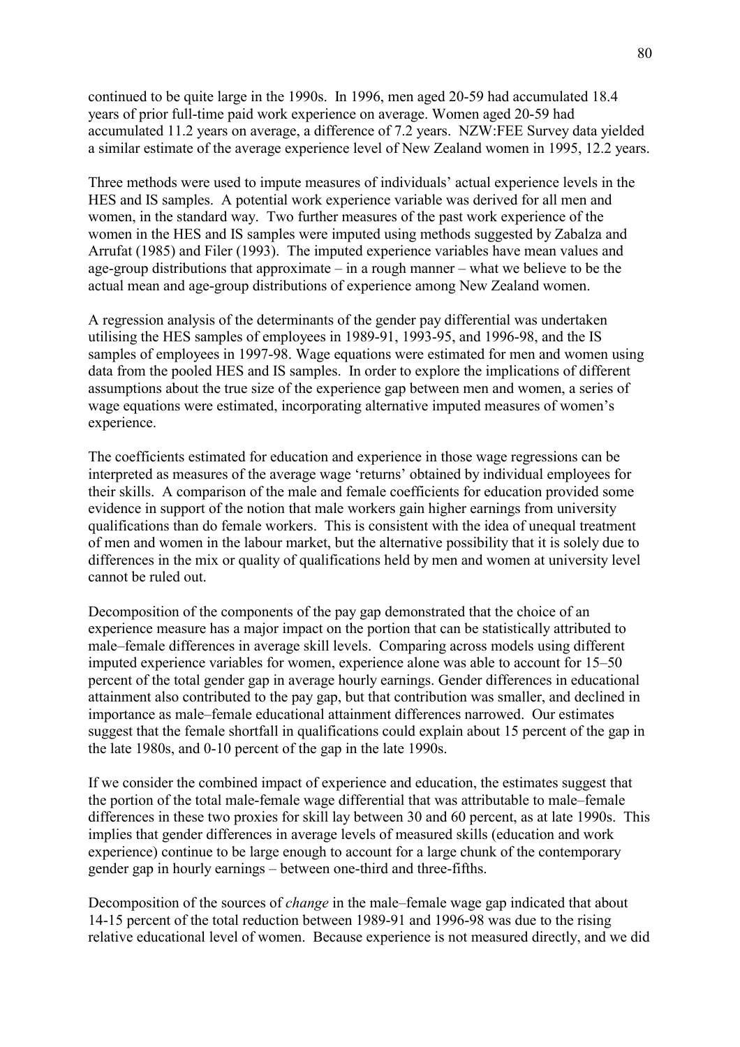continued to be quite large in the 1990s. In 1996, men aged 20-59 had accumulated 18.4 years of prior full-time paid work experience on average. Women aged 20-59 had accumulated 11.2 years on average, a difference of 7.2 years. NZW:FEE Survey data yielded a similar estimate of the average experience level of New Zealand women in 1995, 12.2 years.

Three methods were used to impute measures of individuals' actual experience levels in the HES and IS samples. A potential work experience variable was derived for all men and women, in the standard way. Two further measures of the past work experience of the women in the HES and IS samples were imputed using methods suggested by Zabalza and Arrufat (1985) and Filer (1993). The imputed experience variables have mean values and age-group distributions that approximate – in a rough manner – what we believe to be the actual mean and age-group distributions of experience among New Zealand women.

A regression analysis of the determinants of the gender pay differential was undertaken utilising the HES samples of employees in 1989-91, 1993-95, and 1996-98, and the IS samples of employees in 1997-98. Wage equations were estimated for men and women using data from the pooled HES and IS samples. In order to explore the implications of different assumptions about the true size of the experience gap between men and women, a series of wage equations were estimated, incorporating alternative imputed measures of women's experience.

The coefficients estimated for education and experience in those wage regressions can be interpreted as measures of the average wage 'returns' obtained by individual employees for their skills. A comparison of the male and female coefficients for education provided some evidence in support of the notion that male workers gain higher earnings from university qualifications than do female workers. This is consistent with the idea of unequal treatment of men and women in the labour market, but the alternative possibility that it is solely due to differences in the mix or quality of qualifications held by men and women at university level cannot be ruled out.

Decomposition of the components of the pay gap demonstrated that the choice of an experience measure has a major impact on the portion that can be statistically attributed to male–female differences in average skill levels. Comparing across models using different imputed experience variables for women, experience alone was able to account for 15–50 percent of the total gender gap in average hourly earnings. Gender differences in educational attainment also contributed to the pay gap, but that contribution was smaller, and declined in importance as male–female educational attainment differences narrowed. Our estimates suggest that the female shortfall in qualifications could explain about 15 percent of the gap in the late 1980s, and 0-10 percent of the gap in the late 1990s.

If we consider the combined impact of experience and education, the estimates suggest that the portion of the total male-female wage differential that was attributable to male–female differences in these two proxies for skill lay between 30 and 60 percent, as at late 1990s. This implies that gender differences in average levels of measured skills (education and work experience) continue to be large enough to account for a large chunk of the contemporary gender gap in hourly earnings – between one-third and three-fifths.

Decomposition of the sources of *change* in the male–female wage gap indicated that about 14-15 percent of the total reduction between 1989-91 and 1996-98 was due to the rising relative educational level of women. Because experience is not measured directly, and we did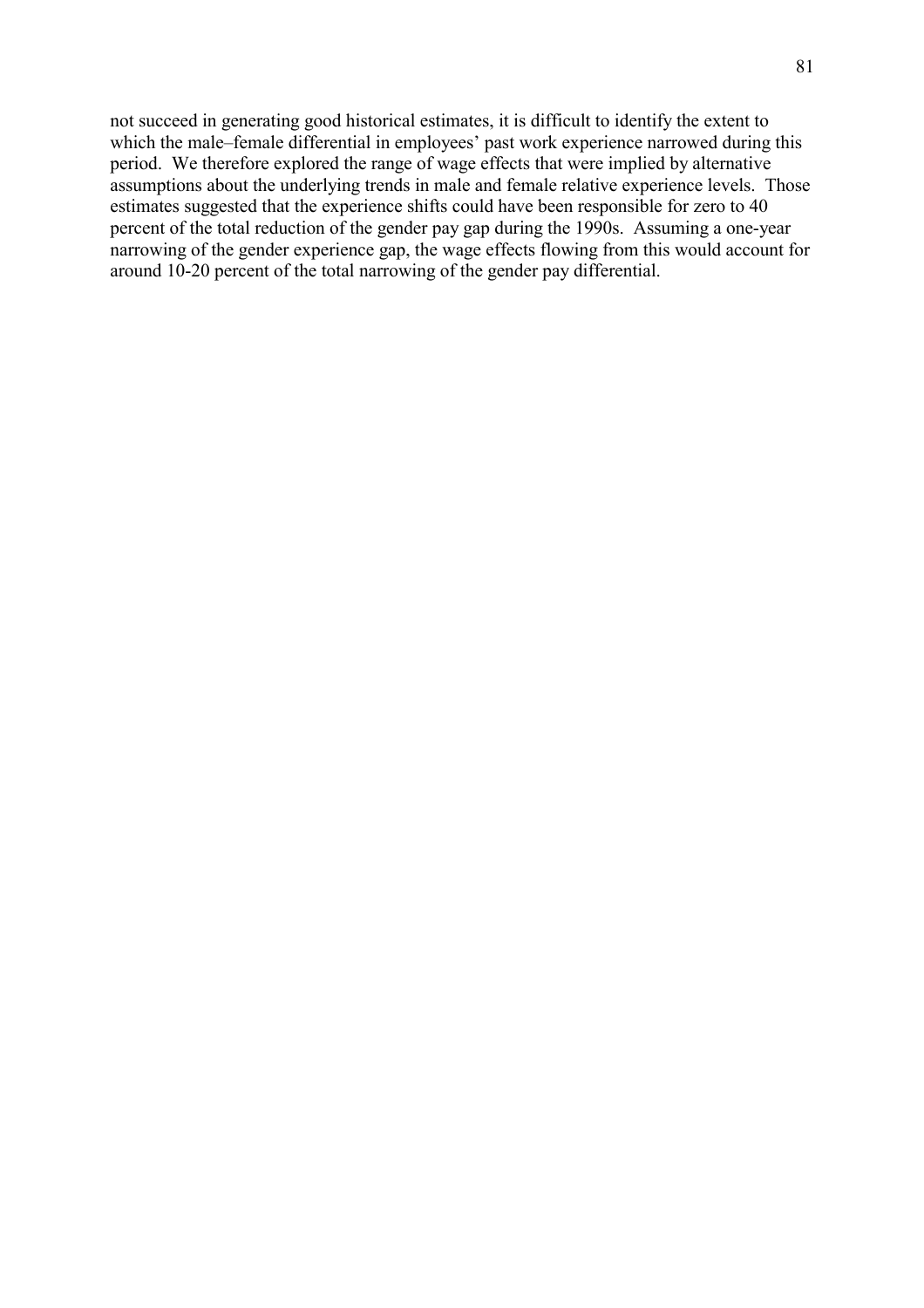not succeed in generating good historical estimates, it is difficult to identify the extent to which the male–female differential in employees' past work experience narrowed during this period. We therefore explored the range of wage effects that were implied by alternative assumptions about the underlying trends in male and female relative experience levels. Those estimates suggested that the experience shifts could have been responsible for zero to 40 percent of the total reduction of the gender pay gap during the 1990s. Assuming a one-year narrowing of the gender experience gap, the wage effects flowing from this would account for around 10-20 percent of the total narrowing of the gender pay differential.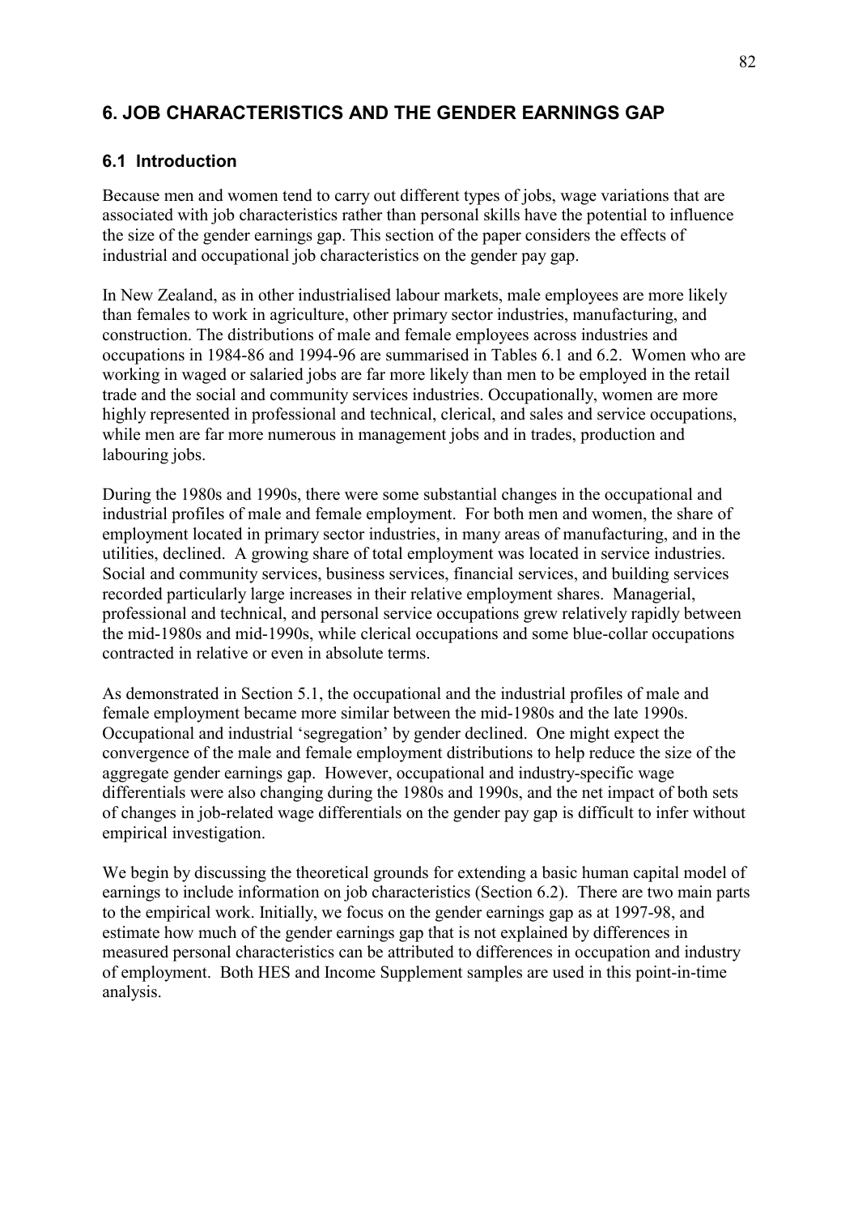## 6. JOB CHARACTERISTICS AND THE GENDER EARNINGS GAP

### 6.1 Introduction

Because men and women tend to carry out different types of jobs, wage variations that are associated with job characteristics rather than personal skills have the potential to influence the size of the gender earnings gap. This section of the paper considers the effects of industrial and occupational job characteristics on the gender pay gap.

In New Zealand, as in other industrialised labour markets, male employees are more likely than females to work in agriculture, other primary sector industries, manufacturing, and construction. The distributions of male and female employees across industries and occupations in 1984-86 and 1994-96 are summarised in Tables 6.1 and 6.2. Women who are working in waged or salaried jobs are far more likely than men to be employed in the retail trade and the social and community services industries. Occupationally, women are more highly represented in professional and technical, clerical, and sales and service occupations, while men are far more numerous in management jobs and in trades, production and labouring jobs.

During the 1980s and 1990s, there were some substantial changes in the occupational and industrial profiles of male and female employment. For both men and women, the share of employment located in primary sector industries, in many areas of manufacturing, and in the utilities, declined. A growing share of total employment was located in service industries. Social and community services, business services, financial services, and building services recorded particularly large increases in their relative employment shares. Managerial, professional and technical, and personal service occupations grew relatively rapidly between the mid-1980s and mid-1990s, while clerical occupations and some blue-collar occupations contracted in relative or even in absolute terms.

As demonstrated in Section 5.1, the occupational and the industrial profiles of male and female employment became more similar between the mid-1980s and the late 1990s. Occupational and industrial 'segregation' by gender declined. One might expect the convergence of the male and female employment distributions to help reduce the size of the aggregate gender earnings gap. However, occupational and industry-specific wage differentials were also changing during the 1980s and 1990s, and the net impact of both sets of changes in job-related wage differentials on the gender pay gap is difficult to infer without empirical investigation.

We begin by discussing the theoretical grounds for extending a basic human capital model of earnings to include information on job characteristics (Section 6.2). There are two main parts to the empirical work. Initially, we focus on the gender earnings gap as at 1997-98, and estimate how much of the gender earnings gap that is not explained by differences in measured personal characteristics can be attributed to differences in occupation and industry of employment. Both HES and Income Supplement samples are used in this point-in-time analysis.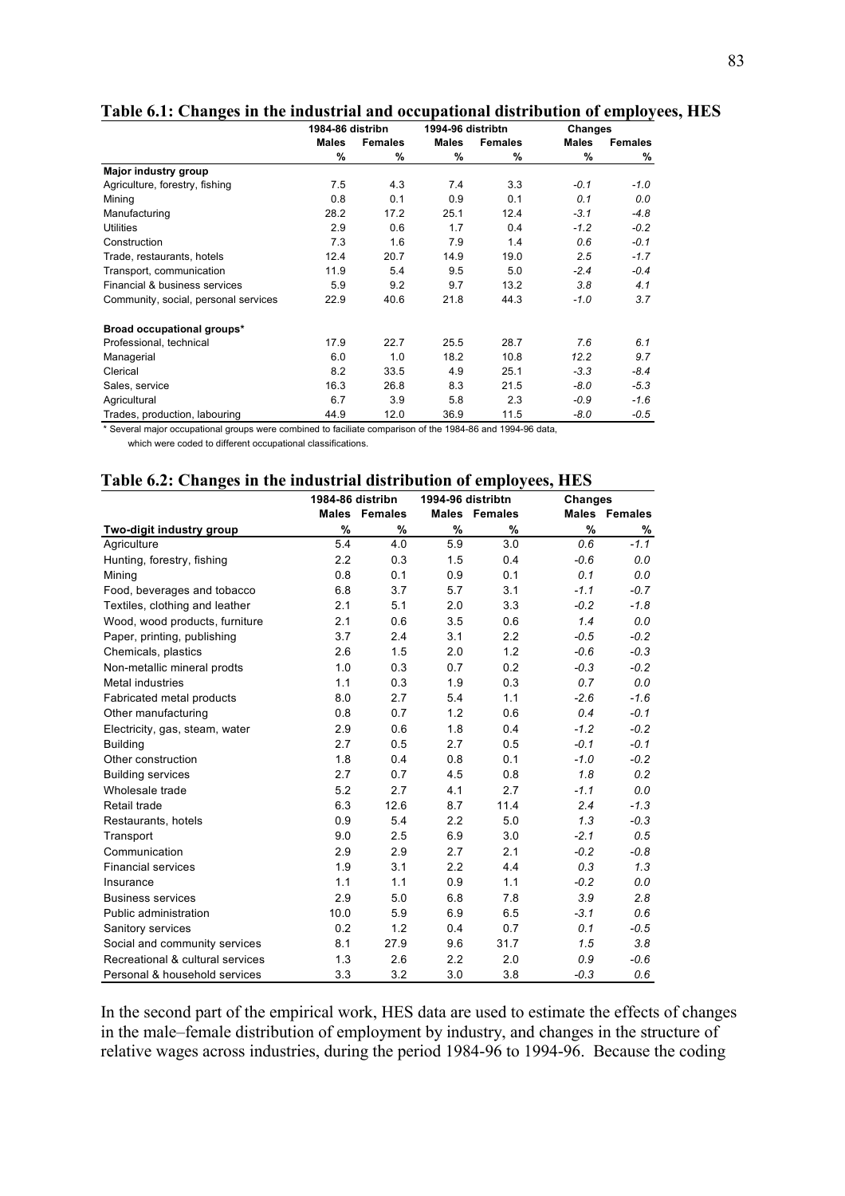**Table 6.1: Changes in the industrial and occupational distribution of employees, HES**

| | 1984-86 distribn | | 1994-96 distribtn | | Changes | |
|---|---|---|---|---|---|---|
| | Males | Females | Males | Females | Males | Females |
| | % | % | % | % | % | % |
| **Major industry group** | | | | | | |
| Agriculture, forestry, fishing | 7.5 | 4.3 | 7.4 | 3.3 | *-0.1* | *-1.0* |
| Mining | 0.8 | 0.1 | 0.9 | 0.1 | *0.1* | *0.0* |
| Manufacturing | 28.2 | 17.2 | 25.1 | 12.4 | *-3.1* | *-4.8* |
| Utilities | 2.9 | 0.6 | 1.7 | 0.4 | *-1.2* | *-0.2* |
| Construction | 7.3 | 1.6 | 7.9 | 1.4 | *0.6* | *-0.1* |
| Trade, restaurants, hotels | 12.4 | 20.7 | 14.9 | 19.0 | *2.5* | *-1.7* |
| Transport, communication | 11.9 | 5.4 | 9.5 | 5.0 | *-2.4* | *-0.4* |
| Financial & business services | 5.9 | 9.2 | 9.7 | 13.2 | *3.8* | *4.1* |
| Community, social, personal services | 22.9 | 40.6 | 21.8 | 44.3 | *-1.0* | *3.7* |
| | | | | | | |
| **Broad occupational groups*** | | | | | | |
| Professional, technical | 17.9 | 22.7 | 25.5 | 28.7 | *7.6* | *6.1* |
| Managerial | 6.0 | 1.0 | 18.2 | 10.8 | *12.2* | *9.7* |
| Clerical | 8.2 | 33.5 | 4.9 | 25.1 | *-3.3* | *-8.4* |
| Sales, service | 16.3 | 26.8 | 8.3 | 21.5 | *-8.0* | *-5.3* |
| Agricultural | 6.7 | 3.9 | 5.8 | 2.3 | *-0.9* | *-1.6* |
| Trades, production, labouring | 44.9 | 12.0 | 36.9 | 11.5 | *-8.0* | *-0.5* |

* Several major occupational groups were combined to faciliate comparison of the 1984-86 and 1994-96 data, which were coded to different occupational classifications.

**Table 6.2: Changes in the industrial distribution of employees, HES**

| | 1984-86 distribn | | 1994-96 distribtn | | Changes | |
|---|---|---|---|---|---|---|
| | Males | Females | Males | Females | Males | Females |
| **Two-digit industry group** | % | % | % | % | % | % |
| Agriculture | 5.4 | 4.0 | 5.9 | 3.0 | *0.6* | *-1.1* |
| Hunting, forestry, fishing | 2.2 | 0.3 | 1.5 | 0.4 | *-0.6* | *0.0* |
| Mining | 0.8 | 0.1 | 0.9 | 0.1 | *0.1* | *0.0* |
| Food, beverages and tobacco | 6.8 | 3.7 | 5.7 | 3.1 | *-1.1* | *-0.7* |
| Textiles, clothing and leather | 2.1 | 5.1 | 2.0 | 3.3 | *-0.2* | *-1.8* |
| Wood, wood products, furniture | 2.1 | 0.6 | 3.5 | 0.6 | *1.4* | *0.0* |
| Paper, printing, publishing | 3.7 | 2.4 | 3.1 | 2.2 | *-0.5* | *-0.2* |
| Chemicals, plastics | 2.6 | 1.5 | 2.0 | 1.2 | *-0.6* | *-0.3* |
| Non-metallic mineral prodts | 1.0 | 0.3 | 0.7 | 0.2 | *-0.3* | *-0.2* |
| Metal industries | 1.1 | 0.3 | 1.9 | 0.3 | *0.7* | *0.0* |
| Fabricated metal products | 8.0 | 2.7 | 5.4 | 1.1 | *-2.6* | *-1.6* |
| Other manufacturing | 0.8 | 0.7 | 1.2 | 0.6 | *0.4* | *-0.1* |
| Electricity, gas, steam, water | 2.9 | 0.6 | 1.8 | 0.4 | *-1.2* | *-0.2* |
| Building | 2.7 | 0.5 | 2.7 | 0.5 | *-0.1* | *-0.1* |
| Other construction | 1.8 | 0.4 | 0.8 | 0.1 | *-1.0* | *-0.2* |
| Building services | 2.7 | 0.7 | 4.5 | 0.8 | *1.8* | *0.2* |
| Wholesale trade | 5.2 | 2.7 | 4.1 | 2.7 | *-1.1* | *0.0* |
| Retail trade | 6.3 | 12.6 | 8.7 | 11.4 | *2.4* | *-1.3* |
| Restaurants, hotels | 0.9 | 5.4 | 2.2 | 5.0 | *1.3* | *-0.3* |
| Transport | 9.0 | 2.5 | 6.9 | 3.0 | *-2.1* | *0.5* |
| Communication | 2.9 | 2.9 | 2.7 | 2.1 | *-0.2* | *-0.8* |
| Financial services | 1.9 | 3.1 | 2.2 | 4.4 | *0.3* | *1.3* |
| Insurance | 1.1 | 1.1 | 0.9 | 1.1 | *-0.2* | *0.0* |
| Business services | 2.9 | 5.0 | 6.8 | 7.8 | *3.9* | *2.8* |
| Public administration | 10.0 | 5.9 | 6.9 | 6.5 | *-3.1* | *0.6* |
| Sanitory services | 0.2 | 1.2 | 0.4 | 0.7 | *0.1* | *-0.5* |
| Social and community services | 8.1 | 27.9 | 9.6 | 31.7 | *1.5* | *3.8* |
| Recreational & cultural services | 1.3 | 2.6 | 2.2 | 2.0 | *0.9* | *-0.6* |
| Personal & household services | 3.3 | 3.2 | 3.0 | 3.8 | *-0.3* | *0.6* |

In the second part of the empirical work, HES data are used to estimate the effects of changes in the male–female distribution of employment by industry, and changes in the structure of relative wages across industries, during the period 1984-96 to 1994-96. Because the coding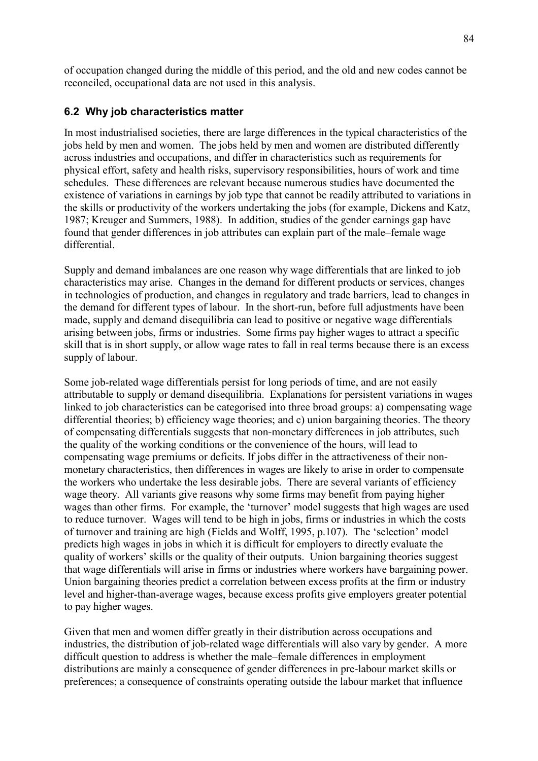of occupation changed during the middle of this period, and the old and new codes cannot be reconciled, occupational data are not used in this analysis.

## 6.2 Why job characteristics matter

In most industrialised societies, there are large differences in the typical characteristics of the jobs held by men and women. The jobs held by men and women are distributed differently across industries and occupations, and differ in characteristics such as requirements for physical effort, safety and health risks, supervisory responsibilities, hours of work and time schedules. These differences are relevant because numerous studies have documented the existence of variations in earnings by job type that cannot be readily attributed to variations in the skills or productivity of the workers undertaking the jobs (for example, Dickens and Katz, 1987; Kreuger and Summers, 1988). In addition, studies of the gender earnings gap have found that gender differences in job attributes can explain part of the male–female wage differential.

Supply and demand imbalances are one reason why wage differentials that are linked to job characteristics may arise. Changes in the demand for different products or services, changes in technologies of production, and changes in regulatory and trade barriers, lead to changes in the demand for different types of labour. In the short-run, before full adjustments have been made, supply and demand disequilibria can lead to positive or negative wage differentials arising between jobs, firms or industries. Some firms pay higher wages to attract a specific skill that is in short supply, or allow wage rates to fall in real terms because there is an excess supply of labour.

Some job-related wage differentials persist for long periods of time, and are not easily attributable to supply or demand disequilibria. Explanations for persistent variations in wages linked to job characteristics can be categorised into three broad groups: a) compensating wage differential theories; b) efficiency wage theories; and c) union bargaining theories. The theory of compensating differentials suggests that non-monetary differences in job attributes, such the quality of the working conditions or the convenience of the hours, will lead to compensating wage premiums or deficits. If jobs differ in the attractiveness of their non-monetary characteristics, then differences in wages are likely to arise in order to compensate the workers who undertake the less desirable jobs. There are several variants of efficiency wage theory. All variants give reasons why some firms may benefit from paying higher wages than other firms. For example, the 'turnover' model suggests that high wages are used to reduce turnover. Wages will tend to be high in jobs, firms or industries in which the costs of turnover and training are high (Fields and Wolff, 1995, p.107). The 'selection' model predicts high wages in jobs in which it is difficult for employers to directly evaluate the quality of workers' skills or the quality of their outputs. Union bargaining theories suggest that wage differentials will arise in firms or industries where workers have bargaining power. Union bargaining theories predict a correlation between excess profits at the firm or industry level and higher-than-average wages, because excess profits give employers greater potential to pay higher wages.

Given that men and women differ greatly in their distribution across occupations and industries, the distribution of job-related wage differentials will also vary by gender. A more difficult question to address is whether the male–female differences in employment distributions are mainly a consequence of gender differences in pre-labour market skills or preferences; a consequence of constraints operating outside the labour market that influence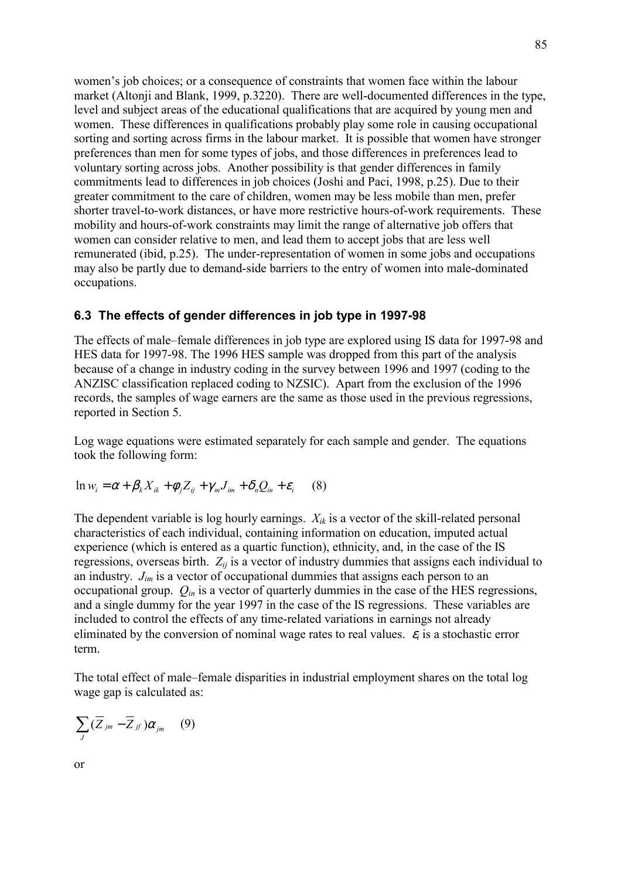women's job choices; or a consequence of constraints that women face within the labour market (Altonji and Blank, 1999, p.3220). There are well-documented differences in the type, level and subject areas of the educational qualifications that are acquired by young men and women. These differences in qualifications probably play some role in causing occupational sorting and sorting across firms in the labour market. It is possible that women have stronger preferences than men for some types of jobs, and those differences in preferences lead to voluntary sorting across jobs. Another possibility is that gender differences in family commitments lead to differences in job choices (Joshi and Paci, 1998, p.25). Due to their greater commitment to the care of children, women may be less mobile than men, prefer shorter travel-to-work distances, or have more restrictive hours-of-work requirements. These mobility and hours-of-work constraints may limit the range of alternative job offers that women can consider relative to men, and lead them to accept jobs that are less well remunerated (ibid, p.25). The under-representation of women in some jobs and occupations may also be partly due to demand-side barriers to the entry of women into male-dominated occupations.

### 6.3 The effects of gender differences in job type in 1997-98

The effects of male–female differences in job type are explored using IS data for 1997-98 and HES data for 1997-98. The 1996 HES sample was dropped from this part of the analysis because of a change in industry coding in the survey between 1996 and 1997 (coding to the ANZISC classification replaced coding to NZSIC). Apart from the exclusion of the 1996 records, the samples of wage earners are the same as those used in the previous regressions, reported in Section 5.

Log wage equations were estimated separately for each sample and gender. The equations took the following form:

$$\ln w_i = \alpha + \beta_k X_{ik} + \phi_j Z_{ij} + \gamma_m J_{im} + \delta_n Q_{in} + \varepsilon_i \qquad (8)$$

The dependent variable is log hourly earnings. $X_{ik}$ is a vector of the skill-related personal characteristics of each individual, containing information on education, imputed actual experience (which is entered as a quartic function), ethnicity, and, in the case of the IS regressions, overseas birth. $Z_{ij}$ is a vector of industry dummies that assigns each individual to an industry. $J_{im}$ is a vector of occupational dummies that assigns each person to an occupational group. $Q_{in}$ is a vector of quarterly dummies in the case of the HES regressions, and a single dummy for the year 1997 in the case of the IS regressions. These variables are included to control the effects of any time-related variations in earnings not already eliminated by the conversion of nominal wage rates to real values. $\varepsilon_i$ is a stochastic error term.

The total effect of male–female disparities in industrial employment shares on the total log wage gap is calculated as:

$$\sum_J (\overline{Z}_{jm} - \overline{Z}_{jf})\alpha_{jm} \qquad (9)$$

or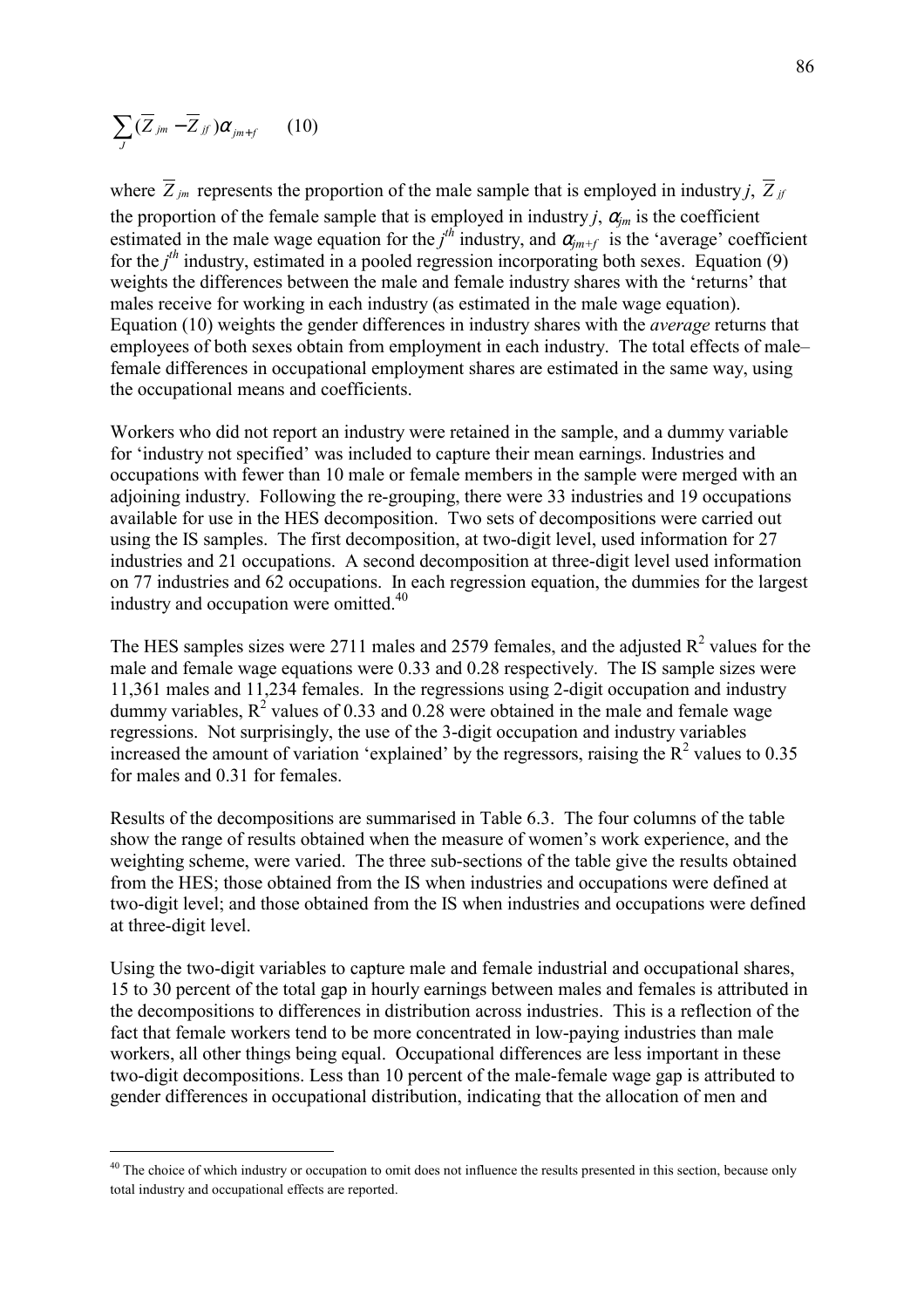$$\sum_{J} (\overline{Z}_{jm} - \overline{Z}_{jf}) \alpha_{jm+f} \qquad (10)$$

where $\overline{Z}_{jm}$ represents the proportion of the male sample that is employed in industry $j$, $\overline{Z}_{jf}$ the proportion of the female sample that is employed in industry $j$, $\alpha_{jm}$ is the coefficient estimated in the male wage equation for the $j^{th}$ industry, and $\alpha_{jm+f}$ is the 'average' coefficient for the $j^{th}$ industry, estimated in a pooled regression incorporating both sexes. Equation (9) weights the differences between the male and female industry shares with the 'returns' that males receive for working in each industry (as estimated in the male wage equation). Equation (10) weights the gender differences in industry shares with the *average* returns that employees of both sexes obtain from employment in each industry. The total effects of male–female differences in occupational employment shares are estimated in the same way, using the occupational means and coefficients.

Workers who did not report an industry were retained in the sample, and a dummy variable for 'industry not specified' was included to capture their mean earnings. Industries and occupations with fewer than 10 male or female members in the sample were merged with an adjoining industry. Following the re-grouping, there were 33 industries and 19 occupations available for use in the HES decomposition. Two sets of decompositions were carried out using the IS samples. The first decomposition, at two-digit level, used information for 27 industries and 21 occupations. A second decomposition at three-digit level used information on 77 industries and 62 occupations. In each regression equation, the dummies for the largest industry and occupation were omitted.[40]

The HES samples sizes were 2711 males and 2579 females, and the adjusted $R^2$ values for the male and female wage equations were 0.33 and 0.28 respectively. The IS sample sizes were 11,361 males and 11,234 females. In the regressions using 2-digit occupation and industry dummy variables, $R^2$ values of 0.33 and 0.28 were obtained in the male and female wage regressions. Not surprisingly, the use of the 3-digit occupation and industry variables increased the amount of variation 'explained' by the regressors, raising the $R^2$ values to 0.35 for males and 0.31 for females.

Results of the decompositions are summarised in Table 6.3. The four columns of the table show the range of results obtained when the measure of women's work experience, and the weighting scheme, were varied. The three sub-sections of the table give the results obtained from the HES; those obtained from the IS when industries and occupations were defined at two-digit level; and those obtained from the IS when industries and occupations were defined at three-digit level.

Using the two-digit variables to capture male and female industrial and occupational shares, 15 to 30 percent of the total gap in hourly earnings between males and females is attributed in the decompositions to differences in distribution across industries. This is a reflection of the fact that female workers tend to be more concentrated in low-paying industries than male workers, all other things being equal. Occupational differences are less important in these two-digit decompositions. Less than 10 percent of the male-female wage gap is attributed to gender differences in occupational distribution, indicating that the allocation of men and

[40] The choice of which industry or occupation to omit does not influence the results presented in this section, because only total industry and occupational effects are reported.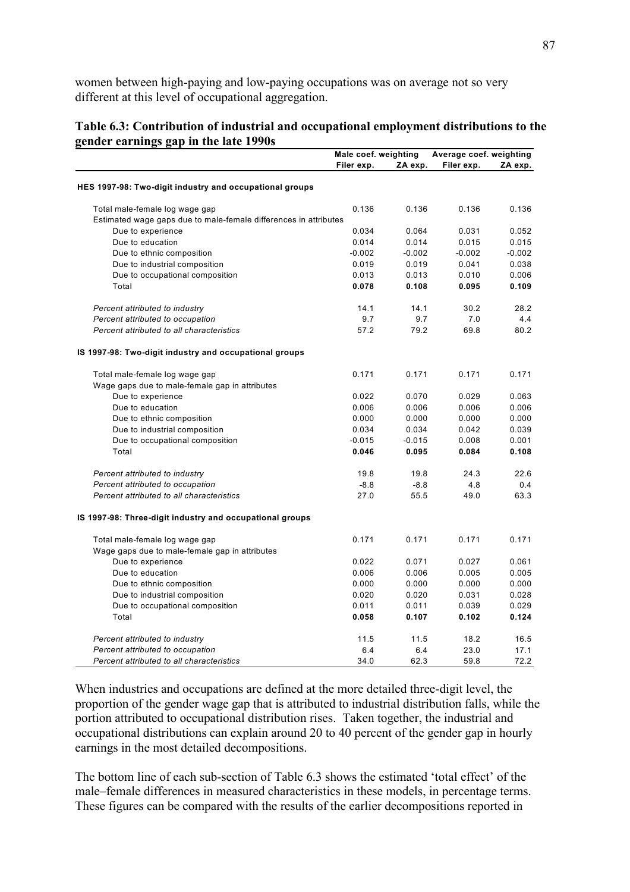women between high-paying and low-paying occupations was on average not so very different at this level of occupational aggregation.

**Table 6.3: Contribution of industrial and occupational employment distributions to the gender earnings gap in the late 1990s**

| | Male coef. weighting | | Average coef. weighting | |
|---|---|---|---|---|
| | Filer exp. | ZA exp. | Filer exp. | ZA exp. |
| **HES 1997-98: Two-digit industry and occupational groups** | | | | |
| Total male-female log wage gap | 0.136 | 0.136 | 0.136 | 0.136 |
| Estimated wage gaps due to male-female differences in attributes | | | | |
| Due to experience | 0.034 | 0.064 | 0.031 | 0.052 |
| Due to education | 0.014 | 0.014 | 0.015 | 0.015 |
| Due to ethnic composition | -0.002 | -0.002 | -0.002 | -0.002 |
| Due to industrial composition | 0.019 | 0.019 | 0.041 | 0.038 |
| Due to occupational composition | 0.013 | 0.013 | 0.010 | 0.006 |
| Total | **0.078** | **0.108** | **0.095** | **0.109** |
| *Percent attributed to industry* | 14.1 | 14.1 | 30.2 | 28.2 |
| *Percent attributed to occupation* | 9.7 | 9.7 | 7.0 | 4.4 |
| *Percent attributed to all characteristics* | 57.2 | 79.2 | 69.8 | 80.2 |
| **IS 1997-98: Two-digit industry and occupational groups** | | | | |
| Total male-female log wage gap | 0.171 | 0.171 | 0.171 | 0.171 |
| Wage gaps due to male-female gap in attributes | | | | |
| Due to experience | 0.022 | 0.070 | 0.029 | 0.063 |
| Due to education | 0.006 | 0.006 | 0.006 | 0.006 |
| Due to ethnic composition | 0.000 | 0.000 | 0.000 | 0.000 |
| Due to industrial composition | 0.034 | 0.034 | 0.042 | 0.039 |
| Due to occupational composition | -0.015 | -0.015 | 0.008 | 0.001 |
| Total | **0.046** | **0.095** | **0.084** | **0.108** |
| *Percent attributed to industry* | 19.8 | 19.8 | 24.3 | 22.6 |
| *Percent attributed to occupation* | -8.8 | -8.8 | 4.8 | 0.4 |
| *Percent attributed to all characteristics* | 27.0 | 55.5 | 49.0 | 63.3 |
| **IS 1997-98: Three-digit industry and occupational groups** | | | | |
| Total male-female log wage gap | 0.171 | 0.171 | 0.171 | 0.171 |
| Wage gaps due to male-female gap in attributes | | | | |
| Due to experience | 0.022 | 0.071 | 0.027 | 0.061 |
| Due to education | 0.006 | 0.006 | 0.005 | 0.005 |
| Due to ethnic composition | 0.000 | 0.000 | 0.000 | 0.000 |
| Due to industrial composition | 0.020 | 0.020 | 0.031 | 0.028 |
| Due to occupational composition | 0.011 | 0.011 | 0.039 | 0.029 |
| Total | **0.058** | **0.107** | **0.102** | **0.124** |
| *Percent attributed to industry* | 11.5 | 11.5 | 18.2 | 16.5 |
| *Percent attributed to occupation* | 6.4 | 6.4 | 23.0 | 17.1 |
| *Percent attributed to all characteristics* | 34.0 | 62.3 | 59.8 | 72.2 |

When industries and occupations are defined at the more detailed three-digit level, the proportion of the gender wage gap that is attributed to industrial distribution falls, while the portion attributed to occupational distribution rises. Taken together, the industrial and occupational distributions can explain around 20 to 40 percent of the gender gap in hourly earnings in the most detailed decompositions.

The bottom line of each sub-section of Table 6.3 shows the estimated 'total effect' of the male–female differences in measured characteristics in these models, in percentage terms. These figures can be compared with the results of the earlier decompositions reported in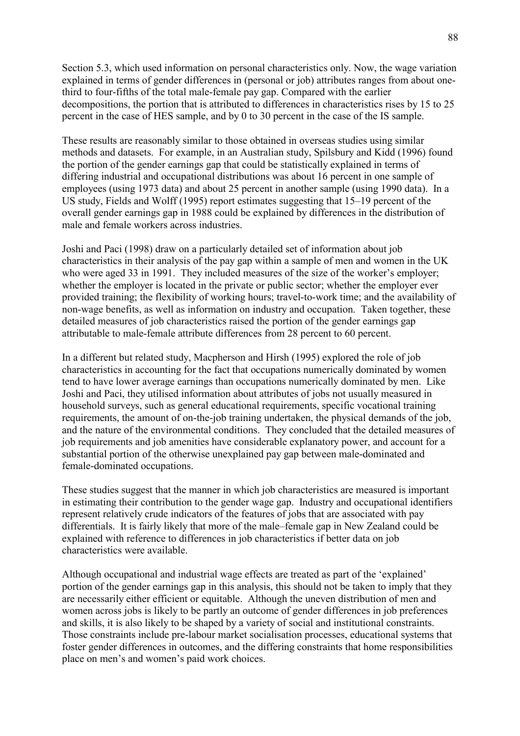Section 5.3, which used information on personal characteristics only. Now, the wage variation explained in terms of gender differences in (personal or job) attributes ranges from about one-third to four-fifths of the total male-female pay gap. Compared with the earlier decompositions, the portion that is attributed to differences in characteristics rises by 15 to 25 percent in the case of HES sample, and by 0 to 30 percent in the case of the IS sample.

These results are reasonably similar to those obtained in overseas studies using similar methods and datasets. For example, in an Australian study, Spilsbury and Kidd (1996) found the portion of the gender earnings gap that could be statistically explained in terms of differing industrial and occupational distributions was about 16 percent in one sample of employees (using 1973 data) and about 25 percent in another sample (using 1990 data). In a US study, Fields and Wolff (1995) report estimates suggesting that 15–19 percent of the overall gender earnings gap in 1988 could be explained by differences in the distribution of male and female workers across industries.

Joshi and Paci (1998) draw on a particularly detailed set of information about job characteristics in their analysis of the pay gap within a sample of men and women in the UK who were aged 33 in 1991. They included measures of the size of the worker's employer; whether the employer is located in the private or public sector; whether the employer ever provided training; the flexibility of working hours; travel-to-work time; and the availability of non-wage benefits, as well as information on industry and occupation. Taken together, these detailed measures of job characteristics raised the portion of the gender earnings gap attributable to male-female attribute differences from 28 percent to 60 percent.

In a different but related study, Macpherson and Hirsh (1995) explored the role of job characteristics in accounting for the fact that occupations numerically dominated by women tend to have lower average earnings than occupations numerically dominated by men. Like Joshi and Paci, they utilised information about attributes of jobs not usually measured in household surveys, such as general educational requirements, specific vocational training requirements, the amount of on-the-job training undertaken, the physical demands of the job, and the nature of the environmental conditions. They concluded that the detailed measures of job requirements and job amenities have considerable explanatory power, and account for a substantial portion of the otherwise unexplained pay gap between male-dominated and female-dominated occupations.

These studies suggest that the manner in which job characteristics are measured is important in estimating their contribution to the gender wage gap. Industry and occupational identifiers represent relatively crude indicators of the features of jobs that are associated with pay differentials. It is fairly likely that more of the male–female gap in New Zealand could be explained with reference to differences in job characteristics if better data on job characteristics were available.

Although occupational and industrial wage effects are treated as part of the 'explained' portion of the gender earnings gap in this analysis, this should not be taken to imply that they are necessarily either efficient or equitable. Although the uneven distribution of men and women across jobs is likely to be partly an outcome of gender differences in job preferences and skills, it is also likely to be shaped by a variety of social and institutional constraints. Those constraints include pre-labour market socialisation processes, educational systems that foster gender differences in outcomes, and the differing constraints that home responsibilities place on men's and women's paid work choices.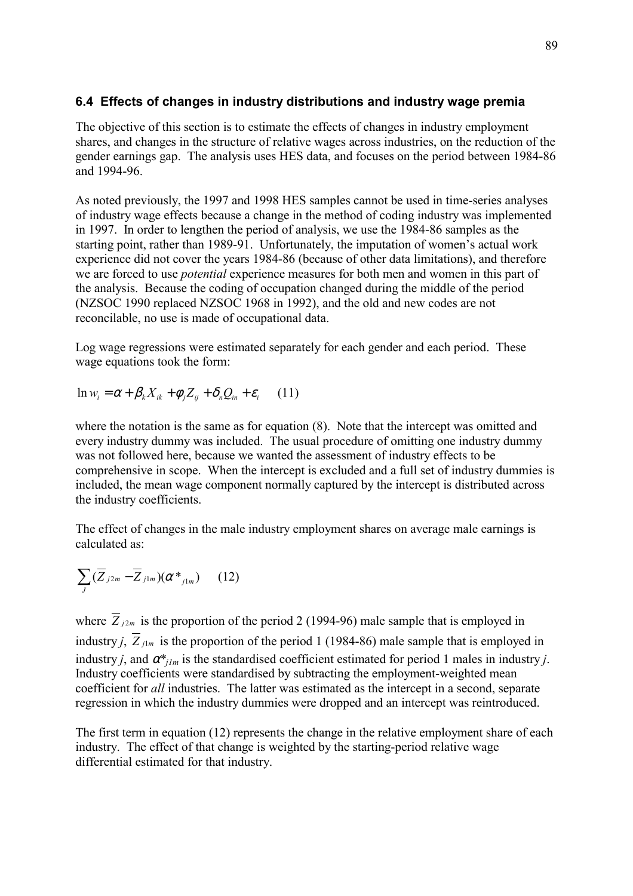### 6.4 Effects of changes in industry distributions and industry wage premia

The objective of this section is to estimate the effects of changes in industry employment shares, and changes in the structure of relative wages across industries, on the reduction of the gender earnings gap. The analysis uses HES data, and focuses on the period between 1984-86 and 1994-96.

As noted previously, the 1997 and 1998 HES samples cannot be used in time-series analyses of industry wage effects because a change in the method of coding industry was implemented in 1997. In order to lengthen the period of analysis, we use the 1984-86 samples as the starting point, rather than 1989-91. Unfortunately, the imputation of women's actual work experience did not cover the years 1984-86 (because of other data limitations), and therefore we are forced to use *potential* experience measures for both men and women in this part of the analysis. Because the coding of occupation changed during the middle of the period (NZSOC 1990 replaced NZSOC 1968 in 1992), and the old and new codes are not reconcilable, no use is made of occupational data.

Log wage regressions were estimated separately for each gender and each period. These wage equations took the form:

$$\ln w_i = \alpha + \beta_k X_{ik} + \phi_j Z_{ij} + \delta_n Q_{in} + \varepsilon_i \qquad (11)$$

where the notation is the same as for equation (8). Note that the intercept was omitted and every industry dummy was included. The usual procedure of omitting one industry dummy was not followed here, because we wanted the assessment of industry effects to be comprehensive in scope. When the intercept is excluded and a full set of industry dummies is included, the mean wage component normally captured by the intercept is distributed across the industry coefficients.

The effect of changes in the male industry employment shares on average male earnings is calculated as:

$$\sum_J (\overline{Z}_{j2m} - \overline{Z}_{j1m})(\alpha^*_{j1m}) \qquad (12)$$

where $\overline{Z}_{j2m}$ is the proportion of the period 2 (1994-96) male sample that is employed in industry $j$, $\overline{Z}_{j1m}$ is the proportion of the period 1 (1984-86) male sample that is employed in industry $j$, and $\alpha^*_{j1m}$ is the standardised coefficient estimated for period 1 males in industry $j$. Industry coefficients were standardised by subtracting the employment-weighted mean coefficient for *all* industries. The latter was estimated as the intercept in a second, separate regression in which the industry dummies were dropped and an intercept was reintroduced.

The first term in equation (12) represents the change in the relative employment share of each industry. The effect of that change is weighted by the starting-period relative wage differential estimated for that industry.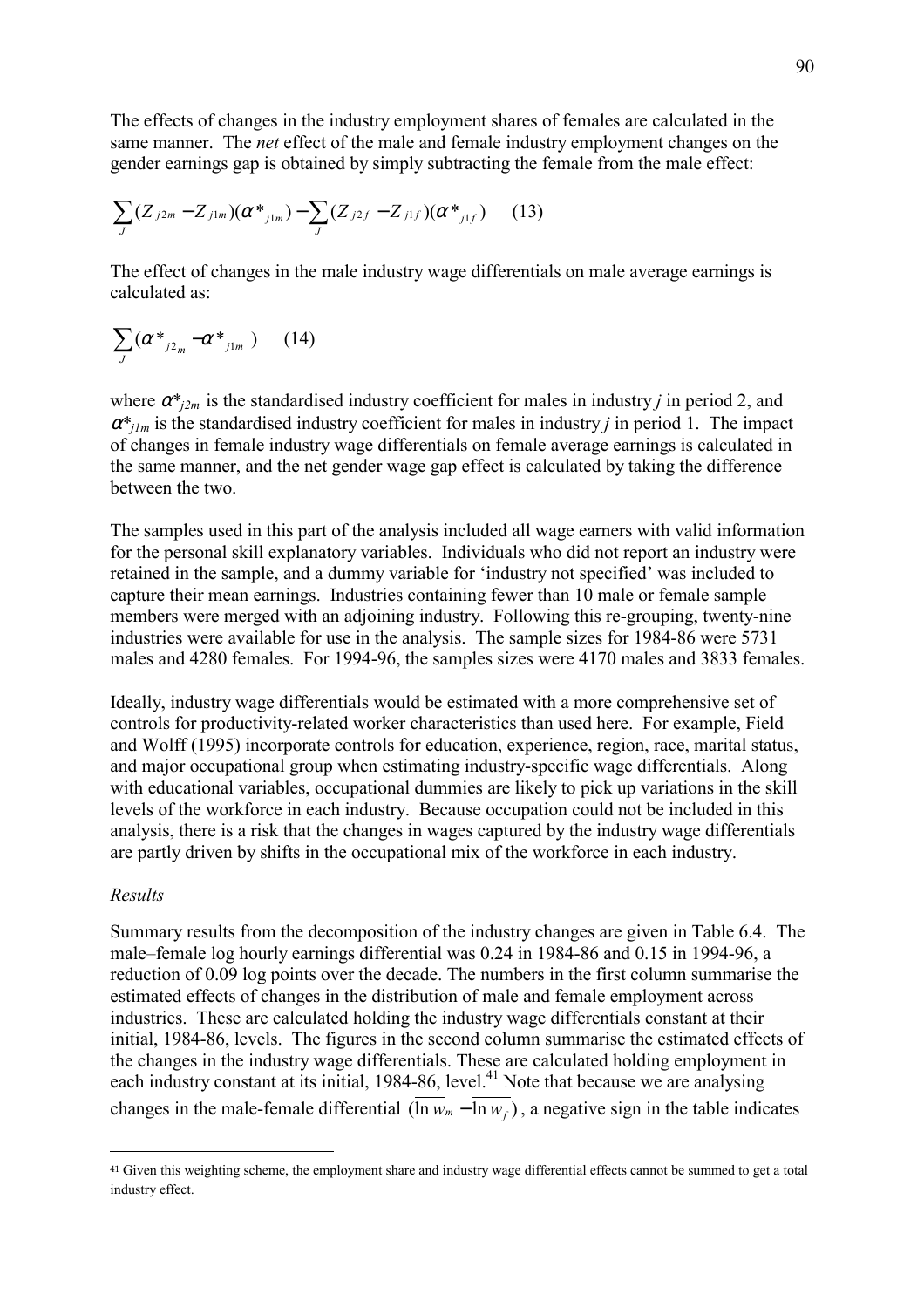The effects of changes in the industry employment shares of females are calculated in the same manner. The *net* effect of the male and female industry employment changes on the gender earnings gap is obtained by simply subtracting the female from the male effect:

$$\sum_{J}(\overline{Z}_{j2m}-\overline{Z}_{j1m})(\alpha^{*}_{j1m})-\sum_{J}(\overline{Z}_{j2f}-\overline{Z}_{j1f})(\alpha^{*}_{j1f}) \qquad (13)$$

The effect of changes in the male industry wage differentials on male average earnings is calculated as:

$$\sum_{J}(\alpha^{*}_{j2_m}-\alpha^{*}_{j1m}) \qquad (14)$$

where $\alpha^{*}_{j2m}$ is the standardised industry coefficient for males in industry $j$ in period 2, and $\alpha^{*}_{j1m}$ is the standardised industry coefficient for males in industry $j$ in period 1. The impact of changes in female industry wage differentials on female average earnings is calculated in the same manner, and the net gender wage gap effect is calculated by taking the difference between the two.

The samples used in this part of the analysis included all wage earners with valid information for the personal skill explanatory variables. Individuals who did not report an industry were retained in the sample, and a dummy variable for 'industry not specified' was included to capture their mean earnings. Industries containing fewer than 10 male or female sample members were merged with an adjoining industry. Following this re-grouping, twenty-nine industries were available for use in the analysis. The sample sizes for 1984-86 were 5731 males and 4280 females. For 1994-96, the samples sizes were 4170 males and 3833 females.

Ideally, industry wage differentials would be estimated with a more comprehensive set of controls for productivity-related worker characteristics than used here. For example, Field and Wolff (1995) incorporate controls for education, experience, region, race, marital status, and major occupational group when estimating industry-specific wage differentials. Along with educational variables, occupational dummies are likely to pick up variations in the skill levels of the workforce in each industry. Because occupation could not be included in this analysis, there is a risk that the changes in wages captured by the industry wage differentials are partly driven by shifts in the occupational mix of the workforce in each industry.

*Results*

Summary results from the decomposition of the industry changes are given in Table 6.4. The male–female log hourly earnings differential was 0.24 in 1984-86 and 0.15 in 1994-96, a reduction of 0.09 log points over the decade. The numbers in the first column summarise the estimated effects of changes in the distribution of male and female employment across industries. These are calculated holding the industry wage differentials constant at their initial, 1984-86, levels. The figures in the second column summarise the estimated effects of the changes in the industry wage differentials. These are calculated holding employment in each industry constant at its initial, 1984-86, level.[41] Note that because we are analysing changes in the male-female differential $(\overline{\ln w_m}-\overline{\ln w_f})$, a negative sign in the table indicates

[41] Given this weighting scheme, the employment share and industry wage differential effects cannot be summed to get a total industry effect.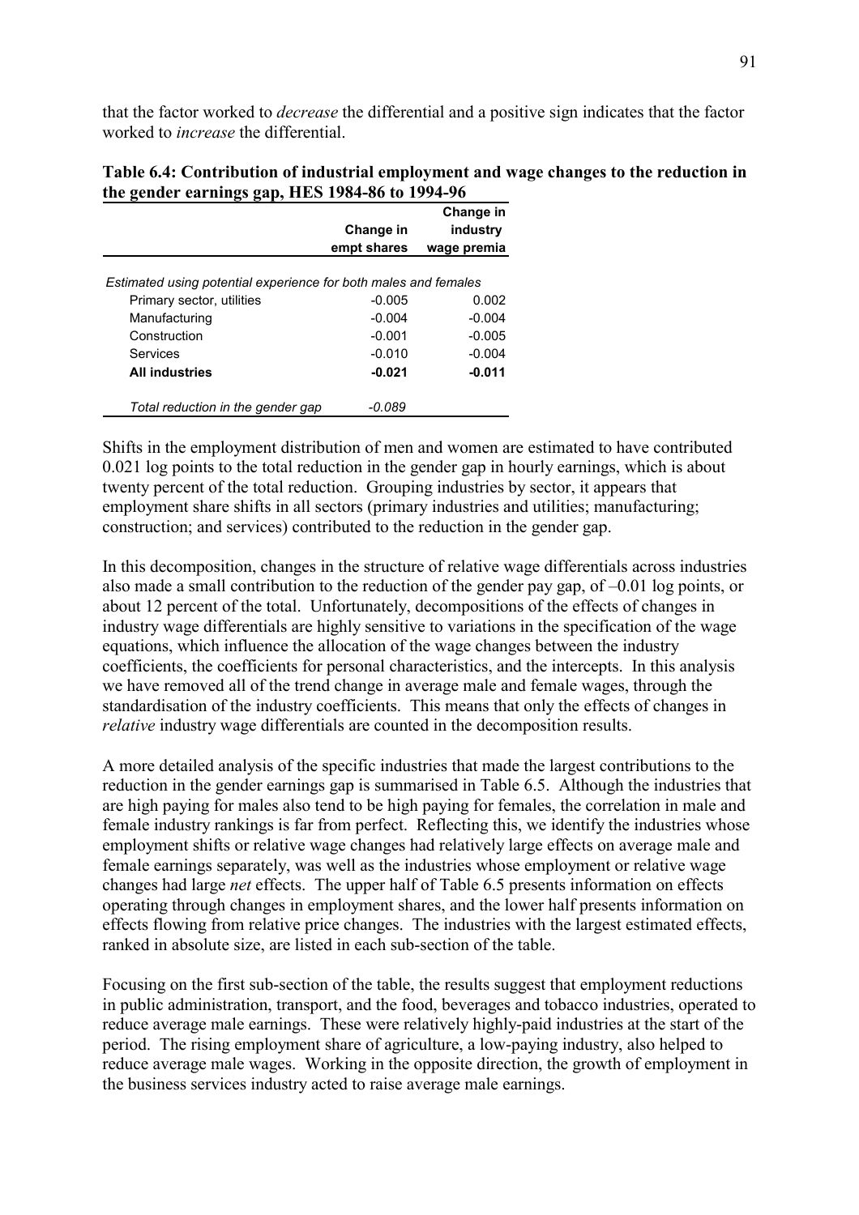that the factor worked to *decrease* the differential and a positive sign indicates that the factor worked to *increase* the differential.

**Table 6.4: Contribution of industrial employment and wage changes to the reduction in the gender earnings gap, HES 1984-86 to 1994-96**

| | Change in empt shares | Change in industry wage premia |
|---|---|---|
| *Estimated using potential experience for both males and females* | | |
| Primary sector, utilities | -0.005 | 0.002 |
| Manufacturing | -0.004 | -0.004 |
| Construction | -0.001 | -0.005 |
| Services | -0.010 | -0.004 |
| **All industries** | **-0.021** | **-0.011** |
| *Total reduction in the gender gap* | *-0.089* | |

Shifts in the employment distribution of men and women are estimated to have contributed 0.021 log points to the total reduction in the gender gap in hourly earnings, which is about twenty percent of the total reduction. Grouping industries by sector, it appears that employment share shifts in all sectors (primary industries and utilities; manufacturing; construction; and services) contributed to the reduction in the gender gap.

In this decomposition, changes in the structure of relative wage differentials across industries also made a small contribution to the reduction of the gender pay gap, of –0.01 log points, or about 12 percent of the total. Unfortunately, decompositions of the effects of changes in industry wage differentials are highly sensitive to variations in the specification of the wage equations, which influence the allocation of the wage changes between the industry coefficients, the coefficients for personal characteristics, and the intercepts. In this analysis we have removed all of the trend change in average male and female wages, through the standardisation of the industry coefficients. This means that only the effects of changes in *relative* industry wage differentials are counted in the decomposition results.

A more detailed analysis of the specific industries that made the largest contributions to the reduction in the gender earnings gap is summarised in Table 6.5. Although the industries that are high paying for males also tend to be high paying for females, the correlation in male and female industry rankings is far from perfect. Reflecting this, we identify the industries whose employment shifts or relative wage changes had relatively large effects on average male and female earnings separately, was well as the industries whose employment or relative wage changes had large *net* effects. The upper half of Table 6.5 presents information on effects operating through changes in employment shares, and the lower half presents information on effects flowing from relative price changes. The industries with the largest estimated effects, ranked in absolute size, are listed in each sub-section of the table.

Focusing on the first sub-section of the table, the results suggest that employment reductions in public administration, transport, and the food, beverages and tobacco industries, operated to reduce average male earnings. These were relatively highly-paid industries at the start of the period. The rising employment share of agriculture, a low-paying industry, also helped to reduce average male wages. Working in the opposite direction, the growth of employment in the business services industry acted to raise average male earnings.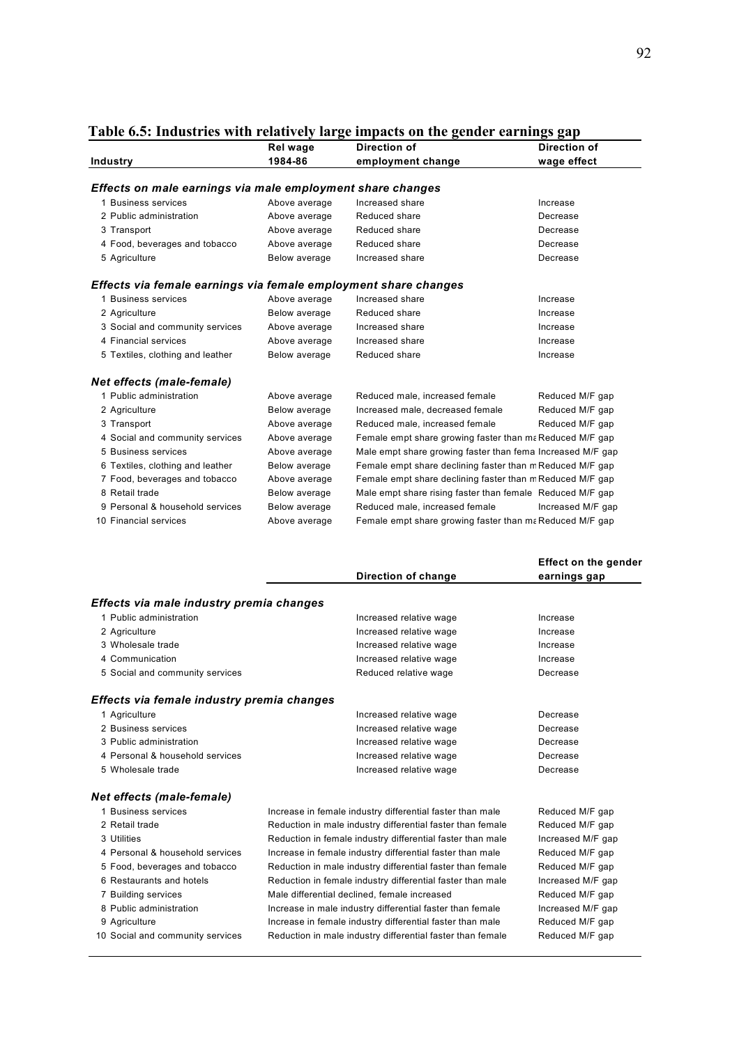## Table 6.5: Industries with relatively large impacts on the gender earnings gap

| Industry | Rel wage 1984-86 | Direction of employment change | Direction of wage effect |
|---|---|---|---|
| ***Effects on male earnings via male employment share changes*** | | | |
| 1 Business services | Above average | Increased share | Increase |
| 2 Public administration | Above average | Reduced share | Decrease |
| 3 Transport | Above average | Reduced share | Decrease |
| 4 Food, beverages and tobacco | Above average | Reduced share | Decrease |
| 5 Agriculture | Below average | Increased share | Decrease |
| ***Effects via female earnings via female employment share changes*** | | | |
| 1 Business services | Above average | Increased share | Increase |
| 2 Agriculture | Below average | Reduced share | Increase |
| 3 Social and community services | Above average | Increased share | Increase |
| 4 Financial services | Above average | Increased share | Increase |
| 5 Textiles, clothing and leather | Below average | Reduced share | Increase |
| ***Net effects (male-female)*** | | | |
| 1 Public administration | Above average | Reduced male, increased female | Reduced M/F gap |
| 2 Agriculture | Below average | Increased male, decreased female | Reduced M/F gap |
| 3 Transport | Above average | Reduced male, increased female | Reduced M/F gap |
| 4 Social and community services | Above average | Female empt share growing faster than ma | Reduced M/F gap |
| 5 Business services | Above average | Male empt share growing faster than fema | Increased M/F gap |
| 6 Textiles, clothing and leather | Below average | Female empt share declining faster than m | Reduced M/F gap |
| 7 Food, beverages and tobacco | Above average | Female empt share declining faster than m | Reduced M/F gap |
| 8 Retail trade | Below average | Male empt share rising faster than female | Reduced M/F gap |
| 9 Personal & household services | Below average | Reduced male, increased female | Increased M/F gap |
| 10 Financial services | Above average | Female empt share growing faster than ma | Reduced M/F gap |

| | Direction of change | Effect on the gender earnings gap |
|---|---|---|
| ***Effects via male industry premia changes*** | | |
| 1 Public administration | Increased relative wage | Increase |
| 2 Agriculture | Increased relative wage | Increase |
| 3 Wholesale trade | Increased relative wage | Increase |
| 4 Communication | Increased relative wage | Increase |
| 5 Social and community services | Reduced relative wage | Decrease |
| ***Effects via female industry premia changes*** | | |
| 1 Agriculture | Increased relative wage | Decrease |
| 2 Business services | Increased relative wage | Decrease |
| 3 Public administration | Increased relative wage | Decrease |
| 4 Personal & household services | Increased relative wage | Decrease |
| 5 Wholesale trade | Increased relative wage | Decrease |
| ***Net effects (male-female)*** | | |
| 1 Business services | Increase in female industry differential faster than male | Reduced M/F gap |
| 2 Retail trade | Reduction in male industry differential faster than female | Reduced M/F gap |
| 3 Utilities | Reduction in female industry differential faster than male | Increased M/F gap |
| 4 Personal & household services | Increase in female industry differential faster than male | Reduced M/F gap |
| 5 Food, beverages and tobacco | Reduction in male industry differential faster than female | Reduced M/F gap |
| 6 Restaurants and hotels | Reduction in female industry differential faster than male | Increased M/F gap |
| 7 Building services | Male differential declined, female increased | Reduced M/F gap |
| 8 Public administration | Increase in male industry differential faster than female | Increased M/F gap |
| 9 Agriculture | Increase in female industry differential faster than male | Reduced M/F gap |
| 10 Social and community services | Reduction in male industry differential faster than female | Reduced M/F gap |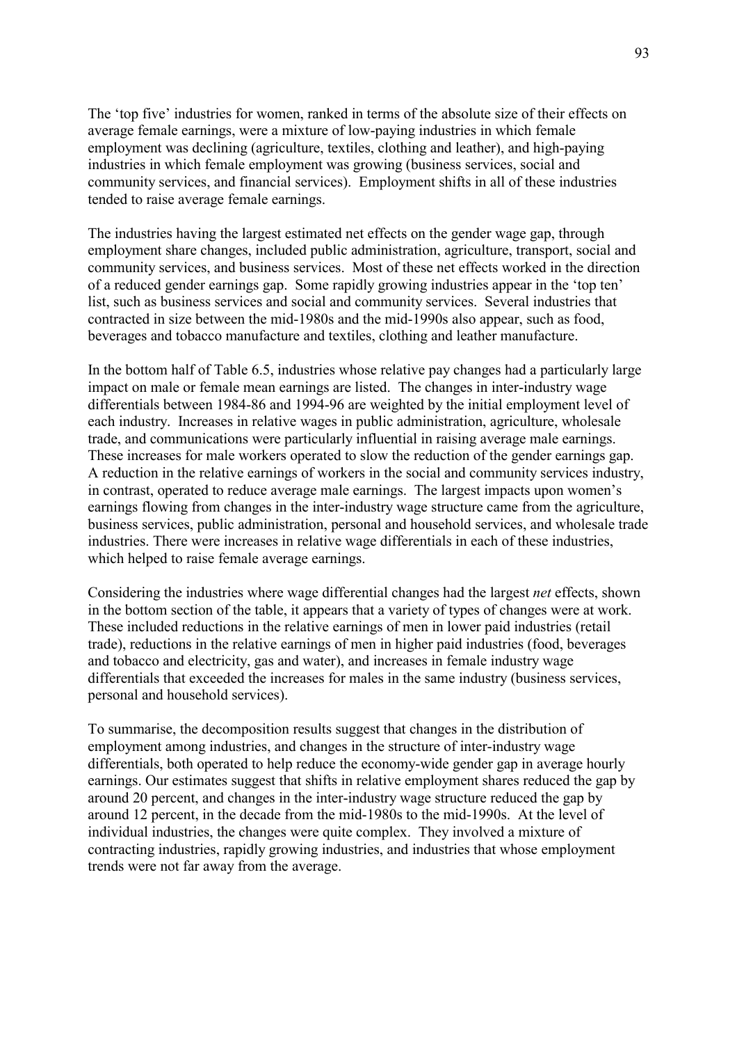The 'top five' industries for women, ranked in terms of the absolute size of their effects on average female earnings, were a mixture of low-paying industries in which female employment was declining (agriculture, textiles, clothing and leather), and high-paying industries in which female employment was growing (business services, social and community services, and financial services). Employment shifts in all of these industries tended to raise average female earnings.

The industries having the largest estimated net effects on the gender wage gap, through employment share changes, included public administration, agriculture, transport, social and community services, and business services. Most of these net effects worked in the direction of a reduced gender earnings gap. Some rapidly growing industries appear in the 'top ten' list, such as business services and social and community services. Several industries that contracted in size between the mid-1980s and the mid-1990s also appear, such as food, beverages and tobacco manufacture and textiles, clothing and leather manufacture.

In the bottom half of Table 6.5, industries whose relative pay changes had a particularly large impact on male or female mean earnings are listed. The changes in inter-industry wage differentials between 1984-86 and 1994-96 are weighted by the initial employment level of each industry. Increases in relative wages in public administration, agriculture, wholesale trade, and communications were particularly influential in raising average male earnings. These increases for male workers operated to slow the reduction of the gender earnings gap. A reduction in the relative earnings of workers in the social and community services industry, in contrast, operated to reduce average male earnings. The largest impacts upon women's earnings flowing from changes in the inter-industry wage structure came from the agriculture, business services, public administration, personal and household services, and wholesale trade industries. There were increases in relative wage differentials in each of these industries, which helped to raise female average earnings.

Considering the industries where wage differential changes had the largest *net* effects, shown in the bottom section of the table, it appears that a variety of types of changes were at work. These included reductions in the relative earnings of men in lower paid industries (retail trade), reductions in the relative earnings of men in higher paid industries (food, beverages and tobacco and electricity, gas and water), and increases in female industry wage differentials that exceeded the increases for males in the same industry (business services, personal and household services).

To summarise, the decomposition results suggest that changes in the distribution of employment among industries, and changes in the structure of inter-industry wage differentials, both operated to help reduce the economy-wide gender gap in average hourly earnings. Our estimates suggest that shifts in relative employment shares reduced the gap by around 20 percent, and changes in the inter-industry wage structure reduced the gap by around 12 percent, in the decade from the mid-1980s to the mid-1990s. At the level of individual industries, the changes were quite complex. They involved a mixture of contracting industries, rapidly growing industries, and industries that whose employment trends were not far away from the average.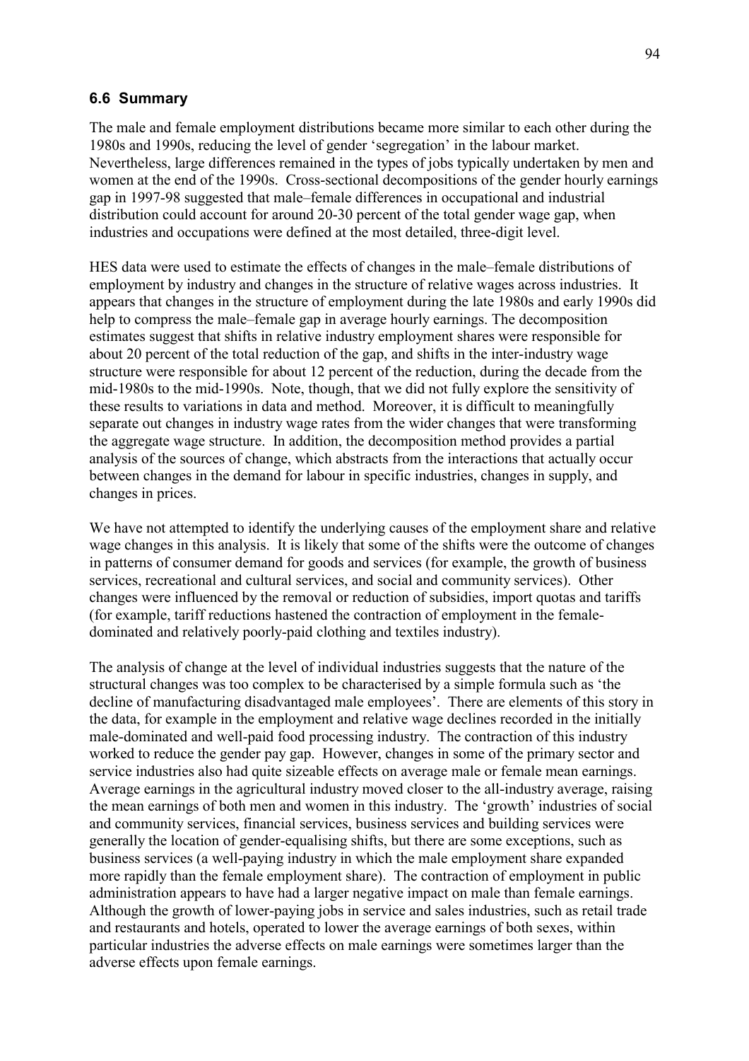### 6.6 Summary

The male and female employment distributions became more similar to each other during the 1980s and 1990s, reducing the level of gender 'segregation' in the labour market. Nevertheless, large differences remained in the types of jobs typically undertaken by men and women at the end of the 1990s. Cross-sectional decompositions of the gender hourly earnings gap in 1997-98 suggested that male–female differences in occupational and industrial distribution could account for around 20-30 percent of the total gender wage gap, when industries and occupations were defined at the most detailed, three-digit level.

HES data were used to estimate the effects of changes in the male–female distributions of employment by industry and changes in the structure of relative wages across industries. It appears that changes in the structure of employment during the late 1980s and early 1990s did help to compress the male–female gap in average hourly earnings. The decomposition estimates suggest that shifts in relative industry employment shares were responsible for about 20 percent of the total reduction of the gap, and shifts in the inter-industry wage structure were responsible for about 12 percent of the reduction, during the decade from the mid-1980s to the mid-1990s. Note, though, that we did not fully explore the sensitivity of these results to variations in data and method. Moreover, it is difficult to meaningfully separate out changes in industry wage rates from the wider changes that were transforming the aggregate wage structure. In addition, the decomposition method provides a partial analysis of the sources of change, which abstracts from the interactions that actually occur between changes in the demand for labour in specific industries, changes in supply, and changes in prices.

We have not attempted to identify the underlying causes of the employment share and relative wage changes in this analysis. It is likely that some of the shifts were the outcome of changes in patterns of consumer demand for goods and services (for example, the growth of business services, recreational and cultural services, and social and community services). Other changes were influenced by the removal or reduction of subsidies, import quotas and tariffs (for example, tariff reductions hastened the contraction of employment in the female-dominated and relatively poorly-paid clothing and textiles industry).

The analysis of change at the level of individual industries suggests that the nature of the structural changes was too complex to be characterised by a simple formula such as 'the decline of manufacturing disadvantaged male employees'. There are elements of this story in the data, for example in the employment and relative wage declines recorded in the initially male-dominated and well-paid food processing industry. The contraction of this industry worked to reduce the gender pay gap. However, changes in some of the primary sector and service industries also had quite sizeable effects on average male or female mean earnings. Average earnings in the agricultural industry moved closer to the all-industry average, raising the mean earnings of both men and women in this industry. The 'growth' industries of social and community services, financial services, business services and building services were generally the location of gender-equalising shifts, but there are some exceptions, such as business services (a well-paying industry in which the male employment share expanded more rapidly than the female employment share). The contraction of employment in public administration appears to have had a larger negative impact on male than female earnings. Although the growth of lower-paying jobs in service and sales industries, such as retail trade and restaurants and hotels, operated to lower the average earnings of both sexes, within particular industries the adverse effects on male earnings were sometimes larger than the adverse effects upon female earnings.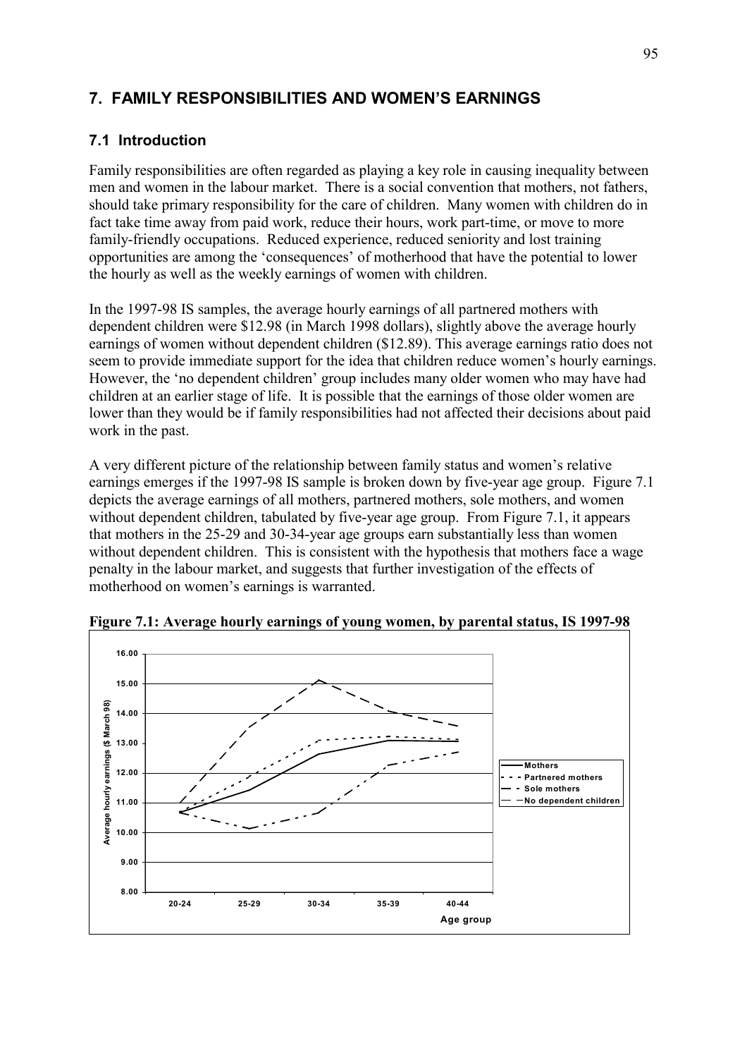# 7. FAMILY RESPONSIBILITIES AND WOMEN'S EARNINGS

## 7.1 Introduction

Family responsibilities are often regarded as playing a key role in causing inequality between men and women in the labour market. There is a social convention that mothers, not fathers, should take primary responsibility for the care of children. Many women with children do in fact take time away from paid work, reduce their hours, work part-time, or move to more family-friendly occupations. Reduced experience, reduced seniority and lost training opportunities are among the 'consequences' of motherhood that have the potential to lower the hourly as well as the weekly earnings of women with children.

In the 1997-98 IS samples, the average hourly earnings of all partnered mothers with dependent children were $12.98 (in March 1998 dollars), slightly above the average hourly earnings of women without dependent children ($12.89). This average earnings ratio does not seem to provide immediate support for the idea that children reduce women's hourly earnings. However, the 'no dependent children' group includes many older women who may have had children at an earlier stage of life. It is possible that the earnings of those older women are lower than they would be if family responsibilities had not affected their decisions about paid work in the past.

A very different picture of the relationship between family status and women's relative earnings emerges if the 1997-98 IS sample is broken down by five-year age group. Figure 7.1 depicts the average earnings of all mothers, partnered mothers, sole mothers, and women without dependent children, tabulated by five-year age group. From Figure 7.1, it appears that mothers in the 25-29 and 30-34-year age groups earn substantially less than women without dependent children. This is consistent with the hypothesis that mothers face a wage penalty in the labour market, and suggests that further investigation of the effects of motherhood on women's earnings is warranted.

**Figure 7.1: Average hourly earnings of young women, by parental status, IS 1997-98**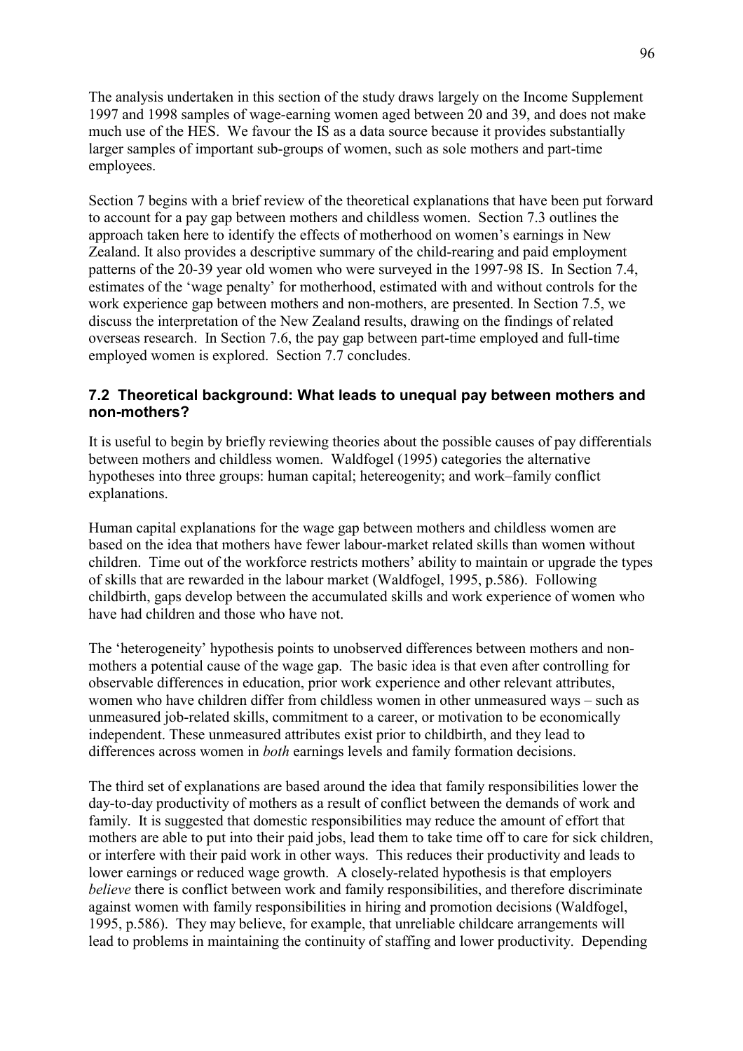The analysis undertaken in this section of the study draws largely on the Income Supplement 1997 and 1998 samples of wage-earning women aged between 20 and 39, and does not make much use of the HES. We favour the IS as a data source because it provides substantially larger samples of important sub-groups of women, such as sole mothers and part-time employees.

Section 7 begins with a brief review of the theoretical explanations that have been put forward to account for a pay gap between mothers and childless women. Section 7.3 outlines the approach taken here to identify the effects of motherhood on women's earnings in New Zealand. It also provides a descriptive summary of the child-rearing and paid employment patterns of the 20-39 year old women who were surveyed in the 1997-98 IS. In Section 7.4, estimates of the 'wage penalty' for motherhood, estimated with and without controls for the work experience gap between mothers and non-mothers, are presented. In Section 7.5, we discuss the interpretation of the New Zealand results, drawing on the findings of related overseas research. In Section 7.6, the pay gap between part-time employed and full-time employed women is explored. Section 7.7 concludes.

## 7.2 Theoretical background: What leads to unequal pay between mothers and non-mothers?

It is useful to begin by briefly reviewing theories about the possible causes of pay differentials between mothers and childless women. Waldfogel (1995) categories the alternative hypotheses into three groups: human capital; hetereogenity; and work–family conflict explanations.

Human capital explanations for the wage gap between mothers and childless women are based on the idea that mothers have fewer labour-market related skills than women without children. Time out of the workforce restricts mothers' ability to maintain or upgrade the types of skills that are rewarded in the labour market (Waldfogel, 1995, p.586). Following childbirth, gaps develop between the accumulated skills and work experience of women who have had children and those who have not.

The 'heterogeneity' hypothesis points to unobserved differences between mothers and non-mothers a potential cause of the wage gap. The basic idea is that even after controlling for observable differences in education, prior work experience and other relevant attributes, women who have children differ from childless women in other unmeasured ways – such as unmeasured job-related skills, commitment to a career, or motivation to be economically independent. These unmeasured attributes exist prior to childbirth, and they lead to differences across women in *both* earnings levels and family formation decisions.

The third set of explanations are based around the idea that family responsibilities lower the day-to-day productivity of mothers as a result of conflict between the demands of work and family. It is suggested that domestic responsibilities may reduce the amount of effort that mothers are able to put into their paid jobs, lead them to take time off to care for sick children, or interfere with their paid work in other ways. This reduces their productivity and leads to lower earnings or reduced wage growth. A closely-related hypothesis is that employers *believe* there is conflict between work and family responsibilities, and therefore discriminate against women with family responsibilities in hiring and promotion decisions (Waldfogel, 1995, p.586). They may believe, for example, that unreliable childcare arrangements will lead to problems in maintaining the continuity of staffing and lower productivity. Depending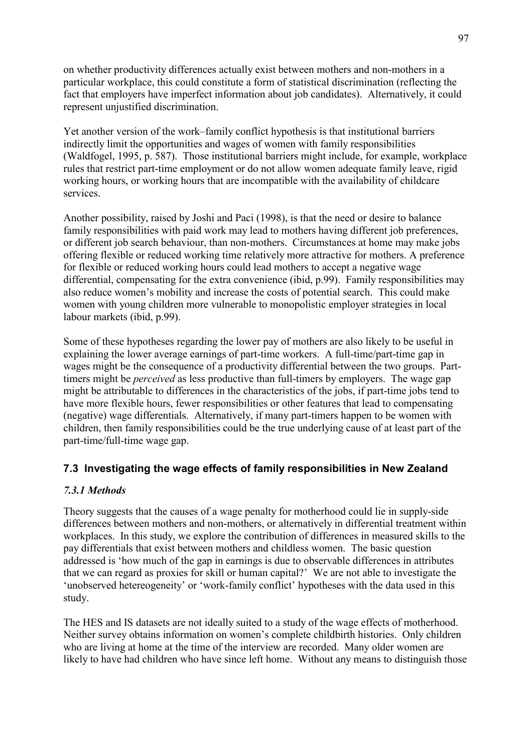on whether productivity differences actually exist between mothers and non-mothers in a particular workplace, this could constitute a form of statistical discrimination (reflecting the fact that employers have imperfect information about job candidates). Alternatively, it could represent unjustified discrimination.

Yet another version of the work–family conflict hypothesis is that institutional barriers indirectly limit the opportunities and wages of women with family responsibilities (Waldfogel, 1995, p. 587). Those institutional barriers might include, for example, workplace rules that restrict part-time employment or do not allow women adequate family leave, rigid working hours, or working hours that are incompatible with the availability of childcare services.

Another possibility, raised by Joshi and Paci (1998), is that the need or desire to balance family responsibilities with paid work may lead to mothers having different job preferences, or different job search behaviour, than non-mothers. Circumstances at home may make jobs offering flexible or reduced working time relatively more attractive for mothers. A preference for flexible or reduced working hours could lead mothers to accept a negative wage differential, compensating for the extra convenience (ibid, p.99). Family responsibilities may also reduce women's mobility and increase the costs of potential search. This could make women with young children more vulnerable to monopolistic employer strategies in local labour markets (ibid, p.99).

Some of these hypotheses regarding the lower pay of mothers are also likely to be useful in explaining the lower average earnings of part-time workers. A full-time/part-time gap in wages might be the consequence of a productivity differential between the two groups. Part-timers might be *perceived* as less productive than full-timers by employers. The wage gap might be attributable to differences in the characteristics of the jobs, if part-time jobs tend to have more flexible hours, fewer responsibilities or other features that lead to compensating (negative) wage differentials. Alternatively, if many part-timers happen to be women with children, then family responsibilities could be the true underlying cause of at least part of the part-time/full-time wage gap.

## 7.3 Investigating the wage effects of family responsibilities in New Zealand

### *7.3.1 Methods*

Theory suggests that the causes of a wage penalty for motherhood could lie in supply-side differences between mothers and non-mothers, or alternatively in differential treatment within workplaces. In this study, we explore the contribution of differences in measured skills to the pay differentials that exist between mothers and childless women. The basic question addressed is 'how much of the gap in earnings is due to observable differences in attributes that we can regard as proxies for skill or human capital?' We are not able to investigate the 'unobserved hetereogeneity' or 'work-family conflict' hypotheses with the data used in this study.

The HES and IS datasets are not ideally suited to a study of the wage effects of motherhood. Neither survey obtains information on women's complete childbirth histories. Only children who are living at home at the time of the interview are recorded. Many older women are likely to have had children who have since left home. Without any means to distinguish those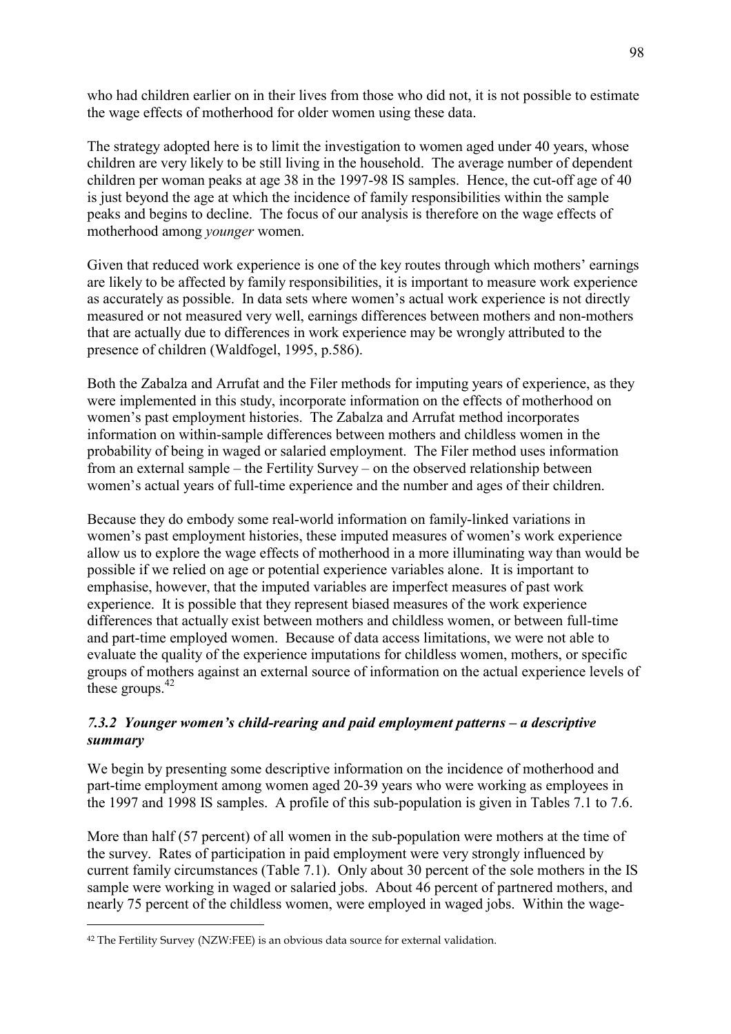who had children earlier on in their lives from those who did not, it is not possible to estimate the wage effects of motherhood for older women using these data.

The strategy adopted here is to limit the investigation to women aged under 40 years, whose children are very likely to be still living in the household. The average number of dependent children per woman peaks at age 38 in the 1997-98 IS samples. Hence, the cut-off age of 40 is just beyond the age at which the incidence of family responsibilities within the sample peaks and begins to decline. The focus of our analysis is therefore on the wage effects of motherhood among *younger* women.

Given that reduced work experience is one of the key routes through which mothers' earnings are likely to be affected by family responsibilities, it is important to measure work experience as accurately as possible. In data sets where women's actual work experience is not directly measured or not measured very well, earnings differences between mothers and non-mothers that are actually due to differences in work experience may be wrongly attributed to the presence of children (Waldfogel, 1995, p.586).

Both the Zabalza and Arrufat and the Filer methods for imputing years of experience, as they were implemented in this study, incorporate information on the effects of motherhood on women's past employment histories. The Zabalza and Arrufat method incorporates information on within-sample differences between mothers and childless women in the probability of being in waged or salaried employment. The Filer method uses information from an external sample – the Fertility Survey – on the observed relationship between women's actual years of full-time experience and the number and ages of their children.

Because they do embody some real-world information on family-linked variations in women's past employment histories, these imputed measures of women's work experience allow us to explore the wage effects of motherhood in a more illuminating way than would be possible if we relied on age or potential experience variables alone. It is important to emphasise, however, that the imputed variables are imperfect measures of past work experience. It is possible that they represent biased measures of the work experience differences that actually exist between mothers and childless women, or between full-time and part-time employed women. Because of data access limitations, we were not able to evaluate the quality of the experience imputations for childless women, mothers, or specific groups of mothers against an external source of information on the actual experience levels of these groups.[42]

### *7.3.2 Younger women's child-rearing and paid employment patterns – a descriptive summary*

We begin by presenting some descriptive information on the incidence of motherhood and part-time employment among women aged 20-39 years who were working as employees in the 1997 and 1998 IS samples. A profile of this sub-population is given in Tables 7.1 to 7.6.

More than half (57 percent) of all women in the sub-population were mothers at the time of the survey. Rates of participation in paid employment were very strongly influenced by current family circumstances (Table 7.1). Only about 30 percent of the sole mothers in the IS sample were working in waged or salaried jobs. About 46 percent of partnered mothers, and nearly 75 percent of the childless women, were employed in waged jobs. Within the wage-

[42] The Fertility Survey (NZW:FEE) is an obvious data source for external validation.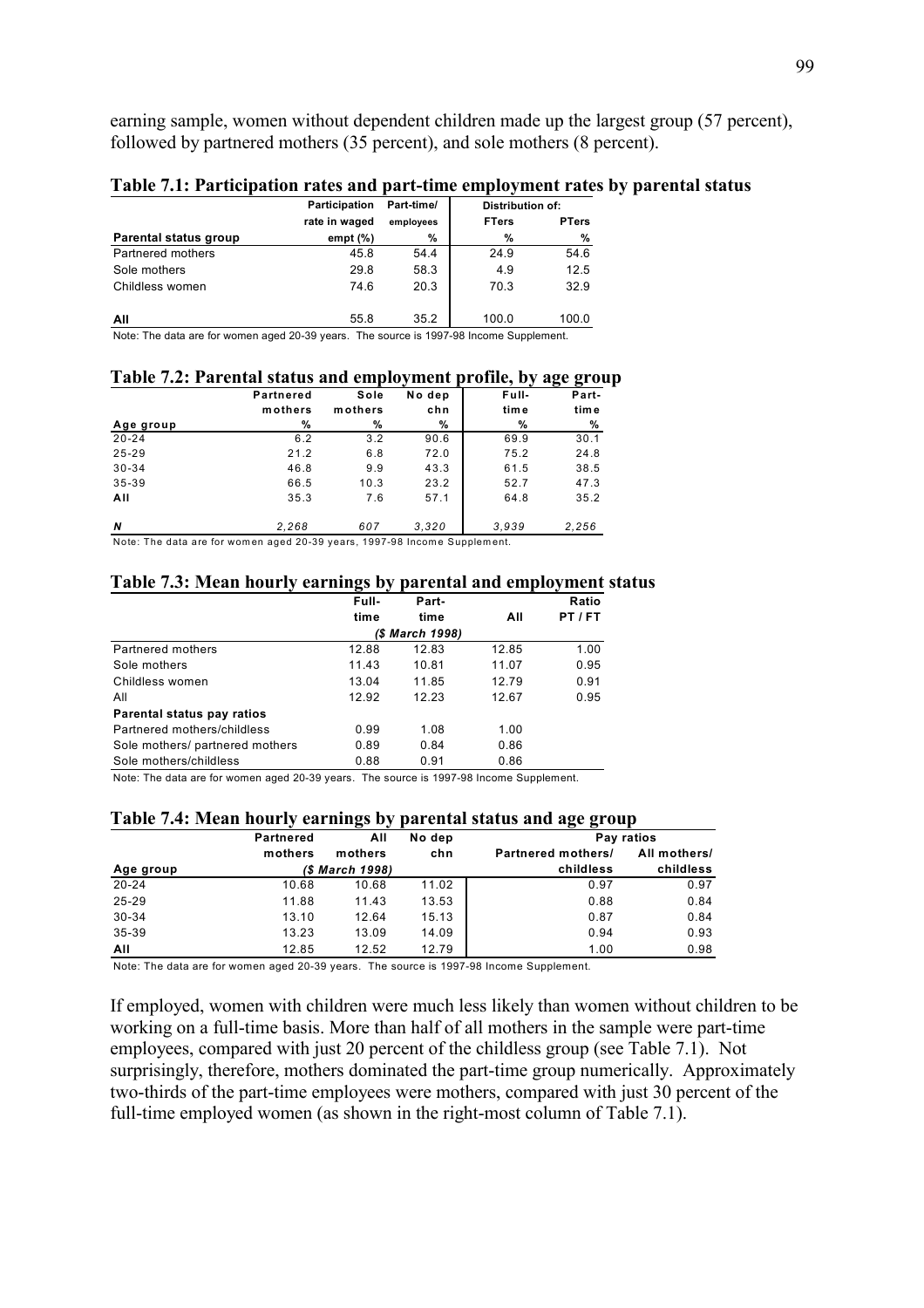earning sample, women without dependent children made up the largest group (57 percent), followed by partnered mothers (35 percent), and sole mothers (8 percent).

**Table 7.1: Participation rates and part-time employment rates by parental status**

| Parental status group | Participation rate in waged empt (%) | Part-time/ employees % | Distribution of: FTers % | PTers % |
|---|---|---|---|---|
| Partnered mothers | 45.8 | 54.4 | 24.9 | 54.6 |
| Sole mothers | 29.8 | 58.3 | 4.9 | 12.5 |
| Childless women | 74.6 | 20.3 | 70.3 | 32.9 |
| **All** | 55.8 | 35.2 | 100.0 | 100.0 |

Note: The data are for women aged 20-39 years. The source is 1997-98 Income Supplement.

**Table 7.2: Parental status and employment profile, by age group**

| Age group | Partnered mothers % | Sole mothers % | No dep chn % | Full-time % | Part-time % |
|---|---|---|---|---|---|
| 20-24 | 6.2 | 3.2 | 90.6 | 69.9 | 30.1 |
| 25-29 | 21.2 | 6.8 | 72.0 | 75.2 | 24.8 |
| 30-34 | 46.8 | 9.9 | 43.3 | 61.5 | 38.5 |
| 35-39 | 66.5 | 10.3 | 23.2 | 52.7 | 47.3 |
| **All** | 35.3 | 7.6 | 57.1 | 64.8 | 35.2 |
| ***N*** | *2,268* | *607* | *3,320* | *3,939* | *2,256* |

Note: The data are for women aged 20-39 years, 1997-98 Income Supplement.

**Table 7.3: Mean hourly earnings by parental and employment status**

| | Full-time | Part-time | All | Ratio PT / FT |
|---|---|---|---|---|
| | | *($ March 1998)* | | |
| Partnered mothers | 12.88 | 12.83 | 12.85 | 1.00 |
| Sole mothers | 11.43 | 10.81 | 11.07 | 0.95 |
| Childless women | 13.04 | 11.85 | 12.79 | 0.91 |
| All | 12.92 | 12.23 | 12.67 | 0.95 |
| **Parental status pay ratios** | | | | |
| Partnered mothers/childless | 0.99 | 1.08 | 1.00 | |
| Sole mothers/ partnered mothers | 0.89 | 0.84 | 0.86 | |
| Sole mothers/childless | 0.88 | 0.91 | 0.86 | |

Note: The data are for women aged 20-39 years. The source is 1997-98 Income Supplement.

**Table 7.4: Mean hourly earnings by parental status and age group**

| Age group | Partnered mothers | All mothers | No dep chn | Pay ratios: Partnered mothers/ childless | All mothers/ childless |
|---|---|---|---|---|---|
| | | *($ March 1998)* | | | |
| 20-24 | 10.68 | 10.68 | 11.02 | 0.97 | 0.97 |
| 25-29 | 11.88 | 11.43 | 13.53 | 0.88 | 0.84 |
| 30-34 | 13.10 | 12.64 | 15.13 | 0.87 | 0.84 |
| 35-39 | 13.23 | 13.09 | 14.09 | 0.94 | 0.93 |
| **All** | 12.85 | 12.52 | 12.79 | 1.00 | 0.98 |

Note: The data are for women aged 20-39 years. The source is 1997-98 Income Supplement.

If employed, women with children were much less likely than women without children to be working on a full-time basis. More than half of all mothers in the sample were part-time employees, compared with just 20 percent of the childless group (see Table 7.1). Not surprisingly, therefore, mothers dominated the part-time group numerically. Approximately two-thirds of the part-time employees were mothers, compared with just 30 percent of the full-time employed women (as shown in the right-most column of Table 7.1).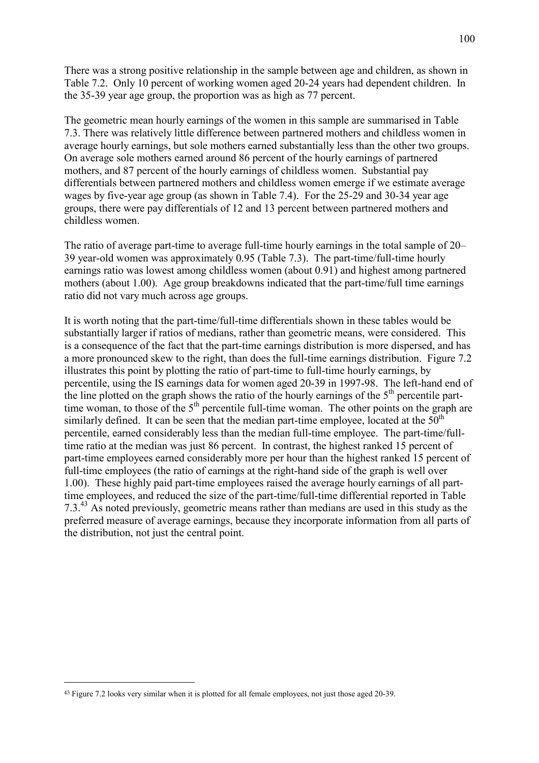There was a strong positive relationship in the sample between age and children, as shown in Table 7.2. Only 10 percent of working women aged 20-24 years had dependent children. In the 35-39 year age group, the proportion was as high as 77 percent.

The geometric mean hourly earnings of the women in this sample are summarised in Table 7.3. There was relatively little difference between partnered mothers and childless women in average hourly earnings, but sole mothers earned substantially less than the other two groups. On average sole mothers earned around 86 percent of the hourly earnings of partnered mothers, and 87 percent of the hourly earnings of childless women. Substantial pay differentials between partnered mothers and childless women emerge if we estimate average wages by five-year age group (as shown in Table 7.4). For the 25-29 and 30-34 year age groups, there were pay differentials of 12 and 13 percent between partnered mothers and childless women.

The ratio of average part-time to average full-time hourly earnings in the total sample of 20–39 year-old women was approximately 0.95 (Table 7.3). The part-time/full-time hourly earnings ratio was lowest among childless women (about 0.91) and highest among partnered mothers (about 1.00). Age group breakdowns indicated that the part-time/full time earnings ratio did not vary much across age groups.

It is worth noting that the part-time/full-time differentials shown in these tables would be substantially larger if ratios of medians, rather than geometric means, were considered. This is a consequence of the fact that the part-time earnings distribution is more dispersed, and has a more pronounced skew to the right, than does the full-time earnings distribution. Figure 7.2 illustrates this point by plotting the ratio of part-time to full-time hourly earnings, by percentile, using the IS earnings data for women aged 20-39 in 1997-98. The left-hand end of the line plotted on the graph shows the ratio of the hourly earnings of the 5th percentile part-time woman, to those of the 5th percentile full-time woman. The other points on the graph are similarly defined. It can be seen that the median part-time employee, located at the 50th percentile, earned considerably less than the median full-time employee. The part-time/full-time ratio at the median was just 86 percent. In contrast, the highest ranked 15 percent of part-time employees earned considerably more per hour than the highest ranked 15 percent of full-time employees (the ratio of earnings at the right-hand side of the graph is well over 1.00). These highly paid part-time employees raised the average hourly earnings of all part-time employees, and reduced the size of the part-time/full-time differential reported in Table 7.3.[43] As noted previously, geometric means rather than medians are used in this study as the preferred measure of average earnings, because they incorporate information from all parts of the distribution, not just the central point.

[43] Figure 7.2 looks very similar when it is plotted for all female employees, not just those aged 20-39.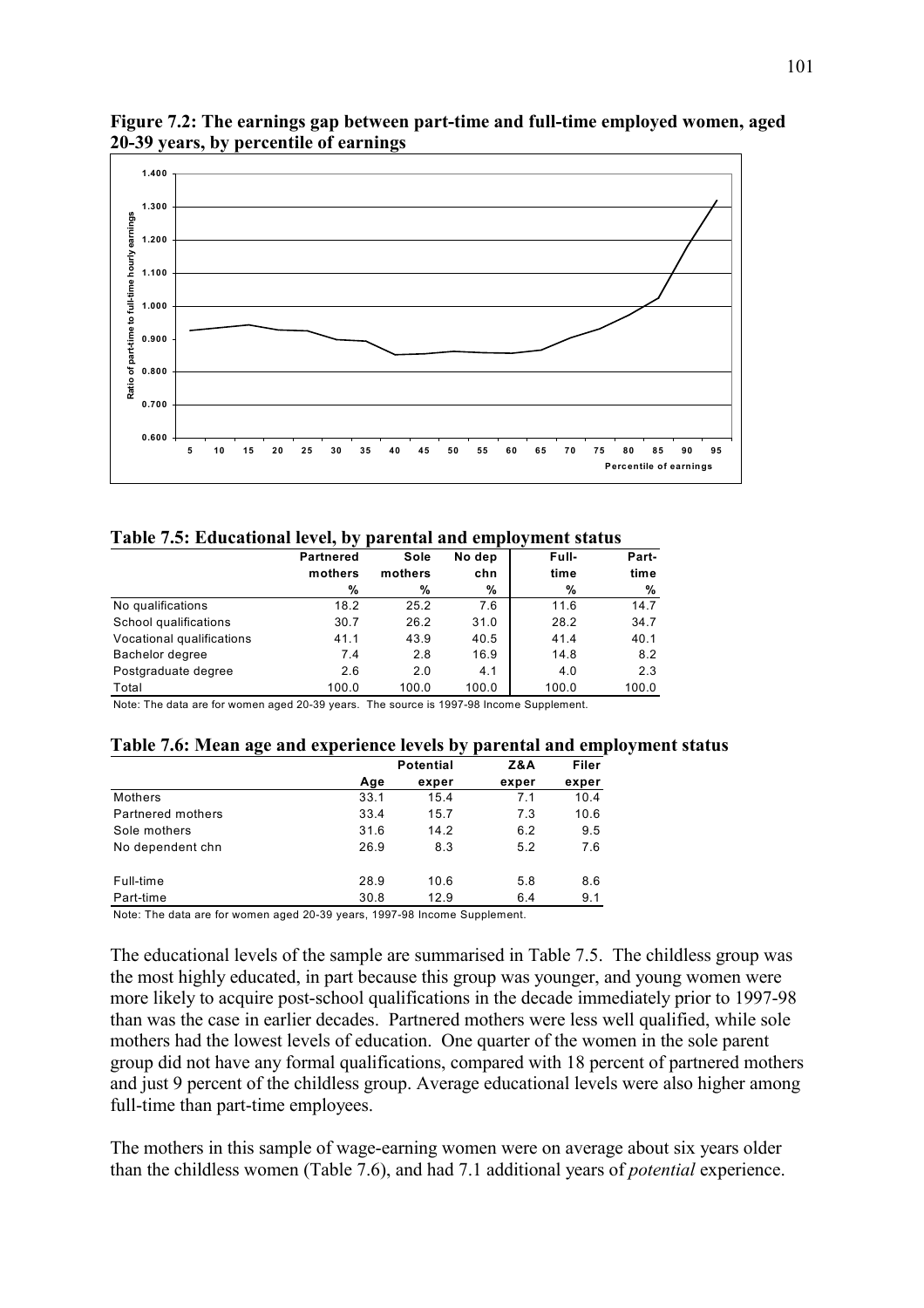**Figure 7.2: The earnings gap between part-time and full-time employed women, aged 20-39 years, by percentile of earnings**

**Table 7.5: Educational level, by parental and employment status**

| | Partnered mothers % | Sole mothers % | No dep chn % | Full-time % | Part-time % |
|---|---|---|---|---|---|
| No qualifications | 18.2 | 25.2 | 7.6 | 11.6 | 14.7 |
| School qualifications | 30.7 | 26.2 | 31.0 | 28.2 | 34.7 |
| Vocational qualifications | 41.1 | 43.9 | 40.5 | 41.4 | 40.1 |
| Bachelor degree | 7.4 | 2.8 | 16.9 | 14.8 | 8.2 |
| Postgraduate degree | 2.6 | 2.0 | 4.1 | 4.0 | 2.3 |
| Total | 100.0 | 100.0 | 100.0 | 100.0 | 100.0 |

Note: The data are for women aged 20-39 years. The source is 1997-98 Income Supplement.

**Table 7.6: Mean age and experience levels by parental and employment status**

| | Age | Potential exper | Z&A exper | Filer exper |
|---|---|---|---|---|
| Mothers | 33.1 | 15.4 | 7.1 | 10.4 |
| Partnered mothers | 33.4 | 15.7 | 7.3 | 10.6 |
| Sole mothers | 31.6 | 14.2 | 6.2 | 9.5 |
| No dependent chn | 26.9 | 8.3 | 5.2 | 7.6 |
| | | | | |
| Full-time | 28.9 | 10.6 | 5.8 | 8.6 |
| Part-time | 30.8 | 12.9 | 6.4 | 9.1 |

Note: The data are for women aged 20-39 years, 1997-98 Income Supplement.

The educational levels of the sample are summarised in Table 7.5. The childless group was the most highly educated, in part because this group was younger, and young women were more likely to acquire post-school qualifications in the decade immediately prior to 1997-98 than was the case in earlier decades. Partnered mothers were less well qualified, while sole mothers had the lowest levels of education. One quarter of the women in the sole parent group did not have any formal qualifications, compared with 18 percent of partnered mothers and just 9 percent of the childless group. Average educational levels were also higher among full-time than part-time employees.

The mothers in this sample of wage-earning women were on average about six years older than the childless women (Table 7.6), and had 7.1 additional years of *potential* experience.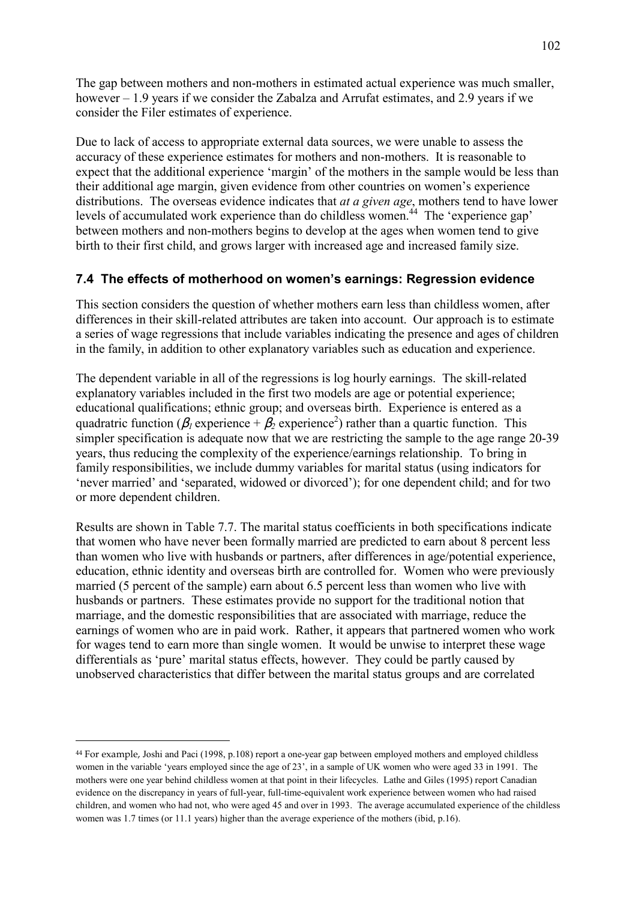The gap between mothers and non-mothers in estimated actual experience was much smaller, however – 1.9 years if we consider the Zabalza and Arrufat estimates, and 2.9 years if we consider the Filer estimates of experience.

Due to lack of access to appropriate external data sources, we were unable to assess the accuracy of these experience estimates for mothers and non-mothers. It is reasonable to expect that the additional experience 'margin' of the mothers in the sample would be less than their additional age margin, given evidence from other countries on women's experience distributions. The overseas evidence indicates that *at a given age*, mothers tend to have lower levels of accumulated work experience than do childless women.[44] The 'experience gap' between mothers and non-mothers begins to develop at the ages when women tend to give birth to their first child, and grows larger with increased age and increased family size.

### 7.4 The effects of motherhood on women's earnings: Regression evidence

This section considers the question of whether mothers earn less than childless women, after differences in their skill-related attributes are taken into account. Our approach is to estimate a series of wage regressions that include variables indicating the presence and ages of children in the family, in addition to other explanatory variables such as education and experience.

The dependent variable in all of the regressions is log hourly earnings. The skill-related explanatory variables included in the first two models are age or potential experience; educational qualifications; ethnic group; and overseas birth. Experience is entered as a quadratic function ($\beta_1$ experience + $\beta_2$ experience$^2$) rather than a quartic function. This simpler specification is adequate now that we are restricting the sample to the age range 20-39 years, thus reducing the complexity of the experience/earnings relationship. To bring in family responsibilities, we include dummy variables for marital status (using indicators for 'never married' and 'separated, widowed or divorced'); for one dependent child; and for two or more dependent children.

Results are shown in Table 7.7. The marital status coefficients in both specifications indicate that women who have never been formally married are predicted to earn about 8 percent less than women who live with husbands or partners, after differences in age/potential experience, education, ethnic identity and overseas birth are controlled for. Women who were previously married (5 percent of the sample) earn about 6.5 percent less than women who live with husbands or partners. These estimates provide no support for the traditional notion that marriage, and the domestic responsibilities that are associated with marriage, reduce the earnings of women who are in paid work. Rather, it appears that partnered women who work for wages tend to earn more than single women. It would be unwise to interpret these wage differentials as 'pure' marital status effects, however. They could be partly caused by unobserved characteristics that differ between the marital status groups and are correlated

---

[44] For example, Joshi and Paci (1998, p.108) report a one-year gap between employed mothers and employed childless women in the variable 'years employed since the age of 23', in a sample of UK women who were aged 33 in 1991. The mothers were one year behind childless women at that point in their lifecycles. Lathe and Giles (1995) report Canadian evidence on the discrepancy in years of full-year, full-time-equivalent work experience between women who had raised children, and women who had not, who were aged 45 and over in 1993. The average accumulated experience of the childless women was 1.7 times (or 11.1 years) higher than the average experience of the mothers (ibid, p.16).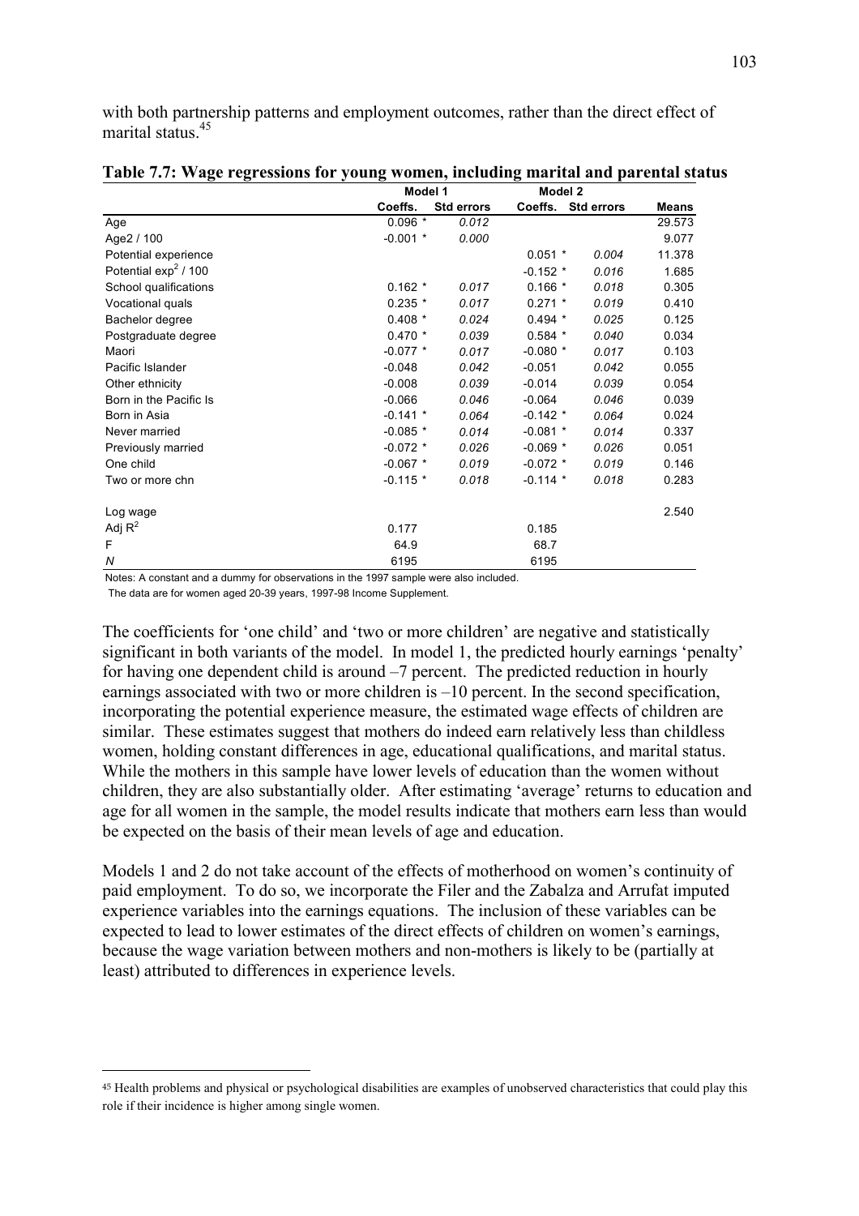with both partnership patterns and employment outcomes, rather than the direct effect of marital status.[45]

**Table 7.7: Wage regressions for young women, including marital and parental status**

| | Model 1 | | Model 2 | | |
|---|---|---|---|---|---|
| | Coeffs. | Std errors | Coeffs. | Std errors | Means |
| Age | 0.096 * | *0.012* | | | 29.573 |
| Age2 / 100 | -0.001 * | *0.000* | | | 9.077 |
| Potential experience | | | 0.051 * | *0.004* | 11.378 |
| Potential exp$^2$ / 100 | | | -0.152 * | *0.016* | 1.685 |
| School qualifications | 0.162 * | *0.017* | 0.166 * | *0.018* | 0.305 |
| Vocational quals | 0.235 * | *0.017* | 0.271 * | *0.019* | 0.410 |
| Bachelor degree | 0.408 * | *0.024* | 0.494 * | *0.025* | 0.125 |
| Postgraduate degree | 0.470 * | *0.039* | 0.584 * | *0.040* | 0.034 |
| Maori | -0.077 * | *0.017* | -0.080 * | *0.017* | 0.103 |
| Pacific Islander | -0.048 | *0.042* | -0.051 | *0.042* | 0.055 |
| Other ethnicity | -0.008 | *0.039* | -0.014 | *0.039* | 0.054 |
| Born in the Pacific Is | -0.066 | *0.046* | -0.064 | *0.046* | 0.039 |
| Born in Asia | -0.141 * | *0.064* | -0.142 * | *0.064* | 0.024 |
| Never married | -0.085 * | *0.014* | -0.081 * | *0.014* | 0.337 |
| Previously married | -0.072 * | *0.026* | -0.069 * | *0.026* | 0.051 |
| One child | -0.067 * | *0.019* | -0.072 * | *0.019* | 0.146 |
| Two or more chn | -0.115 * | *0.018* | -0.114 * | *0.018* | 0.283 |
| | | | | | |
| Log wage | | | | | 2.540 |
| Adj $R^2$ | 0.177 | | 0.185 | | |
| F | 64.9 | | 68.7 | | |
| *N* | 6195 | | 6195 | | |

Notes: A constant and a dummy for observations in the 1997 sample were also included.
The data are for women aged 20-39 years, 1997-98 Income Supplement.

The coefficients for 'one child' and 'two or more children' are negative and statistically significant in both variants of the model. In model 1, the predicted hourly earnings 'penalty' for having one dependent child is around –7 percent. The predicted reduction in hourly earnings associated with two or more children is –10 percent. In the second specification, incorporating the potential experience measure, the estimated wage effects of children are similar. These estimates suggest that mothers do indeed earn relatively less than childless women, holding constant differences in age, educational qualifications, and marital status. While the mothers in this sample have lower levels of education than the women without children, they are also substantially older. After estimating 'average' returns to education and age for all women in the sample, the model results indicate that mothers earn less than would be expected on the basis of their mean levels of age and education.

Models 1 and 2 do not take account of the effects of motherhood on women's continuity of paid employment. To do so, we incorporate the Filer and the Zabalza and Arrufat imputed experience variables into the earnings equations. The inclusion of these variables can be expected to lead to lower estimates of the direct effects of children on women's earnings, because the wage variation between mothers and non-mothers is likely to be (partially at least) attributed to differences in experience levels.

[45] Health problems and physical or psychological disabilities are examples of unobserved characteristics that could play this role if their incidence is higher among single women.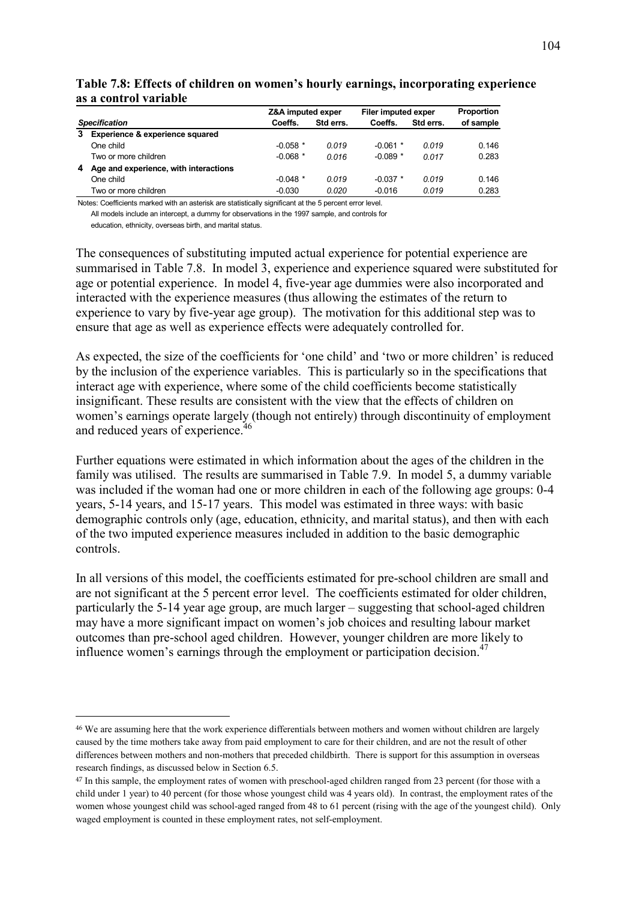**Table 7.8: Effects of children on women's hourly earnings, incorporating experience as a control variable**

| | Specification | Z&A imputed exper | | Filer imputed exper | | Proportion |
|---|---|---|---|---|---|---|
| | | Coeffs. | Std errs. | Coeffs. | Std errs. | of sample |
| **3** | **Experience & experience squared** | | | | | |
| | One child | -0.058 * | *0.019* | -0.061 * | *0.019* | 0.146 |
| | Two or more children | -0.068 * | *0.016* | -0.089 * | *0.017* | 0.283 |
| **4** | **Age and experience, with interactions** | | | | | |
| | One child | -0.048 * | *0.019* | -0.037 * | *0.019* | 0.146 |
| | Two or more children | -0.030 | *0.020* | -0.016 | *0.019* | 0.283 |

Notes: Coefficients marked with an asterisk are statistically significant at the 5 percent error level.
All models include an intercept, a dummy for observations in the 1997 sample, and controls for education, ethnicity, overseas birth, and marital status.

The consequences of substituting imputed actual experience for potential experience are summarised in Table 7.8. In model 3, experience and experience squared were substituted for age or potential experience. In model 4, five-year age dummies were also incorporated and interacted with the experience measures (thus allowing the estimates of the return to experience to vary by five-year age group). The motivation for this additional step was to ensure that age as well as experience effects were adequately controlled for.

As expected, the size of the coefficients for 'one child' and 'two or more children' is reduced by the inclusion of the experience variables. This is particularly so in the specifications that interact age with experience, where some of the child coefficients become statistically insignificant. These results are consistent with the view that the effects of children on women's earnings operate largely (though not entirely) through discontinuity of employment and reduced years of experience.[46]

Further equations were estimated in which information about the ages of the children in the family was utilised. The results are summarised in Table 7.9. In model 5, a dummy variable was included if the woman had one or more children in each of the following age groups: 0-4 years, 5-14 years, and 15-17 years. This model was estimated in three ways: with basic demographic controls only (age, education, ethnicity, and marital status), and then with each of the two imputed experience measures included in addition to the basic demographic controls.

In all versions of this model, the coefficients estimated for pre-school children are small and are not significant at the 5 percent error level. The coefficients estimated for older children, particularly the 5-14 year age group, are much larger – suggesting that school-aged children may have a more significant impact on women's job choices and resulting labour market outcomes than pre-school aged children. However, younger children are more likely to influence women's earnings through the employment or participation decision.[47]

---

[46] We are assuming here that the work experience differentials between mothers and women without children are largely caused by the time mothers take away from paid employment to care for their children, and are not the result of other differences between mothers and non-mothers that preceded childbirth. There is support for this assumption in overseas research findings, as discussed below in Section 6.5.

[47] In this sample, the employment rates of women with preschool-aged children ranged from 23 percent (for those with a child under 1 year) to 40 percent (for those whose youngest child was 4 years old). In contrast, the employment rates of the women whose youngest child was school-aged ranged from 48 to 61 percent (rising with the age of the youngest child). Only waged employment is counted in these employment rates, not self-employment.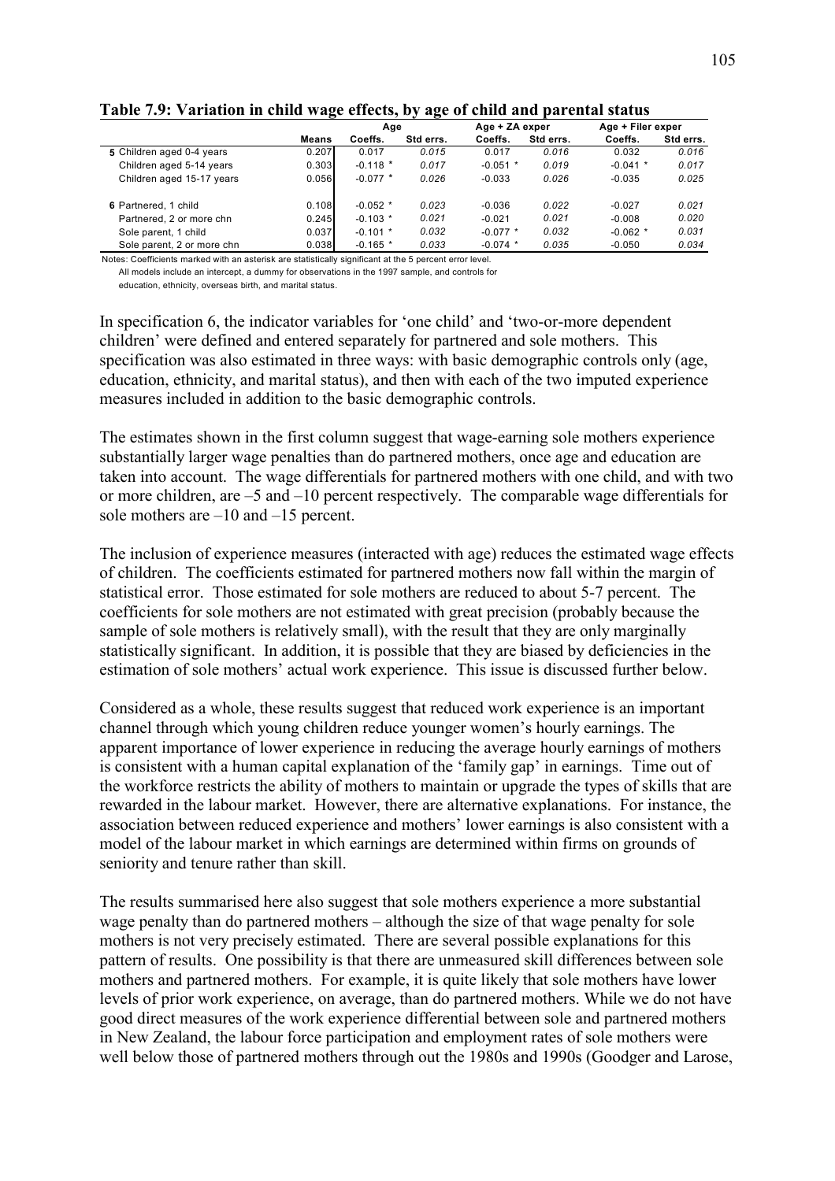**Table 7.9: Variation in child wage effects, by age of child and parental status**

| | Means | Age | | Age + ZA exper | | Age + Filer exper | |
|---|---|---|---|---|---|---|---|
| | | Coeffs. | Std errs. | Coeffs. | Std errs. | Coeffs. | Std errs. |
| **5** Children aged 0-4 years | 0.207 | 0.017 | *0.015* | 0.017 | *0.016* | 0.032 | *0.016* |
| Children aged 5-14 years | 0.303 | -0.118 * | *0.017* | -0.051 * | *0.019* | -0.041 * | *0.017* |
| Children aged 15-17 years | 0.056 | -0.077 * | *0.026* | -0.033 | *0.026* | -0.035 | *0.025* |
| **6** Partnered, 1 child | 0.108 | -0.052 * | *0.023* | -0.036 | *0.022* | -0.027 | *0.021* |
| Partnered, 2 or more chn | 0.245 | -0.103 * | *0.021* | -0.021 | *0.021* | -0.008 | *0.020* |
| Sole parent, 1 child | 0.037 | -0.101 * | *0.032* | -0.077 * | *0.032* | -0.062 * | *0.031* |
| Sole parent, 2 or more chn | 0.038 | -0.165 * | *0.033* | -0.074 * | *0.035* | -0.050 | *0.034* |

Notes: Coefficients marked with an asterisk are statistically significant at the 5 percent error level.
All models include an intercept, a dummy for observations in the 1997 sample, and controls for education, ethnicity, overseas birth, and marital status.

In specification 6, the indicator variables for 'one child' and 'two-or-more dependent children' were defined and entered separately for partnered and sole mothers. This specification was also estimated in three ways: with basic demographic controls only (age, education, ethnicity, and marital status), and then with each of the two imputed experience measures included in addition to the basic demographic controls.

The estimates shown in the first column suggest that wage-earning sole mothers experience substantially larger wage penalties than do partnered mothers, once age and education are taken into account. The wage differentials for partnered mothers with one child, and with two or more children, are –5 and –10 percent respectively. The comparable wage differentials for sole mothers are –10 and –15 percent.

The inclusion of experience measures (interacted with age) reduces the estimated wage effects of children. The coefficients estimated for partnered mothers now fall within the margin of statistical error. Those estimated for sole mothers are reduced to about 5-7 percent. The coefficients for sole mothers are not estimated with great precision (probably because the sample of sole mothers is relatively small), with the result that they are only marginally statistically significant. In addition, it is possible that they are biased by deficiencies in the estimation of sole mothers' actual work experience. This issue is discussed further below.

Considered as a whole, these results suggest that reduced work experience is an important channel through which young children reduce younger women's hourly earnings. The apparent importance of lower experience in reducing the average hourly earnings of mothers is consistent with a human capital explanation of the 'family gap' in earnings. Time out of the workforce restricts the ability of mothers to maintain or upgrade the types of skills that are rewarded in the labour market. However, there are alternative explanations. For instance, the association between reduced experience and mothers' lower earnings is also consistent with a model of the labour market in which earnings are determined within firms on grounds of seniority and tenure rather than skill.

The results summarised here also suggest that sole mothers experience a more substantial wage penalty than do partnered mothers – although the size of that wage penalty for sole mothers is not very precisely estimated. There are several possible explanations for this pattern of results. One possibility is that there are unmeasured skill differences between sole mothers and partnered mothers. For example, it is quite likely that sole mothers have lower levels of prior work experience, on average, than do partnered mothers. While we do not have good direct measures of the work experience differential between sole and partnered mothers in New Zealand, the labour force participation and employment rates of sole mothers were well below those of partnered mothers through out the 1980s and 1990s (Goodger and Larose,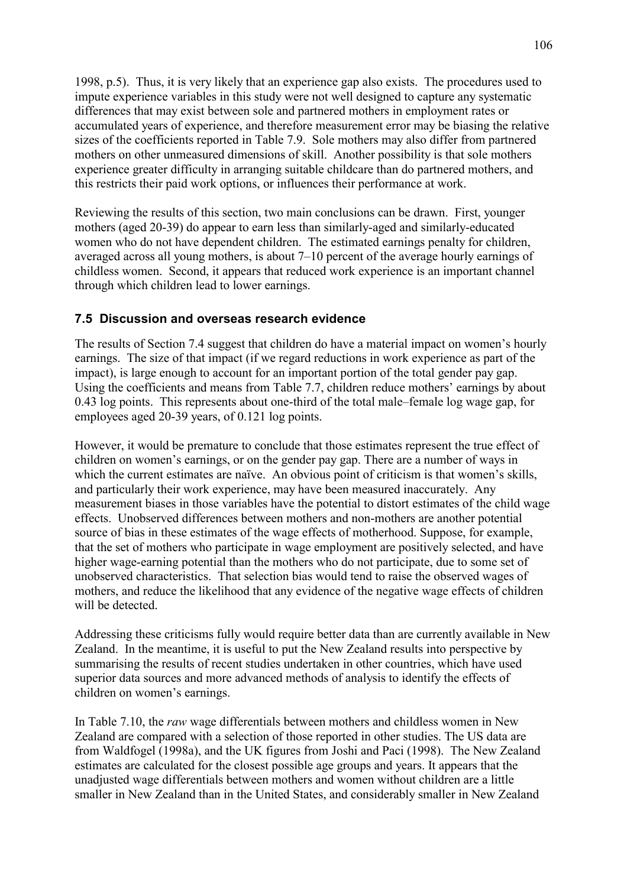1998, p.5). Thus, it is very likely that an experience gap also exists. The procedures used to impute experience variables in this study were not well designed to capture any systematic differences that may exist between sole and partnered mothers in employment rates or accumulated years of experience, and therefore measurement error may be biasing the relative sizes of the coefficients reported in Table 7.9. Sole mothers may also differ from partnered mothers on other unmeasured dimensions of skill. Another possibility is that sole mothers experience greater difficulty in arranging suitable childcare than do partnered mothers, and this restricts their paid work options, or influences their performance at work.

Reviewing the results of this section, two main conclusions can be drawn. First, younger mothers (aged 20-39) do appear to earn less than similarly-aged and similarly-educated women who do not have dependent children. The estimated earnings penalty for children, averaged across all young mothers, is about 7–10 percent of the average hourly earnings of childless women. Second, it appears that reduced work experience is an important channel through which children lead to lower earnings.

## 7.5 Discussion and overseas research evidence

The results of Section 7.4 suggest that children do have a material impact on women's hourly earnings. The size of that impact (if we regard reductions in work experience as part of the impact), is large enough to account for an important portion of the total gender pay gap. Using the coefficients and means from Table 7.7, children reduce mothers' earnings by about 0.43 log points. This represents about one-third of the total male–female log wage gap, for employees aged 20-39 years, of 0.121 log points.

However, it would be premature to conclude that those estimates represent the true effect of children on women's earnings, or on the gender pay gap. There are a number of ways in which the current estimates are naïve. An obvious point of criticism is that women's skills, and particularly their work experience, may have been measured inaccurately. Any measurement biases in those variables have the potential to distort estimates of the child wage effects. Unobserved differences between mothers and non-mothers are another potential source of bias in these estimates of the wage effects of motherhood. Suppose, for example, that the set of mothers who participate in wage employment are positively selected, and have higher wage-earning potential than the mothers who do not participate, due to some set of unobserved characteristics. That selection bias would tend to raise the observed wages of mothers, and reduce the likelihood that any evidence of the negative wage effects of children will be detected.

Addressing these criticisms fully would require better data than are currently available in New Zealand. In the meantime, it is useful to put the New Zealand results into perspective by summarising the results of recent studies undertaken in other countries, which have used superior data sources and more advanced methods of analysis to identify the effects of children on women's earnings.

In Table 7.10, the *raw* wage differentials between mothers and childless women in New Zealand are compared with a selection of those reported in other studies. The US data are from Waldfogel (1998a), and the UK figures from Joshi and Paci (1998). The New Zealand estimates are calculated for the closest possible age groups and years. It appears that the unadjusted wage differentials between mothers and women without children are a little smaller in New Zealand than in the United States, and considerably smaller in New Zealand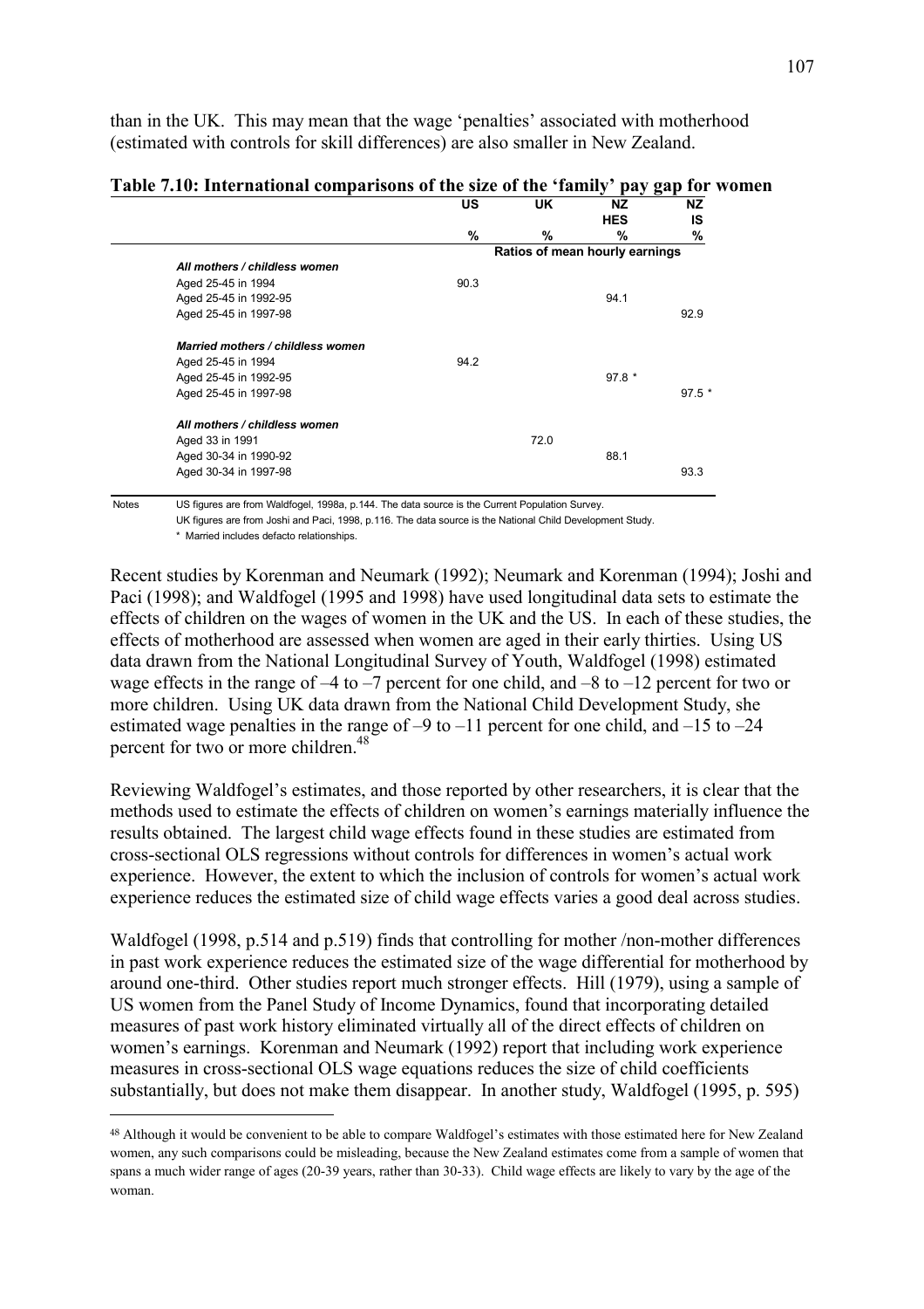than in the UK. This may mean that the wage 'penalties' associated with motherhood (estimated with controls for skill differences) are also smaller in New Zealand.

**Table 7.10: International comparisons of the size of the 'family' pay gap for women**

| | US | UK | NZ HES | NZ IS |
|---|---|---|---|---|
| | % | % | % | % |
| | Ratios of mean hourly earnings | | | |
| ***All mothers / childless women*** | | | | |
| Aged 25-45 in 1994 | 90.3 | | | |
| Aged 25-45 in 1992-95 | | | 94.1 | |
| Aged 25-45 in 1997-98 | | | | 92.9 |
| ***Married mothers / childless women*** | | | | |
| Aged 25-45 in 1994 | 94.2 | | | |
| Aged 25-45 in 1992-95 | | | 97.8 * | |
| Aged 25-45 in 1997-98 | | | | 97.5 * |
| ***All mothers / childless women*** | | | | |
| Aged 33 in 1991 | | 72.0 | | |
| Aged 30-34 in 1990-92 | | | 88.1 | |
| Aged 30-34 in 1997-98 | | | | 93.3 |

Notes US figures are from Waldfogel, 1998a, p.144. The data source is the Current Population Survey.
UK figures are from Joshi and Paci, 1998, p.116. The data source is the National Child Development Study.
\* Married includes defacto relationships.

Recent studies by Korenman and Neumark (1992); Neumark and Korenman (1994); Joshi and Paci (1998); and Waldfogel (1995 and 1998) have used longitudinal data sets to estimate the effects of children on the wages of women in the UK and the US. In each of these studies, the effects of motherhood are assessed when women are aged in their early thirties. Using US data drawn from the National Longitudinal Survey of Youth, Waldfogel (1998) estimated wage effects in the range of –4 to –7 percent for one child, and –8 to –12 percent for two or more children. Using UK data drawn from the National Child Development Study, she estimated wage penalties in the range of –9 to –11 percent for one child, and –15 to –24 percent for two or more children.[48]

Reviewing Waldfogel's estimates, and those reported by other researchers, it is clear that the methods used to estimate the effects of children on women's earnings materially influence the results obtained. The largest child wage effects found in these studies are estimated from cross-sectional OLS regressions without controls for differences in women's actual work experience. However, the extent to which the inclusion of controls for women's actual work experience reduces the estimated size of child wage effects varies a good deal across studies.

Waldfogel (1998, p.514 and p.519) finds that controlling for mother /non-mother differences in past work experience reduces the estimated size of the wage differential for motherhood by around one-third. Other studies report much stronger effects. Hill (1979), using a sample of US women from the Panel Study of Income Dynamics, found that incorporating detailed measures of past work history eliminated virtually all of the direct effects of children on women's earnings. Korenman and Neumark (1992) report that including work experience measures in cross-sectional OLS wage equations reduces the size of child coefficients substantially, but does not make them disappear. In another study, Waldfogel (1995, p. 595)

[48] Although it would be convenient to be able to compare Waldfogel's estimates with those estimated here for New Zealand women, any such comparisons could be misleading, because the New Zealand estimates come from a sample of women that spans a much wider range of ages (20-39 years, rather than 30-33). Child wage effects are likely to vary by the age of the woman.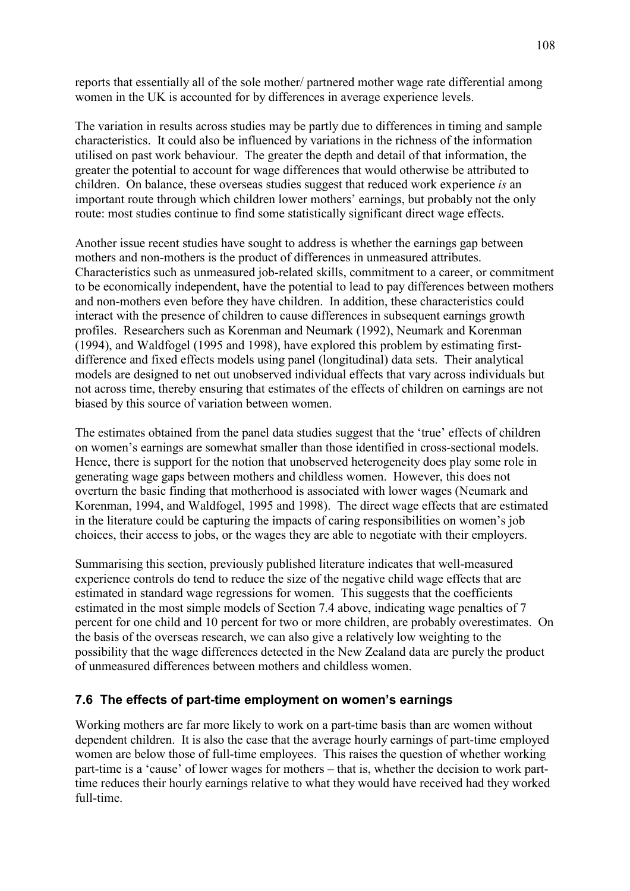reports that essentially all of the sole mother/ partnered mother wage rate differential among women in the UK is accounted for by differences in average experience levels.

The variation in results across studies may be partly due to differences in timing and sample characteristics. It could also be influenced by variations in the richness of the information utilised on past work behaviour. The greater the depth and detail of that information, the greater the potential to account for wage differences that would otherwise be attributed to children. On balance, these overseas studies suggest that reduced work experience *is* an important route through which children lower mothers' earnings, but probably not the only route: most studies continue to find some statistically significant direct wage effects.

Another issue recent studies have sought to address is whether the earnings gap between mothers and non-mothers is the product of differences in unmeasured attributes. Characteristics such as unmeasured job-related skills, commitment to a career, or commitment to be economically independent, have the potential to lead to pay differences between mothers and non-mothers even before they have children. In addition, these characteristics could interact with the presence of children to cause differences in subsequent earnings growth profiles. Researchers such as Korenman and Neumark (1992), Neumark and Korenman (1994), and Waldfogel (1995 and 1998), have explored this problem by estimating first-difference and fixed effects models using panel (longitudinal) data sets. Their analytical models are designed to net out unobserved individual effects that vary across individuals but not across time, thereby ensuring that estimates of the effects of children on earnings are not biased by this source of variation between women.

The estimates obtained from the panel data studies suggest that the 'true' effects of children on women's earnings are somewhat smaller than those identified in cross-sectional models. Hence, there is support for the notion that unobserved heterogeneity does play some role in generating wage gaps between mothers and childless women. However, this does not overturn the basic finding that motherhood is associated with lower wages (Neumark and Korenman, 1994, and Waldfogel, 1995 and 1998). The direct wage effects that are estimated in the literature could be capturing the impacts of caring responsibilities on women's job choices, their access to jobs, or the wages they are able to negotiate with their employers.

Summarising this section, previously published literature indicates that well-measured experience controls do tend to reduce the size of the negative child wage effects that are estimated in standard wage regressions for women. This suggests that the coefficients estimated in the most simple models of Section 7.4 above, indicating wage penalties of 7 percent for one child and 10 percent for two or more children, are probably overestimates. On the basis of the overseas research, we can also give a relatively low weighting to the possibility that the wage differences detected in the New Zealand data are purely the product of unmeasured differences between mothers and childless women.

### 7.6 The effects of part-time employment on women's earnings

Working mothers are far more likely to work on a part-time basis than are women without dependent children. It is also the case that the average hourly earnings of part-time employed women are below those of full-time employees. This raises the question of whether working part-time is a 'cause' of lower wages for mothers – that is, whether the decision to work part-time reduces their hourly earnings relative to what they would have received had they worked full-time.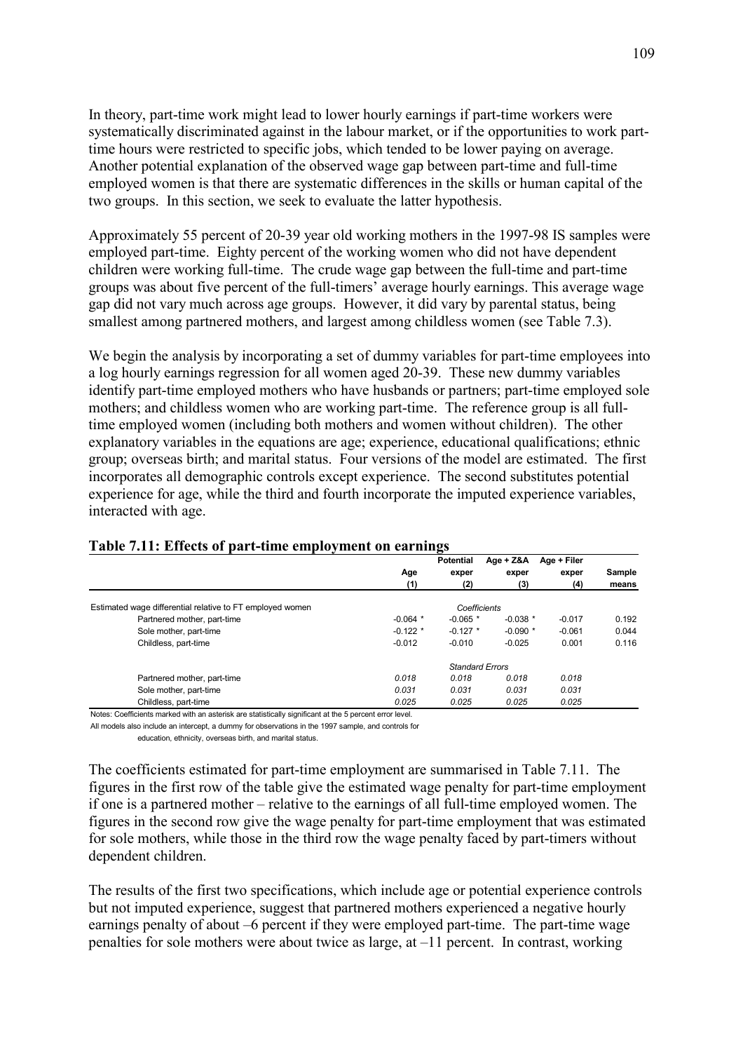In theory, part-time work might lead to lower hourly earnings if part-time workers were systematically discriminated against in the labour market, or if the opportunities to work part-time hours were restricted to specific jobs, which tended to be lower paying on average. Another potential explanation of the observed wage gap between part-time and full-time employed women is that there are systematic differences in the skills or human capital of the two groups. In this section, we seek to evaluate the latter hypothesis.

Approximately 55 percent of 20-39 year old working mothers in the 1997-98 IS samples were employed part-time. Eighty percent of the working women who did not have dependent children were working full-time. The crude wage gap between the full-time and part-time groups was about five percent of the full-timers' average hourly earnings. This average wage gap did not vary much across age groups. However, it did vary by parental status, being smallest among partnered mothers, and largest among childless women (see Table 7.3).

We begin the analysis by incorporating a set of dummy variables for part-time employees into a log hourly earnings regression for all women aged 20-39. These new dummy variables identify part-time employed mothers who have husbands or partners; part-time employed sole mothers; and childless women who are working part-time. The reference group is all full-time employed women (including both mothers and women without children). The other explanatory variables in the equations are age; experience, educational qualifications; ethnic group; overseas birth; and marital status. Four versions of the model are estimated. The first incorporates all demographic controls except experience. The second substitutes potential experience for age, while the third and fourth incorporate the imputed experience variables, interacted with age.

**Table 7.11: Effects of part-time employment on earnings**

| | Age (1) | Potential exper (2) | Age + Z&A exper (3) | Age + Filer exper (4) | Sample means |
|---|---|---|---|---|---|
| Estimated wage differential relative to FT employed women | | *Coefficients* | | | |
| Partnered mother, part-time | -0.064 * | -0.065 * | -0.038 * | -0.017 | 0.192 |
| Sole mother, part-time | -0.122 * | -0.127 * | -0.090 * | -0.061 | 0.044 |
| Childless, part-time | -0.012 | -0.010 | -0.025 | 0.001 | 0.116 |
| | | *Standard Errors* | | | |
| Partnered mother, part-time | *0.018* | *0.018* | *0.018* | *0.018* | |
| Sole mother, part-time | *0.031* | *0.031* | *0.031* | *0.031* | |
| Childless, part-time | *0.025* | *0.025* | *0.025* | *0.025* | |

Notes: Coefficients marked with an asterisk are statistically significant at the 5 percent error level.
All models also include an intercept, a dummy for observations in the 1997 sample, and controls for education, ethnicity, overseas birth, and marital status.

The coefficients estimated for part-time employment are summarised in Table 7.11. The figures in the first row of the table give the estimated wage penalty for part-time employment if one is a partnered mother – relative to the earnings of all full-time employed women. The figures in the second row give the wage penalty for part-time employment that was estimated for sole mothers, while those in the third row the wage penalty faced by part-timers without dependent children.

The results of the first two specifications, which include age or potential experience controls but not imputed experience, suggest that partnered mothers experienced a negative hourly earnings penalty of about –6 percent if they were employed part-time. The part-time wage penalties for sole mothers were about twice as large, at –11 percent. In contrast, working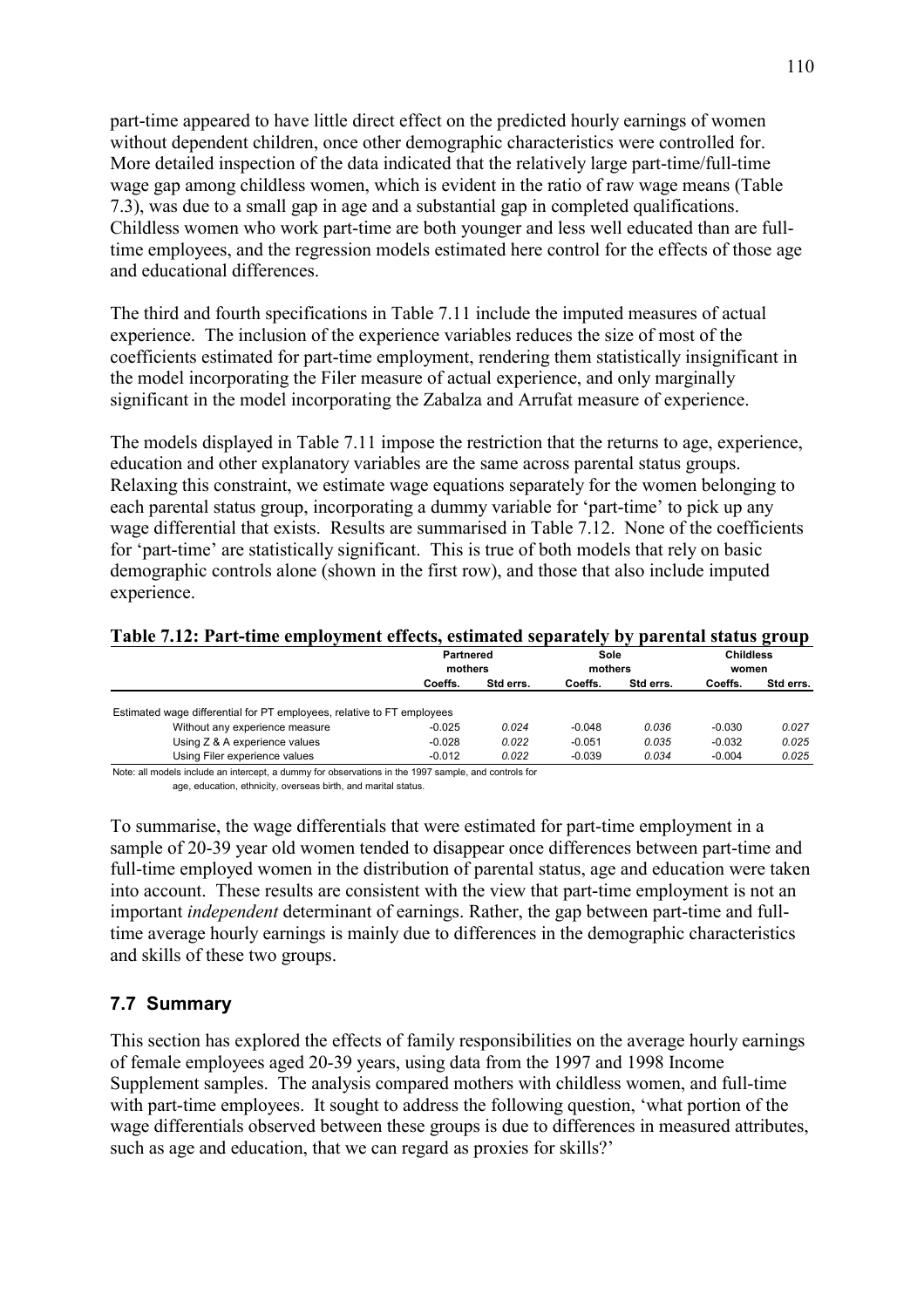part-time appeared to have little direct effect on the predicted hourly earnings of women without dependent children, once other demographic characteristics were controlled for. More detailed inspection of the data indicated that the relatively large part-time/full-time wage gap among childless women, which is evident in the ratio of raw wage means (Table 7.3), was due to a small gap in age and a substantial gap in completed qualifications. Childless women who work part-time are both younger and less well educated than are full-time employees, and the regression models estimated here control for the effects of those age and educational differences.

The third and fourth specifications in Table 7.11 include the imputed measures of actual experience. The inclusion of the experience variables reduces the size of most of the coefficients estimated for part-time employment, rendering them statistically insignificant in the model incorporating the Filer measure of actual experience, and only marginally significant in the model incorporating the Zabalza and Arrufat measure of experience.

The models displayed in Table 7.11 impose the restriction that the returns to age, experience, education and other explanatory variables are the same across parental status groups. Relaxing this constraint, we estimate wage equations separately for the women belonging to each parental status group, incorporating a dummy variable for 'part-time' to pick up any wage differential that exists. Results are summarised in Table 7.12. None of the coefficients for 'part-time' are statistically significant. This is true of both models that rely on basic demographic controls alone (shown in the first row), and those that also include imputed experience.

**Table 7.12: Part-time employment effects, estimated separately by parental status group**

| | Partnered mothers | | Sole mothers | | Childless women | |
|---|---|---|---|---|---|---|
| | Coeffs. | Std errs. | Coeffs. | Std errs. | Coeffs. | Std errs. |
| Estimated wage differential for PT employees, relative to FT employees | | | | | | |
| Without any experience measure | -0.025 | *0.024* | -0.048 | *0.036* | -0.030 | *0.027* |
| Using Z & A experience values | -0.028 | *0.022* | -0.051 | *0.035* | -0.032 | *0.025* |
| Using Filer experience values | -0.012 | *0.022* | -0.039 | *0.034* | -0.004 | *0.025* |

Note: all models include an intercept, a dummy for observations in the 1997 sample, and controls for age, education, ethnicity, overseas birth, and marital status.

To summarise, the wage differentials that were estimated for part-time employment in a sample of 20-39 year old women tended to disappear once differences between part-time and full-time employed women in the distribution of parental status, age and education were taken into account. These results are consistent with the view that part-time employment is not an important *independent* determinant of earnings. Rather, the gap between part-time and full-time average hourly earnings is mainly due to differences in the demographic characteristics and skills of these two groups.

## 7.7 Summary

This section has explored the effects of family responsibilities on the average hourly earnings of female employees aged 20-39 years, using data from the 1997 and 1998 Income Supplement samples. The analysis compared mothers with childless women, and full-time with part-time employees. It sought to address the following question, 'what portion of the wage differentials observed between these groups is due to differences in measured attributes, such as age and education, that we can regard as proxies for skills?'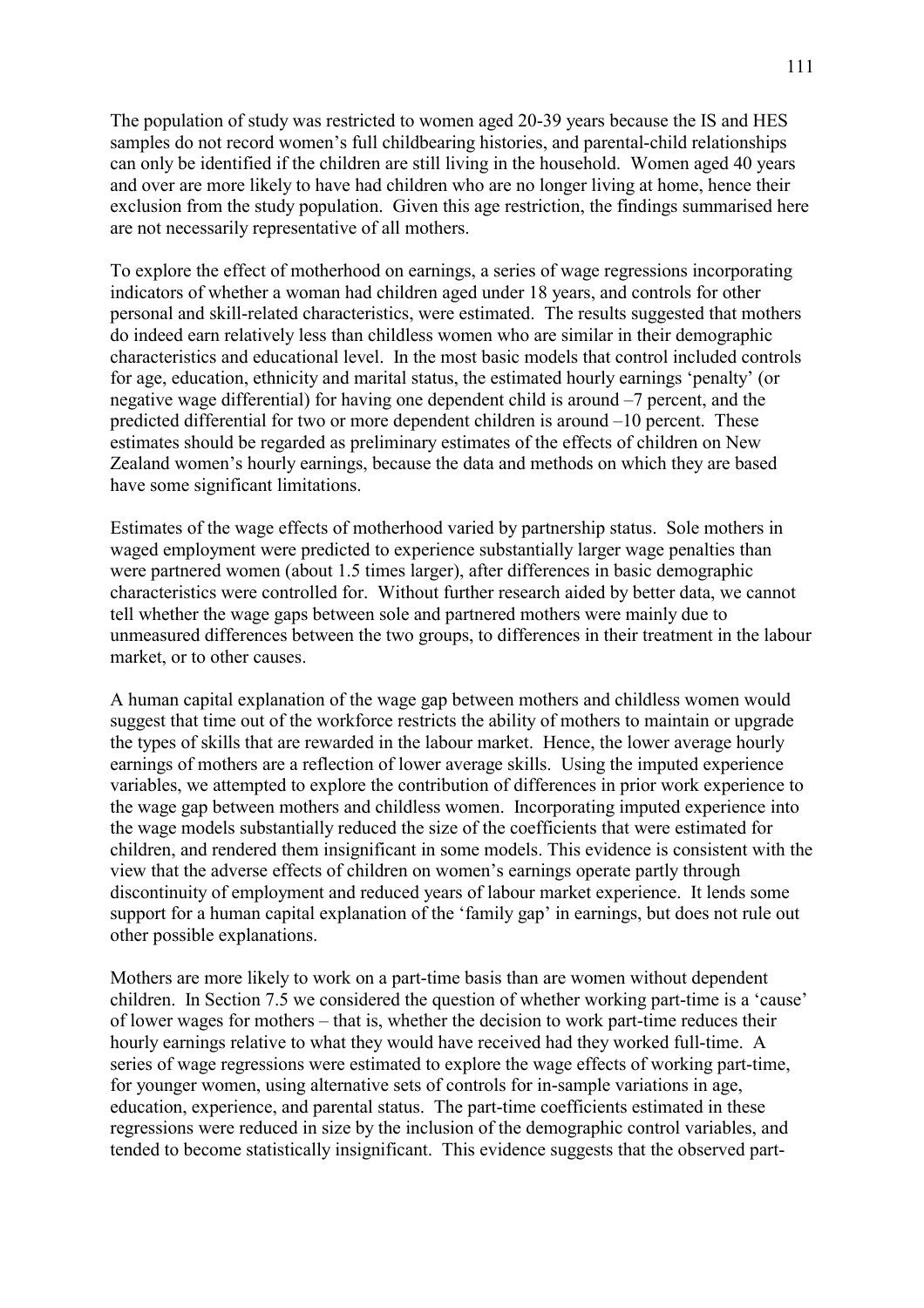The population of study was restricted to women aged 20-39 years because the IS and HES samples do not record women's full childbearing histories, and parental-child relationships can only be identified if the children are still living in the household. Women aged 40 years and over are more likely to have had children who are no longer living at home, hence their exclusion from the study population. Given this age restriction, the findings summarised here are not necessarily representative of all mothers.

To explore the effect of motherhood on earnings, a series of wage regressions incorporating indicators of whether a woman had children aged under 18 years, and controls for other personal and skill-related characteristics, were estimated. The results suggested that mothers do indeed earn relatively less than childless women who are similar in their demographic characteristics and educational level. In the most basic models that control included controls for age, education, ethnicity and marital status, the estimated hourly earnings 'penalty' (or negative wage differential) for having one dependent child is around –7 percent, and the predicted differential for two or more dependent children is around –10 percent. These estimates should be regarded as preliminary estimates of the effects of children on New Zealand women's hourly earnings, because the data and methods on which they are based have some significant limitations.

Estimates of the wage effects of motherhood varied by partnership status. Sole mothers in waged employment were predicted to experience substantially larger wage penalties than were partnered women (about 1.5 times larger), after differences in basic demographic characteristics were controlled for. Without further research aided by better data, we cannot tell whether the wage gaps between sole and partnered mothers were mainly due to unmeasured differences between the two groups, to differences in their treatment in the labour market, or to other causes.

A human capital explanation of the wage gap between mothers and childless women would suggest that time out of the workforce restricts the ability of mothers to maintain or upgrade the types of skills that are rewarded in the labour market. Hence, the lower average hourly earnings of mothers are a reflection of lower average skills. Using the imputed experience variables, we attempted to explore the contribution of differences in prior work experience to the wage gap between mothers and childless women. Incorporating imputed experience into the wage models substantially reduced the size of the coefficients that were estimated for children, and rendered them insignificant in some models. This evidence is consistent with the view that the adverse effects of children on women's earnings operate partly through discontinuity of employment and reduced years of labour market experience. It lends some support for a human capital explanation of the 'family gap' in earnings, but does not rule out other possible explanations.

Mothers are more likely to work on a part-time basis than are women without dependent children. In Section 7.5 we considered the question of whether working part-time is a 'cause' of lower wages for mothers – that is, whether the decision to work part-time reduces their hourly earnings relative to what they would have received had they worked full-time. A series of wage regressions were estimated to explore the wage effects of working part-time, for younger women, using alternative sets of controls for in-sample variations in age, education, experience, and parental status. The part-time coefficients estimated in these regressions were reduced in size by the inclusion of the demographic control variables, and tended to become statistically insignificant. This evidence suggests that the observed part-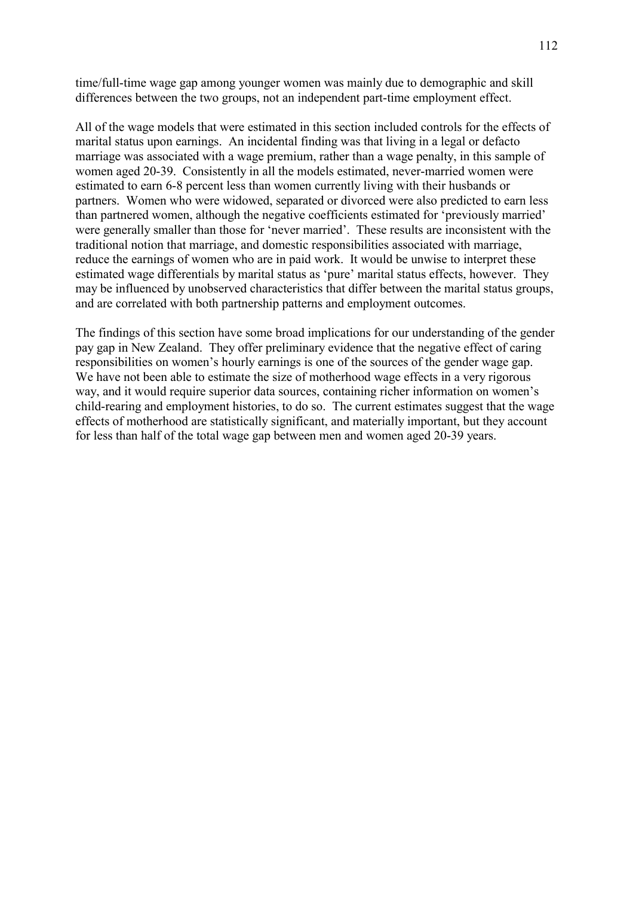time/full-time wage gap among younger women was mainly due to demographic and skill differences between the two groups, not an independent part-time employment effect.

All of the wage models that were estimated in this section included controls for the effects of marital status upon earnings. An incidental finding was that living in a legal or defacto marriage was associated with a wage premium, rather than a wage penalty, in this sample of women aged 20-39. Consistently in all the models estimated, never-married women were estimated to earn 6-8 percent less than women currently living with their husbands or partners. Women who were widowed, separated or divorced were also predicted to earn less than partnered women, although the negative coefficients estimated for 'previously married' were generally smaller than those for 'never married'. These results are inconsistent with the traditional notion that marriage, and domestic responsibilities associated with marriage, reduce the earnings of women who are in paid work. It would be unwise to interpret these estimated wage differentials by marital status as 'pure' marital status effects, however. They may be influenced by unobserved characteristics that differ between the marital status groups, and are correlated with both partnership patterns and employment outcomes.

The findings of this section have some broad implications for our understanding of the gender pay gap in New Zealand. They offer preliminary evidence that the negative effect of caring responsibilities on women's hourly earnings is one of the sources of the gender wage gap. We have not been able to estimate the size of motherhood wage effects in a very rigorous way, and it would require superior data sources, containing richer information on women's child-rearing and employment histories, to do so. The current estimates suggest that the wage effects of motherhood are statistically significant, and materially important, but they account for less than half of the total wage gap between men and women aged 20-39 years.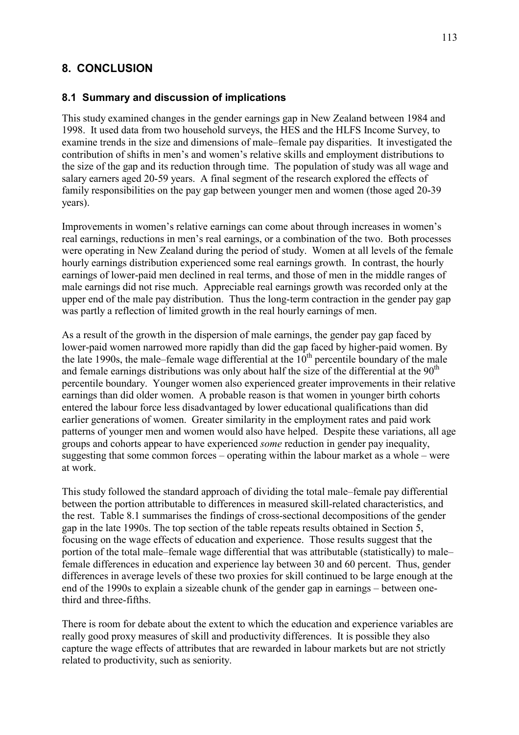## 8. CONCLUSION

### 8.1 Summary and discussion of implications

This study examined changes in the gender earnings gap in New Zealand between 1984 and 1998. It used data from two household surveys, the HES and the HLFS Income Survey, to examine trends in the size and dimensions of male–female pay disparities. It investigated the contribution of shifts in men's and women's relative skills and employment distributions to the size of the gap and its reduction through time. The population of study was all wage and salary earners aged 20-59 years. A final segment of the research explored the effects of family responsibilities on the pay gap between younger men and women (those aged 20-39 years).

Improvements in women's relative earnings can come about through increases in women's real earnings, reductions in men's real earnings, or a combination of the two. Both processes were operating in New Zealand during the period of study. Women at all levels of the female hourly earnings distribution experienced some real earnings growth. In contrast, the hourly earnings of lower-paid men declined in real terms, and those of men in the middle ranges of male earnings did not rise much. Appreciable real earnings growth was recorded only at the upper end of the male pay distribution. Thus the long-term contraction in the gender pay gap was partly a reflection of limited growth in the real hourly earnings of men.

As a result of the growth in the dispersion of male earnings, the gender pay gap faced by lower-paid women narrowed more rapidly than did the gap faced by higher-paid women. By the late 1990s, the male–female wage differential at the 10th percentile boundary of the male and female earnings distributions was only about half the size of the differential at the 90th percentile boundary. Younger women also experienced greater improvements in their relative earnings than did older women. A probable reason is that women in younger birth cohorts entered the labour force less disadvantaged by lower educational qualifications than did earlier generations of women. Greater similarity in the employment rates and paid work patterns of younger men and women would also have helped. Despite these variations, all age groups and cohorts appear to have experienced *some* reduction in gender pay inequality, suggesting that some common forces – operating within the labour market as a whole – were at work.

This study followed the standard approach of dividing the total male–female pay differential between the portion attributable to differences in measured skill-related characteristics, and the rest. Table 8.1 summarises the findings of cross-sectional decompositions of the gender gap in the late 1990s. The top section of the table repeats results obtained in Section 5, focusing on the wage effects of education and experience. Those results suggest that the portion of the total male–female wage differential that was attributable (statistically) to male–female differences in education and experience lay between 30 and 60 percent. Thus, gender differences in average levels of these two proxies for skill continued to be large enough at the end of the 1990s to explain a sizeable chunk of the gender gap in earnings – between one-third and three-fifths.

There is room for debate about the extent to which the education and experience variables are really good proxy measures of skill and productivity differences. It is possible they also capture the wage effects of attributes that are rewarded in labour markets but are not strictly related to productivity, such as seniority.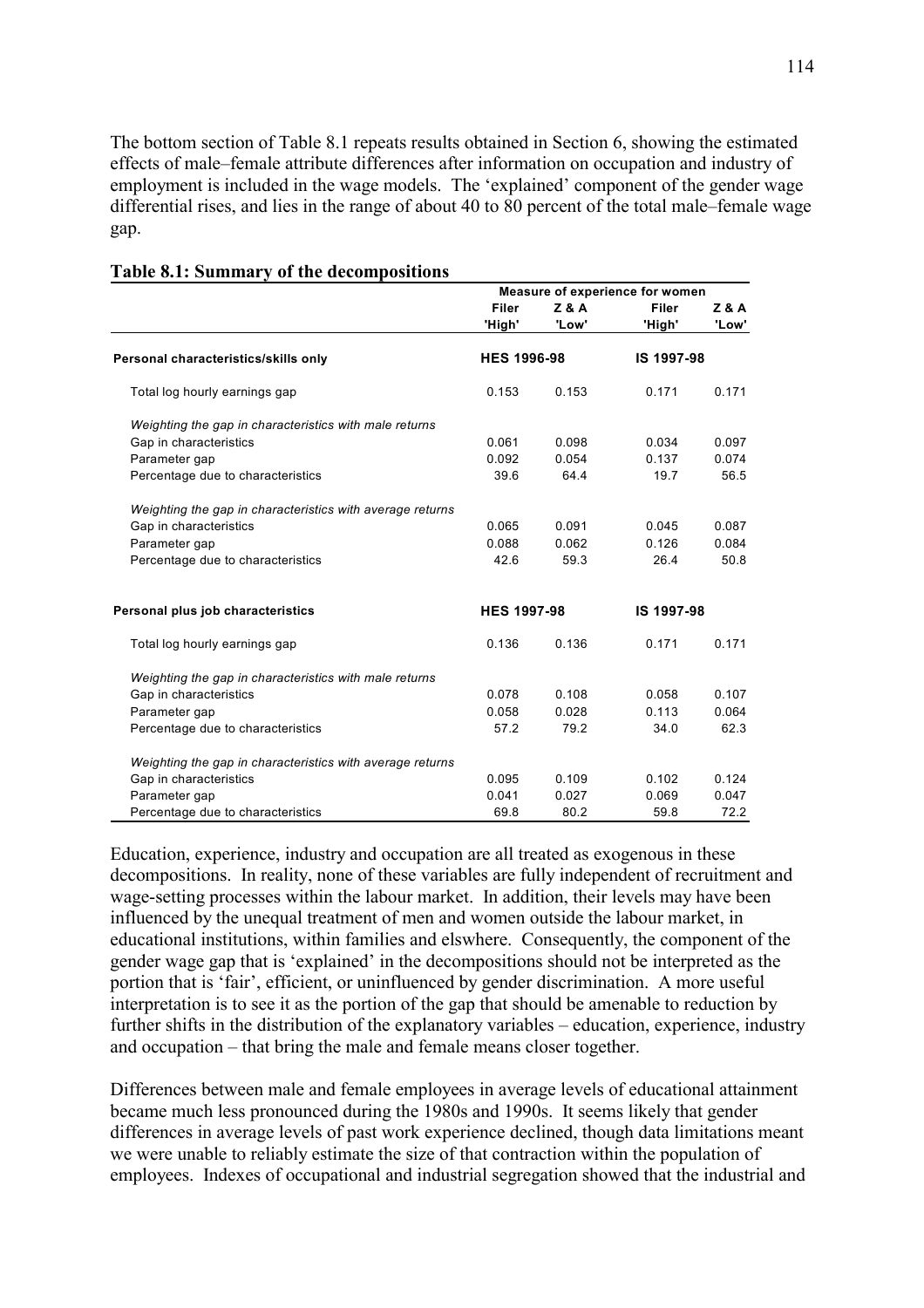The bottom section of Table 8.1 repeats results obtained in Section 6, showing the estimated effects of male–female attribute differences after information on occupation and industry of employment is included in the wage models. The 'explained' component of the gender wage differential rises, and lies in the range of about 40 to 80 percent of the total male–female wage gap.

**Table 8.1: Summary of the decompositions**

| | Measure of experience for women | | | |
|---|---|---|---|---|
| | Filer 'High' | Z & A 'Low' | Filer 'High' | Z & A 'Low' |
| **Personal characteristics/skills only** | **HES 1996-98** | | **IS 1997-98** | |
| Total log hourly earnings gap | 0.153 | 0.153 | 0.171 | 0.171 |
| *Weighting the gap in characteristics with male returns* | | | | |
| Gap in characteristics | 0.061 | 0.098 | 0.034 | 0.097 |
| Parameter gap | 0.092 | 0.054 | 0.137 | 0.074 |
| Percentage due to characteristics | 39.6 | 64.4 | 19.7 | 56.5 |
| *Weighting the gap in characteristics with average returns* | | | | |
| Gap in characteristics | 0.065 | 0.091 | 0.045 | 0.087 |
| Parameter gap | 0.088 | 0.062 | 0.126 | 0.084 |
| Percentage due to characteristics | 42.6 | 59.3 | 26.4 | 50.8 |
| **Personal plus job characteristics** | **HES 1997-98** | | **IS 1997-98** | |
| Total log hourly earnings gap | 0.136 | 0.136 | 0.171 | 0.171 |
| *Weighting the gap in characteristics with male returns* | | | | |
| Gap in characteristics | 0.078 | 0.108 | 0.058 | 0.107 |
| Parameter gap | 0.058 | 0.028 | 0.113 | 0.064 |
| Percentage due to characteristics | 57.2 | 79.2 | 34.0 | 62.3 |
| *Weighting the gap in characteristics with average returns* | | | | |
| Gap in characteristics | 0.095 | 0.109 | 0.102 | 0.124 |
| Parameter gap | 0.041 | 0.027 | 0.069 | 0.047 |
| Percentage due to characteristics | 69.8 | 80.2 | 59.8 | 72.2 |

Education, experience, industry and occupation are all treated as exogenous in these decompositions. In reality, none of these variables are fully independent of recruitment and wage-setting processes within the labour market. In addition, their levels may have been influenced by the unequal treatment of men and women outside the labour market, in educational institutions, within families and elswhere. Consequently, the component of the gender wage gap that is 'explained' in the decompositions should not be interpreted as the portion that is 'fair', efficient, or uninfluenced by gender discrimination. A more useful interpretation is to see it as the portion of the gap that should be amenable to reduction by further shifts in the distribution of the explanatory variables – education, experience, industry and occupation – that bring the male and female means closer together.

Differences between male and female employees in average levels of educational attainment became much less pronounced during the 1980s and 1990s. It seems likely that gender differences in average levels of past work experience declined, though data limitations meant we were unable to reliably estimate the size of that contraction within the population of employees. Indexes of occupational and industrial segregation showed that the industrial and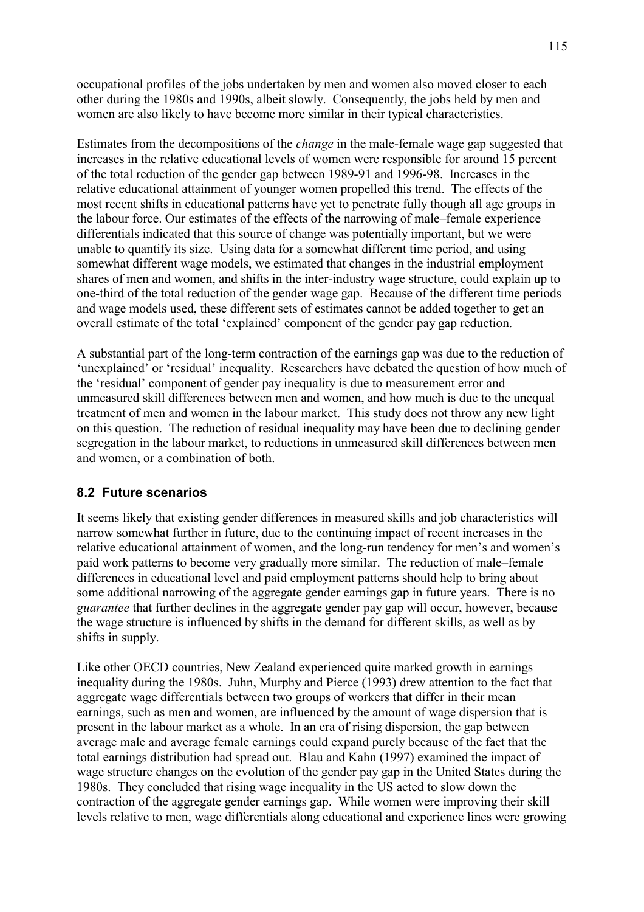occupational profiles of the jobs undertaken by men and women also moved closer to each other during the 1980s and 1990s, albeit slowly. Consequently, the jobs held by men and women are also likely to have become more similar in their typical characteristics.

Estimates from the decompositions of the *change* in the male-female wage gap suggested that increases in the relative educational levels of women were responsible for around 15 percent of the total reduction of the gender gap between 1989-91 and 1996-98. Increases in the relative educational attainment of younger women propelled this trend. The effects of the most recent shifts in educational patterns have yet to penetrate fully though all age groups in the labour force. Our estimates of the effects of the narrowing of male–female experience differentials indicated that this source of change was potentially important, but we were unable to quantify its size. Using data for a somewhat different time period, and using somewhat different wage models, we estimated that changes in the industrial employment shares of men and women, and shifts in the inter-industry wage structure, could explain up to one-third of the total reduction of the gender wage gap. Because of the different time periods and wage models used, these different sets of estimates cannot be added together to get an overall estimate of the total 'explained' component of the gender pay gap reduction.

A substantial part of the long-term contraction of the earnings gap was due to the reduction of 'unexplained' or 'residual' inequality. Researchers have debated the question of how much of the 'residual' component of gender pay inequality is due to measurement error and unmeasured skill differences between men and women, and how much is due to the unequal treatment of men and women in the labour market. This study does not throw any new light on this question. The reduction of residual inequality may have been due to declining gender segregation in the labour market, to reductions in unmeasured skill differences between men and women, or a combination of both.

## 8.2 Future scenarios

It seems likely that existing gender differences in measured skills and job characteristics will narrow somewhat further in future, due to the continuing impact of recent increases in the relative educational attainment of women, and the long-run tendency for men's and women's paid work patterns to become very gradually more similar. The reduction of male–female differences in educational level and paid employment patterns should help to bring about some additional narrowing of the aggregate gender earnings gap in future years. There is no *guarantee* that further declines in the aggregate gender pay gap will occur, however, because the wage structure is influenced by shifts in the demand for different skills, as well as by shifts in supply.

Like other OECD countries, New Zealand experienced quite marked growth in earnings inequality during the 1980s. Juhn, Murphy and Pierce (1993) drew attention to the fact that aggregate wage differentials between two groups of workers that differ in their mean earnings, such as men and women, are influenced by the amount of wage dispersion that is present in the labour market as a whole. In an era of rising dispersion, the gap between average male and average female earnings could expand purely because of the fact that the total earnings distribution had spread out. Blau and Kahn (1997) examined the impact of wage structure changes on the evolution of the gender pay gap in the United States during the 1980s. They concluded that rising wage inequality in the US acted to slow down the contraction of the aggregate gender earnings gap. While women were improving their skill levels relative to men, wage differentials along educational and experience lines were growing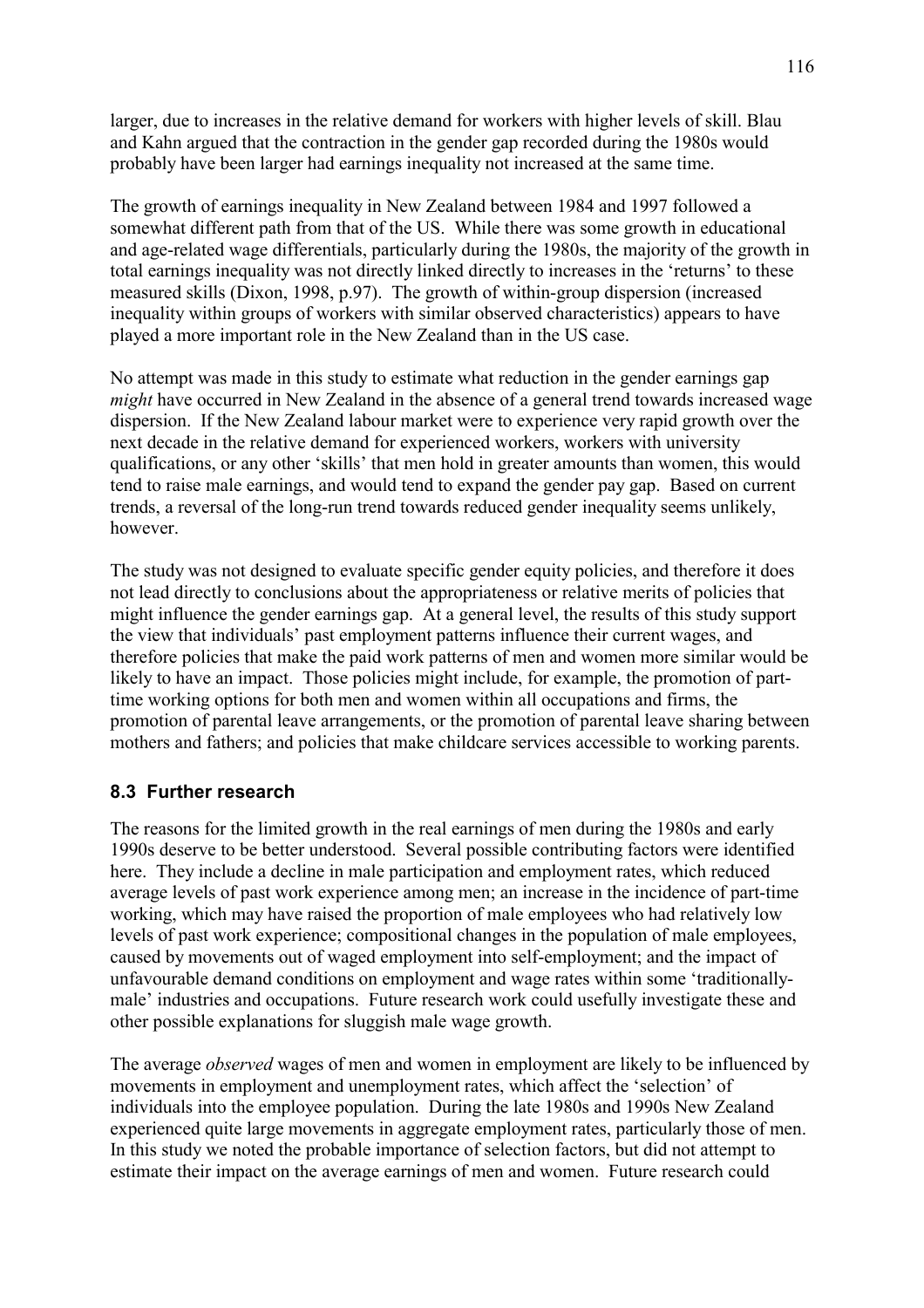larger, due to increases in the relative demand for workers with higher levels of skill. Blau and Kahn argued that the contraction in the gender gap recorded during the 1980s would probably have been larger had earnings inequality not increased at the same time.

The growth of earnings inequality in New Zealand between 1984 and 1997 followed a somewhat different path from that of the US. While there was some growth in educational and age-related wage differentials, particularly during the 1980s, the majority of the growth in total earnings inequality was not directly linked directly to increases in the 'returns' to these measured skills (Dixon, 1998, p.97). The growth of within-group dispersion (increased inequality within groups of workers with similar observed characteristics) appears to have played a more important role in the New Zealand than in the US case.

No attempt was made in this study to estimate what reduction in the gender earnings gap *might* have occurred in New Zealand in the absence of a general trend towards increased wage dispersion. If the New Zealand labour market were to experience very rapid growth over the next decade in the relative demand for experienced workers, workers with university qualifications, or any other 'skills' that men hold in greater amounts than women, this would tend to raise male earnings, and would tend to expand the gender pay gap. Based on current trends, a reversal of the long-run trend towards reduced gender inequality seems unlikely, however.

The study was not designed to evaluate specific gender equity policies, and therefore it does not lead directly to conclusions about the appropriateness or relative merits of policies that might influence the gender earnings gap. At a general level, the results of this study support the view that individuals' past employment patterns influence their current wages, and therefore policies that make the paid work patterns of men and women more similar would be likely to have an impact. Those policies might include, for example, the promotion of part-time working options for both men and women within all occupations and firms, the promotion of parental leave arrangements, or the promotion of parental leave sharing between mothers and fathers; and policies that make childcare services accessible to working parents.

### 8.3 Further research

The reasons for the limited growth in the real earnings of men during the 1980s and early 1990s deserve to be better understood. Several possible contributing factors were identified here. They include a decline in male participation and employment rates, which reduced average levels of past work experience among men; an increase in the incidence of part-time working, which may have raised the proportion of male employees who had relatively low levels of past work experience; compositional changes in the population of male employees, caused by movements out of waged employment into self-employment; and the impact of unfavourable demand conditions on employment and wage rates within some 'traditionally-male' industries and occupations. Future research work could usefully investigate these and other possible explanations for sluggish male wage growth.

The average *observed* wages of men and women in employment are likely to be influenced by movements in employment and unemployment rates, which affect the 'selection' of individuals into the employee population. During the late 1980s and 1990s New Zealand experienced quite large movements in aggregate employment rates, particularly those of men. In this study we noted the probable importance of selection factors, but did not attempt to estimate their impact on the average earnings of men and women. Future research could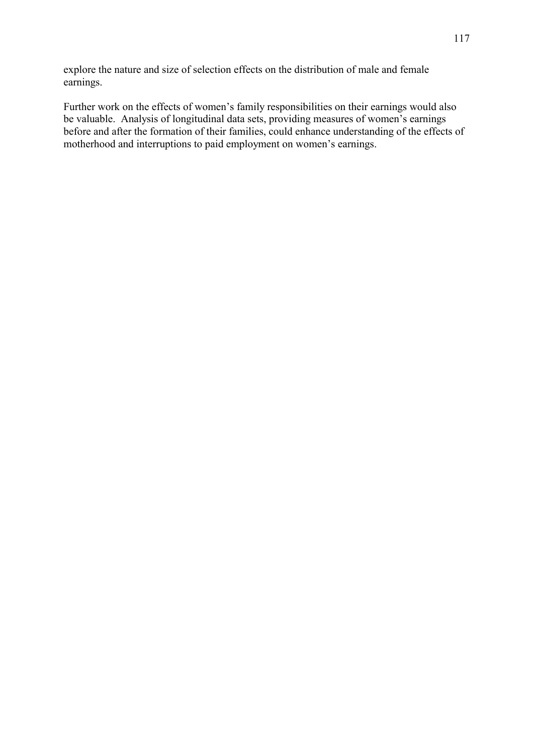explore the nature and size of selection effects on the distribution of male and female earnings.

Further work on the effects of women's family responsibilities on their earnings would also be valuable. Analysis of longitudinal data sets, providing measures of women's earnings before and after the formation of their families, could enhance understanding of the effects of motherhood and interruptions to paid employment on women's earnings.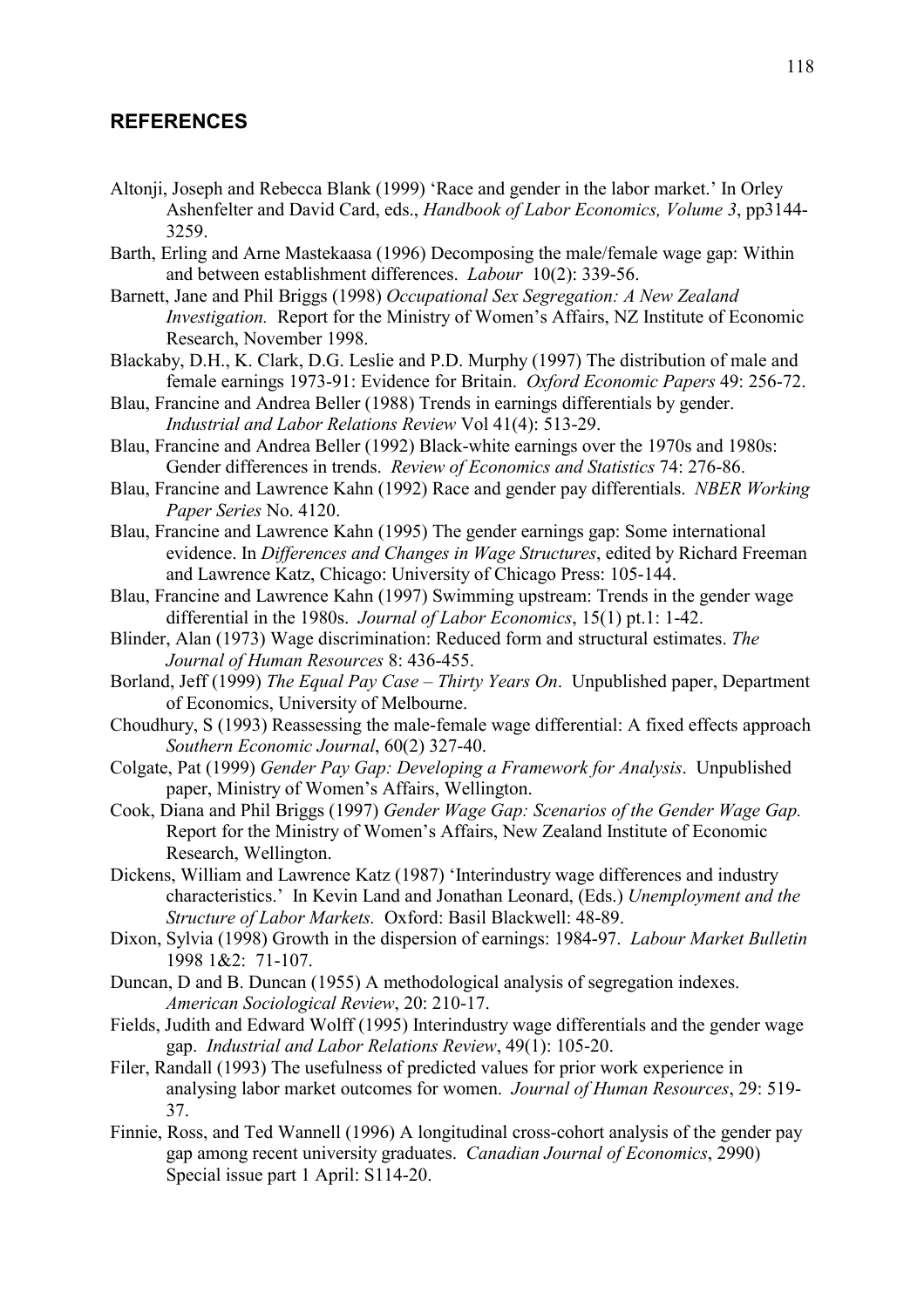## REFERENCES

Altonji, Joseph and Rebecca Blank (1999) 'Race and gender in the labor market.' In Orley Ashenfelter and David Card, eds., *Handbook of Labor Economics, Volume 3*, pp3144-3259.

Barth, Erling and Arne Mastekaasa (1996) Decomposing the male/female wage gap: Within and between establishment differences. *Labour* 10(2): 339-56.

Barnett, Jane and Phil Briggs (1998) *Occupational Sex Segregation: A New Zealand Investigation.* Report for the Ministry of Women's Affairs, NZ Institute of Economic Research, November 1998.

Blackaby, D.H., K. Clark, D.G. Leslie and P.D. Murphy (1997) The distribution of male and female earnings 1973-91: Evidence for Britain. *Oxford Economic Papers* 49: 256-72.

Blau, Francine and Andrea Beller (1988) Trends in earnings differentials by gender. *Industrial and Labor Relations Review* Vol 41(4): 513-29.

Blau, Francine and Andrea Beller (1992) Black-white earnings over the 1970s and 1980s: Gender differences in trends. *Review of Economics and Statistics* 74: 276-86.

Blau, Francine and Lawrence Kahn (1992) Race and gender pay differentials. *NBER Working Paper Series* No. 4120.

Blau, Francine and Lawrence Kahn (1995) The gender earnings gap: Some international evidence. In *Differences and Changes in Wage Structures*, edited by Richard Freeman and Lawrence Katz, Chicago: University of Chicago Press: 105-144.

Blau, Francine and Lawrence Kahn (1997) Swimming upstream: Trends in the gender wage differential in the 1980s. *Journal of Labor Economics*, 15(1) pt.1: 1-42.

Blinder, Alan (1973) Wage discrimination: Reduced form and structural estimates. *The Journal of Human Resources* 8: 436-455.

Borland, Jeff (1999) *The Equal Pay Case – Thirty Years On*. Unpublished paper, Department of Economics, University of Melbourne.

Choudhury, S (1993) Reassessing the male-female wage differential: A fixed effects approach *Southern Economic Journal*, 60(2) 327-40.

Colgate, Pat (1999) *Gender Pay Gap: Developing a Framework for Analysis*. Unpublished paper, Ministry of Women's Affairs, Wellington.

Cook, Diana and Phil Briggs (1997) *Gender Wage Gap: Scenarios of the Gender Wage Gap.* Report for the Ministry of Women's Affairs, New Zealand Institute of Economic Research, Wellington.

Dickens, William and Lawrence Katz (1987) 'Interindustry wage differences and industry characteristics.' In Kevin Land and Jonathan Leonard, (Eds.) *Unemployment and the Structure of Labor Markets.* Oxford: Basil Blackwell: 48-89.

Dixon, Sylvia (1998) Growth in the dispersion of earnings: 1984-97. *Labour Market Bulletin* 1998 1&2: 71-107.

Duncan, D and B. Duncan (1955) A methodological analysis of segregation indexes. *American Sociological Review*, 20: 210-17.

Fields, Judith and Edward Wolff (1995) Interindustry wage differentials and the gender wage gap. *Industrial and Labor Relations Review*, 49(1): 105-20.

Filer, Randall (1993) The usefulness of predicted values for prior work experience in analysing labor market outcomes for women. *Journal of Human Resources*, 29: 519-37.

Finnie, Ross, and Ted Wannell (1996) A longitudinal cross-cohort analysis of the gender pay gap among recent university graduates. *Canadian Journal of Economics*, 2990) Special issue part 1 April: S114-20.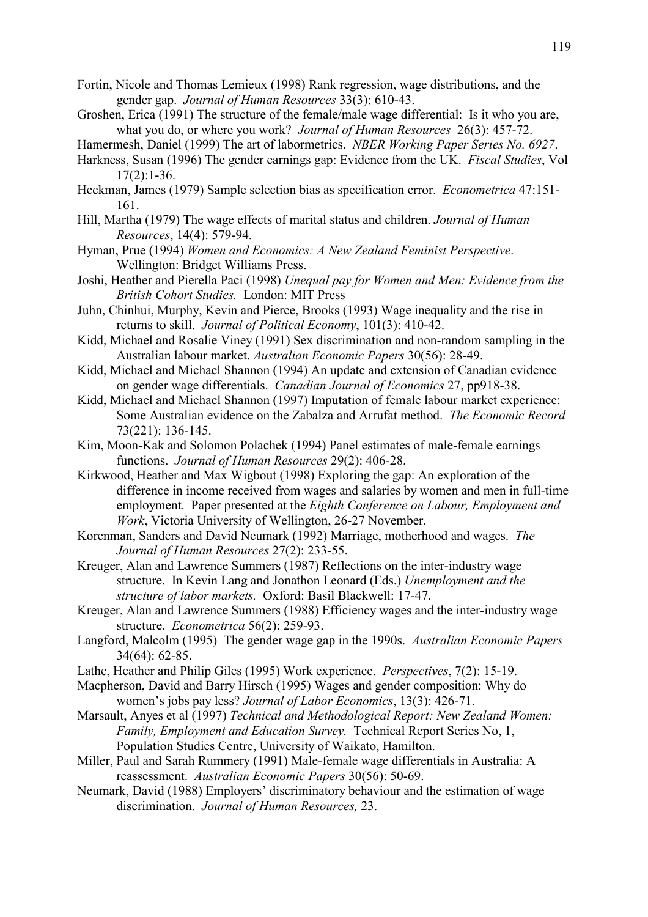Fortin, Nicole and Thomas Lemieux (1998) Rank regression, wage distributions, and the gender gap. *Journal of Human Resources* 33(3): 610-43.

Groshen, Erica (1991) The structure of the female/male wage differential: Is it who you are, what you do, or where you work? *Journal of Human Resources* 26(3): 457-72.

Hamermesh, Daniel (1999) The art of labormetrics. *NBER Working Paper Series No. 6927*.

Harkness, Susan (1996) The gender earnings gap: Evidence from the UK. *Fiscal Studies*, Vol 17(2):1-36.

Heckman, James (1979) Sample selection bias as specification error. *Econometrica* 47:151-161.

Hill, Martha (1979) The wage effects of marital status and children. *Journal of Human Resources*, 14(4): 579-94.

Hyman, Prue (1994) *Women and Economics: A New Zealand Feminist Perspective*. Wellington: Bridget Williams Press.

Joshi, Heather and Pierella Paci (1998) *Unequal pay for Women and Men: Evidence from the British Cohort Studies.* London: MIT Press

Juhn, Chinhui, Murphy, Kevin and Pierce, Brooks (1993) Wage inequality and the rise in returns to skill. *Journal of Political Economy*, 101(3): 410-42.

Kidd, Michael and Rosalie Viney (1991) Sex discrimination and non-random sampling in the Australian labour market. *Australian Economic Papers* 30(56): 28-49.

Kidd, Michael and Michael Shannon (1994) An update and extension of Canadian evidence on gender wage differentials. *Canadian Journal of Economics* 27, pp918-38.

Kidd, Michael and Michael Shannon (1997) Imputation of female labour market experience: Some Australian evidence on the Zabalza and Arrufat method. *The Economic Record* 73(221): 136-145.

Kim, Moon-Kak and Solomon Polachek (1994) Panel estimates of male-female earnings functions. *Journal of Human Resources* 29(2): 406-28.

Kirkwood, Heather and Max Wigbout (1998) Exploring the gap: An exploration of the difference in income received from wages and salaries by women and men in full-time employment. Paper presented at the *Eighth Conference on Labour, Employment and Work*, Victoria University of Wellington, 26-27 November.

Korenman, Sanders and David Neumark (1992) Marriage, motherhood and wages. *The Journal of Human Resources* 27(2): 233-55.

Kreuger, Alan and Lawrence Summers (1987) Reflections on the inter-industry wage structure. In Kevin Lang and Jonathon Leonard (Eds.) *Unemployment and the structure of labor markets.* Oxford: Basil Blackwell: 17-47.

Kreuger, Alan and Lawrence Summers (1988) Efficiency wages and the inter-industry wage structure. *Econometrica* 56(2): 259-93.

Langford, Malcolm (1995) The gender wage gap in the 1990s. *Australian Economic Papers* 34(64): 62-85.

Lathe, Heather and Philip Giles (1995) Work experience. *Perspectives*, 7(2): 15-19.

Macpherson, David and Barry Hirsch (1995) Wages and gender composition: Why do women's jobs pay less? *Journal of Labor Economics*, 13(3): 426-71.

Marsault, Anyes et al (1997) *Technical and Methodological Report: New Zealand Women: Family, Employment and Education Survey.* Technical Report Series No, 1, Population Studies Centre, University of Waikato, Hamilton.

Miller, Paul and Sarah Rummery (1991) Male-female wage differentials in Australia: A reassessment. *Australian Economic Papers* 30(56): 50-69.

Neumark, David (1988) Employers' discriminatory behaviour and the estimation of wage discrimination. *Journal of Human Resources,* 23.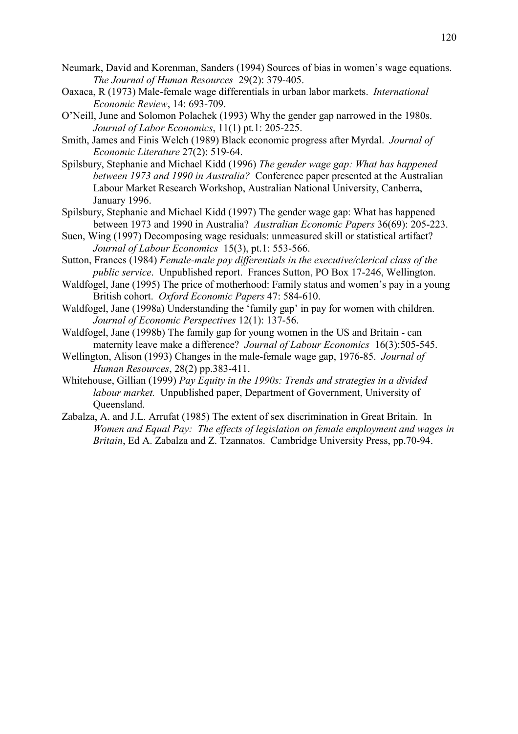Neumark, David and Korenman, Sanders (1994) Sources of bias in women's wage equations. *The Journal of Human Resources* 29(2): 379-405.

Oaxaca, R (1973) Male-female wage differentials in urban labor markets. *International Economic Review*, 14: 693-709.

O'Neill, June and Solomon Polachek (1993) Why the gender gap narrowed in the 1980s. *Journal of Labor Economics*, 11(1) pt.1: 205-225.

Smith, James and Finis Welch (1989) Black economic progress after Myrdal. *Journal of Economic Literature* 27(2): 519-64.

Spilsbury, Stephanie and Michael Kidd (1996) *The gender wage gap: What has happened between 1973 and 1990 in Australia?* Conference paper presented at the Australian Labour Market Research Workshop, Australian National University, Canberra, January 1996.

Spilsbury, Stephanie and Michael Kidd (1997) The gender wage gap: What has happened between 1973 and 1990 in Australia? *Australian Economic Papers* 36(69): 205-223.

Suen, Wing (1997) Decomposing wage residuals: unmeasured skill or statistical artifact? *Journal of Labour Economics* 15(3), pt.1: 553-566.

Sutton, Frances (1984) *Female-male pay differentials in the executive/clerical class of the public service*. Unpublished report. Frances Sutton, PO Box 17-246, Wellington.

Waldfogel, Jane (1995) The price of motherhood: Family status and women's pay in a young British cohort. *Oxford Economic Papers* 47: 584-610.

Waldfogel, Jane (1998a) Understanding the 'family gap' in pay for women with children. *Journal of Economic Perspectives* 12(1): 137-56.

Waldfogel, Jane (1998b) The family gap for young women in the US and Britain - can maternity leave make a difference? *Journal of Labour Economics* 16(3):505-545.

Wellington, Alison (1993) Changes in the male-female wage gap, 1976-85. *Journal of Human Resources*, 28(2) pp.383-411.

Whitehouse, Gillian (1999) *Pay Equity in the 1990s: Trends and strategies in a divided labour market.* Unpublished paper, Department of Government, University of Queensland.

Zabalza, A. and J.L. Arrufat (1985) The extent of sex discrimination in Great Britain. In *Women and Equal Pay: The effects of legislation on female employment and wages in Britain*, Ed A. Zabalza and Z. Tzannatos. Cambridge University Press, pp.70-94.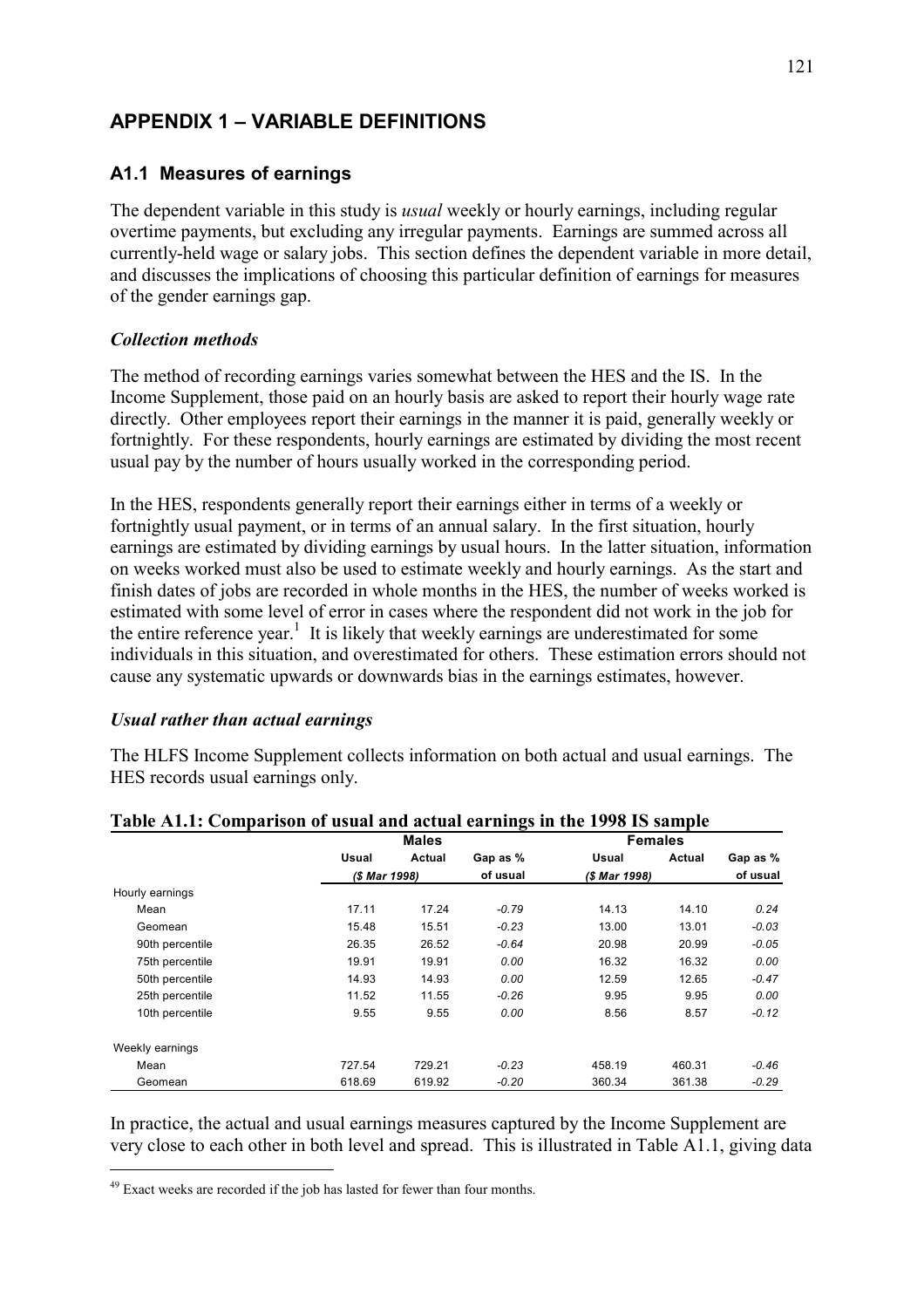# APPENDIX 1 – VARIABLE DEFINITIONS

## A1.1 Measures of earnings

The dependent variable in this study is *usual* weekly or hourly earnings, including regular overtime payments, but excluding any irregular payments. Earnings are summed across all currently-held wage or salary jobs. This section defines the dependent variable in more detail, and discusses the implications of choosing this particular definition of earnings for measures of the gender earnings gap.

### *Collection methods*

The method of recording earnings varies somewhat between the HES and the IS. In the Income Supplement, those paid on an hourly basis are asked to report their hourly wage rate directly. Other employees report their earnings in the manner it is paid, generally weekly or fortnightly. For these respondents, hourly earnings are estimated by dividing the most recent usual pay by the number of hours usually worked in the corresponding period.

In the HES, respondents generally report their earnings either in terms of a weekly or fortnightly usual payment, or in terms of an annual salary. In the first situation, hourly earnings are estimated by dividing earnings by usual hours. In the latter situation, information on weeks worked must also be used to estimate weekly and hourly earnings. As the start and finish dates of jobs are recorded in whole months in the HES, the number of weeks worked is estimated with some level of error in cases where the respondent did not work in the job for the entire reference year.[1] It is likely that weekly earnings are underestimated for some individuals in this situation, and overestimated for others. These estimation errors should not cause any systematic upwards or downwards bias in the earnings estimates, however.

### *Usual rather than actual earnings*

The HLFS Income Supplement collects information on both actual and usual earnings. The HES records usual earnings only.

**Table A1.1: Comparison of usual and actual earnings in the 1998 IS sample**

| | Males | | | Females | | |
|---|---|---|---|---|---|---|
| | Usual | Actual | Gap as % | Usual | Actual | Gap as % |
| | *($ Mar 1998)* | | of usual | *($ Mar 1998)* | | of usual |
| Hourly earnings | | | | | | |
| Mean | 17.11 | 17.24 | *-0.79* | 14.13 | 14.10 | *0.24* |
| Geomean | 15.48 | 15.51 | *-0.23* | 13.00 | 13.01 | *-0.03* |
| 90th percentile | 26.35 | 26.52 | *-0.64* | 20.98 | 20.99 | *-0.05* |
| 75th percentile | 19.91 | 19.91 | *0.00* | 16.32 | 16.32 | *0.00* |
| 50th percentile | 14.93 | 14.93 | *0.00* | 12.59 | 12.65 | *-0.47* |
| 25th percentile | 11.52 | 11.55 | *-0.26* | 9.95 | 9.95 | *0.00* |
| 10th percentile | 9.55 | 9.55 | *0.00* | 8.56 | 8.57 | *-0.12* |
| Weekly earnings | | | | | | |
| Mean | 727.54 | 729.21 | *-0.23* | 458.19 | 460.31 | *-0.46* |
| Geomean | 618.69 | 619.92 | *-0.20* | 360.34 | 361.38 | *-0.29* |

In practice, the actual and usual earnings measures captured by the Income Supplement are very close to each other in both level and spread. This is illustrated in Table A1.1, giving data

[49] Exact weeks are recorded if the job has lasted for fewer than four months.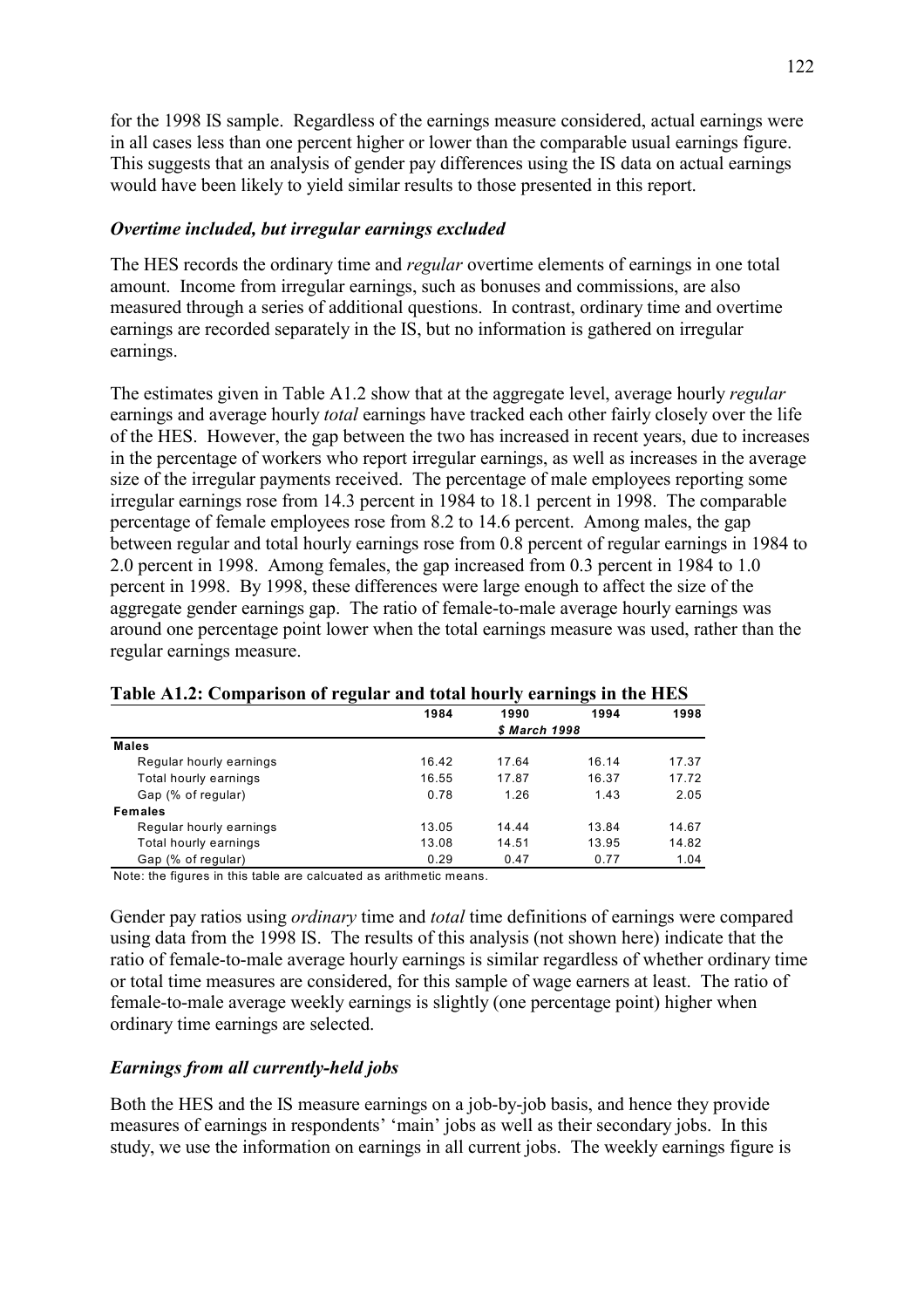for the 1998 IS sample. Regardless of the earnings measure considered, actual earnings were in all cases less than one percent higher or lower than the comparable usual earnings figure. This suggests that an analysis of gender pay differences using the IS data on actual earnings would have been likely to yield similar results to those presented in this report.

### *Overtime included, but irregular earnings excluded*

The HES records the ordinary time and *regular* overtime elements of earnings in one total amount. Income from irregular earnings, such as bonuses and commissions, are also measured through a series of additional questions. In contrast, ordinary time and overtime earnings are recorded separately in the IS, but no information is gathered on irregular earnings.

The estimates given in Table A1.2 show that at the aggregate level, average hourly *regular* earnings and average hourly *total* earnings have tracked each other fairly closely over the life of the HES. However, the gap between the two has increased in recent years, due to increases in the percentage of workers who report irregular earnings, as well as increases in the average size of the irregular payments received. The percentage of male employees reporting some irregular earnings rose from 14.3 percent in 1984 to 18.1 percent in 1998. The comparable percentage of female employees rose from 8.2 to 14.6 percent. Among males, the gap between regular and total hourly earnings rose from 0.8 percent of regular earnings in 1984 to 2.0 percent in 1998. Among females, the gap increased from 0.3 percent in 1984 to 1.0 percent in 1998. By 1998, these differences were large enough to affect the size of the aggregate gender earnings gap. The ratio of female-to-male average hourly earnings was around one percentage point lower when the total earnings measure was used, rather than the regular earnings measure.

**Table A1.2: Comparison of regular and total hourly earnings in the HES**

| | 1984 | 1990 | 1994 | 1998 |
|---|---|---|---|---|
| | | *$ March 1998* | | |
| **Males** | | | | |
| Regular hourly earnings | 16.42 | 17.64 | 16.14 | 17.37 |
| Total hourly earnings | 16.55 | 17.87 | 16.37 | 17.72 |
| Gap (% of regular) | 0.78 | 1.26 | 1.43 | 2.05 |
| **Females** | | | | |
| Regular hourly earnings | 13.05 | 14.44 | 13.84 | 14.67 |
| Total hourly earnings | 13.08 | 14.51 | 13.95 | 14.82 |
| Gap (% of regular) | 0.29 | 0.47 | 0.77 | 1.04 |

Note: the figures in this table are calcuated as arithmetic means.

Gender pay ratios using *ordinary* time and *total* time definitions of earnings were compared using data from the 1998 IS. The results of this analysis (not shown here) indicate that the ratio of female-to-male average hourly earnings is similar regardless of whether ordinary time or total time measures are considered, for this sample of wage earners at least. The ratio of female-to-male average weekly earnings is slightly (one percentage point) higher when ordinary time earnings are selected.

### *Earnings from all currently-held jobs*

Both the HES and the IS measure earnings on a job-by-job basis, and hence they provide measures of earnings in respondents' 'main' jobs as well as their secondary jobs. In this study, we use the information on earnings in all current jobs. The weekly earnings figure is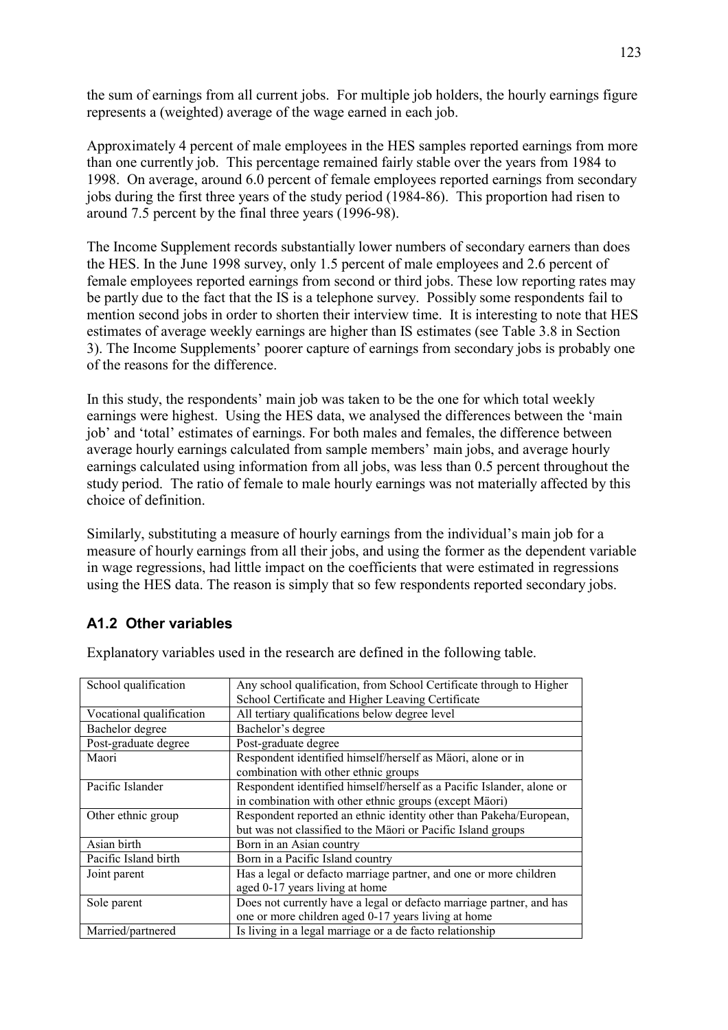the sum of earnings from all current jobs. For multiple job holders, the hourly earnings figure represents a (weighted) average of the wage earned in each job.

Approximately 4 percent of male employees in the HES samples reported earnings from more than one currently job. This percentage remained fairly stable over the years from 1984 to 1998. On average, around 6.0 percent of female employees reported earnings from secondary jobs during the first three years of the study period (1984-86). This proportion had risen to around 7.5 percent by the final three years (1996-98).

The Income Supplement records substantially lower numbers of secondary earners than does the HES. In the June 1998 survey, only 1.5 percent of male employees and 2.6 percent of female employees reported earnings from second or third jobs. These low reporting rates may be partly due to the fact that the IS is a telephone survey. Possibly some respondents fail to mention second jobs in order to shorten their interview time. It is interesting to note that HES estimates of average weekly earnings are higher than IS estimates (see Table 3.8 in Section 3). The Income Supplements' poorer capture of earnings from secondary jobs is probably one of the reasons for the difference.

In this study, the respondents' main job was taken to be the one for which total weekly earnings were highest. Using the HES data, we analysed the differences between the 'main job' and 'total' estimates of earnings. For both males and females, the difference between average hourly earnings calculated from sample members' main jobs, and average hourly earnings calculated using information from all jobs, was less than 0.5 percent throughout the study period. The ratio of female to male hourly earnings was not materially affected by this choice of definition.

Similarly, substituting a measure of hourly earnings from the individual's main job for a measure of hourly earnings from all their jobs, and using the former as the dependent variable in wage regressions, had little impact on the coefficients that were estimated in regressions using the HES data. The reason is simply that so few respondents reported secondary jobs.

## A1.2 Other variables

Explanatory variables used in the research are defined in the following table.

| Variable | Definition |
|---|---|
| School qualification | Any school qualification, from School Certificate through to Higher School Certificate and Higher Leaving Certificate |
| Vocational qualification | All tertiary qualifications below degree level |
| Bachelor degree | Bachelor's degree |
| Post-graduate degree | Post-graduate degree |
| Maori | Respondent identified himself/herself as Mäori, alone or in combination with other ethnic groups |
| Pacific Islander | Respondent identified himself/herself as a Pacific Islander, alone or in combination with other ethnic groups (except Mäori) |
| Other ethnic group | Respondent reported an ethnic identity other than Pakeha/European, but was not classified to the Mäori or Pacific Island groups |
| Asian birth | Born in an Asian country |
| Pacific Island birth | Born in a Pacific Island country |
| Joint parent | Has a legal or defacto marriage partner, and one or more children aged 0-17 years living at home |
| Sole parent | Does not currently have a legal or defacto marriage partner, and has one or more children aged 0-17 years living at home |
| Married/partnered | Is living in a legal marriage or a de facto relationship |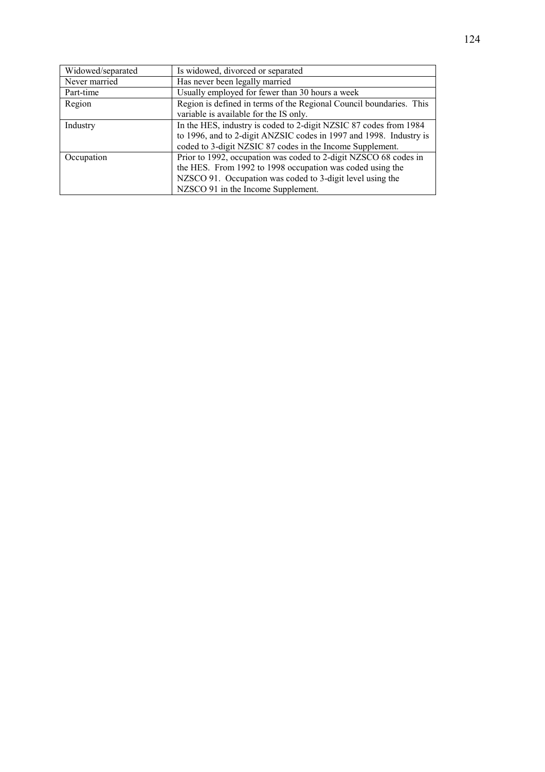| | |
|---|---|
| Widowed/separated | Is widowed, divorced or separated |
| Never married | Has never been legally married |
| Part-time | Usually employed for fewer than 30 hours a week |
| Region | Region is defined in terms of the Regional Council boundaries. This variable is available for the IS only. |
| Industry | In the HES, industry is coded to 2-digit NZSIC 87 codes from 1984 to 1996, and to 2-digit ANZSIC codes in 1997 and 1998. Industry is coded to 3-digit NZSIC 87 codes in the Income Supplement. |
| Occupation | Prior to 1992, occupation was coded to 2-digit NZSCO 68 codes in the HES. From 1992 to 1998 occupation was coded using the NZSCO 91. Occupation was coded to 3-digit level using the NZSCO 91 in the Income Supplement. |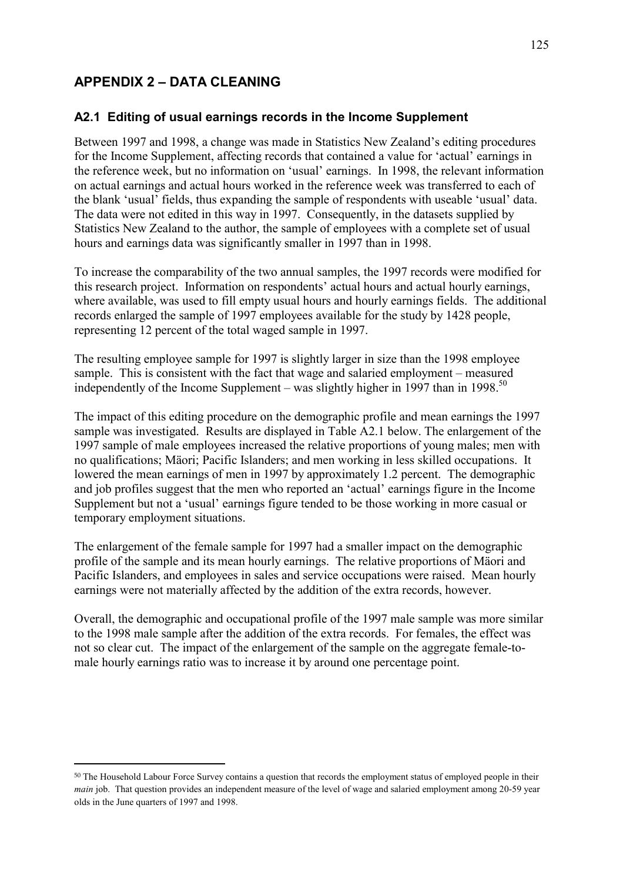# APPENDIX 2 – DATA CLEANING

## A2.1 Editing of usual earnings records in the Income Supplement

Between 1997 and 1998, a change was made in Statistics New Zealand's editing procedures for the Income Supplement, affecting records that contained a value for 'actual' earnings in the reference week, but no information on 'usual' earnings. In 1998, the relevant information on actual earnings and actual hours worked in the reference week was transferred to each of the blank 'usual' fields, thus expanding the sample of respondents with useable 'usual' data. The data were not edited in this way in 1997. Consequently, in the datasets supplied by Statistics New Zealand to the author, the sample of employees with a complete set of usual hours and earnings data was significantly smaller in 1997 than in 1998.

To increase the comparability of the two annual samples, the 1997 records were modified for this research project. Information on respondents' actual hours and actual hourly earnings, where available, was used to fill empty usual hours and hourly earnings fields. The additional records enlarged the sample of 1997 employees available for the study by 1428 people, representing 12 percent of the total waged sample in 1997.

The resulting employee sample for 1997 is slightly larger in size than the 1998 employee sample. This is consistent with the fact that wage and salaried employment – measured independently of the Income Supplement – was slightly higher in 1997 than in 1998.[50]

The impact of this editing procedure on the demographic profile and mean earnings the 1997 sample was investigated. Results are displayed in Table A2.1 below. The enlargement of the 1997 sample of male employees increased the relative proportions of young males; men with no qualifications; Mäori; Pacific Islanders; and men working in less skilled occupations. It lowered the mean earnings of men in 1997 by approximately 1.2 percent. The demographic and job profiles suggest that the men who reported an 'actual' earnings figure in the Income Supplement but not a 'usual' earnings figure tended to be those working in more casual or temporary employment situations.

The enlargement of the female sample for 1997 had a smaller impact on the demographic profile of the sample and its mean hourly earnings. The relative proportions of Mäori and Pacific Islanders, and employees in sales and service occupations were raised. Mean hourly earnings were not materially affected by the addition of the extra records, however.

Overall, the demographic and occupational profile of the 1997 male sample was more similar to the 1998 male sample after the addition of the extra records. For females, the effect was not so clear cut. The impact of the enlargement of the sample on the aggregate female-to-male hourly earnings ratio was to increase it by around one percentage point.

[50] The Household Labour Force Survey contains a question that records the employment status of employed people in their *main* job. That question provides an independent measure of the level of wage and salaried employment among 20-59 year olds in the June quarters of 1997 and 1998.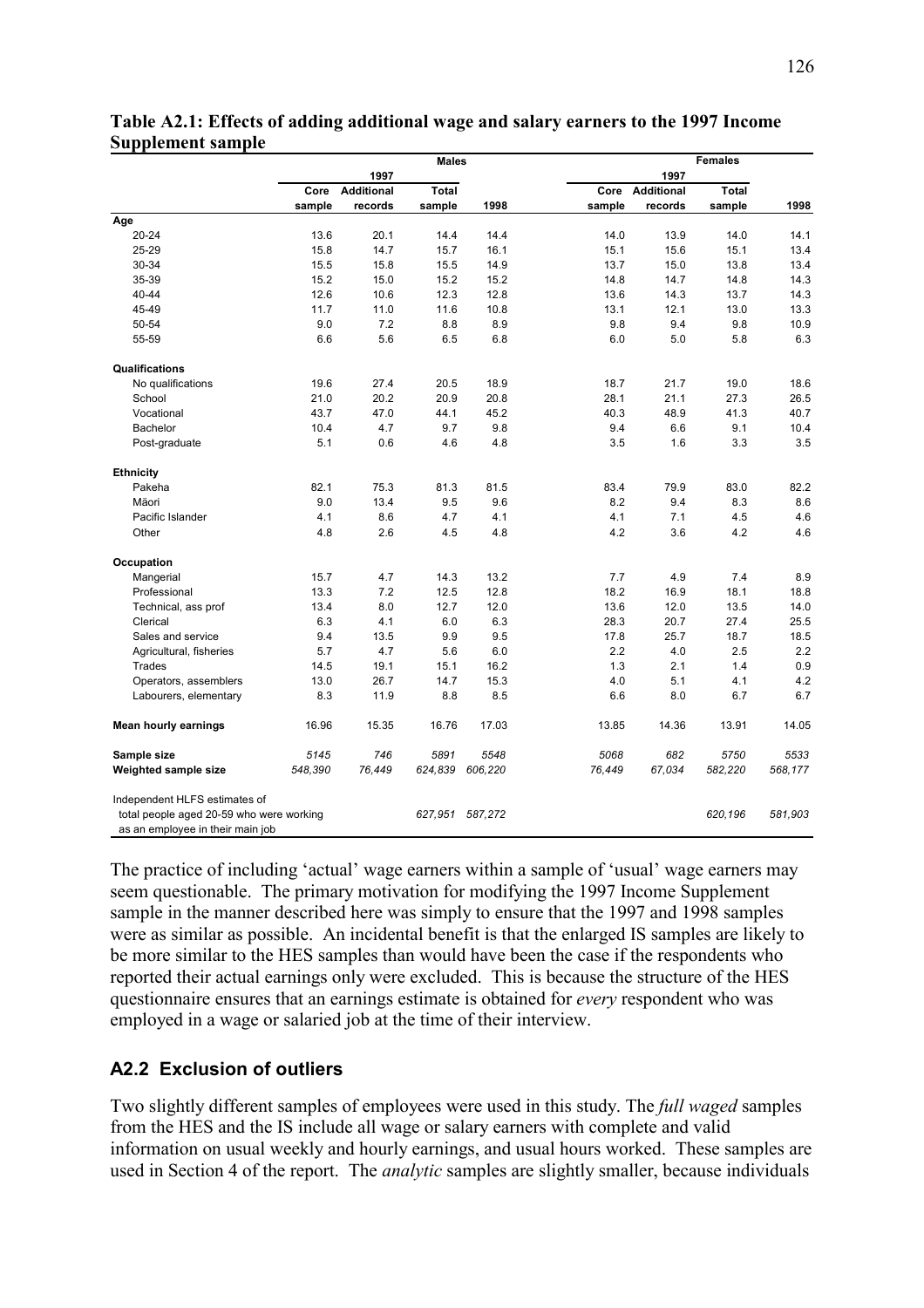**Table A2.1: Effects of adding additional wage and salary earners to the 1997 Income Supplement sample**

| | Males | | | | Females | | | |
|---|---|---|---|---|---|---|---|---|
| | 1997 | | | | 1997 | | | |
| | Core sample | Additional records | Total sample | 1998 | Core sample | Additional records | Total sample | 1998 |
| **Age** | | | | | | | | |
| 20-24 | 13.6 | 20.1 | 14.4 | 14.4 | 14.0 | 13.9 | 14.0 | 14.1 |
| 25-29 | 15.8 | 14.7 | 15.7 | 16.1 | 15.1 | 15.6 | 15.1 | 13.4 |
| 30-34 | 15.5 | 15.8 | 15.5 | 14.9 | 13.7 | 15.0 | 13.8 | 13.4 |
| 35-39 | 15.2 | 15.0 | 15.2 | 15.2 | 14.8 | 14.7 | 14.8 | 14.3 |
| 40-44 | 12.6 | 10.6 | 12.3 | 12.8 | 13.6 | 14.3 | 13.7 | 14.3 |
| 45-49 | 11.7 | 11.0 | 11.6 | 10.8 | 13.1 | 12.1 | 13.0 | 13.3 |
| 50-54 | 9.0 | 7.2 | 8.8 | 8.9 | 9.8 | 9.4 | 9.8 | 10.9 |
| 55-59 | 6.6 | 5.6 | 6.5 | 6.8 | 6.0 | 5.0 | 5.8 | 6.3 |
| **Qualifications** | | | | | | | | |
| No qualifications | 19.6 | 27.4 | 20.5 | 18.9 | 18.7 | 21.7 | 19.0 | 18.6 |
| School | 21.0 | 20.2 | 20.9 | 20.8 | 28.1 | 21.1 | 27.3 | 26.5 |
| Vocational | 43.7 | 47.0 | 44.1 | 45.2 | 40.3 | 48.9 | 41.3 | 40.7 |
| Bachelor | 10.4 | 4.7 | 9.7 | 9.8 | 9.4 | 6.6 | 9.1 | 10.4 |
| Post-graduate | 5.1 | 0.6 | 4.6 | 4.8 | 3.5 | 1.6 | 3.3 | 3.5 |
| **Ethnicity** | | | | | | | | |
| Pakeha | 82.1 | 75.3 | 81.3 | 81.5 | 83.4 | 79.9 | 83.0 | 82.2 |
| Māori | 9.0 | 13.4 | 9.5 | 9.6 | 8.2 | 9.4 | 8.3 | 8.6 |
| Pacific Islander | 4.1 | 8.6 | 4.7 | 4.1 | 4.1 | 7.1 | 4.5 | 4.6 |
| Other | 4.8 | 2.6 | 4.5 | 4.8 | 4.2 | 3.6 | 4.2 | 4.6 |
| **Occupation** | | | | | | | | |
| Mangerial | 15.7 | 4.7 | 14.3 | 13.2 | 7.7 | 4.9 | 7.4 | 8.9 |
| Professional | 13.3 | 7.2 | 12.5 | 12.8 | 18.2 | 16.9 | 18.1 | 18.8 |
| Technical, ass prof | 13.4 | 8.0 | 12.7 | 12.0 | 13.6 | 12.0 | 13.5 | 14.0 |
| Clerical | 6.3 | 4.1 | 6.0 | 6.3 | 28.3 | 20.7 | 27.4 | 25.5 |
| Sales and service | 9.4 | 13.5 | 9.9 | 9.5 | 17.8 | 25.7 | 18.7 | 18.5 |
| Agricultural, fisheries | 5.7 | 4.7 | 5.6 | 6.0 | 2.2 | 4.0 | 2.5 | 2.2 |
| Trades | 14.5 | 19.1 | 15.1 | 16.2 | 1.3 | 2.1 | 1.4 | 0.9 |
| Operators, assemblers | 13.0 | 26.7 | 14.7 | 15.3 | 4.0 | 5.1 | 4.1 | 4.2 |
| Labourers, elementary | 8.3 | 11.9 | 8.8 | 8.5 | 6.6 | 8.0 | 6.7 | 6.7 |
| **Mean hourly earnings** | 16.96 | 15.35 | 16.76 | 17.03 | 13.85 | 14.36 | 13.91 | 14.05 |
| **Sample size** | *5145* | *746* | *5891* | *5548* | *5068* | *682* | *5750* | *5533* |
| **Weighted sample size** | *548,390* | *76,449* | *624,839* | *606,220* | *76,449* | *67,034* | *582,220* | *568,177* |
| Independent HLFS estimates of total people aged 20-59 who were working as an employee in their main job | | | *627,951* | *587,272* | | | *620,196* | *581,903* |

The practice of including 'actual' wage earners within a sample of 'usual' wage earners may seem questionable. The primary motivation for modifying the 1997 Income Supplement sample in the manner described here was simply to ensure that the 1997 and 1998 samples were as similar as possible. An incidental benefit is that the enlarged IS samples are likely to be more similar to the HES samples than would have been the case if the respondents who reported their actual earnings only were excluded. This is because the structure of the HES questionnaire ensures that an earnings estimate is obtained for *every* respondent who was employed in a wage or salaried job at the time of their interview.

## A2.2 Exclusion of outliers

Two slightly different samples of employees were used in this study. The *full waged* samples from the HES and the IS include all wage or salary earners with complete and valid information on usual weekly and hourly earnings, and usual hours worked. These samples are used in Section 4 of the report. The *analytic* samples are slightly smaller, because individuals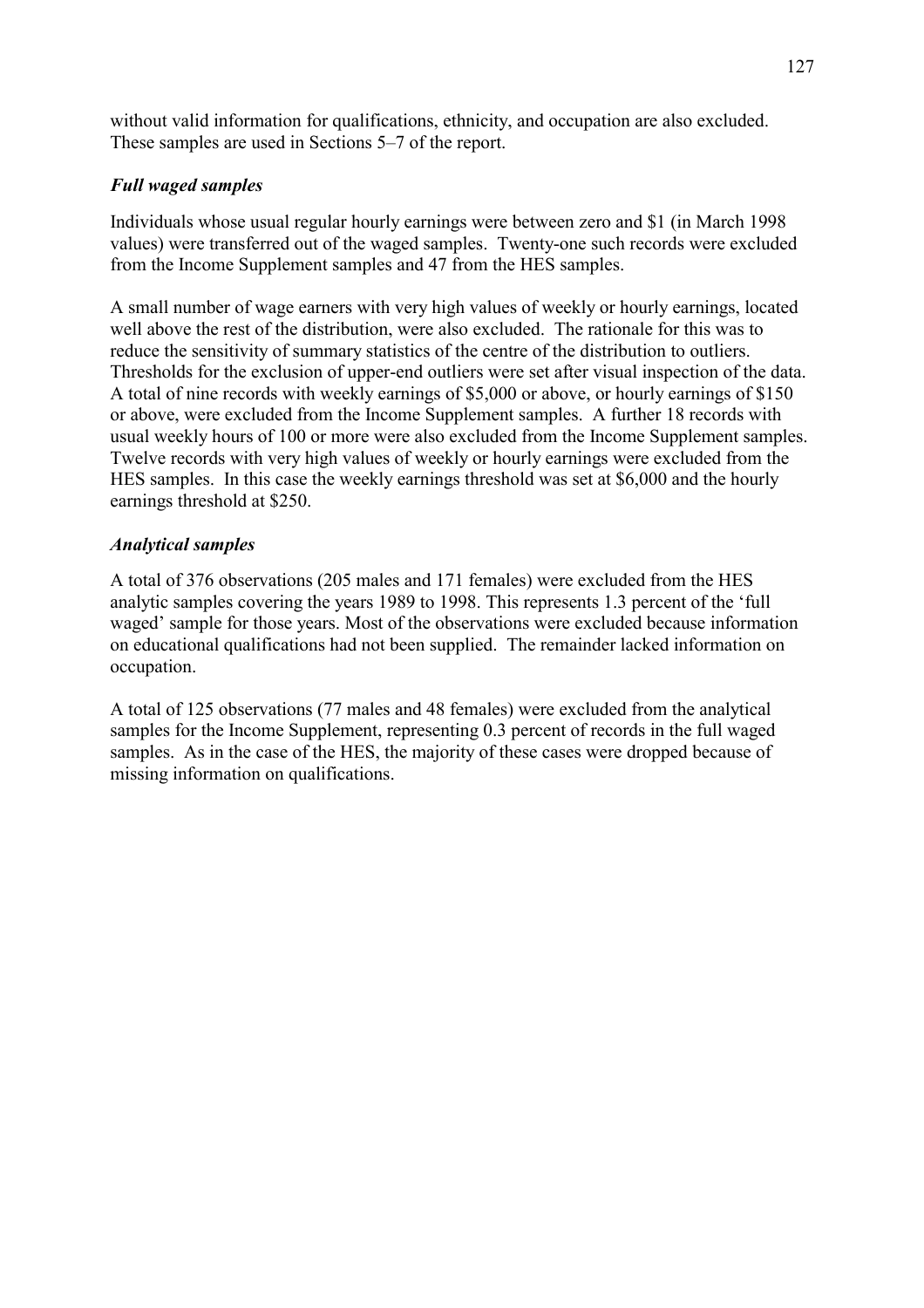without valid information for qualifications, ethnicity, and occupation are also excluded. These samples are used in Sections 5–7 of the report.

### *Full waged samples*

Individuals whose usual regular hourly earnings were between zero and $1 (in March 1998 values) were transferred out of the waged samples. Twenty-one such records were excluded from the Income Supplement samples and 47 from the HES samples.

A small number of wage earners with very high values of weekly or hourly earnings, located well above the rest of the distribution, were also excluded. The rationale for this was to reduce the sensitivity of summary statistics of the centre of the distribution to outliers. Thresholds for the exclusion of upper-end outliers were set after visual inspection of the data. A total of nine records with weekly earnings of $5,000 or above, or hourly earnings of $150 or above, were excluded from the Income Supplement samples. A further 18 records with usual weekly hours of 100 or more were also excluded from the Income Supplement samples. Twelve records with very high values of weekly or hourly earnings were excluded from the HES samples. In this case the weekly earnings threshold was set at $6,000 and the hourly earnings threshold at $250.

### *Analytical samples*

A total of 376 observations (205 males and 171 females) were excluded from the HES analytic samples covering the years 1989 to 1998. This represents 1.3 percent of the 'full waged' sample for those years. Most of the observations were excluded because information on educational qualifications had not been supplied. The remainder lacked information on occupation.

A total of 125 observations (77 males and 48 females) were excluded from the analytical samples for the Income Supplement, representing 0.3 percent of records in the full waged samples. As in the case of the HES, the majority of these cases were dropped because of missing information on qualifications.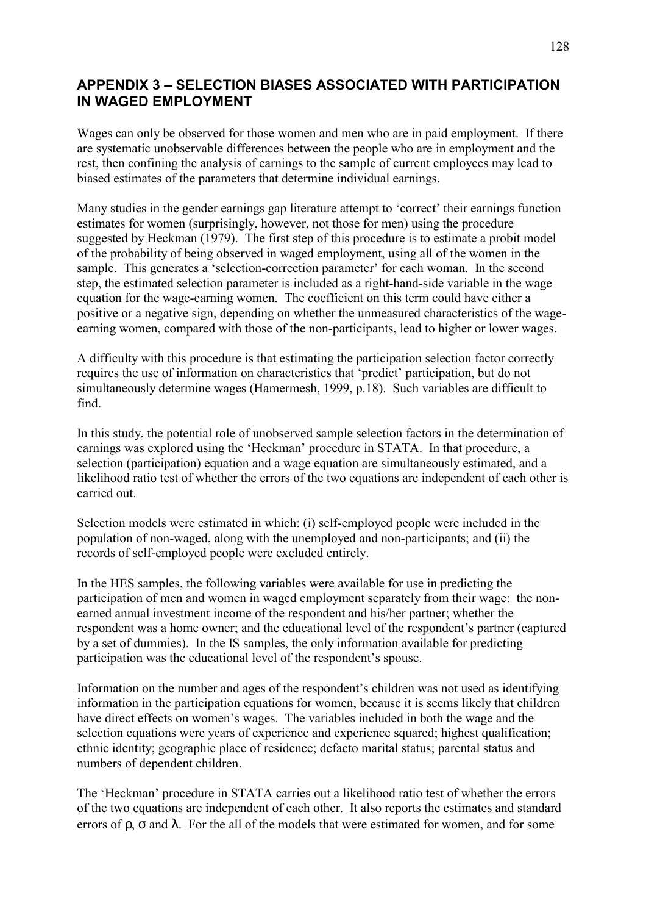## APPENDIX 3 – SELECTION BIASES ASSOCIATED WITH PARTICIPATION IN WAGED EMPLOYMENT

Wages can only be observed for those women and men who are in paid employment. If there are systematic unobservable differences between the people who are in employment and the rest, then confining the analysis of earnings to the sample of current employees may lead to biased estimates of the parameters that determine individual earnings.

Many studies in the gender earnings gap literature attempt to 'correct' their earnings function estimates for women (surprisingly, however, not those for men) using the procedure suggested by Heckman (1979). The first step of this procedure is to estimate a probit model of the probability of being observed in waged employment, using all of the women in the sample. This generates a 'selection-correction parameter' for each woman. In the second step, the estimated selection parameter is included as a right-hand-side variable in the wage equation for the wage-earning women. The coefficient on this term could have either a positive or a negative sign, depending on whether the unmeasured characteristics of the wage-earning women, compared with those of the non-participants, lead to higher or lower wages.

A difficulty with this procedure is that estimating the participation selection factor correctly requires the use of information on characteristics that 'predict' participation, but do not simultaneously determine wages (Hamermesh, 1999, p.18). Such variables are difficult to find.

In this study, the potential role of unobserved sample selection factors in the determination of earnings was explored using the 'Heckman' procedure in STATA. In that procedure, a selection (participation) equation and a wage equation are simultaneously estimated, and a likelihood ratio test of whether the errors of the two equations are independent of each other is carried out.

Selection models were estimated in which: (i) self-employed people were included in the population of non-waged, along with the unemployed and non-participants; and (ii) the records of self-employed people were excluded entirely.

In the HES samples, the following variables were available for use in predicting the participation of men and women in waged employment separately from their wage: the non-earned annual investment income of the respondent and his/her partner; whether the respondent was a home owner; and the educational level of the respondent's partner (captured by a set of dummies). In the IS samples, the only information available for predicting participation was the educational level of the respondent's spouse.

Information on the number and ages of the respondent's children was not used as identifying information in the participation equations for women, because it is seems likely that children have direct effects on women's wages. The variables included in both the wage and the selection equations were years of experience and experience squared; highest qualification; ethnic identity; geographic place of residence; defacto marital status; parental status and numbers of dependent children.

The 'Heckman' procedure in STATA carries out a likelihood ratio test of whether the errors of the two equations are independent of each other. It also reports the estimates and standard errors of $\rho$, $\sigma$ and $\lambda$. For the all of the models that were estimated for women, and for some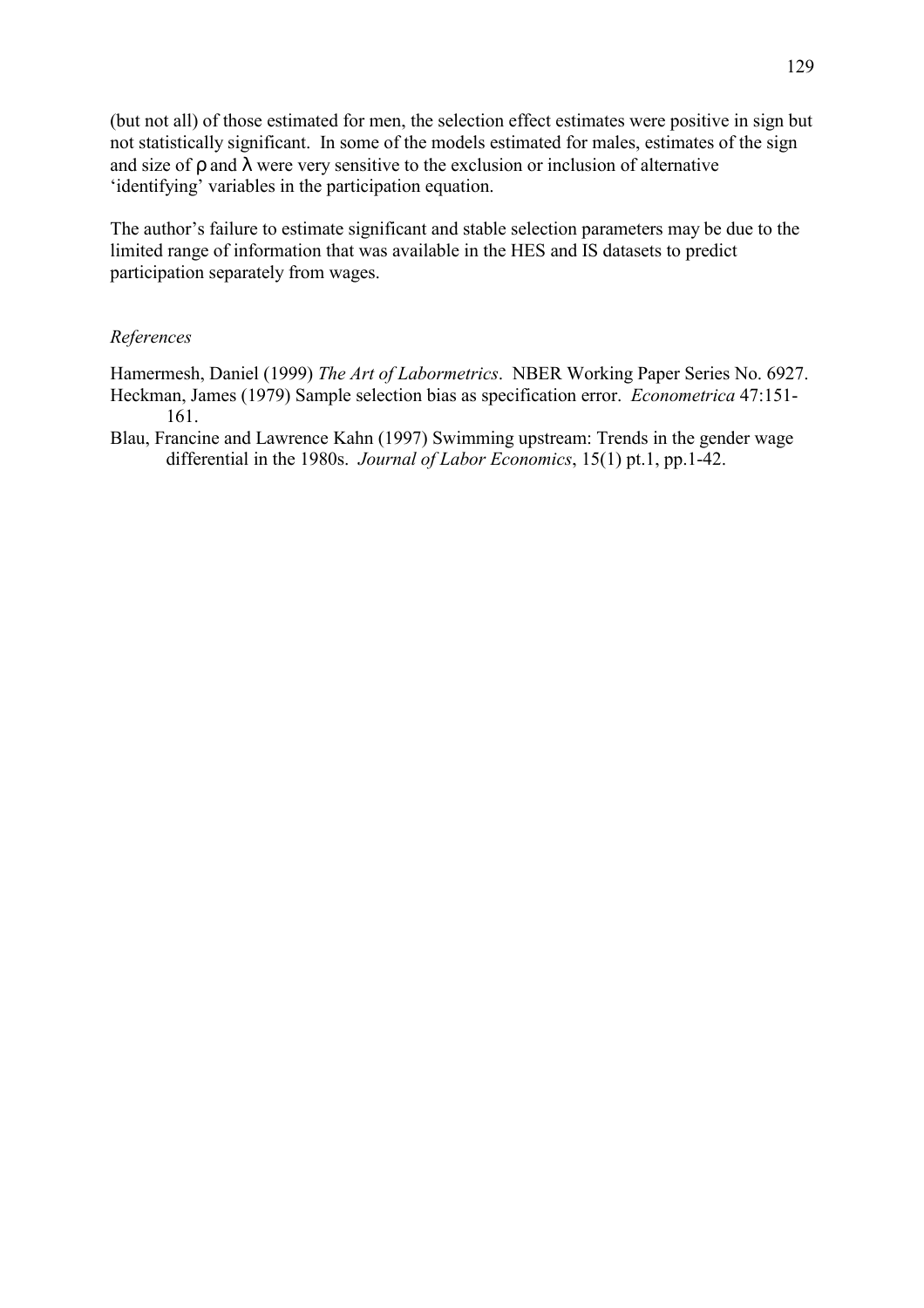(but not all) of those estimated for men, the selection effect estimates were positive in sign but not statistically significant. In some of the models estimated for males, estimates of the sign and size of $\rho$ and $\lambda$ were very sensitive to the exclusion or inclusion of alternative 'identifying' variables in the participation equation.

The author's failure to estimate significant and stable selection parameters may be due to the limited range of information that was available in the HES and IS datasets to predict participation separately from wages.

*References*

Hamermesh, Daniel (1999) *The Art of Labormetrics*. NBER Working Paper Series No. 6927.

Heckman, James (1979) Sample selection bias as specification error. *Econometrica* 47:151-161.

Blau, Francine and Lawrence Kahn (1997) Swimming upstream: Trends in the gender wage differential in the 1980s. *Journal of Labor Economics*, 15(1) pt.1, pp.1-42.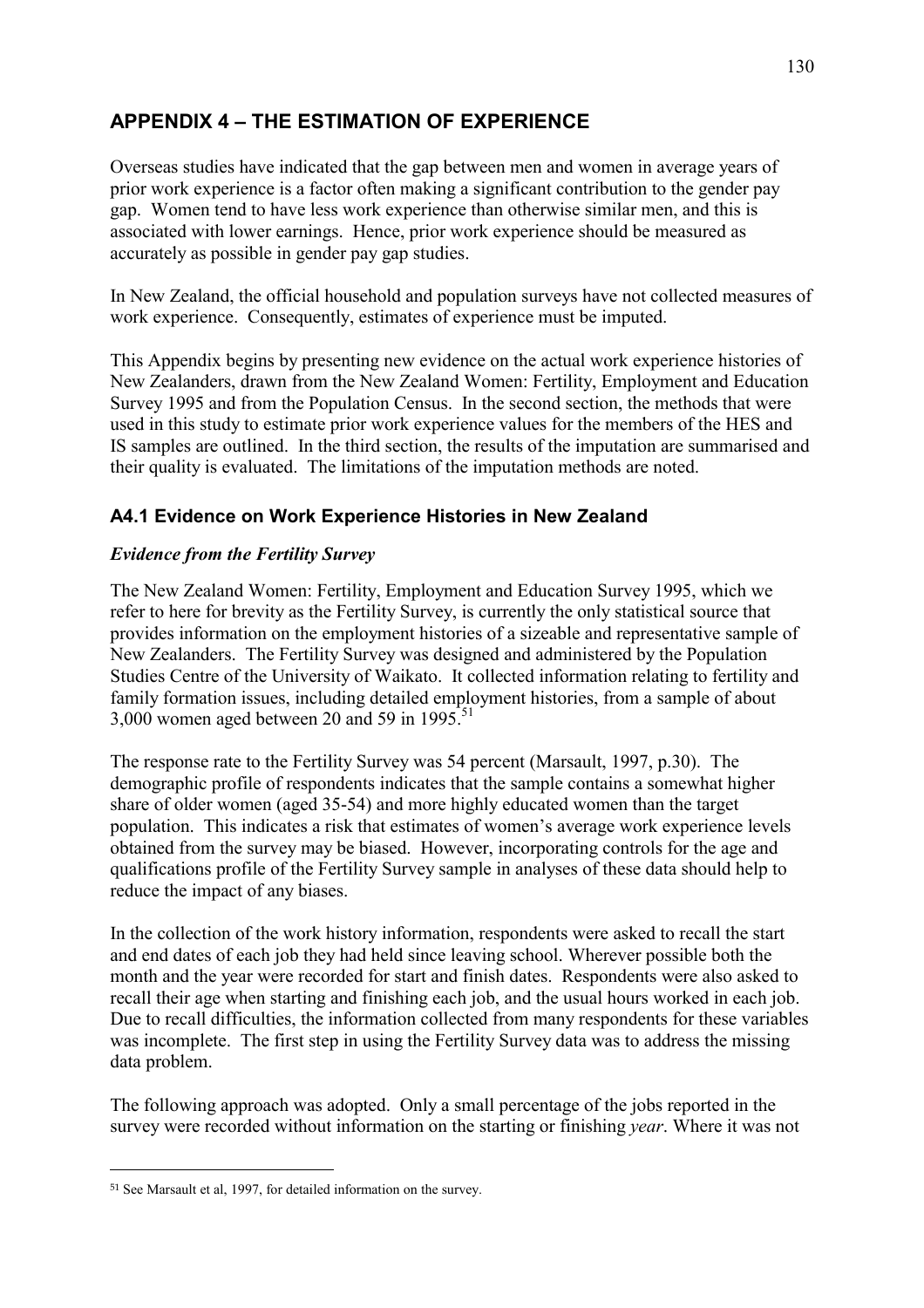# APPENDIX 4 – THE ESTIMATION OF EXPERIENCE

Overseas studies have indicated that the gap between men and women in average years of prior work experience is a factor often making a significant contribution to the gender pay gap. Women tend to have less work experience than otherwise similar men, and this is associated with lower earnings. Hence, prior work experience should be measured as accurately as possible in gender pay gap studies.

In New Zealand, the official household and population surveys have not collected measures of work experience. Consequently, estimates of experience must be imputed.

This Appendix begins by presenting new evidence on the actual work experience histories of New Zealanders, drawn from the New Zealand Women: Fertility, Employment and Education Survey 1995 and from the Population Census. In the second section, the methods that were used in this study to estimate prior work experience values for the members of the HES and IS samples are outlined. In the third section, the results of the imputation are summarised and their quality is evaluated. The limitations of the imputation methods are noted.

## A4.1 Evidence on Work Experience Histories in New Zealand

### *Evidence from the Fertility Survey*

The New Zealand Women: Fertility, Employment and Education Survey 1995, which we refer to here for brevity as the Fertility Survey, is currently the only statistical source that provides information on the employment histories of a sizeable and representative sample of New Zealanders. The Fertility Survey was designed and administered by the Population Studies Centre of the University of Waikato. It collected information relating to fertility and family formation issues, including detailed employment histories, from a sample of about 3,000 women aged between 20 and 59 in 1995.[51]

The response rate to the Fertility Survey was 54 percent (Marsault, 1997, p.30). The demographic profile of respondents indicates that the sample contains a somewhat higher share of older women (aged 35-54) and more highly educated women than the target population. This indicates a risk that estimates of women's average work experience levels obtained from the survey may be biased. However, incorporating controls for the age and qualifications profile of the Fertility Survey sample in analyses of these data should help to reduce the impact of any biases.

In the collection of the work history information, respondents were asked to recall the start and end dates of each job they had held since leaving school. Wherever possible both the month and the year were recorded for start and finish dates. Respondents were also asked to recall their age when starting and finishing each job, and the usual hours worked in each job. Due to recall difficulties, the information collected from many respondents for these variables was incomplete. The first step in using the Fertility Survey data was to address the missing data problem.

The following approach was adopted. Only a small percentage of the jobs reported in the survey were recorded without information on the starting or finishing *year*. Where it was not

[51] See Marsault et al, 1997, for detailed information on the survey.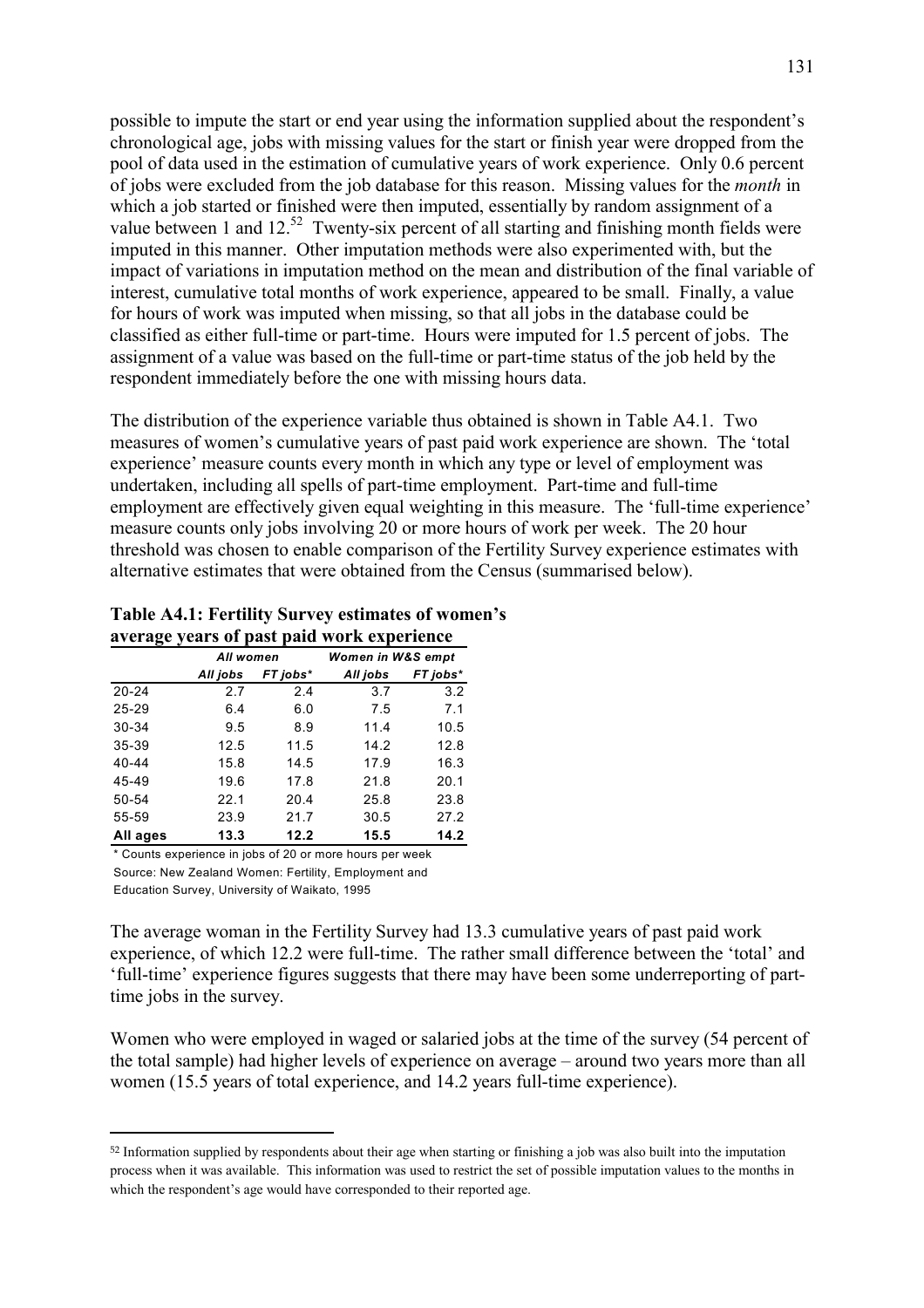possible to impute the start or end year using the information supplied about the respondent's chronological age, jobs with missing values for the start or finish year were dropped from the pool of data used in the estimation of cumulative years of work experience. Only 0.6 percent of jobs were excluded from the job database for this reason. Missing values for the *month* in which a job started or finished were then imputed, essentially by random assignment of a value between 1 and 12.[52] Twenty-six percent of all starting and finishing month fields were imputed in this manner. Other imputation methods were also experimented with, but the impact of variations in imputation method on the mean and distribution of the final variable of interest, cumulative total months of work experience, appeared to be small. Finally, a value for hours of work was imputed when missing, so that all jobs in the database could be classified as either full-time or part-time. Hours were imputed for 1.5 percent of jobs. The assignment of a value was based on the full-time or part-time status of the job held by the respondent immediately before the one with missing hours data.

The distribution of the experience variable thus obtained is shown in Table A4.1. Two measures of women's cumulative years of past paid work experience are shown. The 'total experience' measure counts every month in which any type or level of employment was undertaken, including all spells of part-time employment. Part-time and full-time employment are effectively given equal weighting in this measure. The 'full-time experience' measure counts only jobs involving 20 or more hours of work per week. The 20 hour threshold was chosen to enable comparison of the Fertility Survey experience estimates with alternative estimates that were obtained from the Census (summarised below).

**Table A4.1: Fertility Survey estimates of women's average years of past paid work experience**

| | *All women* | | *Women in W&S empt* | |
|---|---|---|---|---|
| | *All jobs* | *FT jobs** | *All jobs* | *FT jobs** |
| 20-24 | 2.7 | 2.4 | 3.7 | 3.2 |
| 25-29 | 6.4 | 6.0 | 7.5 | 7.1 |
| 30-34 | 9.5 | 8.9 | 11.4 | 10.5 |
| 35-39 | 12.5 | 11.5 | 14.2 | 12.8 |
| 40-44 | 15.8 | 14.5 | 17.9 | 16.3 |
| 45-49 | 19.6 | 17.8 | 21.8 | 20.1 |
| 50-54 | 22.1 | 20.4 | 25.8 | 23.8 |
| 55-59 | 23.9 | 21.7 | 30.5 | 27.2 |
| **All ages** | **13.3** | **12.2** | **15.5** | **14.2** |

\* Counts experience in jobs of 20 or more hours per week
Source: New Zealand Women: Fertility, Employment and Education Survey, University of Waikato, 1995

The average woman in the Fertility Survey had 13.3 cumulative years of past paid work experience, of which 12.2 were full-time. The rather small difference between the 'total' and 'full-time' experience figures suggests that there may have been some underreporting of part-time jobs in the survey.

Women who were employed in waged or salaried jobs at the time of the survey (54 percent of the total sample) had higher levels of experience on average – around two years more than all women (15.5 years of total experience, and 14.2 years full-time experience).

[52] Information supplied by respondents about their age when starting or finishing a job was also built into the imputation process when it was available. This information was used to restrict the set of possible imputation values to the months in which the respondent's age would have corresponded to their reported age.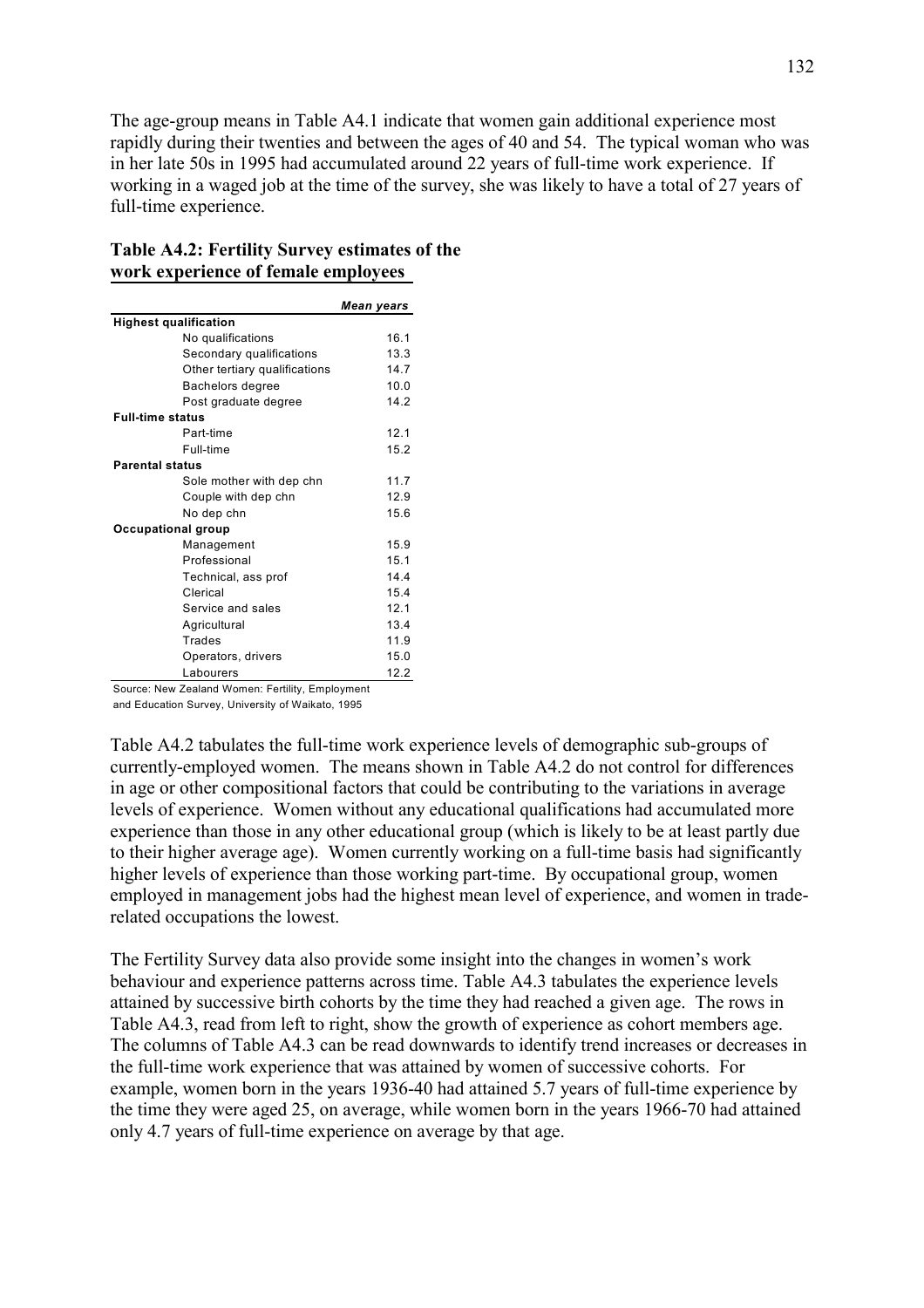The age-group means in Table A4.1 indicate that women gain additional experience most rapidly during their twenties and between the ages of 40 and 54. The typical woman who was in her late 50s in 1995 had accumulated around 22 years of full-time work experience. If working in a waged job at the time of the survey, she was likely to have a total of 27 years of full-time experience.

**Table A4.2: Fertility Survey estimates of the work experience of female employees**

| | *Mean years* |
|---|---|
| **Highest qualification** | |
| No qualifications | 16.1 |
| Secondary qualifications | 13.3 |
| Other tertiary qualifications | 14.7 |
| Bachelors degree | 10.0 |
| Post graduate degree | 14.2 |
| **Full-time status** | |
| Part-time | 12.1 |
| Full-time | 15.2 |
| **Parental status** | |
| Sole mother with dep chn | 11.7 |
| Couple with dep chn | 12.9 |
| No dep chn | 15.6 |
| **Occupational group** | |
| Management | 15.9 |
| Professional | 15.1 |
| Technical, ass prof | 14.4 |
| Clerical | 15.4 |
| Service and sales | 12.1 |
| Agricultural | 13.4 |
| Trades | 11.9 |
| Operators, drivers | 15.0 |
| Labourers | 12.2 |

Source: New Zealand Women: Fertility, Employment and Education Survey, University of Waikato, 1995

Table A4.2 tabulates the full-time work experience levels of demographic sub-groups of currently-employed women. The means shown in Table A4.2 do not control for differences in age or other compositional factors that could be contributing to the variations in average levels of experience. Women without any educational qualifications had accumulated more experience than those in any other educational group (which is likely to be at least partly due to their higher average age). Women currently working on a full-time basis had significantly higher levels of experience than those working part-time. By occupational group, women employed in management jobs had the highest mean level of experience, and women in trade-related occupations the lowest.

The Fertility Survey data also provide some insight into the changes in women's work behaviour and experience patterns across time. Table A4.3 tabulates the experience levels attained by successive birth cohorts by the time they had reached a given age. The rows in Table A4.3, read from left to right, show the growth of experience as cohort members age. The columns of Table A4.3 can be read downwards to identify trend increases or decreases in the full-time work experience that was attained by women of successive cohorts. For example, women born in the years 1936-40 had attained 5.7 years of full-time experience by the time they were aged 25, on average, while women born in the years 1966-70 had attained only 4.7 years of full-time experience on average by that age.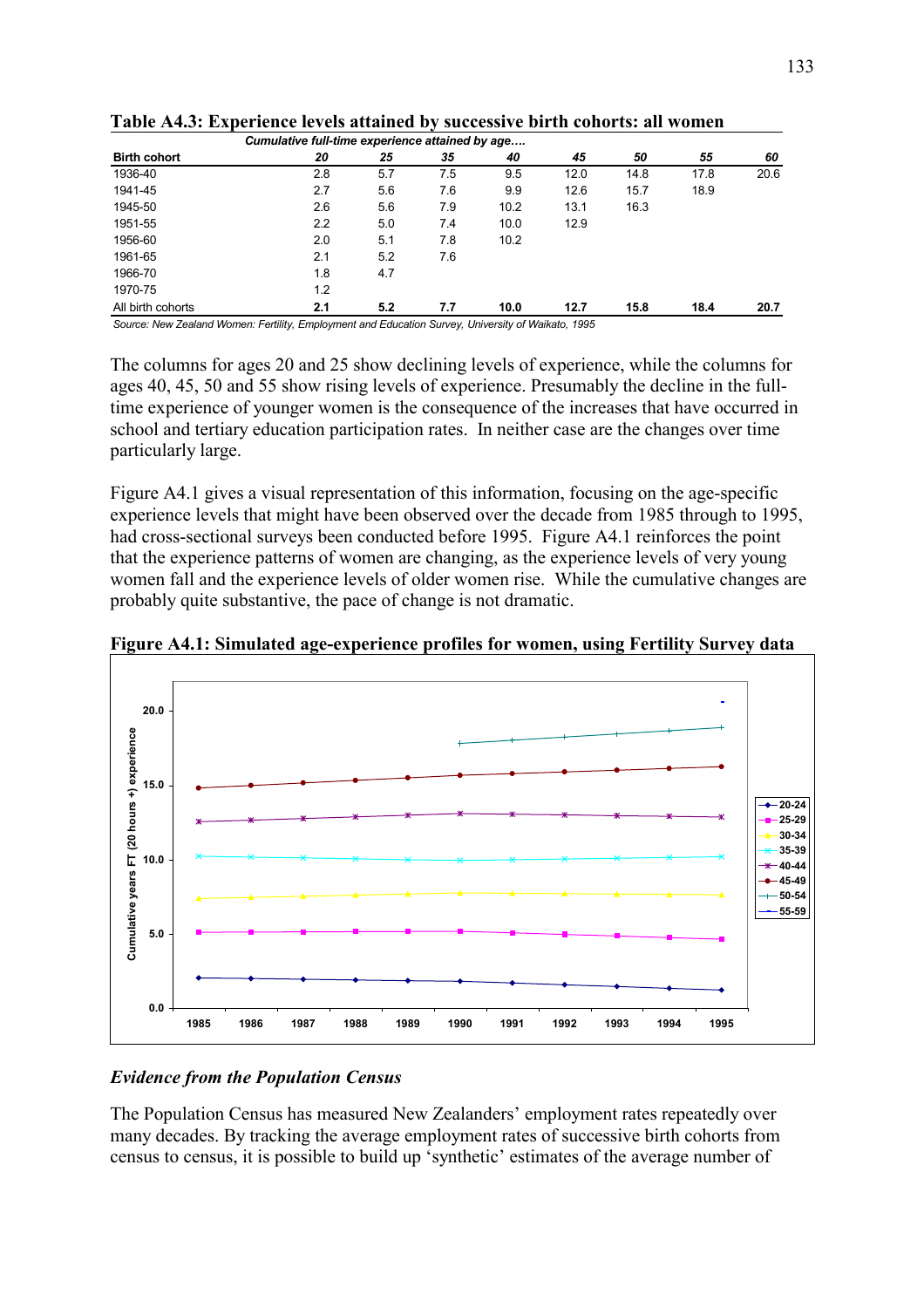**Table A4.3: Experience levels attained by successive birth cohorts: all women**

| | *Cumulative full-time experience attained by age….* | | | | | | | |
|---|---|---|---|---|---|---|---|---|
| **Birth cohort** | **20** | **25** | **35** | **40** | **45** | **50** | **55** | **60** |
| 1936-40 | 2.8 | 5.7 | 7.5 | 9.5 | 12.0 | 14.8 | 17.8 | 20.6 |
| 1941-45 | 2.7 | 5.6 | 7.6 | 9.9 | 12.6 | 15.7 | 18.9 | |
| 1945-50 | 2.6 | 5.6 | 7.9 | 10.2 | 13.1 | 16.3 | | |
| 1951-55 | 2.2 | 5.0 | 7.4 | 10.0 | 12.9 | | | |
| 1956-60 | 2.0 | 5.1 | 7.8 | 10.2 | | | | |
| 1961-65 | 2.1 | 5.2 | 7.6 | | | | | |
| 1966-70 | 1.8 | 4.7 | | | | | | |
| 1970-75 | 1.2 | | | | | | | |
| All birth cohorts | **2.1** | **5.2** | **7.7** | **10.0** | **12.7** | **15.8** | **18.4** | **20.7** |

*Source: New Zealand Women: Fertility, Employment and Education Survey, University of Waikato, 1995*

The columns for ages 20 and 25 show declining levels of experience, while the columns for ages 40, 45, 50 and 55 show rising levels of experience. Presumably the decline in the full-time experience of younger women is the consequence of the increases that have occurred in school and tertiary education participation rates. In neither case are the changes over time particularly large.

Figure A4.1 gives a visual representation of this information, focusing on the age-specific experience levels that might have been observed over the decade from 1985 through to 1995, had cross-sectional surveys been conducted before 1995. Figure A4.1 reinforces the point that the experience patterns of women are changing, as the experience levels of very young women fall and the experience levels of older women rise. While the cumulative changes are probably quite substantive, the pace of change is not dramatic.

**Figure A4.1: Simulated age-experience profiles for women, using Fertility Survey data**

### *Evidence from the Population Census*

The Population Census has measured New Zealanders' employment rates repeatedly over many decades. By tracking the average employment rates of successive birth cohorts from census to census, it is possible to build up 'synthetic' estimates of the average number of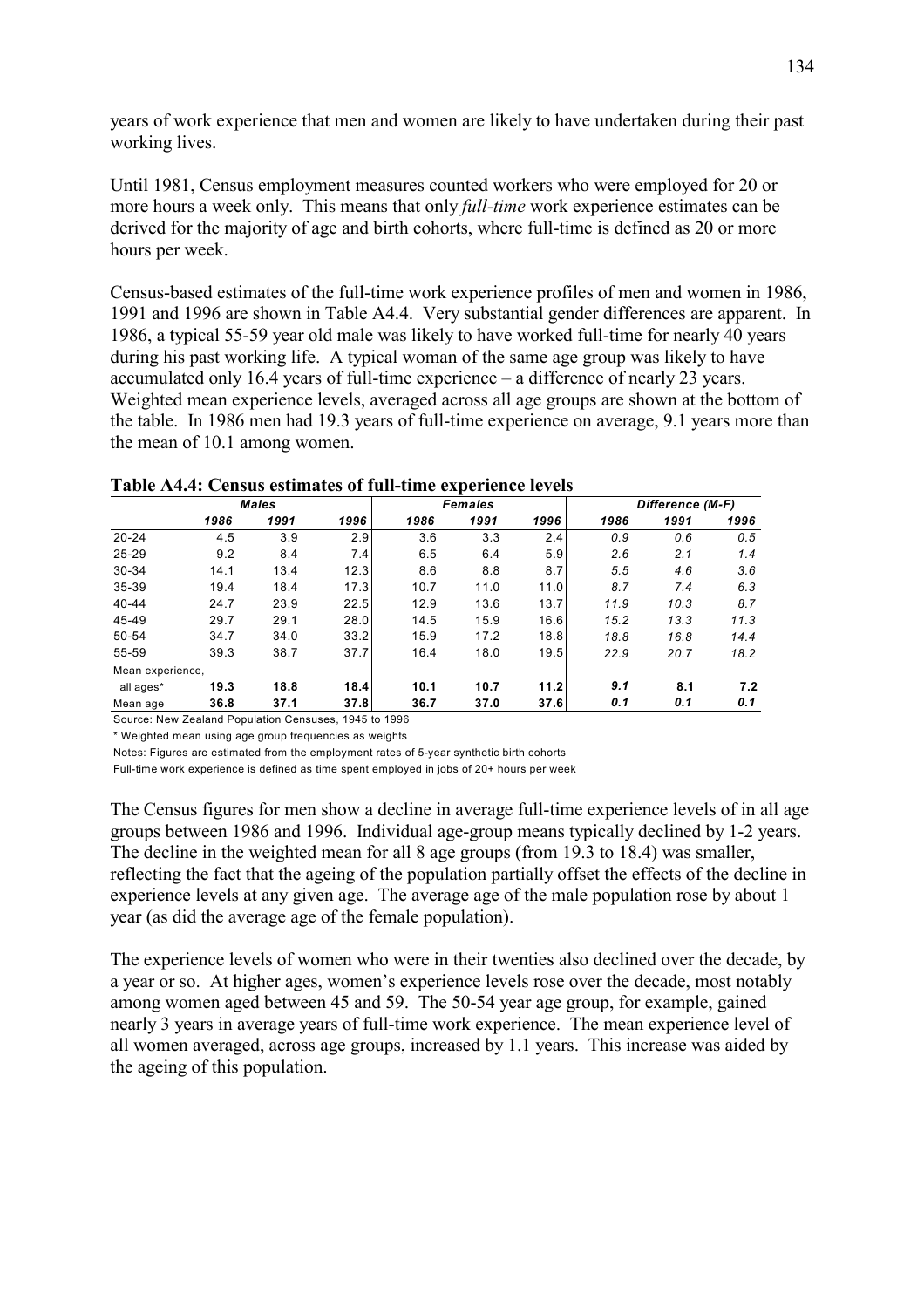years of work experience that men and women are likely to have undertaken during their past working lives.

Until 1981, Census employment measures counted workers who were employed for 20 or more hours a week only. This means that only *full-time* work experience estimates can be derived for the majority of age and birth cohorts, where full-time is defined as 20 or more hours per week.

Census-based estimates of the full-time work experience profiles of men and women in 1986, 1991 and 1996 are shown in Table A4.4. Very substantial gender differences are apparent. In 1986, a typical 55-59 year old male was likely to have worked full-time for nearly 40 years during his past working life. A typical woman of the same age group was likely to have accumulated only 16.4 years of full-time experience – a difference of nearly 23 years. Weighted mean experience levels, averaged across all age groups are shown at the bottom of the table. In 1986 men had 19.3 years of full-time experience on average, 9.1 years more than the mean of 10.1 among women.

**Table A4.4: Census estimates of full-time experience levels**

| | *Males* | | | *Females* | | | *Difference (M-F)* | | |
|---|---|---|---|---|---|---|---|---|---|
| | *1986* | *1991* | *1996* | *1986* | *1991* | *1996* | *1986* | *1991* | *1996* |
| 20-24 | 4.5 | 3.9 | 2.9 | 3.6 | 3.3 | 2.4 | *0.9* | *0.6* | *0.5* |
| 25-29 | 9.2 | 8.4 | 7.4 | 6.5 | 6.4 | 5.9 | *2.6* | *2.1* | *1.4* |
| 30-34 | 14.1 | 13.4 | 12.3 | 8.6 | 8.8 | 8.7 | *5.5* | *4.6* | *3.6* |
| 35-39 | 19.4 | 18.4 | 17.3 | 10.7 | 11.0 | 11.0 | *8.7* | *7.4* | *6.3* |
| 40-44 | 24.7 | 23.9 | 22.5 | 12.9 | 13.6 | 13.7 | *11.9* | *10.3* | *8.7* |
| 45-49 | 29.7 | 29.1 | 28.0 | 14.5 | 15.9 | 16.6 | *15.2* | *13.3* | *11.3* |
| 50-54 | 34.7 | 34.0 | 33.2 | 15.9 | 17.2 | 18.8 | *18.8* | *16.8* | *14.4* |
| 55-59 | 39.3 | 38.7 | 37.7 | 16.4 | 18.0 | 19.5 | *22.9* | *20.7* | *18.2* |
| Mean experience, | | | | | | | | | |
| all ages* | **19.3** | **18.8** | **18.4** | **10.1** | **10.7** | **11.2** | ***9.1*** | ***8.1*** | ***7.2*** |
| Mean age | **36.8** | **37.1** | **37.8** | **36.7** | **37.0** | **37.6** | ***0.1*** | ***0.1*** | ***0.1*** |

Source: New Zealand Population Censuses, 1945 to 1996

\* Weighted mean using age group frequencies as weights

Notes: Figures are estimated from the employment rates of 5-year synthetic birth cohorts

Full-time work experience is defined as time spent employed in jobs of 20+ hours per week

The Census figures for men show a decline in average full-time experience levels of in all age groups between 1986 and 1996. Individual age-group means typically declined by 1-2 years. The decline in the weighted mean for all 8 age groups (from 19.3 to 18.4) was smaller, reflecting the fact that the ageing of the population partially offset the effects of the decline in experience levels at any given age. The average age of the male population rose by about 1 year (as did the average age of the female population).

The experience levels of women who were in their twenties also declined over the decade, by a year or so. At higher ages, women's experience levels rose over the decade, most notably among women aged between 45 and 59. The 50-54 year age group, for example, gained nearly 3 years in average years of full-time work experience. The mean experience level of all women averaged, across age groups, increased by 1.1 years. This increase was aided by the ageing of this population.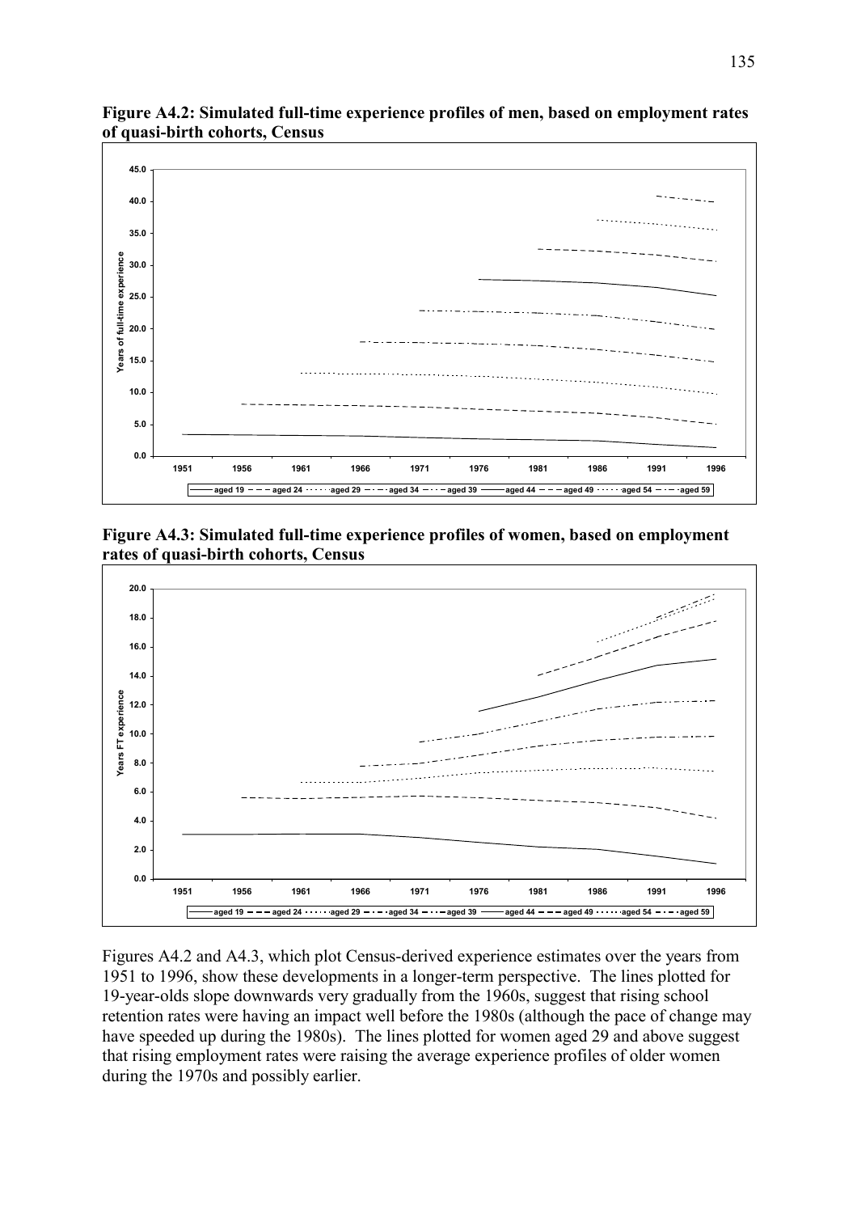**Figure A4.2: Simulated full-time experience profiles of men, based on employment rates of quasi-birth cohorts, Census**

**Figure A4.3: Simulated full-time experience profiles of women, based on employment rates of quasi-birth cohorts, Census**

Figures A4.2 and A4.3, which plot Census-derived experience estimates over the years from 1951 to 1996, show these developments in a longer-term perspective. The lines plotted for 19-year-olds slope downwards very gradually from the 1960s, suggest that rising school retention rates were having an impact well before the 1980s (although the pace of change may have speeded up during the 1980s). The lines plotted for women aged 29 and above suggest that rising employment rates were raising the average experience profiles of older women during the 1970s and possibly earlier.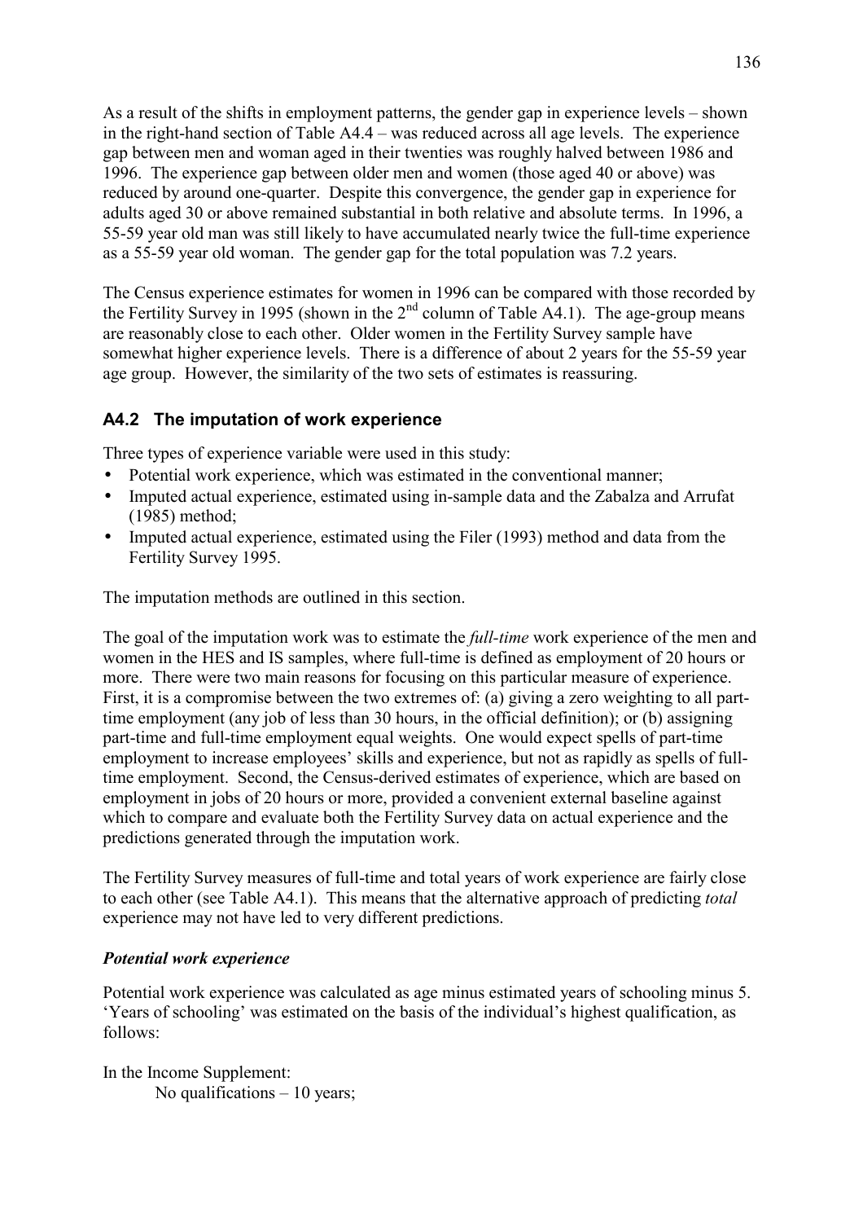As a result of the shifts in employment patterns, the gender gap in experience levels – shown in the right-hand section of Table A4.4 – was reduced across all age levels. The experience gap between men and woman aged in their twenties was roughly halved between 1986 and 1996. The experience gap between older men and women (those aged 40 or above) was reduced by around one-quarter. Despite this convergence, the gender gap in experience for adults aged 30 or above remained substantial in both relative and absolute terms. In 1996, a 55-59 year old man was still likely to have accumulated nearly twice the full-time experience as a 55-59 year old woman. The gender gap for the total population was 7.2 years.

The Census experience estimates for women in 1996 can be compared with those recorded by the Fertility Survey in 1995 (shown in the 2nd column of Table A4.1). The age-group means are reasonably close to each other. Older women in the Fertility Survey sample have somewhat higher experience levels. There is a difference of about 2 years for the 55-59 year age group. However, the similarity of the two sets of estimates is reassuring.

## A4.2 The imputation of work experience

Three types of experience variable were used in this study:

- Potential work experience, which was estimated in the conventional manner;
- Imputed actual experience, estimated using in-sample data and the Zabalza and Arrufat (1985) method;
- Imputed actual experience, estimated using the Filer (1993) method and data from the Fertility Survey 1995.

The imputation methods are outlined in this section.

The goal of the imputation work was to estimate the *full-time* work experience of the men and women in the HES and IS samples, where full-time is defined as employment of 20 hours or more. There were two main reasons for focusing on this particular measure of experience. First, it is a compromise between the two extremes of: (a) giving a zero weighting to all part-time employment (any job of less than 30 hours, in the official definition); or (b) assigning part-time and full-time employment equal weights. One would expect spells of part-time employment to increase employees' skills and experience, but not as rapidly as spells of full-time employment. Second, the Census-derived estimates of experience, which are based on employment in jobs of 20 hours or more, provided a convenient external baseline against which to compare and evaluate both the Fertility Survey data on actual experience and the predictions generated through the imputation work.

The Fertility Survey measures of full-time and total years of work experience are fairly close to each other (see Table A4.1). This means that the alternative approach of predicting *total* experience may not have led to very different predictions.

### *Potential work experience*

Potential work experience was calculated as age minus estimated years of schooling minus 5. 'Years of schooling' was estimated on the basis of the individual's highest qualification, as follows:

In the Income Supplement:

No qualifications – 10 years;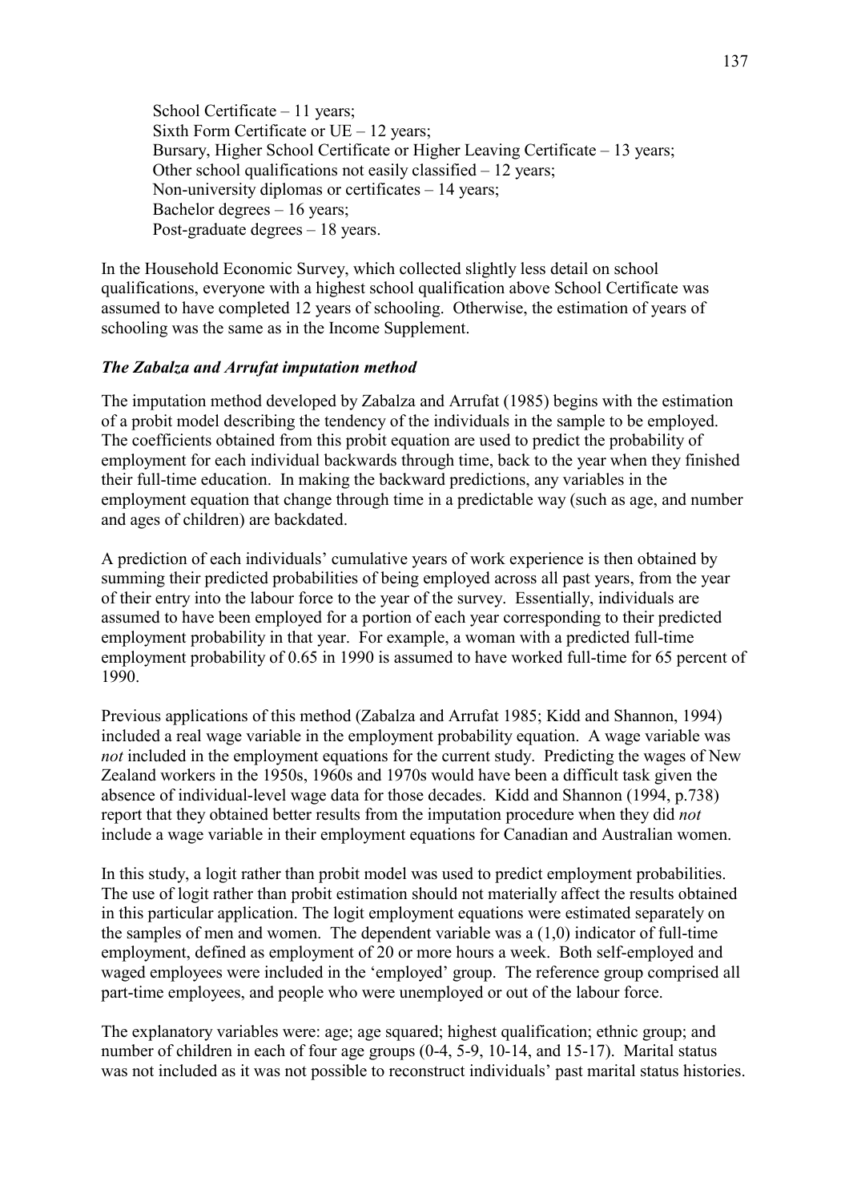School Certificate – 11 years;  
Sixth Form Certificate or UE – 12 years;  
Bursary, Higher School Certificate or Higher Leaving Certificate – 13 years;  
Other school qualifications not easily classified – 12 years;  
Non-university diplomas or certificates – 14 years;  
Bachelor degrees – 16 years;  
Post-graduate degrees – 18 years.

In the Household Economic Survey, which collected slightly less detail on school qualifications, everyone with a highest school qualification above School Certificate was assumed to have completed 12 years of schooling. Otherwise, the estimation of years of schooling was the same as in the Income Supplement.

### *The Zabalza and Arrufat imputation method*

The imputation method developed by Zabalza and Arrufat (1985) begins with the estimation of a probit model describing the tendency of the individuals in the sample to be employed. The coefficients obtained from this probit equation are used to predict the probability of employment for each individual backwards through time, back to the year when they finished their full-time education. In making the backward predictions, any variables in the employment equation that change through time in a predictable way (such as age, and number and ages of children) are backdated.

A prediction of each individuals' cumulative years of work experience is then obtained by summing their predicted probabilities of being employed across all past years, from the year of their entry into the labour force to the year of the survey. Essentially, individuals are assumed to have been employed for a portion of each year corresponding to their predicted employment probability in that year. For example, a woman with a predicted full-time employment probability of 0.65 in 1990 is assumed to have worked full-time for 65 percent of 1990.

Previous applications of this method (Zabalza and Arrufat 1985; Kidd and Shannon, 1994) included a real wage variable in the employment probability equation. A wage variable was *not* included in the employment equations for the current study. Predicting the wages of New Zealand workers in the 1950s, 1960s and 1970s would have been a difficult task given the absence of individual-level wage data for those decades. Kidd and Shannon (1994, p.738) report that they obtained better results from the imputation procedure when they did *not* include a wage variable in their employment equations for Canadian and Australian women.

In this study, a logit rather than probit model was used to predict employment probabilities. The use of logit rather than probit estimation should not materially affect the results obtained in this particular application. The logit employment equations were estimated separately on the samples of men and women. The dependent variable was a (1,0) indicator of full-time employment, defined as employment of 20 or more hours a week. Both self-employed and waged employees were included in the 'employed' group. The reference group comprised all part-time employees, and people who were unemployed or out of the labour force.

The explanatory variables were: age; age squared; highest qualification; ethnic group; and number of children in each of four age groups (0-4, 5-9, 10-14, and 15-17). Marital status was not included as it was not possible to reconstruct individuals' past marital status histories.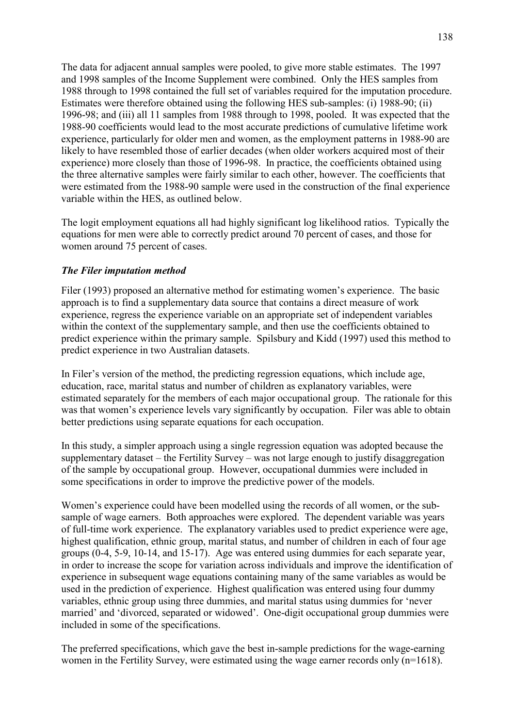The data for adjacent annual samples were pooled, to give more stable estimates. The 1997 and 1998 samples of the Income Supplement were combined. Only the HES samples from 1988 through to 1998 contained the full set of variables required for the imputation procedure. Estimates were therefore obtained using the following HES sub-samples: (i) 1988-90; (ii) 1996-98; and (iii) all 11 samples from 1988 through to 1998, pooled. It was expected that the 1988-90 coefficients would lead to the most accurate predictions of cumulative lifetime work experience, particularly for older men and women, as the employment patterns in 1988-90 are likely to have resembled those of earlier decades (when older workers acquired most of their experience) more closely than those of 1996-98. In practice, the coefficients obtained using the three alternative samples were fairly similar to each other, however. The coefficients that were estimated from the 1988-90 sample were used in the construction of the final experience variable within the HES, as outlined below.

The logit employment equations all had highly significant log likelihood ratios. Typically the equations for men were able to correctly predict around 70 percent of cases, and those for women around 75 percent of cases.

***The Filer imputation method***

Filer (1993) proposed an alternative method for estimating women's experience. The basic approach is to find a supplementary data source that contains a direct measure of work experience, regress the experience variable on an appropriate set of independent variables within the context of the supplementary sample, and then use the coefficients obtained to predict experience within the primary sample. Spilsbury and Kidd (1997) used this method to predict experience in two Australian datasets.

In Filer's version of the method, the predicting regression equations, which include age, education, race, marital status and number of children as explanatory variables, were estimated separately for the members of each major occupational group. The rationale for this was that women's experience levels vary significantly by occupation. Filer was able to obtain better predictions using separate equations for each occupation.

In this study, a simpler approach using a single regression equation was adopted because the supplementary dataset – the Fertility Survey – was not large enough to justify disaggregation of the sample by occupational group. However, occupational dummies were included in some specifications in order to improve the predictive power of the models.

Women's experience could have been modelled using the records of all women, or the sub-sample of wage earners. Both approaches were explored. The dependent variable was years of full-time work experience. The explanatory variables used to predict experience were age, highest qualification, ethnic group, marital status, and number of children in each of four age groups (0-4, 5-9, 10-14, and 15-17). Age was entered using dummies for each separate year, in order to increase the scope for variation across individuals and improve the identification of experience in subsequent wage equations containing many of the same variables as would be used in the prediction of experience. Highest qualification was entered using four dummy variables, ethnic group using three dummies, and marital status using dummies for 'never married' and 'divorced, separated or widowed'. One-digit occupational group dummies were included in some of the specifications.

The preferred specifications, which gave the best in-sample predictions for the wage-earning women in the Fertility Survey, were estimated using the wage earner records only (n=1618).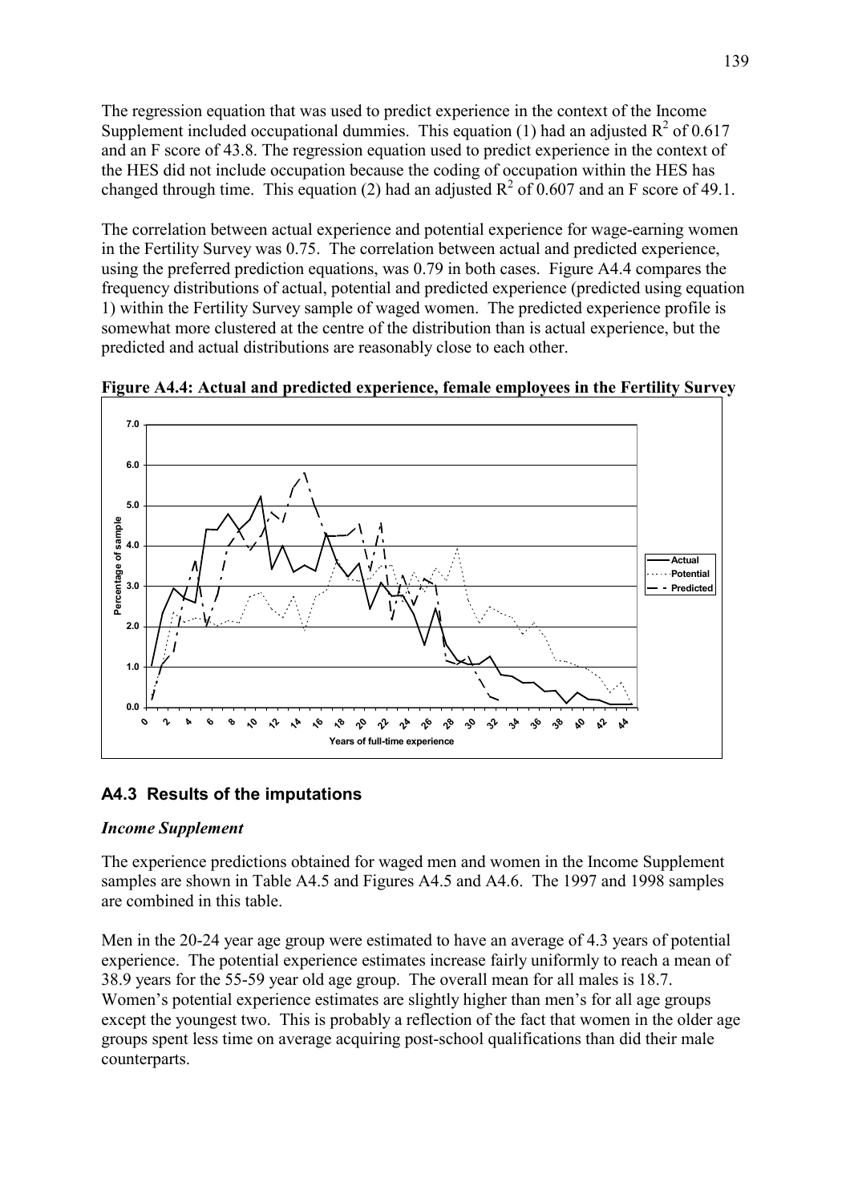The regression equation that was used to predict experience in the context of the Income Supplement included occupational dummies. This equation (1) had an adjusted $R^2$ of 0.617 and an F score of 43.8. The regression equation used to predict experience in the context of the HES did not include occupation because the coding of occupation within the HES has changed through time. This equation (2) had an adjusted $R^2$ of 0.607 and an F score of 49.1.

The correlation between actual experience and potential experience for wage-earning women in the Fertility Survey was 0.75. The correlation between actual and predicted experience, using the preferred prediction equations, was 0.79 in both cases. Figure A4.4 compares the frequency distributions of actual, potential and predicted experience (predicted using equation 1) within the Fertility Survey sample of waged women. The predicted experience profile is somewhat more clustered at the centre of the distribution than is actual experience, but the predicted and actual distributions are reasonably close to each other.

**Figure A4.4: Actual and predicted experience, female employees in the Fertility Survey**

## A4.3 Results of the imputations

### *Income Supplement*

The experience predictions obtained for waged men and women in the Income Supplement samples are shown in Table A4.5 and Figures A4.5 and A4.6. The 1997 and 1998 samples are combined in this table.

Men in the 20-24 year age group were estimated to have an average of 4.3 years of potential experience. The potential experience estimates increase fairly uniformly to reach a mean of 38.9 years for the 55-59 year old age group. The overall mean for all males is 18.7. Women's potential experience estimates are slightly higher than men's for all age groups except the youngest two. This is probably a reflection of the fact that women in the older age groups spent less time on average acquiring post-school qualifications than did their male counterparts.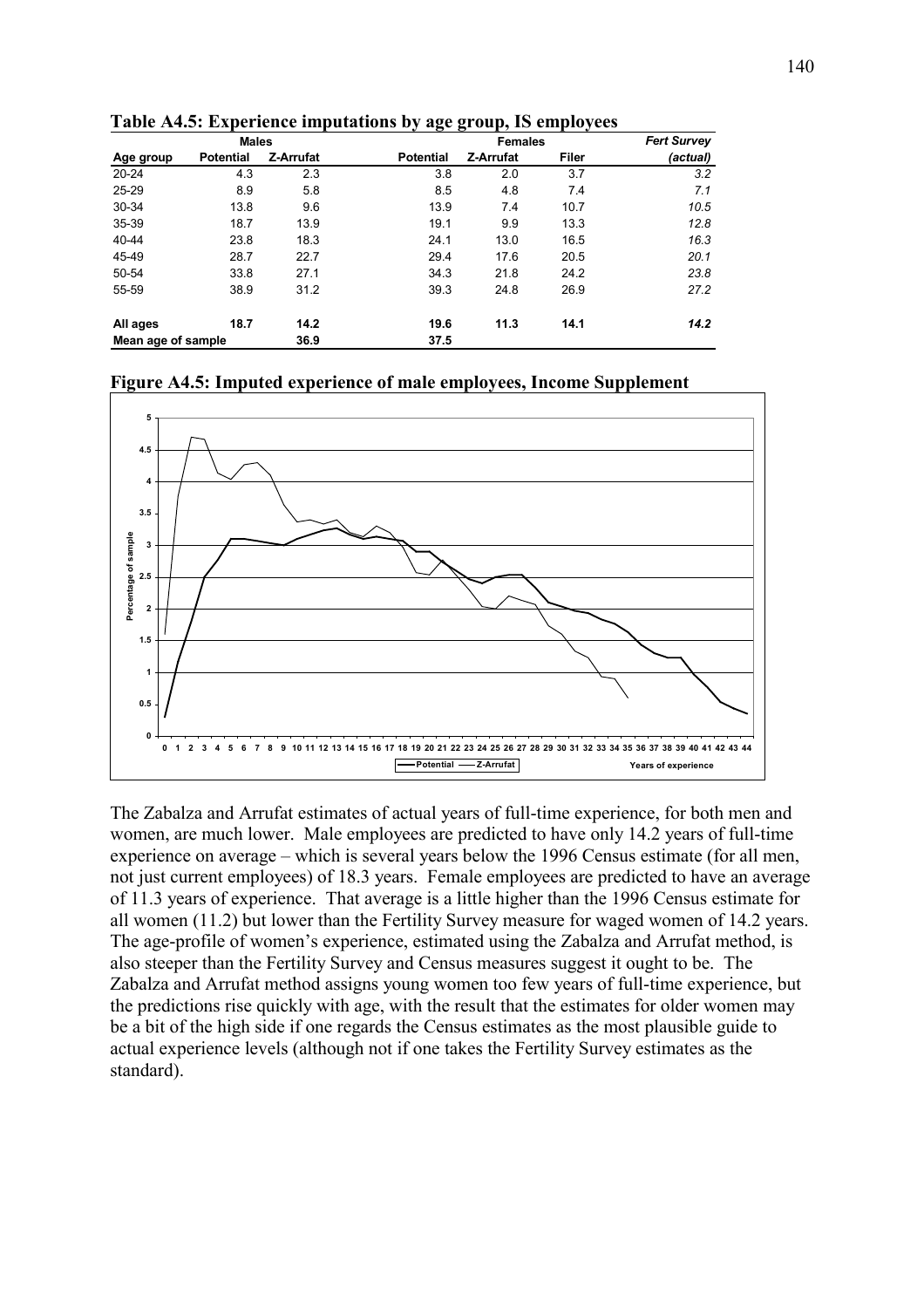**Table A4.5: Experience imputations by age group, IS employees**

| | Males | | Females | | | *Fert Survey* |
|---|---|---|---|---|---|---|
| **Age group** | **Potential** | **Z-Arrufat** | **Potential** | **Z-Arrufat** | **Filer** | ***(actual)*** |
| 20-24 | 4.3 | 2.3 | 3.8 | 2.0 | 3.7 | *3.2* |
| 25-29 | 8.9 | 5.8 | 8.5 | 4.8 | 7.4 | *7.1* |
| 30-34 | 13.8 | 9.6 | 13.9 | 7.4 | 10.7 | *10.5* |
| 35-39 | 18.7 | 13.9 | 19.1 | 9.9 | 13.3 | *12.8* |
| 40-44 | 23.8 | 18.3 | 24.1 | 13.0 | 16.5 | *16.3* |
| 45-49 | 28.7 | 22.7 | 29.4 | 17.6 | 20.5 | *20.1* |
| 50-54 | 33.8 | 27.1 | 34.3 | 21.8 | 24.2 | *23.8* |
| 55-59 | 38.9 | 31.2 | 39.3 | 24.8 | 26.9 | *27.2* |
| **All ages** | **18.7** | **14.2** | **19.6** | **11.3** | **14.1** | ***14.2*** |
| **Mean age of sample** | | **36.9** | **37.5** | | | |

**Figure A4.5: Imputed experience of male employees, Income Supplement**

The Zabalza and Arrufat estimates of actual years of full-time experience, for both men and women, are much lower. Male employees are predicted to have only 14.2 years of full-time experience on average – which is several years below the 1996 Census estimate (for all men, not just current employees) of 18.3 years. Female employees are predicted to have an average of 11.3 years of experience. That average is a little higher than the 1996 Census estimate for all women (11.2) but lower than the Fertility Survey measure for waged women of 14.2 years. The age-profile of women's experience, estimated using the Zabalza and Arrufat method, is also steeper than the Fertility Survey and Census measures suggest it ought to be. The Zabalza and Arrufat method assigns young women too few years of full-time experience, but the predictions rise quickly with age, with the result that the estimates for older women may be a bit of the high side if one regards the Census estimates as the most plausible guide to actual experience levels (although not if one takes the Fertility Survey estimates as the standard).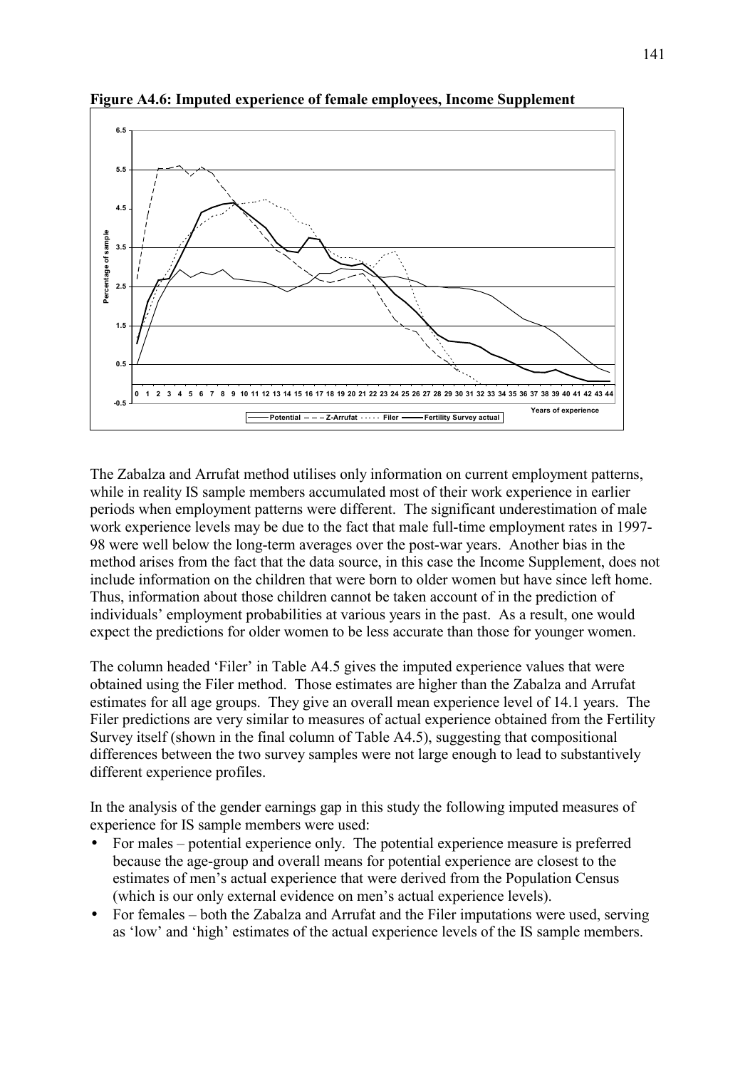**Figure A4.6: Imputed experience of female employees, Income Supplement**

The Zabalza and Arrufat method utilises only information on current employment patterns, while in reality IS sample members accumulated most of their work experience in earlier periods when employment patterns were different. The significant underestimation of male work experience levels may be due to the fact that male full-time employment rates in 1997-98 were well below the long-term averages over the post-war years. Another bias in the method arises from the fact that the data source, in this case the Income Supplement, does not include information on the children that were born to older women but have since left home. Thus, information about those children cannot be taken account of in the prediction of individuals' employment probabilities at various years in the past. As a result, one would expect the predictions for older women to be less accurate than those for younger women.

The column headed 'Filer' in Table A4.5 gives the imputed experience values that were obtained using the Filer method. Those estimates are higher than the Zabalza and Arrufat estimates for all age groups. They give an overall mean experience level of 14.1 years. The Filer predictions are very similar to measures of actual experience obtained from the Fertility Survey itself (shown in the final column of Table A4.5), suggesting that compositional differences between the two survey samples were not large enough to lead to substantively different experience profiles.

In the analysis of the gender earnings gap in this study the following imputed measures of experience for IS sample members were used:

- For males – potential experience only. The potential experience measure is preferred because the age-group and overall means for potential experience are closest to the estimates of men's actual experience that were derived from the Population Census (which is our only external evidence on men's actual experience levels).
- For females – both the Zabalza and Arrufat and the Filer imputations were used, serving as 'low' and 'high' estimates of the actual experience levels of the IS sample members.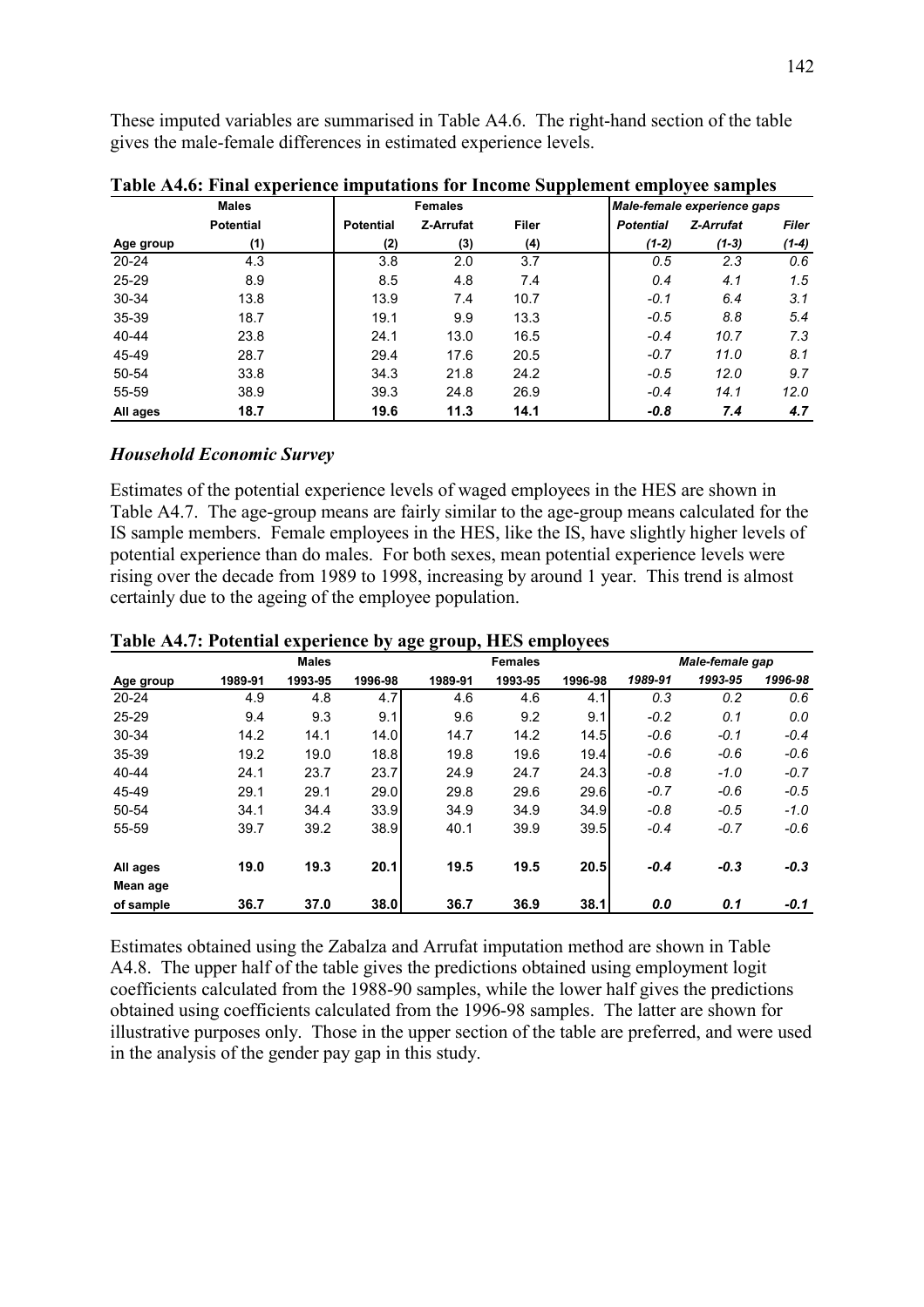These imputed variables are summarised in Table A4.6. The right-hand section of the table gives the male-female differences in estimated experience levels.

**Table A4.6: Final experience imputations for Income Supplement employee samples**

| | Males | Females | | | *Male-female experience gaps* | | |
|---|---|---|---|---|---|---|---|
| | Potential | Potential | Z-Arrufat | Filer | *Potential* | *Z-Arrufat* | *Filer* |
| Age group | (1) | (2) | (3) | (4) | *(1-2)* | *(1-3)* | *(1-4)* |
| 20-24 | 4.3 | 3.8 | 2.0 | 3.7 | *0.5* | *2.3* | *0.6* |
| 25-29 | 8.9 | 8.5 | 4.8 | 7.4 | *0.4* | *4.1* | *1.5* |
| 30-34 | 13.8 | 13.9 | 7.4 | 10.7 | *-0.1* | *6.4* | *3.1* |
| 35-39 | 18.7 | 19.1 | 9.9 | 13.3 | *-0.5* | *8.8* | *5.4* |
| 40-44 | 23.8 | 24.1 | 13.0 | 16.5 | *-0.4* | *10.7* | *7.3* |
| 45-49 | 28.7 | 29.4 | 17.6 | 20.5 | *-0.7* | *11.0* | *8.1* |
| 50-54 | 33.8 | 34.3 | 21.8 | 24.2 | *-0.5* | *12.0* | *9.7* |
| 55-59 | 38.9 | 39.3 | 24.8 | 26.9 | *-0.4* | *14.1* | *12.0* |
| **All ages** | **18.7** | **19.6** | **11.3** | **14.1** | ***-0.8*** | ***7.4*** | ***4.7*** |

### *Household Economic Survey*

Estimates of the potential experience levels of waged employees in the HES are shown in Table A4.7. The age-group means are fairly similar to the age-group means calculated for the IS sample members. Female employees in the HES, like the IS, have slightly higher levels of potential experience than do males. For both sexes, mean potential experience levels were rising over the decade from 1989 to 1998, increasing by around 1 year. This trend is almost certainly due to the ageing of the employee population.

**Table A4.7: Potential experience by age group, HES employees**

| | Males | | | Females | | | *Male-female gap* | | |
|---|---|---|---|---|---|---|---|---|---|
| Age group | 1989-91 | 1993-95 | 1996-98 | 1989-91 | 1993-95 | 1996-98 | *1989-91* | *1993-95* | *1996-98* |
| 20-24 | 4.9 | 4.8 | 4.7 | 4.6 | 4.6 | 4.1 | *0.3* | *0.2* | *0.6* |
| 25-29 | 9.4 | 9.3 | 9.1 | 9.6 | 9.2 | 9.1 | *-0.2* | *0.1* | *0.0* |
| 30-34 | 14.2 | 14.1 | 14.0 | 14.7 | 14.2 | 14.5 | *-0.6* | *-0.1* | *-0.4* |
| 35-39 | 19.2 | 19.0 | 18.8 | 19.8 | 19.6 | 19.4 | *-0.6* | *-0.6* | *-0.6* |
| 40-44 | 24.1 | 23.7 | 23.7 | 24.9 | 24.7 | 24.3 | *-0.8* | *-1.0* | *-0.7* |
| 45-49 | 29.1 | 29.1 | 29.0 | 29.8 | 29.6 | 29.6 | *-0.7* | *-0.6* | *-0.5* |
| 50-54 | 34.1 | 34.4 | 33.9 | 34.9 | 34.9 | 34.9 | *-0.8* | *-0.5* | *-1.0* |
| 55-59 | 39.7 | 39.2 | 38.9 | 40.1 | 39.9 | 39.5 | *-0.4* | *-0.7* | *-0.6* |
| **All ages** | **19.0** | **19.3** | **20.1** | **19.5** | **19.5** | **20.5** | ***-0.4*** | ***-0.3*** | ***-0.3*** |
| **Mean age of sample** | **36.7** | **37.0** | **38.0** | **36.7** | **36.9** | **38.1** | ***0.0*** | ***0.1*** | ***-0.1*** |

Estimates obtained using the Zabalza and Arrufat imputation method are shown in Table A4.8. The upper half of the table gives the predictions obtained using employment logit coefficients calculated from the 1988-90 samples, while the lower half gives the predictions obtained using coefficients calculated from the 1996-98 samples. The latter are shown for illustrative purposes only. Those in the upper section of the table are preferred, and were used in the analysis of the gender pay gap in this study.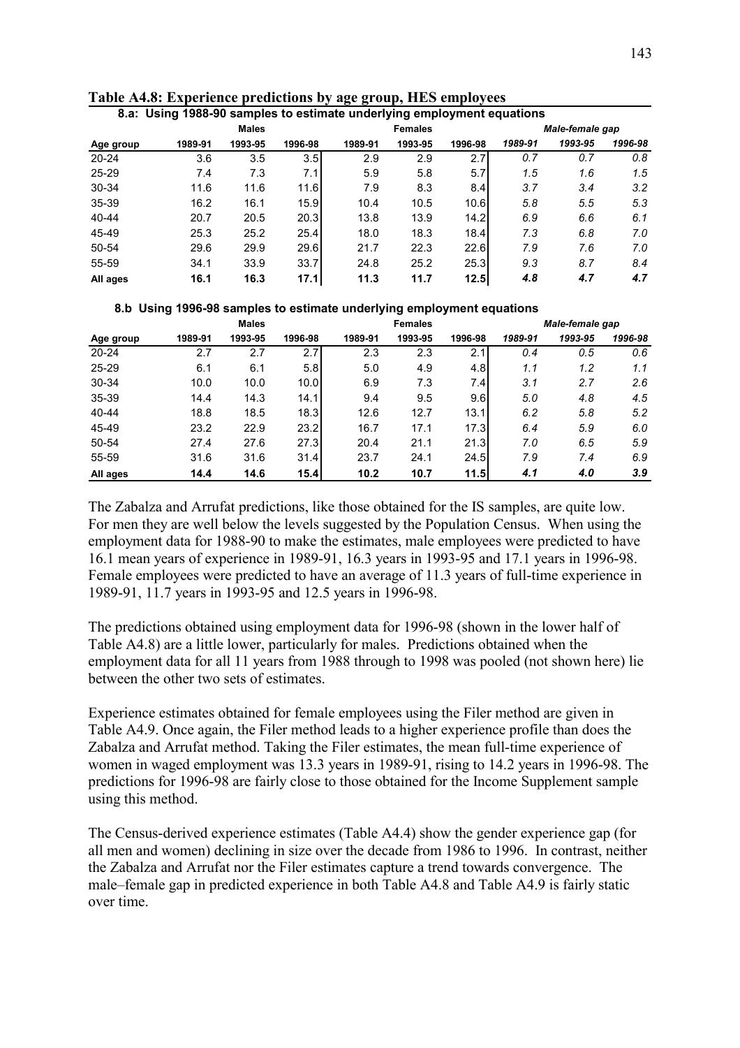**Table A4.8: Experience predictions by age group, HES employees**

**8.a: Using 1988-90 samples to estimate underlying employment equations**

| | Males | | | Females | | | *Male-female gap* | | |
|---|---|---|---|---|---|---|---|---|---|
| **Age group** | **1989-91** | **1993-95** | **1996-98** | **1989-91** | **1993-95** | **1996-98** | ***1989-91*** | ***1993-95*** | ***1996-98*** |
| 20-24 | 3.6 | 3.5 | 3.5 | 2.9 | 2.9 | 2.7 | *0.7* | *0.7* | *0.8* |
| 25-29 | 7.4 | 7.3 | 7.1 | 5.9 | 5.8 | 5.7 | *1.5* | *1.6* | *1.5* |
| 30-34 | 11.6 | 11.6 | 11.6 | 7.9 | 8.3 | 8.4 | *3.7* | *3.4* | *3.2* |
| 35-39 | 16.2 | 16.1 | 15.9 | 10.4 | 10.5 | 10.6 | *5.8* | *5.5* | *5.3* |
| 40-44 | 20.7 | 20.5 | 20.3 | 13.8 | 13.9 | 14.2 | *6.9* | *6.6* | *6.1* |
| 45-49 | 25.3 | 25.2 | 25.4 | 18.0 | 18.3 | 18.4 | *7.3* | *6.8* | *7.0* |
| 50-54 | 29.6 | 29.9 | 29.6 | 21.7 | 22.3 | 22.6 | *7.9* | *7.6* | *7.0* |
| 55-59 | 34.1 | 33.9 | 33.7 | 24.8 | 25.2 | 25.3 | *9.3* | *8.7* | *8.4* |
| **All ages** | **16.1** | **16.3** | **17.1** | **11.3** | **11.7** | **12.5** | ***4.8*** | ***4.7*** | ***4.7*** |

**8.b Using 1996-98 samples to estimate underlying employment equations**

| | Males | | | Females | | | *Male-female gap* | | |
|---|---|---|---|---|---|---|---|---|---|
| **Age group** | **1989-91** | **1993-95** | **1996-98** | **1989-91** | **1993-95** | **1996-98** | ***1989-91*** | ***1993-95*** | ***1996-98*** |
| 20-24 | 2.7 | 2.7 | 2.7 | 2.3 | 2.3 | 2.1 | *0.4* | *0.5* | *0.6* |
| 25-29 | 6.1 | 6.1 | 5.8 | 5.0 | 4.9 | 4.8 | *1.1* | *1.2* | *1.1* |
| 30-34 | 10.0 | 10.0 | 10.0 | 6.9 | 7.3 | 7.4 | *3.1* | *2.7* | *2.6* |
| 35-39 | 14.4 | 14.3 | 14.1 | 9.4 | 9.5 | 9.6 | *5.0* | *4.8* | *4.5* |
| 40-44 | 18.8 | 18.5 | 18.3 | 12.6 | 12.7 | 13.1 | *6.2* | *5.8* | *5.2* |
| 45-49 | 23.2 | 22.9 | 23.2 | 16.7 | 17.1 | 17.3 | *6.4* | *5.9* | *6.0* |
| 50-54 | 27.4 | 27.6 | 27.3 | 20.4 | 21.1 | 21.3 | *7.0* | *6.5* | *5.9* |
| 55-59 | 31.6 | 31.6 | 31.4 | 23.7 | 24.1 | 24.5 | *7.9* | *7.4* | *6.9* |
| **All ages** | **14.4** | **14.6** | **15.4** | **10.2** | **10.7** | **11.5** | ***4.1*** | ***4.0*** | ***3.9*** |

The Zabalza and Arrufat predictions, like those obtained for the IS samples, are quite low. For men they are well below the levels suggested by the Population Census. When using the employment data for 1988-90 to make the estimates, male employees were predicted to have 16.1 mean years of experience in 1989-91, 16.3 years in 1993-95 and 17.1 years in 1996-98. Female employees were predicted to have an average of 11.3 years of full-time experience in 1989-91, 11.7 years in 1993-95 and 12.5 years in 1996-98.

The predictions obtained using employment data for 1996-98 (shown in the lower half of Table A4.8) are a little lower, particularly for males. Predictions obtained when the employment data for all 11 years from 1988 through to 1998 was pooled (not shown here) lie between the other two sets of estimates.

Experience estimates obtained for female employees using the Filer method are given in Table A4.9. Once again, the Filer method leads to a higher experience profile than does the Zabalza and Arrufat method. Taking the Filer estimates, the mean full-time experience of women in waged employment was 13.3 years in 1989-91, rising to 14.2 years in 1996-98. The predictions for 1996-98 are fairly close to those obtained for the Income Supplement sample using this method.

The Census-derived experience estimates (Table A4.4) show the gender experience gap (for all men and women) declining in size over the decade from 1986 to 1996. In contrast, neither the Zabalza and Arrufat nor the Filer estimates capture a trend towards convergence. The male–female gap in predicted experience in both Table A4.8 and Table A4.9 is fairly static over time.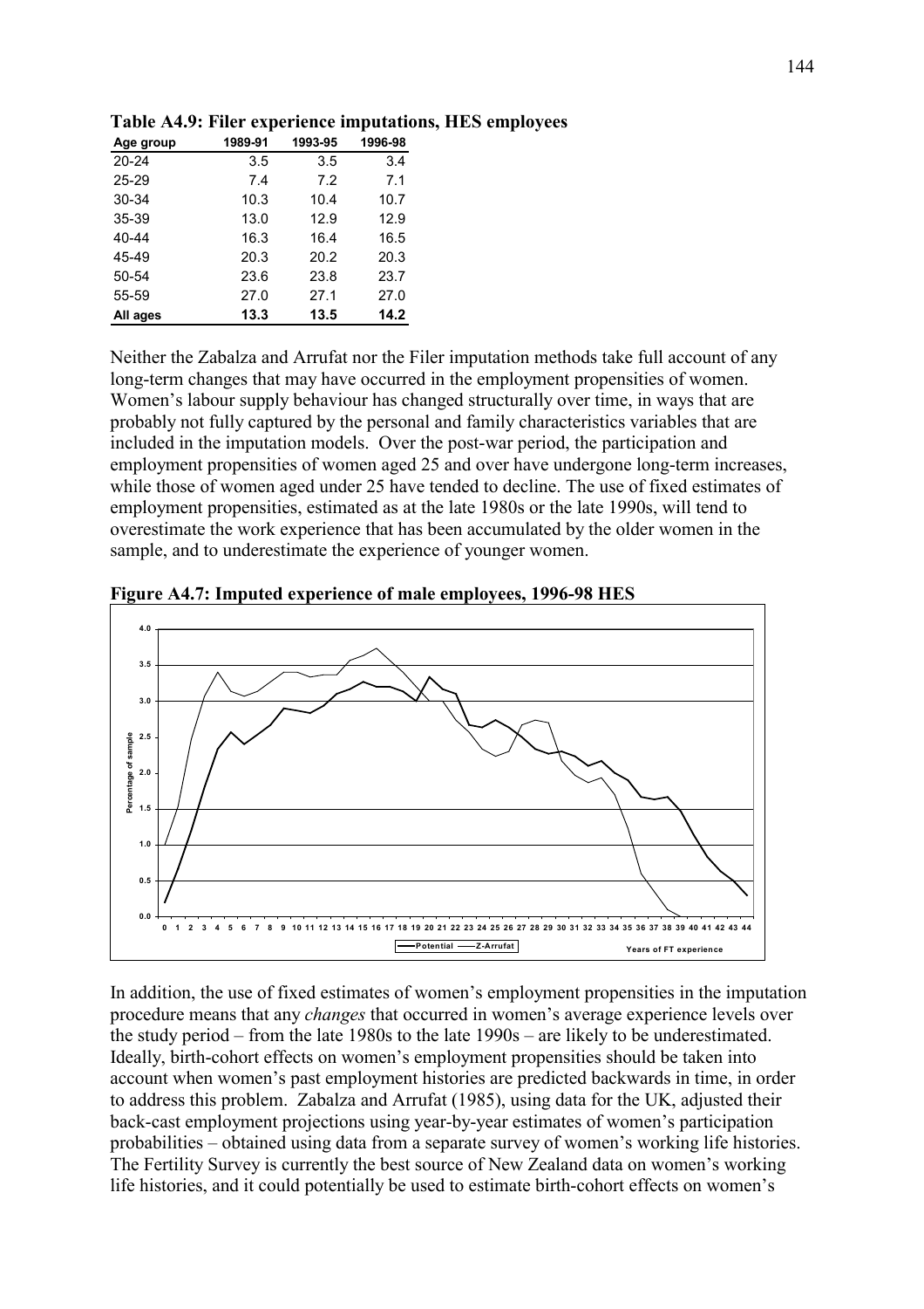**Table A4.9: Filer experience imputations, HES employees**

| Age group | 1989-91 | 1993-95 | 1996-98 |
|---|---|---|---|
| 20-24 | 3.5 | 3.5 | 3.4 |
| 25-29 | 7.4 | 7.2 | 7.1 |
| 30-34 | 10.3 | 10.4 | 10.7 |
| 35-39 | 13.0 | 12.9 | 12.9 |
| 40-44 | 16.3 | 16.4 | 16.5 |
| 45-49 | 20.3 | 20.2 | 20.3 |
| 50-54 | 23.6 | 23.8 | 23.7 |
| 55-59 | 27.0 | 27.1 | 27.0 |
| **All ages** | **13.3** | **13.5** | **14.2** |

Neither the Zabalza and Arrufat nor the Filer imputation methods take full account of any long-term changes that may have occurred in the employment propensities of women. Women's labour supply behaviour has changed structurally over time, in ways that are probably not fully captured by the personal and family characteristics variables that are included in the imputation models. Over the post-war period, the participation and employment propensities of women aged 25 and over have undergone long-term increases, while those of women aged under 25 have tended to decline. The use of fixed estimates of employment propensities, estimated as at the late 1980s or the late 1990s, will tend to overestimate the work experience that has been accumulated by the older women in the sample, and to underestimate the experience of younger women.

**Figure A4.7: Imputed experience of male employees, 1996-98 HES**

In addition, the use of fixed estimates of women's employment propensities in the imputation procedure means that any *changes* that occurred in women's average experience levels over the study period – from the late 1980s to the late 1990s – are likely to be underestimated. Ideally, birth-cohort effects on women's employment propensities should be taken into account when women's past employment histories are predicted backwards in time, in order to address this problem. Zabalza and Arrufat (1985), using data for the UK, adjusted their back-cast employment projections using year-by-year estimates of women's participation probabilities – obtained using data from a separate survey of women's working life histories. The Fertility Survey is currently the best source of New Zealand data on women's working life histories, and it could potentially be used to estimate birth-cohort effects on women's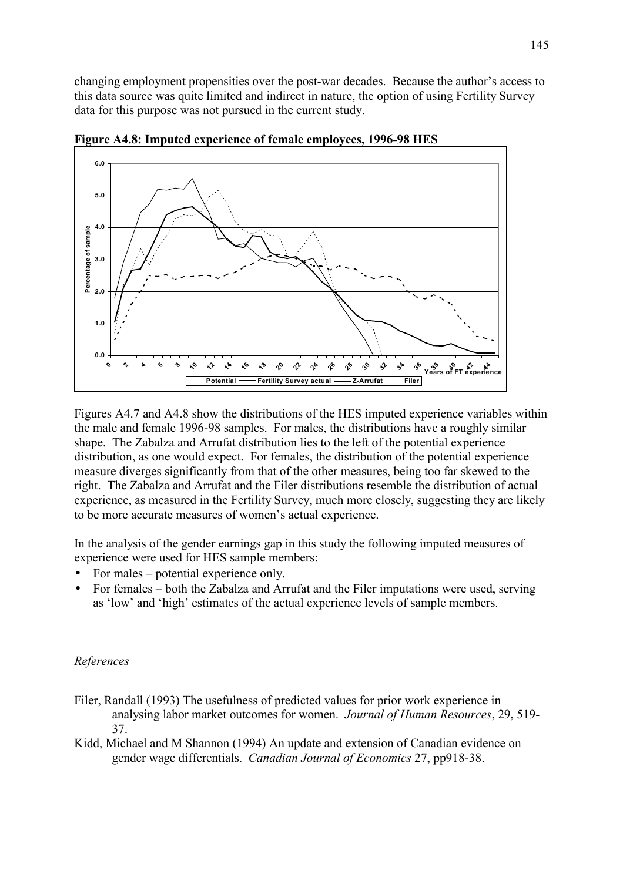changing employment propensities over the post-war decades. Because the author's access to this data source was quite limited and indirect in nature, the option of using Fertility Survey data for this purpose was not pursued in the current study.

**Figure A4.8: Imputed experience of female employees, 1996-98 HES**

Figures A4.7 and A4.8 show the distributions of the HES imputed experience variables within the male and female 1996-98 samples. For males, the distributions have a roughly similar shape. The Zabalza and Arrufat distribution lies to the left of the potential experience distribution, as one would expect. For females, the distribution of the potential experience measure diverges significantly from that of the other measures, being too far skewed to the right. The Zabalza and Arrufat and the Filer distributions resemble the distribution of actual experience, as measured in the Fertility Survey, much more closely, suggesting they are likely to be more accurate measures of women's actual experience.

In the analysis of the gender earnings gap in this study the following imputed measures of experience were used for HES sample members:

- For males – potential experience only.
- For females – both the Zabalza and Arrufat and the Filer imputations were used, serving as 'low' and 'high' estimates of the actual experience levels of sample members.

*References*

Filer, Randall (1993) The usefulness of predicted values for prior work experience in analysing labor market outcomes for women. *Journal of Human Resources*, 29, 519-37.

Kidd, Michael and M Shannon (1994) An update and extension of Canadian evidence on gender wage differentials. *Canadian Journal of Economics* 27, pp918-38.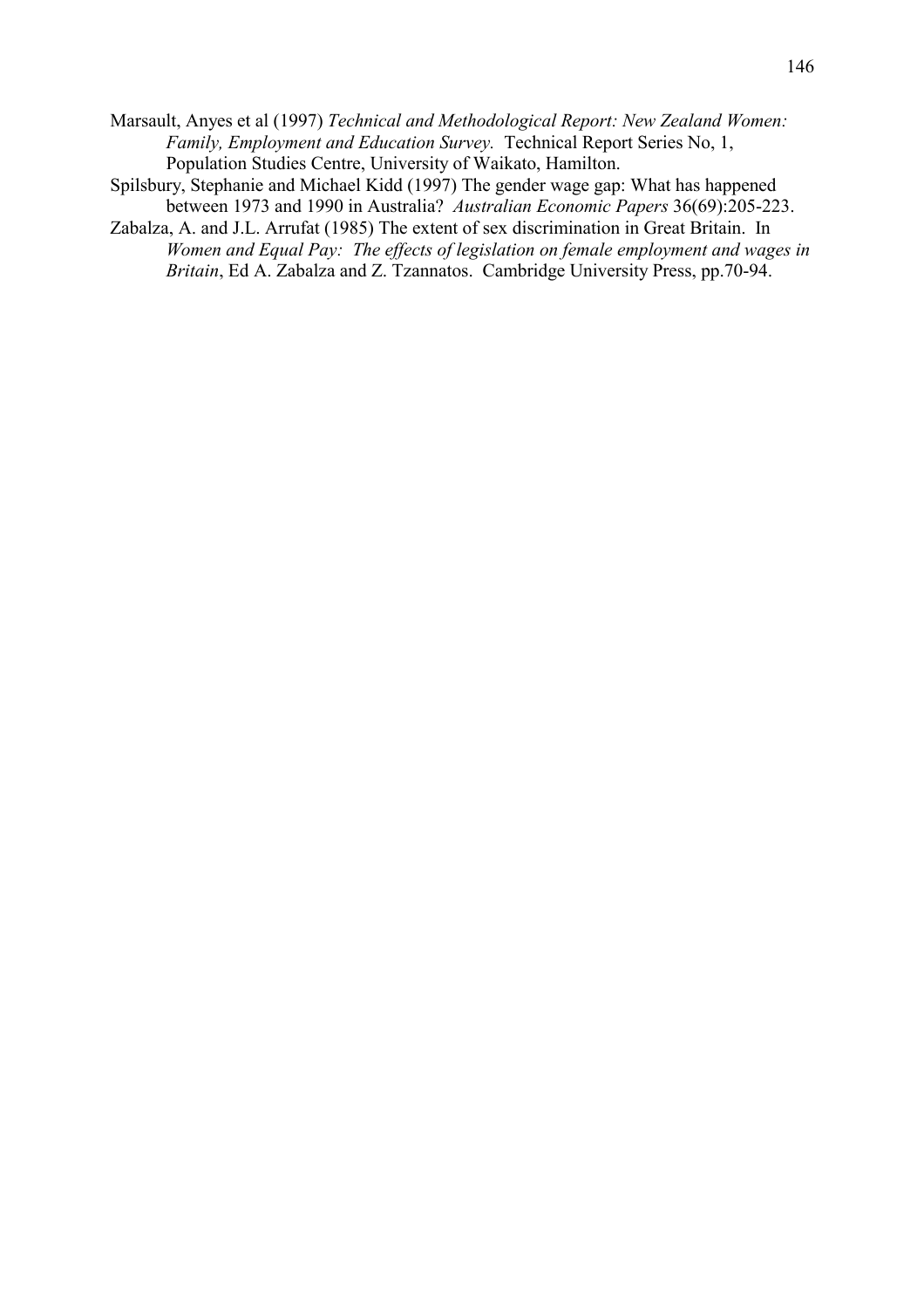Marsault, Anyes et al (1997) *Technical and Methodological Report: New Zealand Women: Family, Employment and Education Survey.* Technical Report Series No, 1, Population Studies Centre, University of Waikato, Hamilton.

Spilsbury, Stephanie and Michael Kidd (1997) The gender wage gap: What has happened between 1973 and 1990 in Australia? *Australian Economic Papers* 36(69):205-223.

Zabalza, A. and J.L. Arrufat (1985) The extent of sex discrimination in Great Britain. In *Women and Equal Pay: The effects of legislation on female employment and wages in Britain*, Ed A. Zabalza and Z. Tzannatos. Cambridge University Press, pp.70-94.